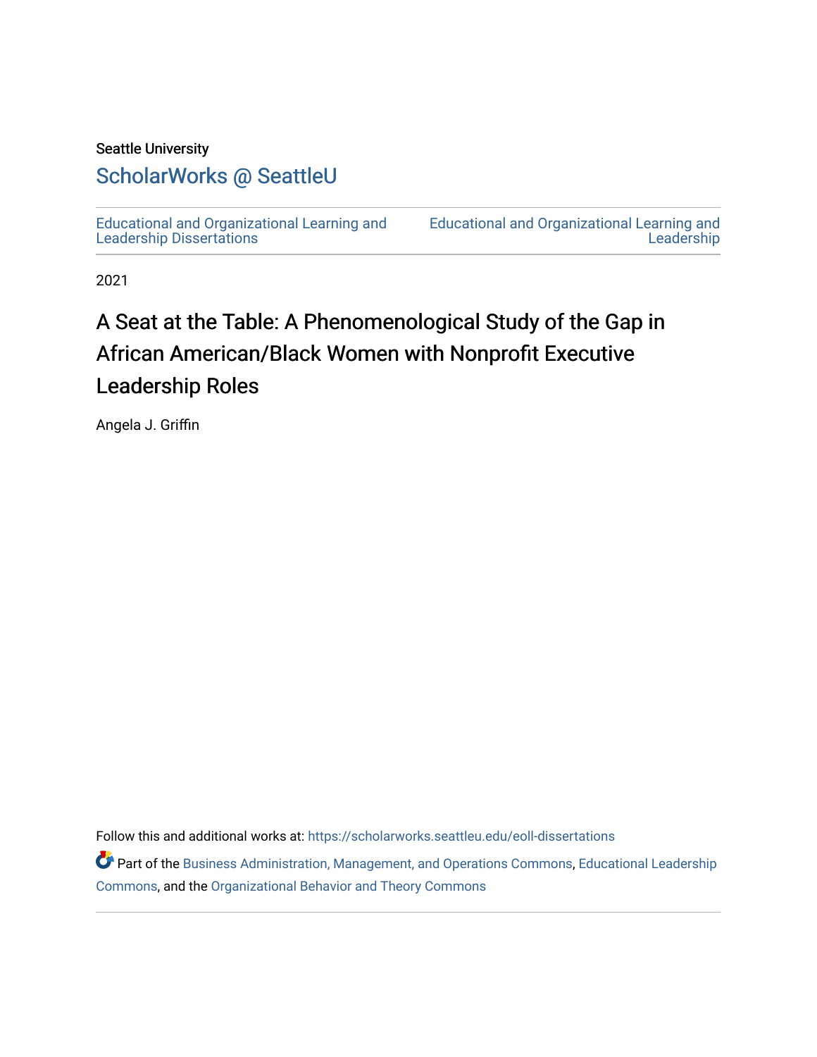Seattle University

# ScholarWorks @ SeattleU

Educational and Organizational Learning and Leadership Dissertations

Educational and Organizational Learning and Leadership

2021

# A Seat at the Table: A Phenomenological Study of the Gap in African American/Black Women with Nonprofit Executive Leadership Roles

Angela J. Griffin

Follow this and additional works at: https://scholarworks.seattleu.edu/eoll-dissertations

Part of the Business Administration, Management, and Operations Commons, Educational Leadership Commons, and the Organizational Behavior and Theory Commons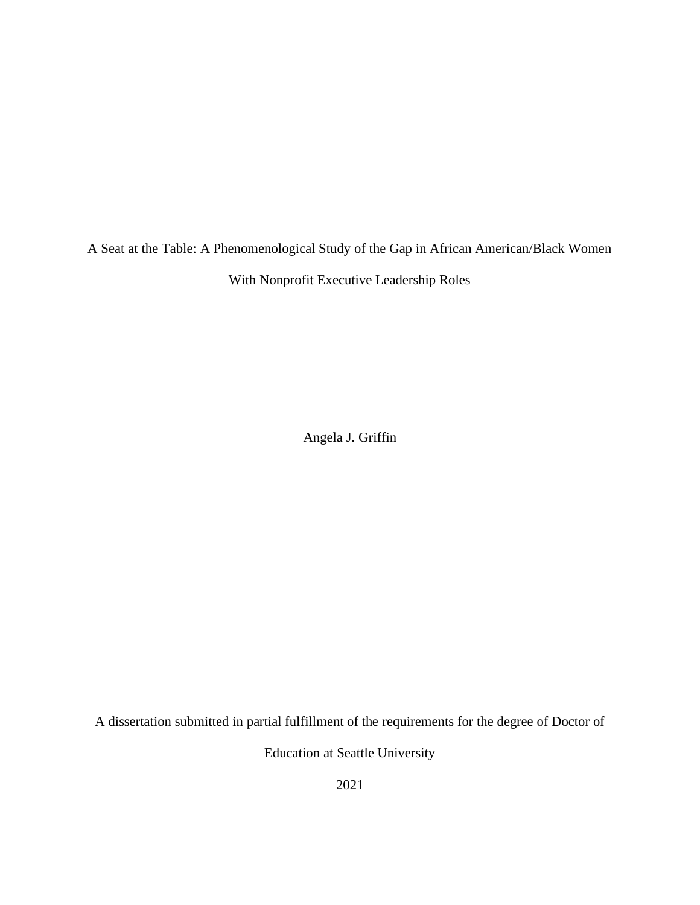A Seat at the Table: A Phenomenological Study of the Gap in African American/Black Women With Nonprofit Executive Leadership Roles

Angela J. Griffin

A dissertation submitted in partial fulfillment of the requirements for the degree of Doctor of Education at Seattle University

2021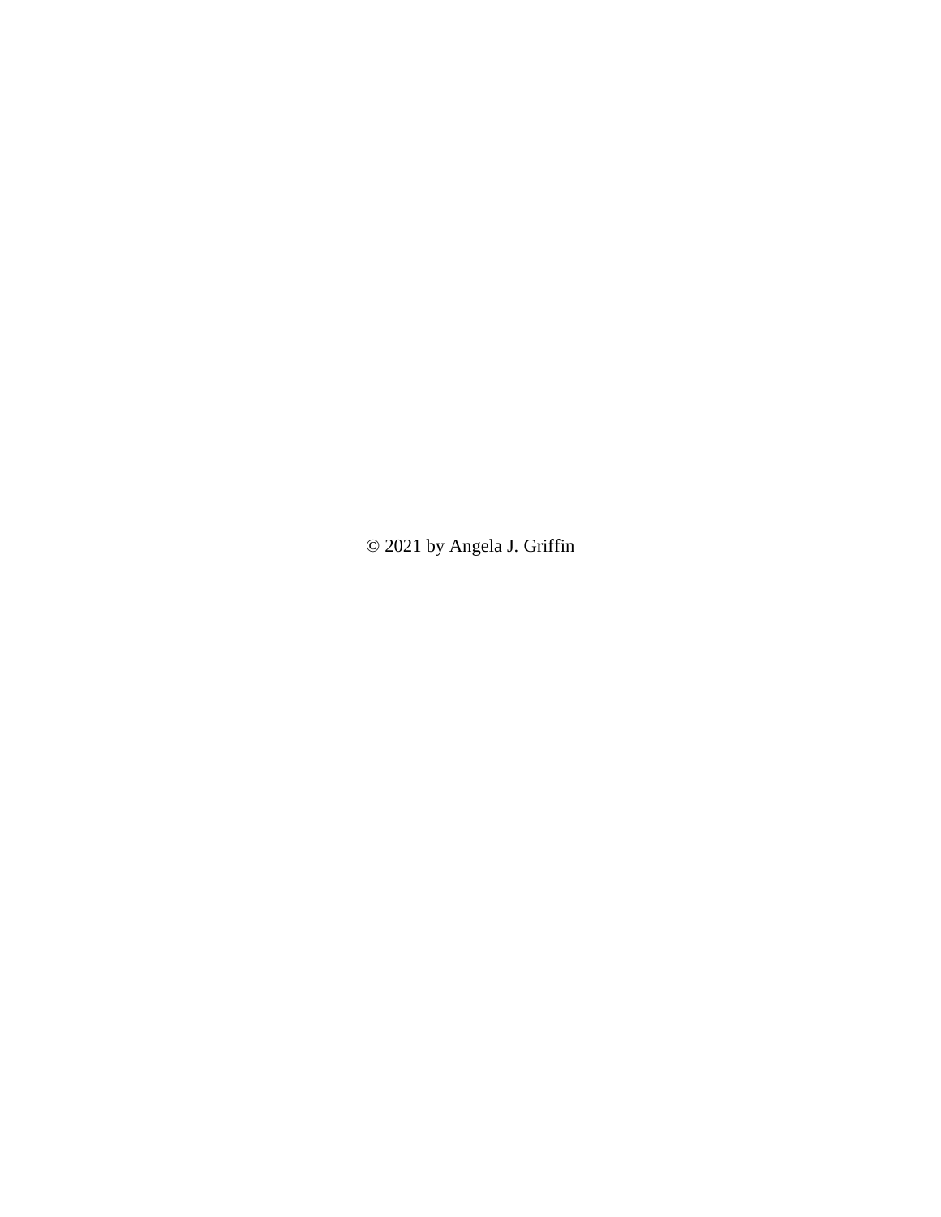© 2021 by Angela J. Griffin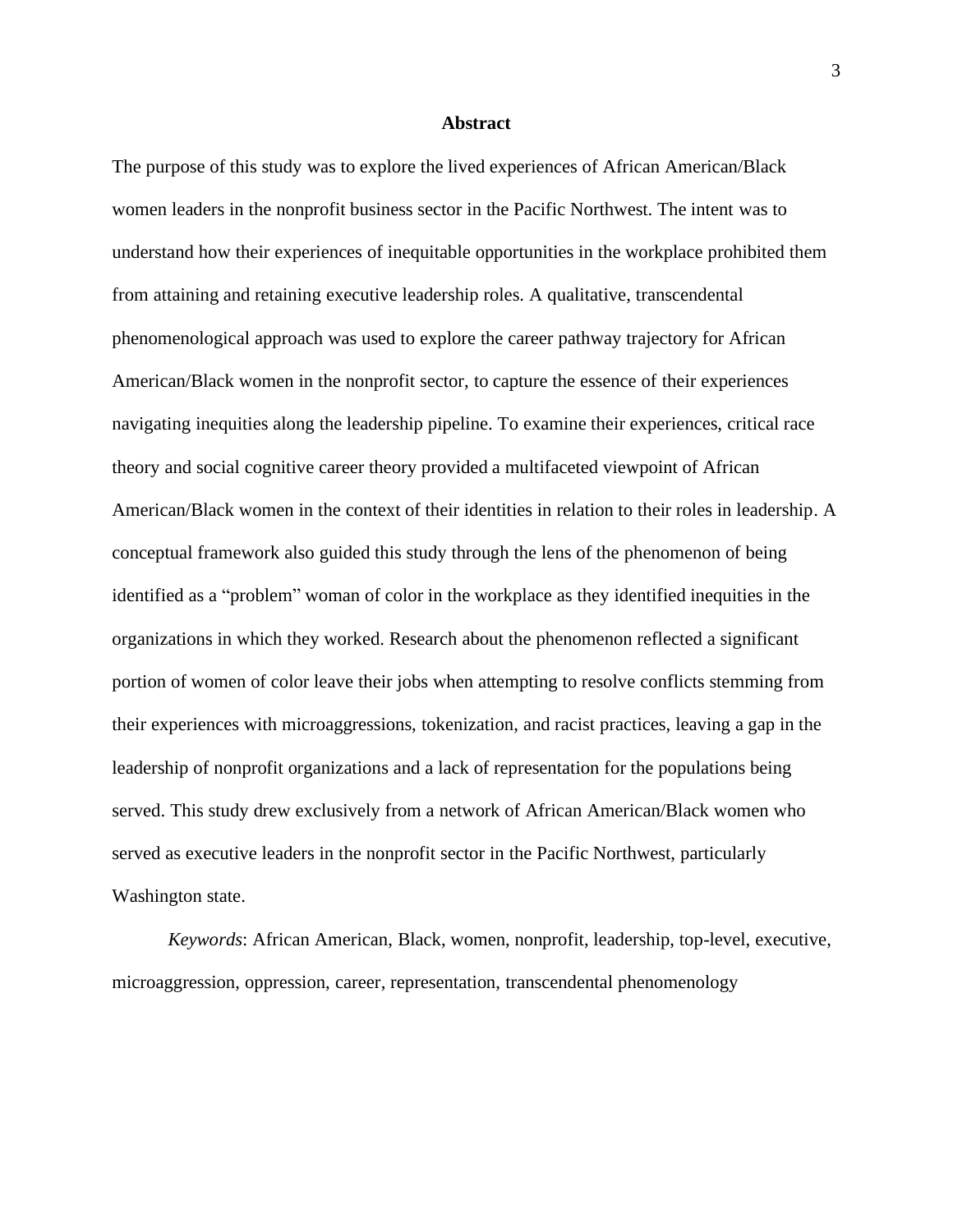# Abstract

The purpose of this study was to explore the lived experiences of African American/Black women leaders in the nonprofit business sector in the Pacific Northwest. The intent was to understand how their experiences of inequitable opportunities in the workplace prohibited them from attaining and retaining executive leadership roles. A qualitative, transcendental phenomenological approach was used to explore the career pathway trajectory for African American/Black women in the nonprofit sector, to capture the essence of their experiences navigating inequities along the leadership pipeline. To examine their experiences, critical race theory and social cognitive career theory provided a multifaceted viewpoint of African American/Black women in the context of their identities in relation to their roles in leadership. A conceptual framework also guided this study through the lens of the phenomenon of being identified as a "problem" woman of color in the workplace as they identified inequities in the organizations in which they worked. Research about the phenomenon reflected a significant portion of women of color leave their jobs when attempting to resolve conflicts stemming from their experiences with microaggressions, tokenization, and racist practices, leaving a gap in the leadership of nonprofit organizations and a lack of representation for the populations being served. This study drew exclusively from a network of African American/Black women who served as executive leaders in the nonprofit sector in the Pacific Northwest, particularly Washington state.

*Keywords*: African American, Black, women, nonprofit, leadership, top-level, executive, microaggression, oppression, career, representation, transcendental phenomenology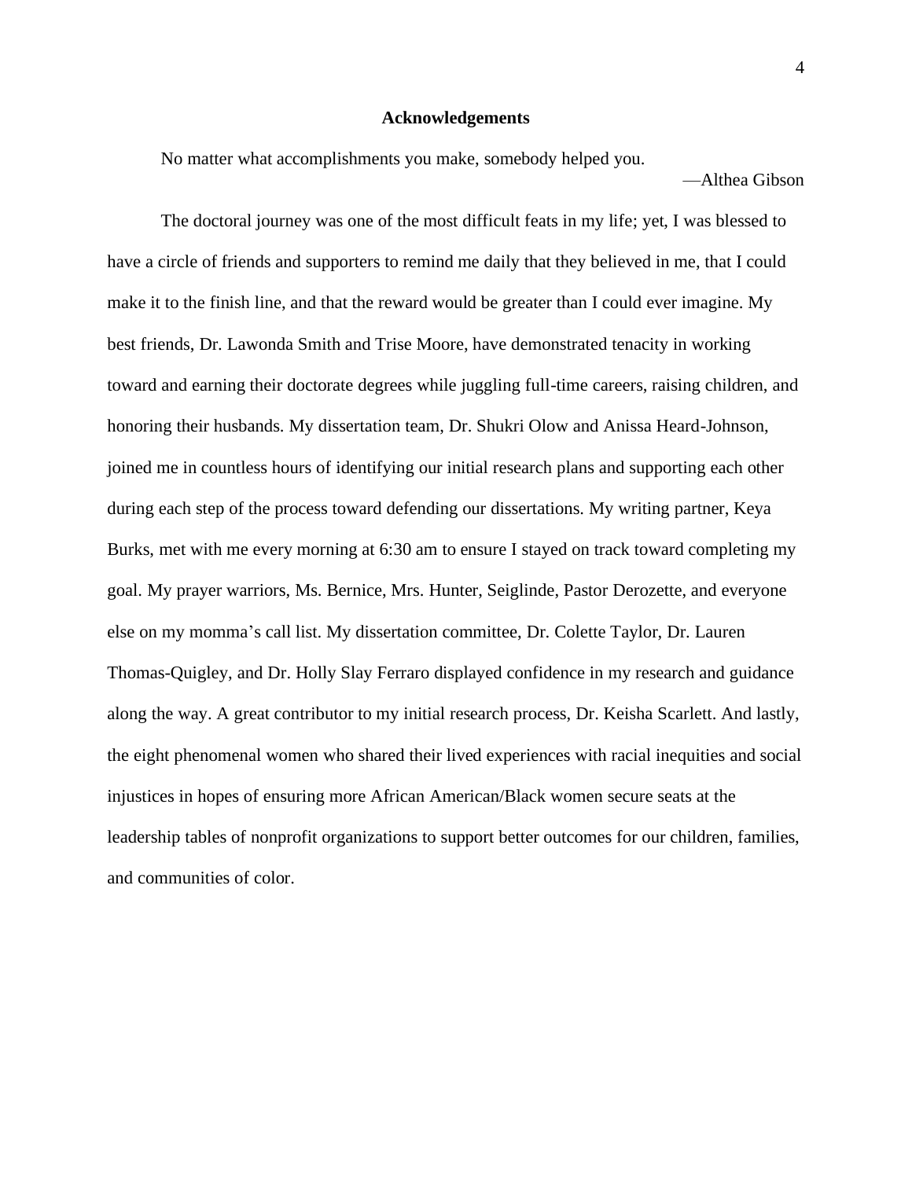# Acknowledgements

No matter what accomplishments you make, somebody helped you.

—Althea Gibson

The doctoral journey was one of the most difficult feats in my life; yet, I was blessed to have a circle of friends and supporters to remind me daily that they believed in me, that I could make it to the finish line, and that the reward would be greater than I could ever imagine. My best friends, Dr. Lawonda Smith and Trise Moore, have demonstrated tenacity in working toward and earning their doctorate degrees while juggling full-time careers, raising children, and honoring their husbands. My dissertation team, Dr. Shukri Olow and Anissa Heard-Johnson, joined me in countless hours of identifying our initial research plans and supporting each other during each step of the process toward defending our dissertations. My writing partner, Keya Burks, met with me every morning at 6:30 am to ensure I stayed on track toward completing my goal. My prayer warriors, Ms. Bernice, Mrs. Hunter, Seiglinde, Pastor Derozette, and everyone else on my momma's call list. My dissertation committee, Dr. Colette Taylor, Dr. Lauren Thomas-Quigley, and Dr. Holly Slay Ferraro displayed confidence in my research and guidance along the way. A great contributor to my initial research process, Dr. Keisha Scarlett. And lastly, the eight phenomenal women who shared their lived experiences with racial inequities and social injustices in hopes of ensuring more African American/Black women secure seats at the leadership tables of nonprofit organizations to support better outcomes for our children, families, and communities of color.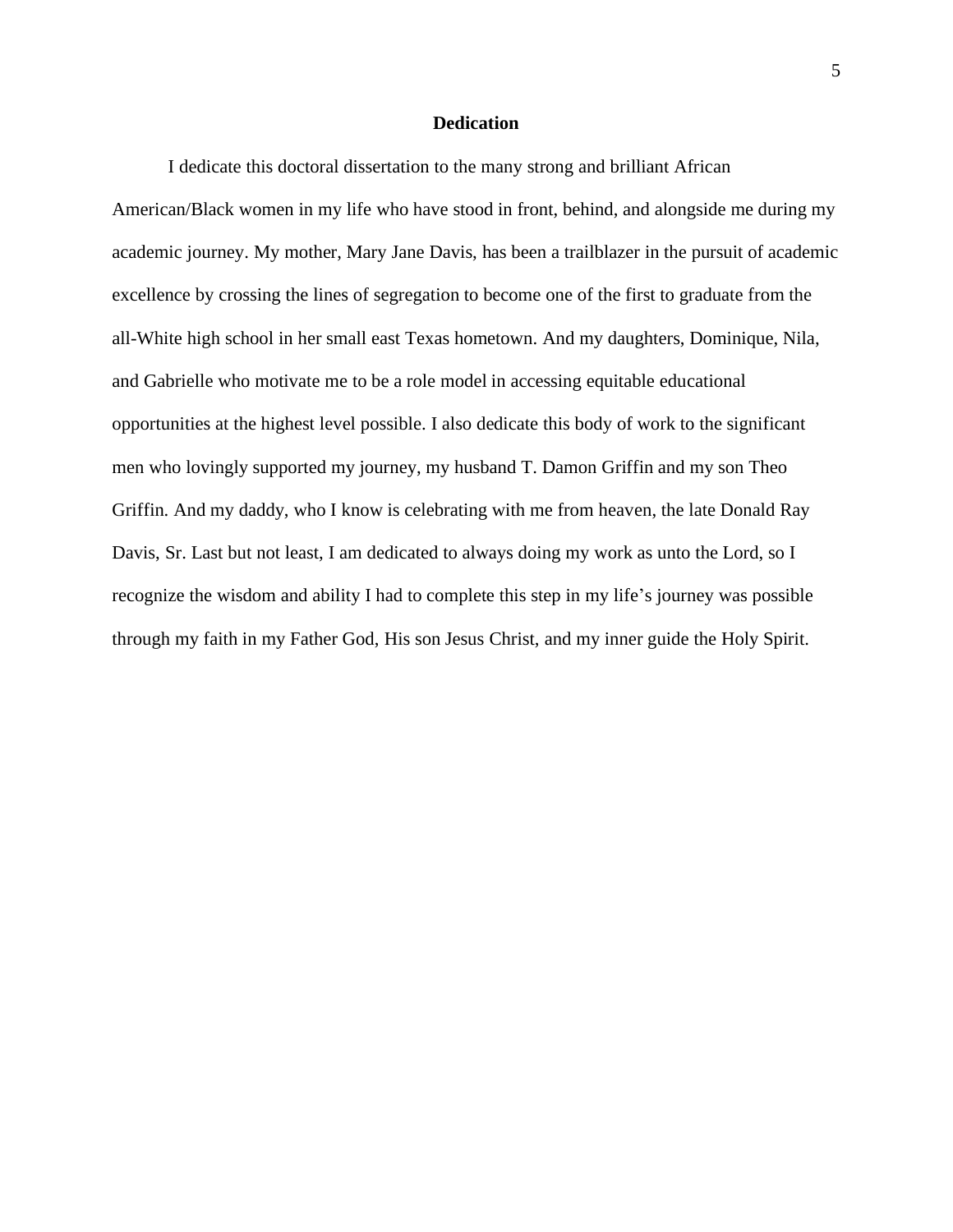## Dedication

I dedicate this doctoral dissertation to the many strong and brilliant African American/Black women in my life who have stood in front, behind, and alongside me during my academic journey. My mother, Mary Jane Davis, has been a trailblazer in the pursuit of academic excellence by crossing the lines of segregation to become one of the first to graduate from the all-White high school in her small east Texas hometown. And my daughters, Dominique, Nila, and Gabrielle who motivate me to be a role model in accessing equitable educational opportunities at the highest level possible. I also dedicate this body of work to the significant men who lovingly supported my journey, my husband T. Damon Griffin and my son Theo Griffin. And my daddy, who I know is celebrating with me from heaven, the late Donald Ray Davis, Sr. Last but not least, I am dedicated to always doing my work as unto the Lord, so I recognize the wisdom and ability I had to complete this step in my life's journey was possible through my faith in my Father God, His son Jesus Christ, and my inner guide the Holy Spirit.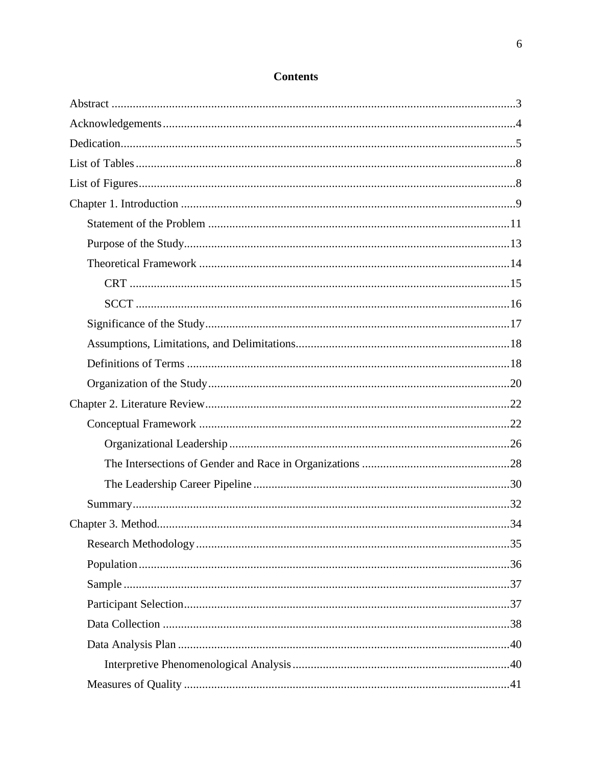## Contents

Abstract ....................................................................................................................3

Acknowledgements ....................................................................................................4

Dedication..................................................................................................................5

List of Tables .............................................................................................................8

List of Figures.............................................................................................................8

Chapter 1. Introduction ..............................................................................................9

  Statement of the Problem ....................................................................................11

  Purpose of the Study............................................................................................13

  Theoretical Framework .......................................................................................14

    CRT ...............................................................................................................15

    SCCT .............................................................................................................16

  Significance of the Study.....................................................................................17

  Assumptions, Limitations, and Delimitations......................................................18

  Definitions of Terms ...........................................................................................18

  Organization of the Study....................................................................................20

Chapter 2. Literature Review.....................................................................................22

  Conceptual Framework .......................................................................................22

    Organizational Leadership .............................................................................26

    The Intersections of Gender and Race in Organizations .................................28

    The Leadership Career Pipeline .....................................................................30

  Summary.............................................................................................................32

Chapter 3. Method.....................................................................................................34

  Research Methodology........................................................................................35

  Population...........................................................................................................36

  Sample ................................................................................................................37

  Participant Selection............................................................................................37

  Data Collection ...................................................................................................38

  Data Analysis Plan ..............................................................................................40

    Interpretive Phenomenological Analysis........................................................40

  Measures of Quality ............................................................................................41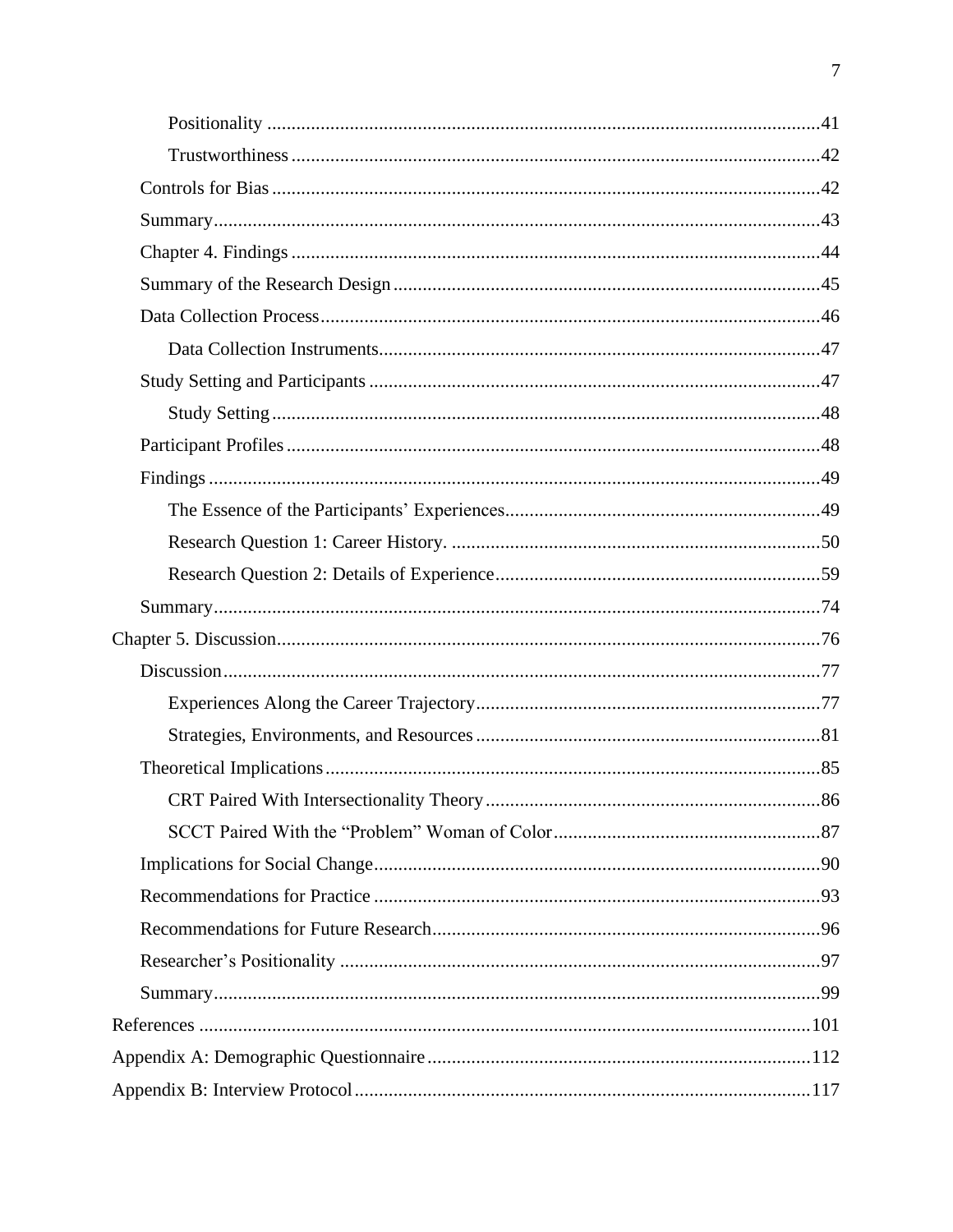Positionality ........................................................................................................41

Trustworthiness ....................................................................................................42

Controls for Bias .......................................................................................................42

Summary...................................................................................................................43

Chapter 4. Findings ...................................................................................................44

Summary of the Research Design ..............................................................................45

Data Collection Process.............................................................................................46

Data Collection Instruments..................................................................................47

Study Setting and Participants ...................................................................................47

Study Setting ........................................................................................................48

Participant Profiles ....................................................................................................48

Findings ....................................................................................................................49

The Essence of the Participants' Experiences........................................................49

Research Question 1: Career History. ...................................................................50

Research Question 2: Details of Experience..........................................................59

Summary...................................................................................................................74

Chapter 5. Discussion......................................................................................................76

Discussion.................................................................................................................77

Experiences Along the Career Trajectory..............................................................77

Strategies, Environments, and Resources ..............................................................81

Theoretical Implications ............................................................................................85

CRT Paired With Intersectionality Theory .............................................................86

SCCT Paired With the "Problem" Woman of Color...............................................87

Implications for Social Change..................................................................................90

Recommendations for Practice ..................................................................................93

Recommendations for Future Research......................................................................96

Researcher's Positionality .........................................................................................97

Summary...................................................................................................................99

References ....................................................................................................................101

Appendix A: Demographic Questionnaire .....................................................................112

Appendix B: Interview Protocol.....................................................................................117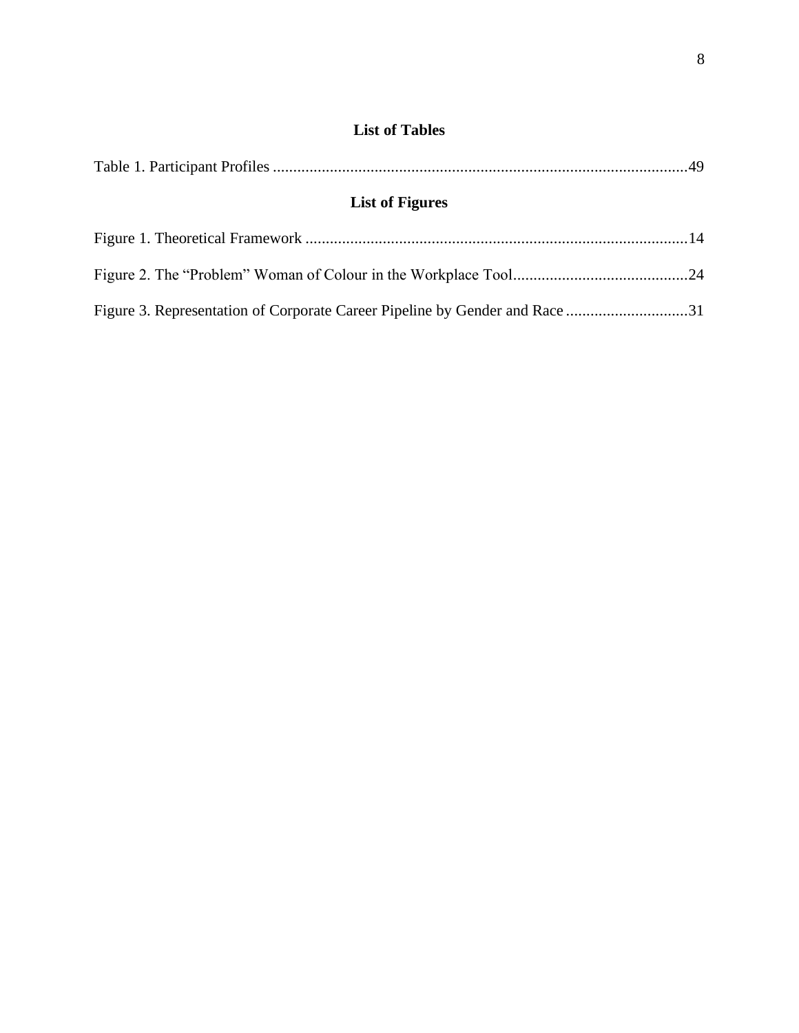## List of Tables

Table 1. Participant Profiles ....................................................................................................49

## List of Figures

Figure 1. Theoretical Framework ............................................................................................14

Figure 2. The “Problem” Woman of Colour in the Workplace Tool...........................................24

Figure 3. Representation of Corporate Career Pipeline by Gender and Race ..............................31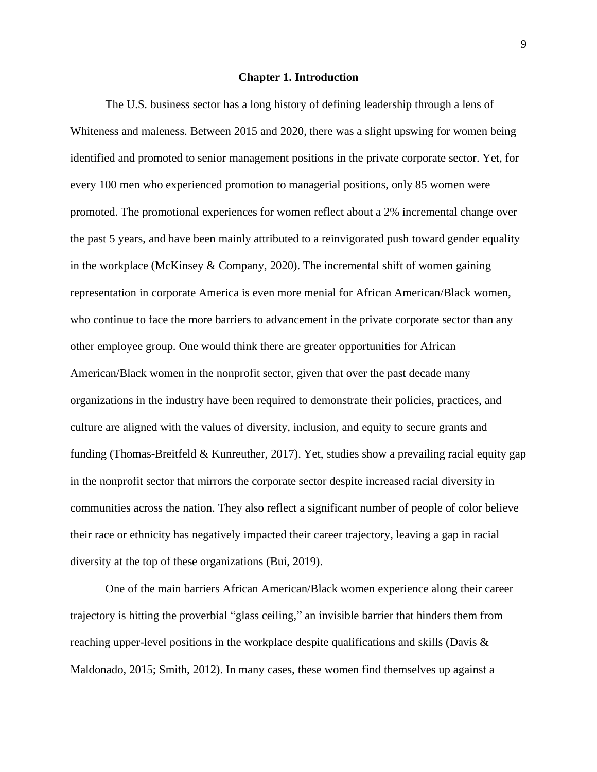# Chapter 1. Introduction

The U.S. business sector has a long history of defining leadership through a lens of Whiteness and maleness. Between 2015 and 2020, there was a slight upswing for women being identified and promoted to senior management positions in the private corporate sector. Yet, for every 100 men who experienced promotion to managerial positions, only 85 women were promoted. The promotional experiences for women reflect about a 2% incremental change over the past 5 years, and have been mainly attributed to a reinvigorated push toward gender equality in the workplace (McKinsey & Company, 2020). The incremental shift of women gaining representation in corporate America is even more menial for African American/Black women, who continue to face the more barriers to advancement in the private corporate sector than any other employee group. One would think there are greater opportunities for African American/Black women in the nonprofit sector, given that over the past decade many organizations in the industry have been required to demonstrate their policies, practices, and culture are aligned with the values of diversity, inclusion, and equity to secure grants and funding (Thomas-Breitfeld & Kunreuther, 2017). Yet, studies show a prevailing racial equity gap in the nonprofit sector that mirrors the corporate sector despite increased racial diversity in communities across the nation. They also reflect a significant number of people of color believe their race or ethnicity has negatively impacted their career trajectory, leaving a gap in racial diversity at the top of these organizations (Bui, 2019).

One of the main barriers African American/Black women experience along their career trajectory is hitting the proverbial "glass ceiling," an invisible barrier that hinders them from reaching upper-level positions in the workplace despite qualifications and skills (Davis & Maldonado, 2015; Smith, 2012). In many cases, these women find themselves up against a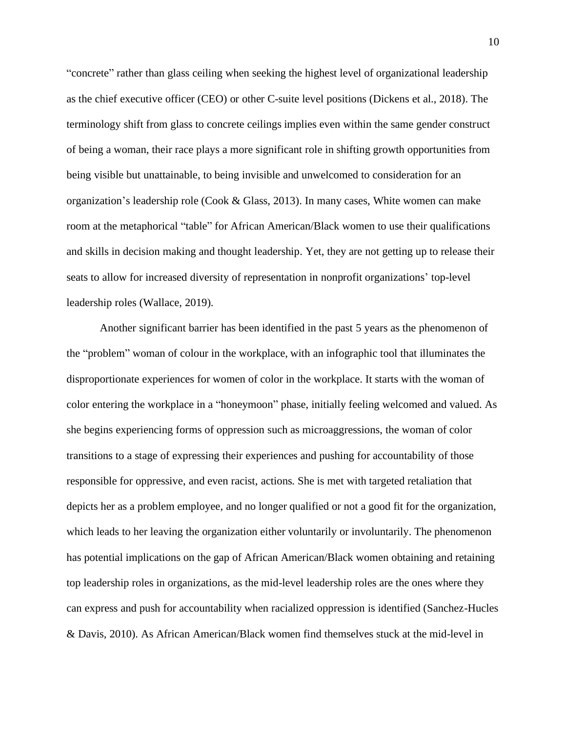"concrete" rather than glass ceiling when seeking the highest level of organizational leadership as the chief executive officer (CEO) or other C-suite level positions (Dickens et al., 2018). The terminology shift from glass to concrete ceilings implies even within the same gender construct of being a woman, their race plays a more significant role in shifting growth opportunities from being visible but unattainable, to being invisible and unwelcomed to consideration for an organization's leadership role (Cook & Glass, 2013). In many cases, White women can make room at the metaphorical "table" for African American/Black women to use their qualifications and skills in decision making and thought leadership. Yet, they are not getting up to release their seats to allow for increased diversity of representation in nonprofit organizations' top-level leadership roles (Wallace, 2019).

Another significant barrier has been identified in the past 5 years as the phenomenon of the "problem" woman of colour in the workplace, with an infographic tool that illuminates the disproportionate experiences for women of color in the workplace. It starts with the woman of color entering the workplace in a "honeymoon" phase, initially feeling welcomed and valued. As she begins experiencing forms of oppression such as microaggressions, the woman of color transitions to a stage of expressing their experiences and pushing for accountability of those responsible for oppressive, and even racist, actions. She is met with targeted retaliation that depicts her as a problem employee, and no longer qualified or not a good fit for the organization, which leads to her leaving the organization either voluntarily or involuntarily. The phenomenon has potential implications on the gap of African American/Black women obtaining and retaining top leadership roles in organizations, as the mid-level leadership roles are the ones where they can express and push for accountability when racialized oppression is identified (Sanchez-Hucles & Davis, 2010). As African American/Black women find themselves stuck at the mid-level in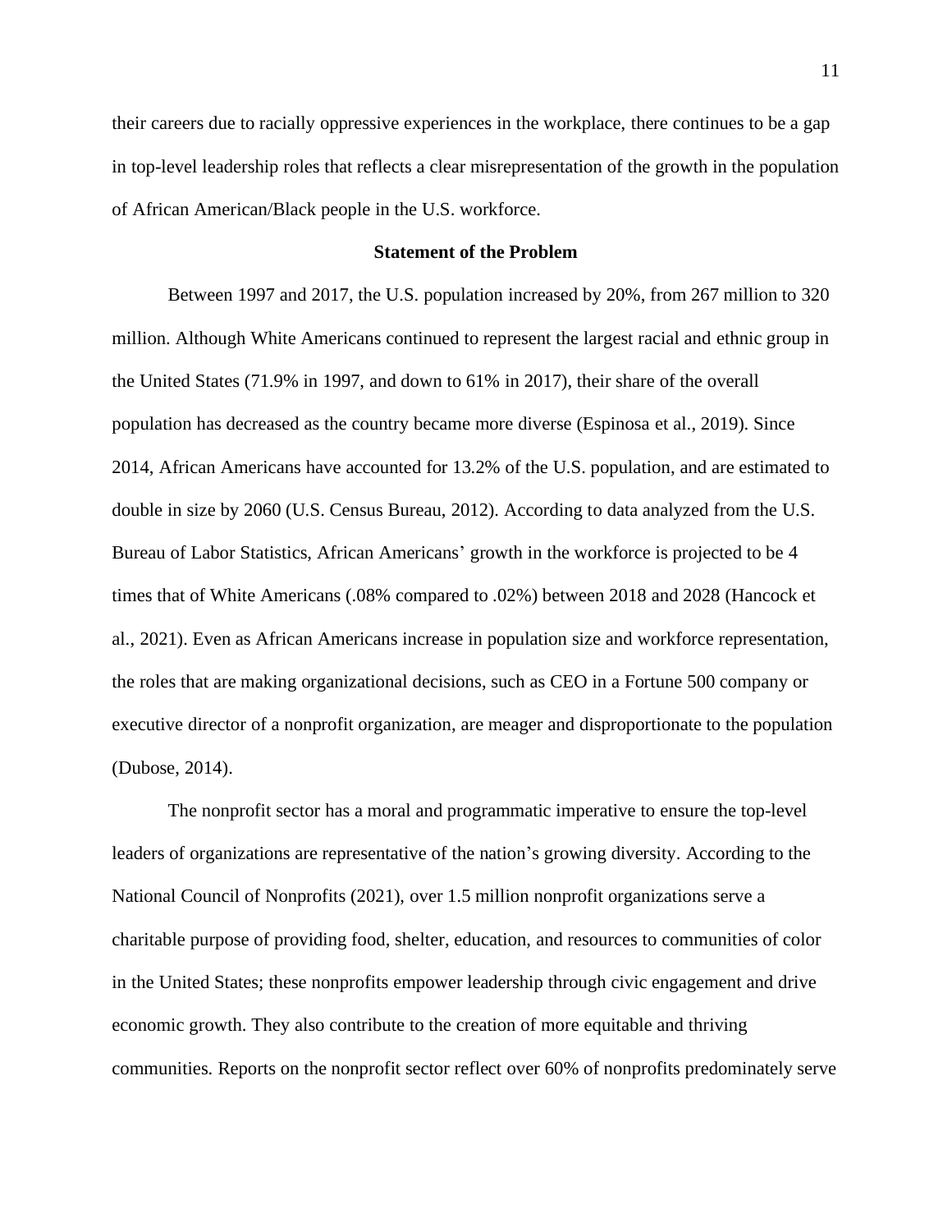their careers due to racially oppressive experiences in the workplace, there continues to be a gap in top-level leadership roles that reflects a clear misrepresentation of the growth in the population of African American/Black people in the U.S. workforce.

## Statement of the Problem

Between 1997 and 2017, the U.S. population increased by 20%, from 267 million to 320 million. Although White Americans continued to represent the largest racial and ethnic group in the United States (71.9% in 1997, and down to 61% in 2017), their share of the overall population has decreased as the country became more diverse (Espinosa et al., 2019). Since 2014, African Americans have accounted for 13.2% of the U.S. population, and are estimated to double in size by 2060 (U.S. Census Bureau, 2012). According to data analyzed from the U.S. Bureau of Labor Statistics, African Americans' growth in the workforce is projected to be 4 times that of White Americans (.08% compared to .02%) between 2018 and 2028 (Hancock et al., 2021). Even as African Americans increase in population size and workforce representation, the roles that are making organizational decisions, such as CEO in a Fortune 500 company or executive director of a nonprofit organization, are meager and disproportionate to the population (Dubose, 2014).

The nonprofit sector has a moral and programmatic imperative to ensure the top-level leaders of organizations are representative of the nation's growing diversity. According to the National Council of Nonprofits (2021), over 1.5 million nonprofit organizations serve a charitable purpose of providing food, shelter, education, and resources to communities of color in the United States; these nonprofits empower leadership through civic engagement and drive economic growth. They also contribute to the creation of more equitable and thriving communities. Reports on the nonprofit sector reflect over 60% of nonprofits predominately serve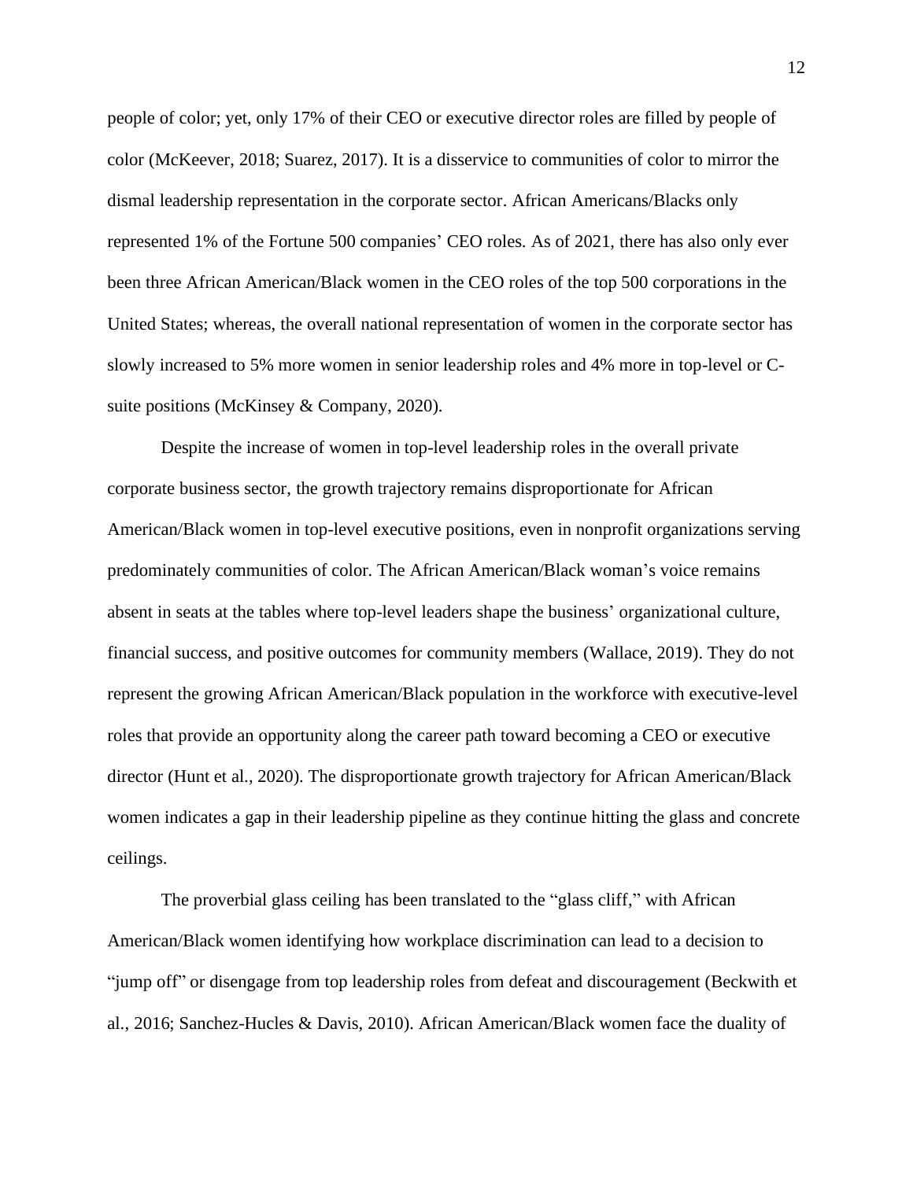people of color; yet, only 17% of their CEO or executive director roles are filled by people of color (McKeever, 2018; Suarez, 2017). It is a disservice to communities of color to mirror the dismal leadership representation in the corporate sector. African Americans/Blacks only represented 1% of the Fortune 500 companies' CEO roles. As of 2021, there has also only ever been three African American/Black women in the CEO roles of the top 500 corporations in the United States; whereas, the overall national representation of women in the corporate sector has slowly increased to 5% more women in senior leadership roles and 4% more in top-level or C-suite positions (McKinsey & Company, 2020).

Despite the increase of women in top-level leadership roles in the overall private corporate business sector, the growth trajectory remains disproportionate for African American/Black women in top-level executive positions, even in nonprofit organizations serving predominately communities of color. The African American/Black woman's voice remains absent in seats at the tables where top-level leaders shape the business' organizational culture, financial success, and positive outcomes for community members (Wallace, 2019). They do not represent the growing African American/Black population in the workforce with executive-level roles that provide an opportunity along the career path toward becoming a CEO or executive director (Hunt et al., 2020). The disproportionate growth trajectory for African American/Black women indicates a gap in their leadership pipeline as they continue hitting the glass and concrete ceilings.

The proverbial glass ceiling has been translated to the "glass cliff," with African American/Black women identifying how workplace discrimination can lead to a decision to "jump off" or disengage from top leadership roles from defeat and discouragement (Beckwith et al., 2016; Sanchez-Hucles & Davis, 2010). African American/Black women face the duality of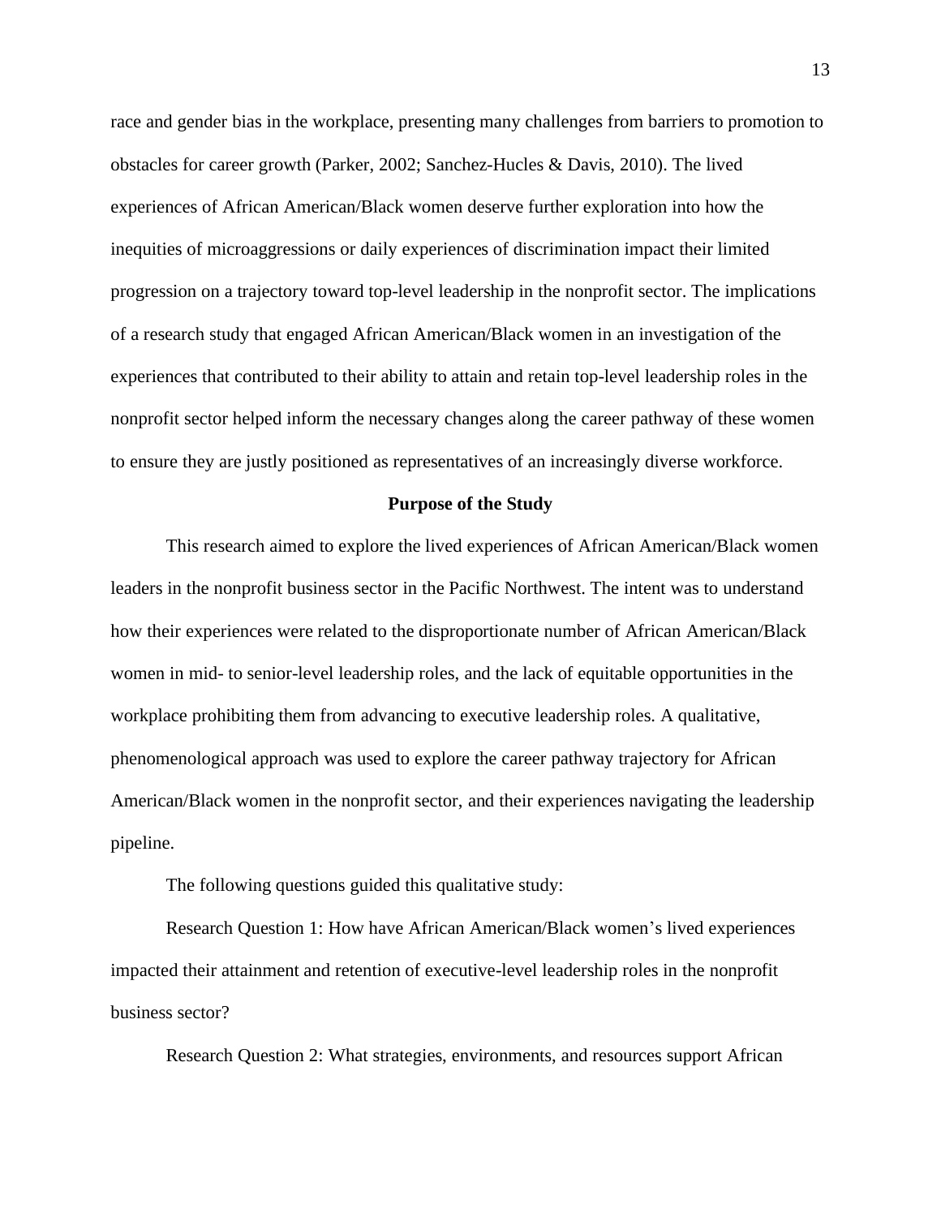race and gender bias in the workplace, presenting many challenges from barriers to promotion to obstacles for career growth (Parker, 2002; Sanchez-Hucles & Davis, 2010). The lived experiences of African American/Black women deserve further exploration into how the inequities of microaggressions or daily experiences of discrimination impact their limited progression on a trajectory toward top-level leadership in the nonprofit sector. The implications of a research study that engaged African American/Black women in an investigation of the experiences that contributed to their ability to attain and retain top-level leadership roles in the nonprofit sector helped inform the necessary changes along the career pathway of these women to ensure they are justly positioned as representatives of an increasingly diverse workforce.

## Purpose of the Study

This research aimed to explore the lived experiences of African American/Black women leaders in the nonprofit business sector in the Pacific Northwest. The intent was to understand how their experiences were related to the disproportionate number of African American/Black women in mid- to senior-level leadership roles, and the lack of equitable opportunities in the workplace prohibiting them from advancing to executive leadership roles. A qualitative, phenomenological approach was used to explore the career pathway trajectory for African American/Black women in the nonprofit sector, and their experiences navigating the leadership pipeline.

The following questions guided this qualitative study:

Research Question 1: How have African American/Black women's lived experiences impacted their attainment and retention of executive-level leadership roles in the nonprofit business sector?

Research Question 2: What strategies, environments, and resources support African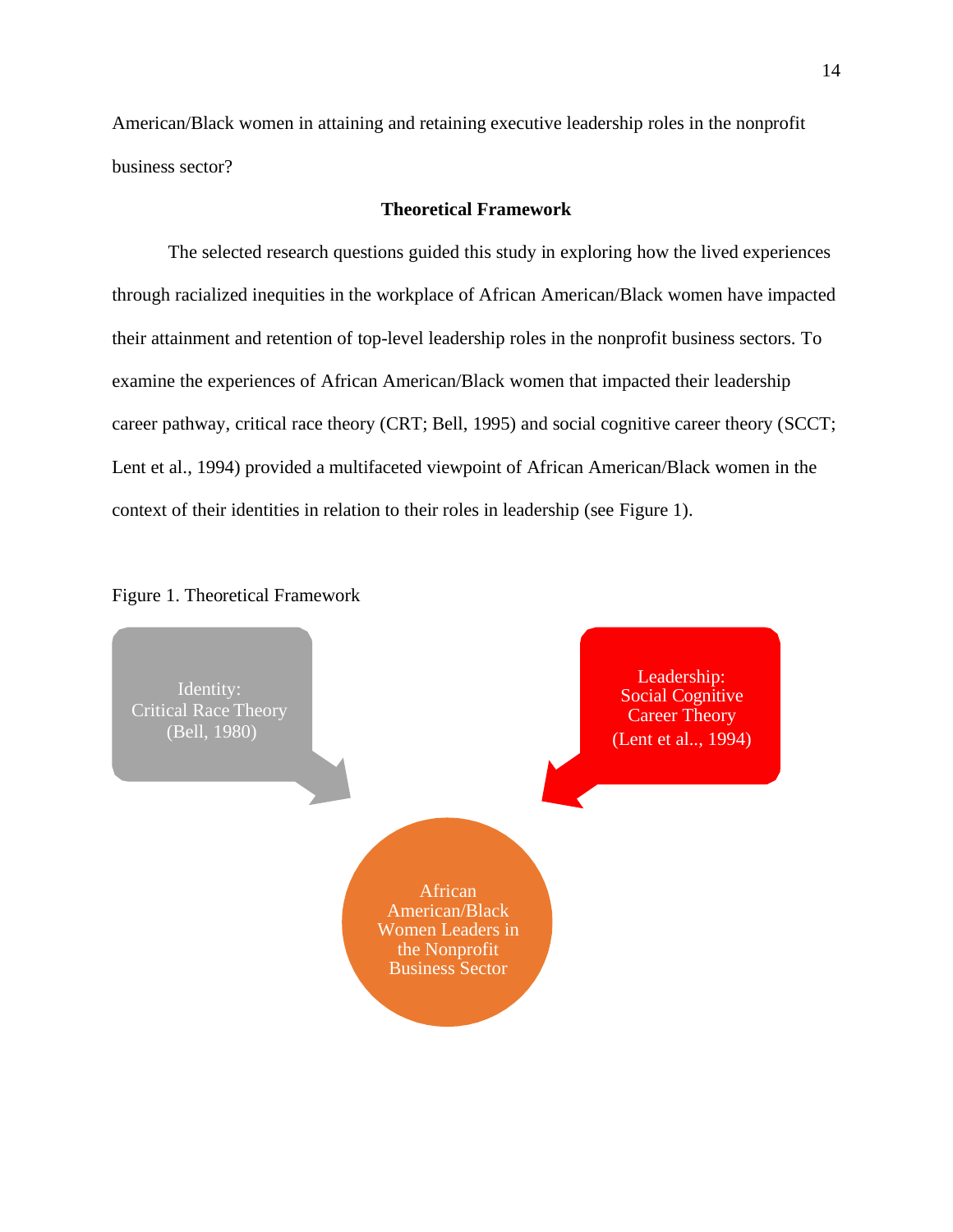American/Black women in attaining and retaining executive leadership roles in the nonprofit business sector?

## Theoretical Framework

The selected research questions guided this study in exploring how the lived experiences through racialized inequities in the workplace of African American/Black women have impacted their attainment and retention of top-level leadership roles in the nonprofit business sectors. To examine the experiences of African American/Black women that impacted their leadership career pathway, critical race theory (CRT; Bell, 1995) and social cognitive career theory (SCCT; Lent et al., 1994) provided a multifaceted viewpoint of African American/Black women in the context of their identities in relation to their roles in leadership (see Figure 1).

Figure 1. Theoretical Framework

Identity: Critical Race Theory (Bell, 1980)

Leadership: Social Cognitive Career Theory (Lent et al.., 1994)

African American/Black Women Leaders in the Nonprofit Business Sector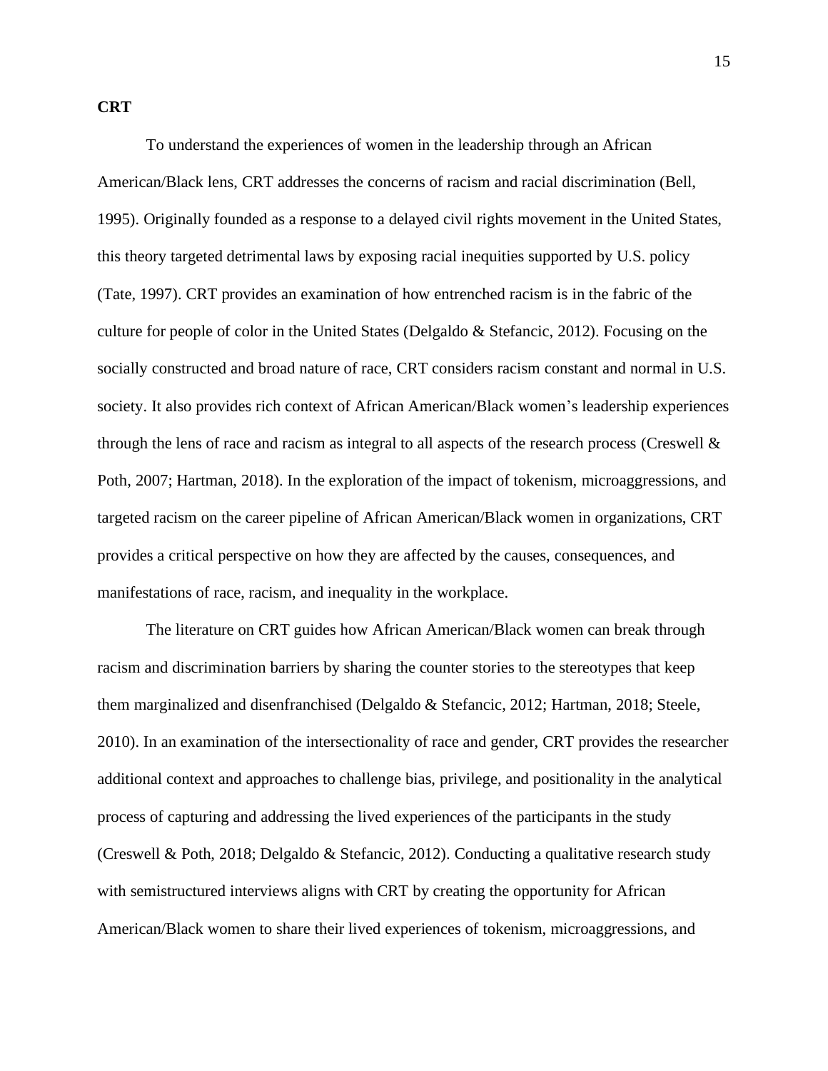**CRT**

To understand the experiences of women in the leadership through an African American/Black lens, CRT addresses the concerns of racism and racial discrimination (Bell, 1995). Originally founded as a response to a delayed civil rights movement in the United States, this theory targeted detrimental laws by exposing racial inequities supported by U.S. policy (Tate, 1997). CRT provides an examination of how entrenched racism is in the fabric of the culture for people of color in the United States (Delgaldo & Stefancic, 2012). Focusing on the socially constructed and broad nature of race, CRT considers racism constant and normal in U.S. society. It also provides rich context of African American/Black women's leadership experiences through the lens of race and racism as integral to all aspects of the research process (Creswell & Poth, 2007; Hartman, 2018). In the exploration of the impact of tokenism, microaggressions, and targeted racism on the career pipeline of African American/Black women in organizations, CRT provides a critical perspective on how they are affected by the causes, consequences, and manifestations of race, racism, and inequality in the workplace.

The literature on CRT guides how African American/Black women can break through racism and discrimination barriers by sharing the counter stories to the stereotypes that keep them marginalized and disenfranchised (Delgaldo & Stefancic, 2012; Hartman, 2018; Steele, 2010). In an examination of the intersectionality of race and gender, CRT provides the researcher additional context and approaches to challenge bias, privilege, and positionality in the analytical process of capturing and addressing the lived experiences of the participants in the study (Creswell & Poth, 2018; Delgaldo & Stefancic, 2012). Conducting a qualitative research study with semistructured interviews aligns with CRT by creating the opportunity for African American/Black women to share their lived experiences of tokenism, microaggressions, and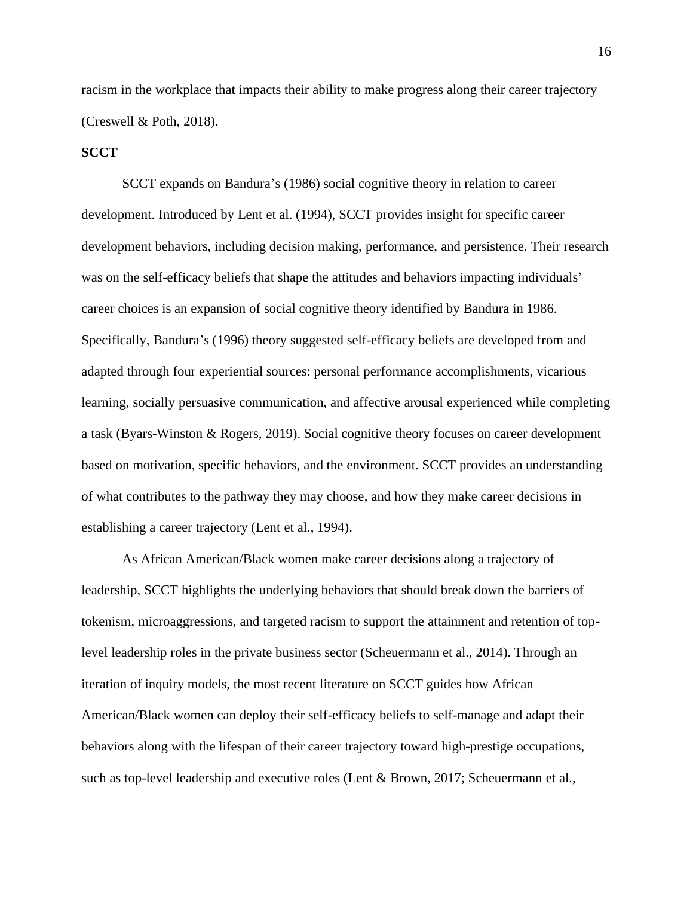racism in the workplace that impacts their ability to make progress along their career trajectory (Creswell & Poth, 2018).

**SCCT**

SCCT expands on Bandura's (1986) social cognitive theory in relation to career development. Introduced by Lent et al. (1994), SCCT provides insight for specific career development behaviors, including decision making, performance, and persistence. Their research was on the self-efficacy beliefs that shape the attitudes and behaviors impacting individuals' career choices is an expansion of social cognitive theory identified by Bandura in 1986. Specifically, Bandura's (1996) theory suggested self-efficacy beliefs are developed from and adapted through four experiential sources: personal performance accomplishments, vicarious learning, socially persuasive communication, and affective arousal experienced while completing a task (Byars-Winston & Rogers, 2019). Social cognitive theory focuses on career development based on motivation, specific behaviors, and the environment. SCCT provides an understanding of what contributes to the pathway they may choose, and how they make career decisions in establishing a career trajectory (Lent et al., 1994).

As African American/Black women make career decisions along a trajectory of leadership, SCCT highlights the underlying behaviors that should break down the barriers of tokenism, microaggressions, and targeted racism to support the attainment and retention of top-level leadership roles in the private business sector (Scheuermann et al., 2014). Through an iteration of inquiry models, the most recent literature on SCCT guides how African American/Black women can deploy their self-efficacy beliefs to self-manage and adapt their behaviors along with the lifespan of their career trajectory toward high-prestige occupations, such as top-level leadership and executive roles (Lent & Brown, 2017; Scheuermann et al.,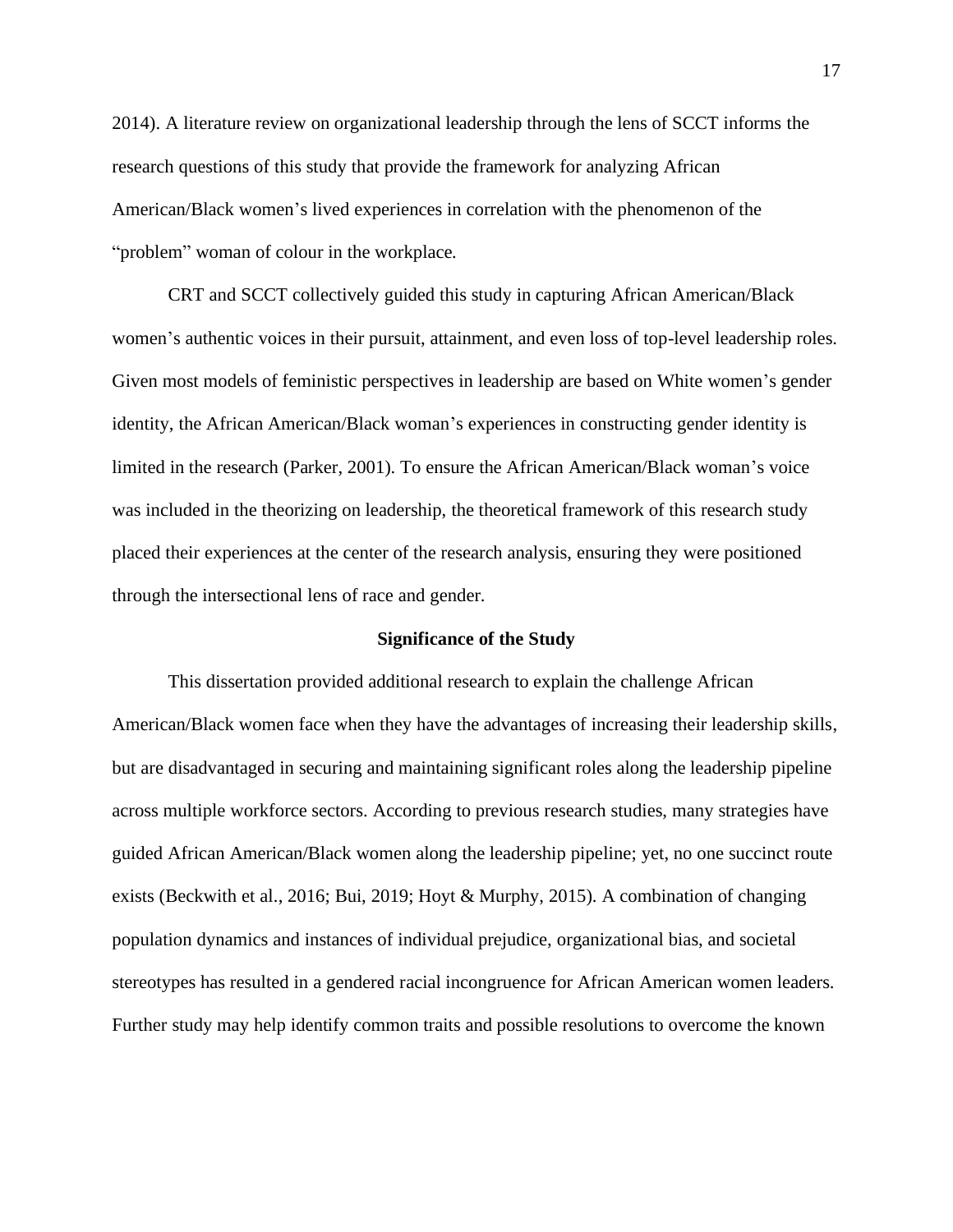2014). A literature review on organizational leadership through the lens of SCCT informs the research questions of this study that provide the framework for analyzing African American/Black women's lived experiences in correlation with the phenomenon of the "problem" woman of colour in the workplace.

CRT and SCCT collectively guided this study in capturing African American/Black women's authentic voices in their pursuit, attainment, and even loss of top-level leadership roles. Given most models of feministic perspectives in leadership are based on White women's gender identity, the African American/Black woman's experiences in constructing gender identity is limited in the research (Parker, 2001). To ensure the African American/Black woman's voice was included in the theorizing on leadership, the theoretical framework of this research study placed their experiences at the center of the research analysis, ensuring they were positioned through the intersectional lens of race and gender.

## Significance of the Study

This dissertation provided additional research to explain the challenge African American/Black women face when they have the advantages of increasing their leadership skills, but are disadvantaged in securing and maintaining significant roles along the leadership pipeline across multiple workforce sectors. According to previous research studies, many strategies have guided African American/Black women along the leadership pipeline; yet, no one succinct route exists (Beckwith et al., 2016; Bui, 2019; Hoyt & Murphy, 2015). A combination of changing population dynamics and instances of individual prejudice, organizational bias, and societal stereotypes has resulted in a gendered racial incongruence for African American women leaders. Further study may help identify common traits and possible resolutions to overcome the known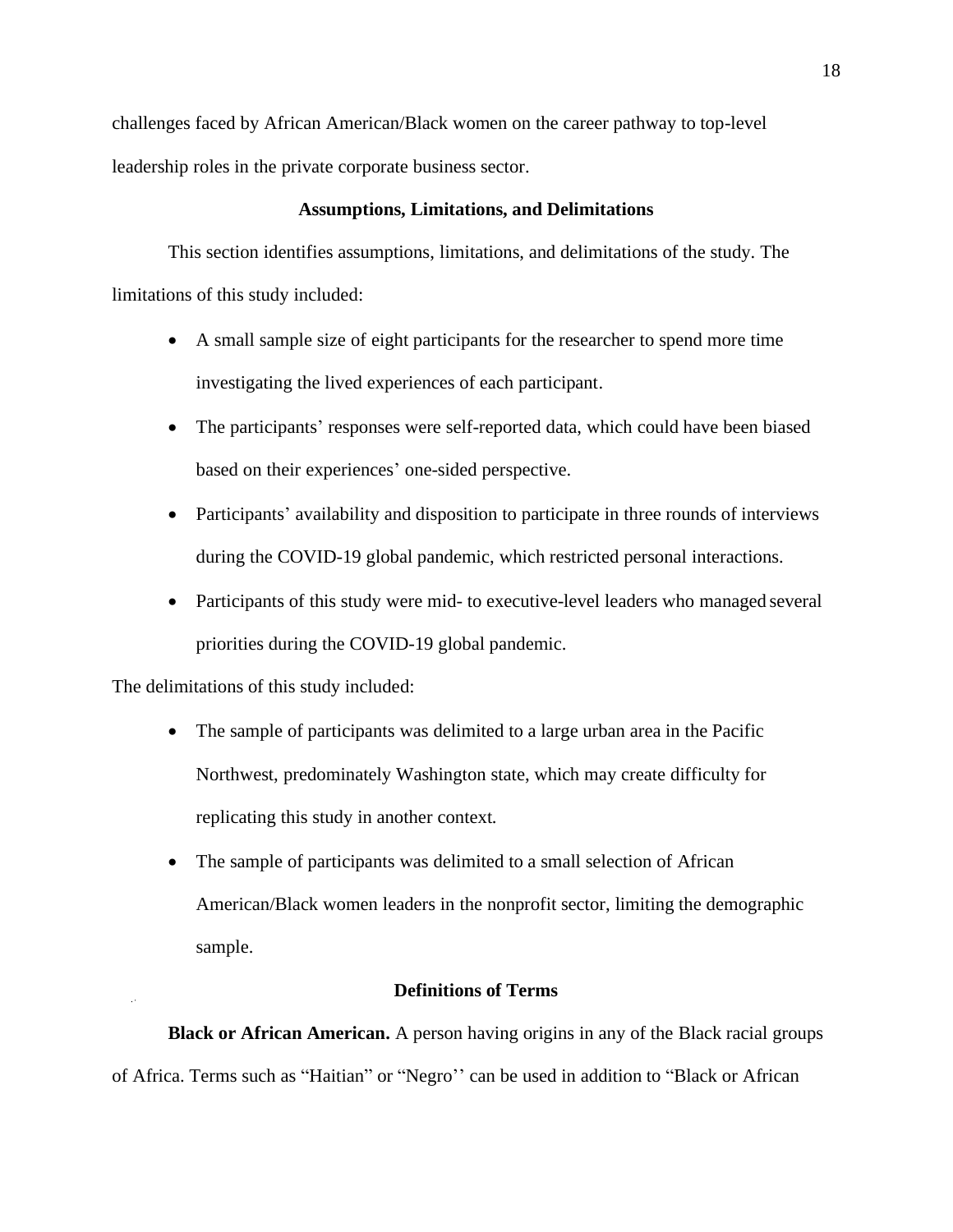challenges faced by African American/Black women on the career pathway to top-level leadership roles in the private corporate business sector.

## Assumptions, Limitations, and Delimitations

This section identifies assumptions, limitations, and delimitations of the study. The limitations of this study included:

- A small sample size of eight participants for the researcher to spend more time investigating the lived experiences of each participant.
- The participants' responses were self-reported data, which could have been biased based on their experiences' one-sided perspective.
- Participants' availability and disposition to participate in three rounds of interviews during the COVID-19 global pandemic, which restricted personal interactions.
- Participants of this study were mid- to executive-level leaders who managed several priorities during the COVID-19 global pandemic.

The delimitations of this study included:

- The sample of participants was delimited to a large urban area in the Pacific Northwest, predominately Washington state, which may create difficulty for replicating this study in another context.
- The sample of participants was delimited to a small selection of African American/Black women leaders in the nonprofit sector, limiting the demographic sample.

## Definitions of Terms

**Black or African American.** A person having origins in any of the Black racial groups of Africa. Terms such as "Haitian" or "Negro'' can be used in addition to "Black or African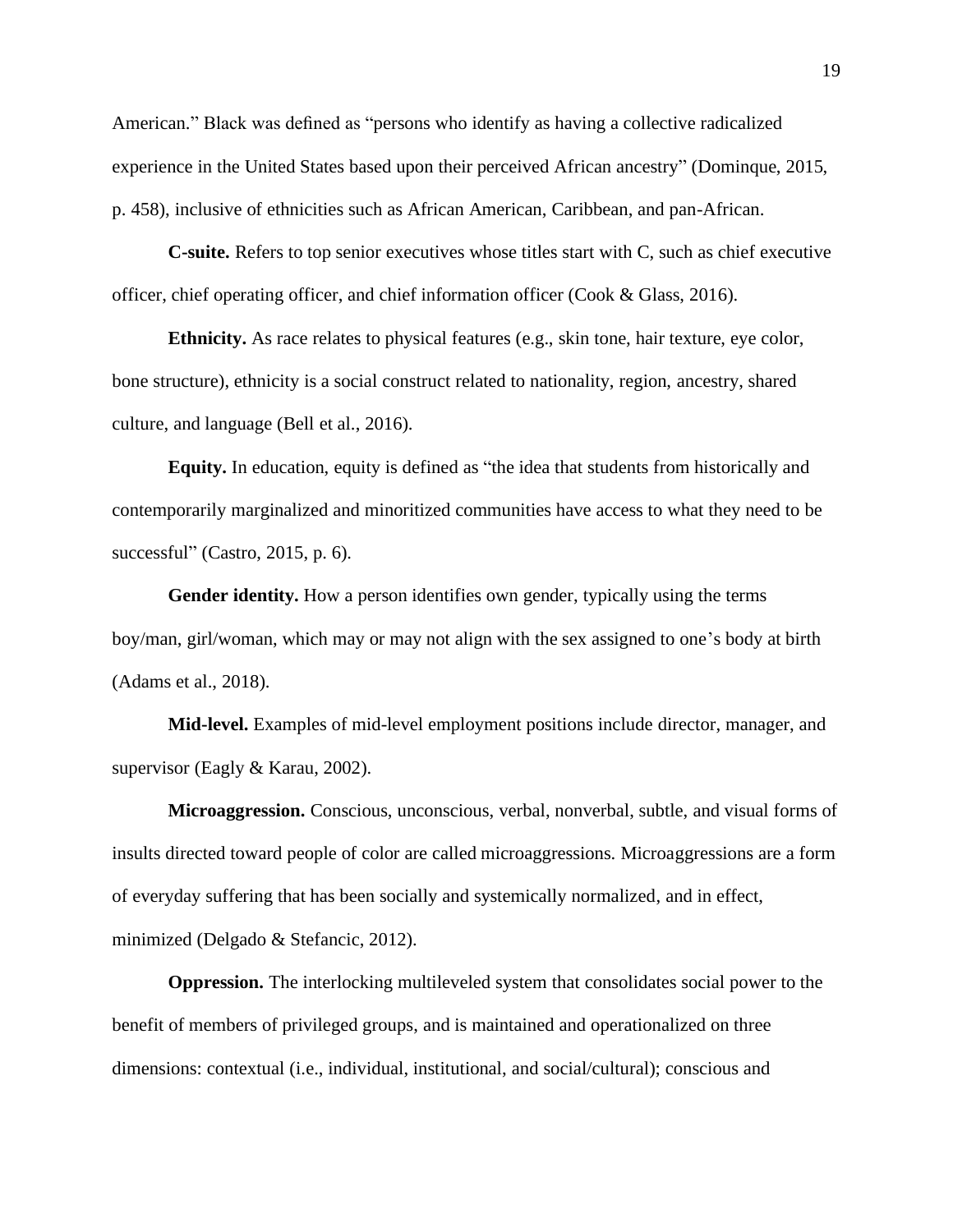American." Black was defined as "persons who identify as having a collective radicalized experience in the United States based upon their perceived African ancestry" (Dominque, 2015, p. 458), inclusive of ethnicities such as African American, Caribbean, and pan-African.

**C-suite.** Refers to top senior executives whose titles start with C, such as chief executive officer, chief operating officer, and chief information officer (Cook & Glass, 2016).

**Ethnicity.** As race relates to physical features (e.g., skin tone, hair texture, eye color, bone structure), ethnicity is a social construct related to nationality, region, ancestry, shared culture, and language (Bell et al., 2016).

**Equity.** In education, equity is defined as "the idea that students from historically and contemporarily marginalized and minoritized communities have access to what they need to be successful" (Castro, 2015, p. 6).

**Gender identity.** How a person identifies own gender, typically using the terms boy/man, girl/woman, which may or may not align with the sex assigned to one's body at birth (Adams et al., 2018).

**Mid-level.** Examples of mid-level employment positions include director, manager, and supervisor (Eagly & Karau, 2002).

**Microaggression.** Conscious, unconscious, verbal, nonverbal, subtle, and visual forms of insults directed toward people of color are called microaggressions. Microaggressions are a form of everyday suffering that has been socially and systemically normalized, and in effect, minimized (Delgado & Stefancic, 2012).

**Oppression.** The interlocking multileveled system that consolidates social power to the benefit of members of privileged groups, and is maintained and operationalized on three dimensions: contextual (i.e., individual, institutional, and social/cultural); conscious and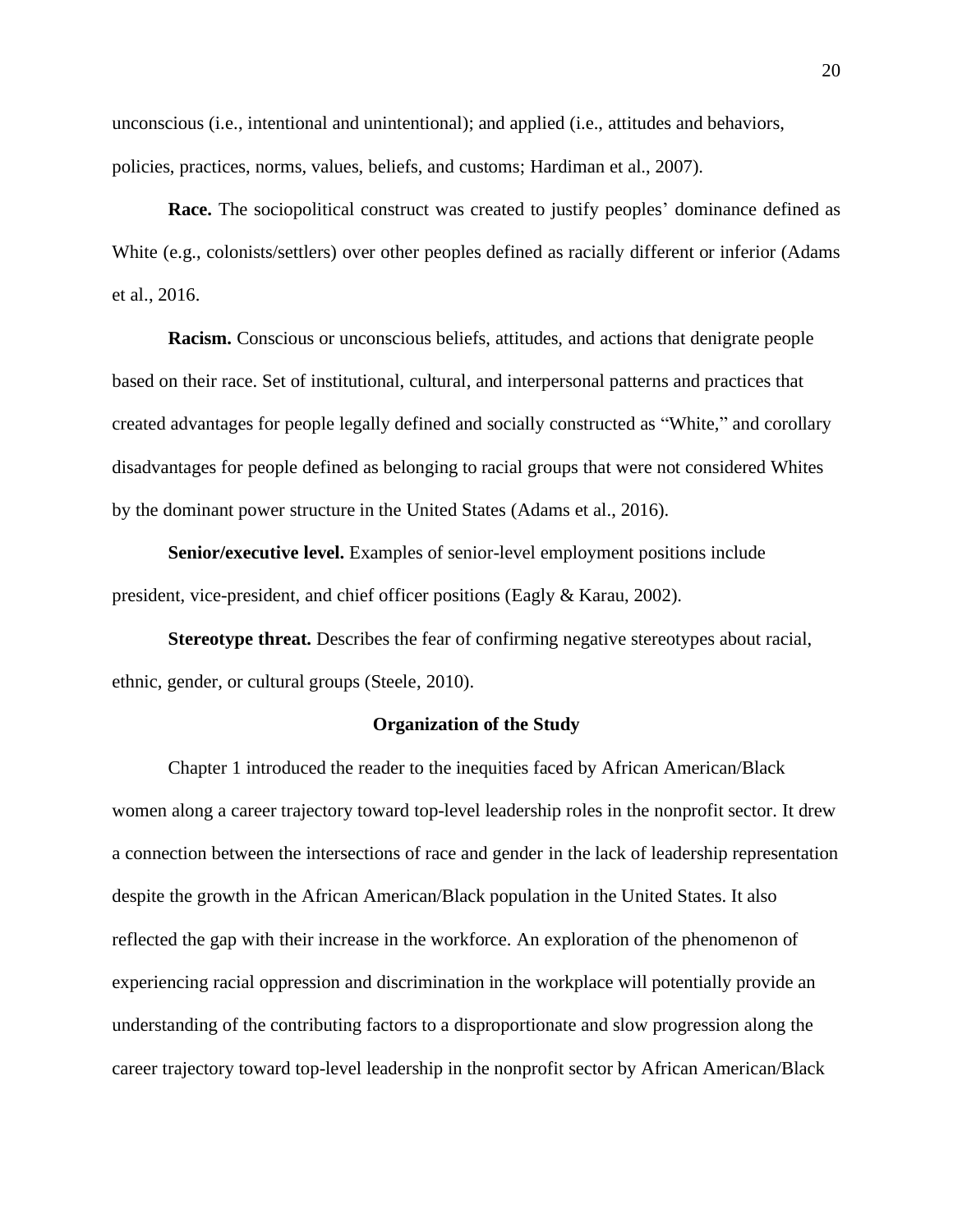unconscious (i.e., intentional and unintentional); and applied (i.e., attitudes and behaviors, policies, practices, norms, values, beliefs, and customs; Hardiman et al., 2007).

**Race.** The sociopolitical construct was created to justify peoples' dominance defined as White (e.g., colonists/settlers) over other peoples defined as racially different or inferior (Adams et al., 2016.

**Racism.** Conscious or unconscious beliefs, attitudes, and actions that denigrate people based on their race. Set of institutional, cultural, and interpersonal patterns and practices that created advantages for people legally defined and socially constructed as "White," and corollary disadvantages for people defined as belonging to racial groups that were not considered Whites by the dominant power structure in the United States (Adams et al., 2016).

**Senior/executive level.** Examples of senior-level employment positions include president, vice-president, and chief officer positions (Eagly & Karau, 2002).

**Stereotype threat.** Describes the fear of confirming negative stereotypes about racial, ethnic, gender, or cultural groups (Steele, 2010).

## Organization of the Study

Chapter 1 introduced the reader to the inequities faced by African American/Black women along a career trajectory toward top-level leadership roles in the nonprofit sector. It drew a connection between the intersections of race and gender in the lack of leadership representation despite the growth in the African American/Black population in the United States. It also reflected the gap with their increase in the workforce. An exploration of the phenomenon of experiencing racial oppression and discrimination in the workplace will potentially provide an understanding of the contributing factors to a disproportionate and slow progression along the career trajectory toward top-level leadership in the nonprofit sector by African American/Black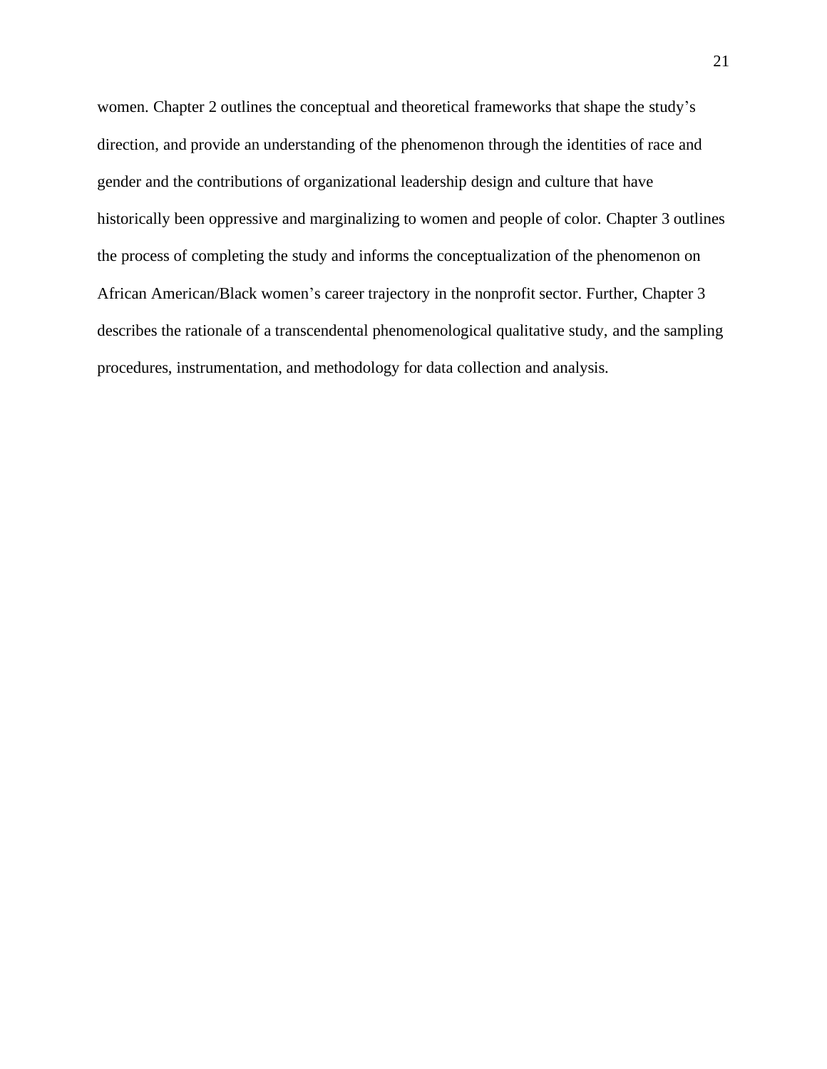women. Chapter 2 outlines the conceptual and theoretical frameworks that shape the study's direction, and provide an understanding of the phenomenon through the identities of race and gender and the contributions of organizational leadership design and culture that have historically been oppressive and marginalizing to women and people of color. Chapter 3 outlines the process of completing the study and informs the conceptualization of the phenomenon on African American/Black women's career trajectory in the nonprofit sector. Further, Chapter 3 describes the rationale of a transcendental phenomenological qualitative study, and the sampling procedures, instrumentation, and methodology for data collection and analysis.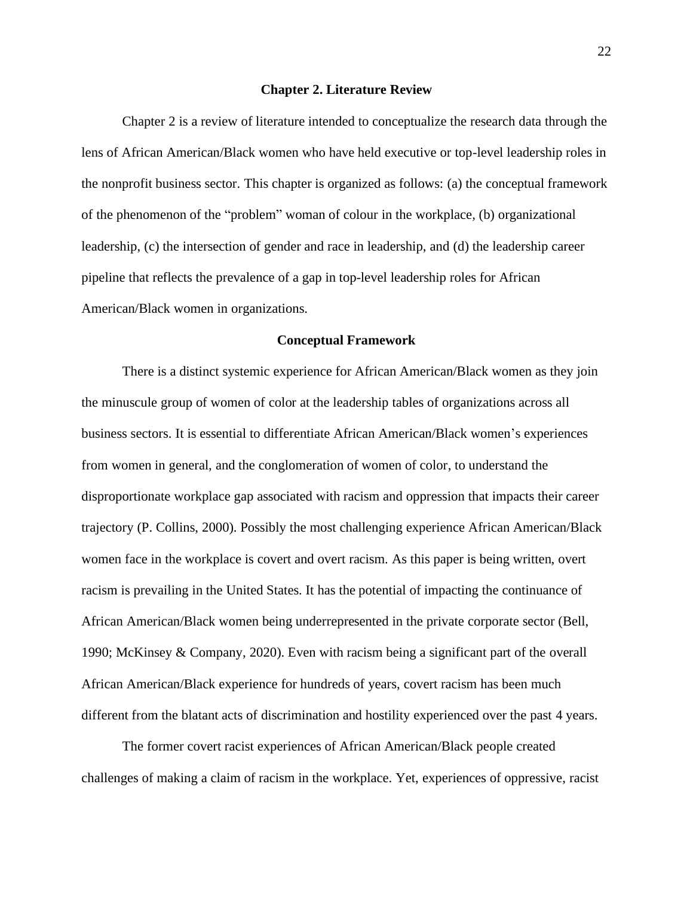## Chapter 2. Literature Review

Chapter 2 is a review of literature intended to conceptualize the research data through the lens of African American/Black women who have held executive or top-level leadership roles in the nonprofit business sector. This chapter is organized as follows: (a) the conceptual framework of the phenomenon of the "problem" woman of colour in the workplace, (b) organizational leadership, (c) the intersection of gender and race in leadership, and (d) the leadership career pipeline that reflects the prevalence of a gap in top-level leadership roles for African American/Black women in organizations.

### Conceptual Framework

There is a distinct systemic experience for African American/Black women as they join the minuscule group of women of color at the leadership tables of organizations across all business sectors. It is essential to differentiate African American/Black women's experiences from women in general, and the conglomeration of women of color, to understand the disproportionate workplace gap associated with racism and oppression that impacts their career trajectory (P. Collins, 2000). Possibly the most challenging experience African American/Black women face in the workplace is covert and overt racism. As this paper is being written, overt racism is prevailing in the United States. It has the potential of impacting the continuance of African American/Black women being underrepresented in the private corporate sector (Bell, 1990; McKinsey & Company, 2020). Even with racism being a significant part of the overall African American/Black experience for hundreds of years, covert racism has been much different from the blatant acts of discrimination and hostility experienced over the past 4 years.

The former covert racist experiences of African American/Black people created challenges of making a claim of racism in the workplace. Yet, experiences of oppressive, racist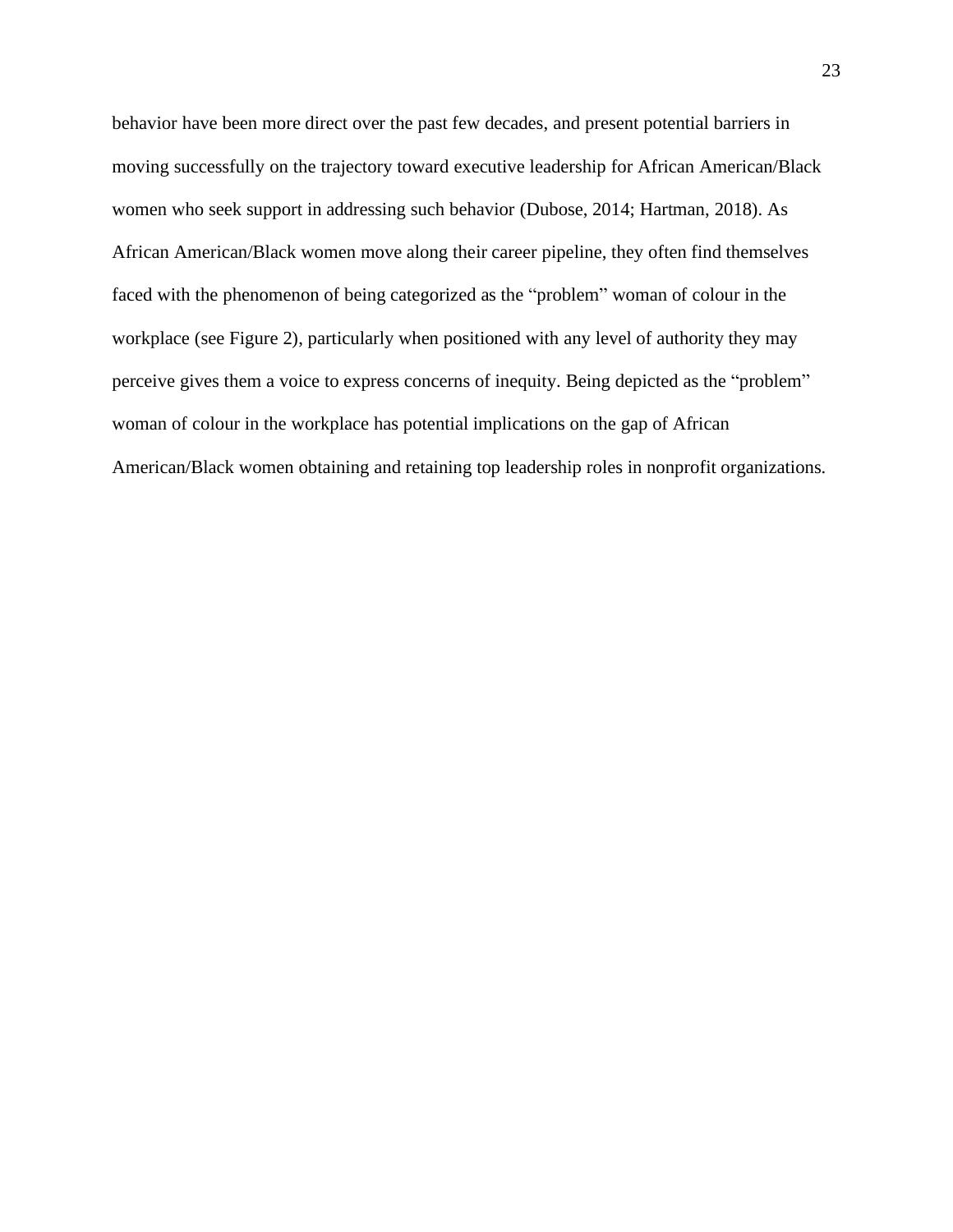behavior have been more direct over the past few decades, and present potential barriers in moving successfully on the trajectory toward executive leadership for African American/Black women who seek support in addressing such behavior (Dubose, 2014; Hartman, 2018). As African American/Black women move along their career pipeline, they often find themselves faced with the phenomenon of being categorized as the "problem" woman of colour in the workplace (see Figure 2), particularly when positioned with any level of authority they may perceive gives them a voice to express concerns of inequity. Being depicted as the "problem" woman of colour in the workplace has potential implications on the gap of African American/Black women obtaining and retaining top leadership roles in nonprofit organizations.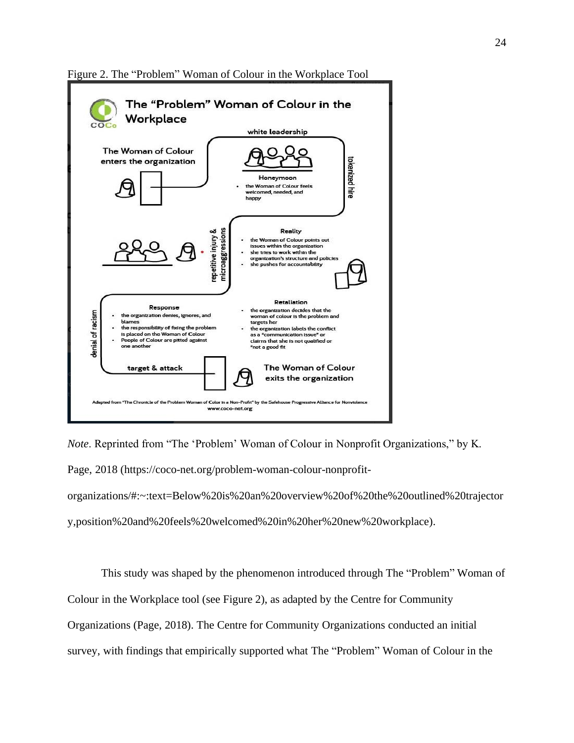Figure 2. The "Problem" Woman of Colour in the Workplace Tool

**The "Problem" Woman of Colour in the Workplace**

COCo

white leadership

The Woman of Colour enters the organization

**Honeymoon**

- the Woman of Colour feels welcomed, needed, and happy

tokenized hire

repetitive injury & microaggressions

**Reality**

- the Woman of Colour points out issues within the organization
- she tries to work within the organization's structure and policies
- she pushes for accountability

**Retaliation**

- the organization decides that the woman of colour is the problem and targets her
- the organization labels the conflict as a "communication issue" or claims that she is not qualified or "not a good fit

**Response**

- the organization denies, ignores, and blames
- the responsibility of fixing the problem is placed on the Woman of Colour
- People of Colour are pitted against one another

denial of racism

target & attack

The Woman of Colour exits the organization

Adapted from "The Chronicle of the Problem Woman of Color in a Non-Profit" by the Safehouse Progressive Alliance for Nonviolence
www.coco-net.org

*Note*. Reprinted from "The 'Problem' Woman of Colour in Nonprofit Organizations," by K. Page, 2018 (https://coco-net.org/problem-woman-colour-nonprofit-organizations/#:~:text=Below%20is%20an%20overview%20of%20the%20outlined%20trajectory,position%20and%20feels%20welcomed%20in%20her%20new%20workplace).

This study was shaped by the phenomenon introduced through The "Problem" Woman of Colour in the Workplace tool (see Figure 2), as adapted by the Centre for Community Organizations (Page, 2018). The Centre for Community Organizations conducted an initial survey, with findings that empirically supported what The "Problem" Woman of Colour in the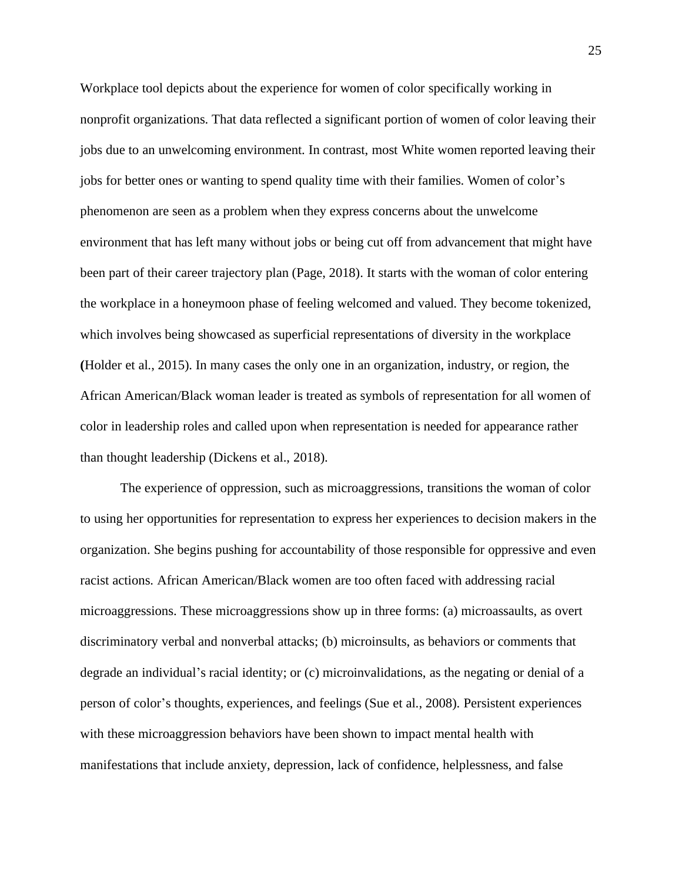Workplace tool depicts about the experience for women of color specifically working in nonprofit organizations. That data reflected a significant portion of women of color leaving their jobs due to an unwelcoming environment. In contrast, most White women reported leaving their jobs for better ones or wanting to spend quality time with their families. Women of color's phenomenon are seen as a problem when they express concerns about the unwelcome environment that has left many without jobs or being cut off from advancement that might have been part of their career trajectory plan (Page, 2018). It starts with the woman of color entering the workplace in a honeymoon phase of feeling welcomed and valued. They become tokenized, which involves being showcased as superficial representations of diversity in the workplace (Holder et al., 2015). In many cases the only one in an organization, industry, or region, the African American/Black woman leader is treated as symbols of representation for all women of color in leadership roles and called upon when representation is needed for appearance rather than thought leadership (Dickens et al., 2018).

The experience of oppression, such as microaggressions, transitions the woman of color to using her opportunities for representation to express her experiences to decision makers in the organization. She begins pushing for accountability of those responsible for oppressive and even racist actions. African American/Black women are too often faced with addressing racial microaggressions. These microaggressions show up in three forms: (a) microassaults, as overt discriminatory verbal and nonverbal attacks; (b) microinsults, as behaviors or comments that degrade an individual's racial identity; or (c) microinvalidations, as the negating or denial of a person of color's thoughts, experiences, and feelings (Sue et al., 2008). Persistent experiences with these microaggression behaviors have been shown to impact mental health with manifestations that include anxiety, depression, lack of confidence, helplessness, and false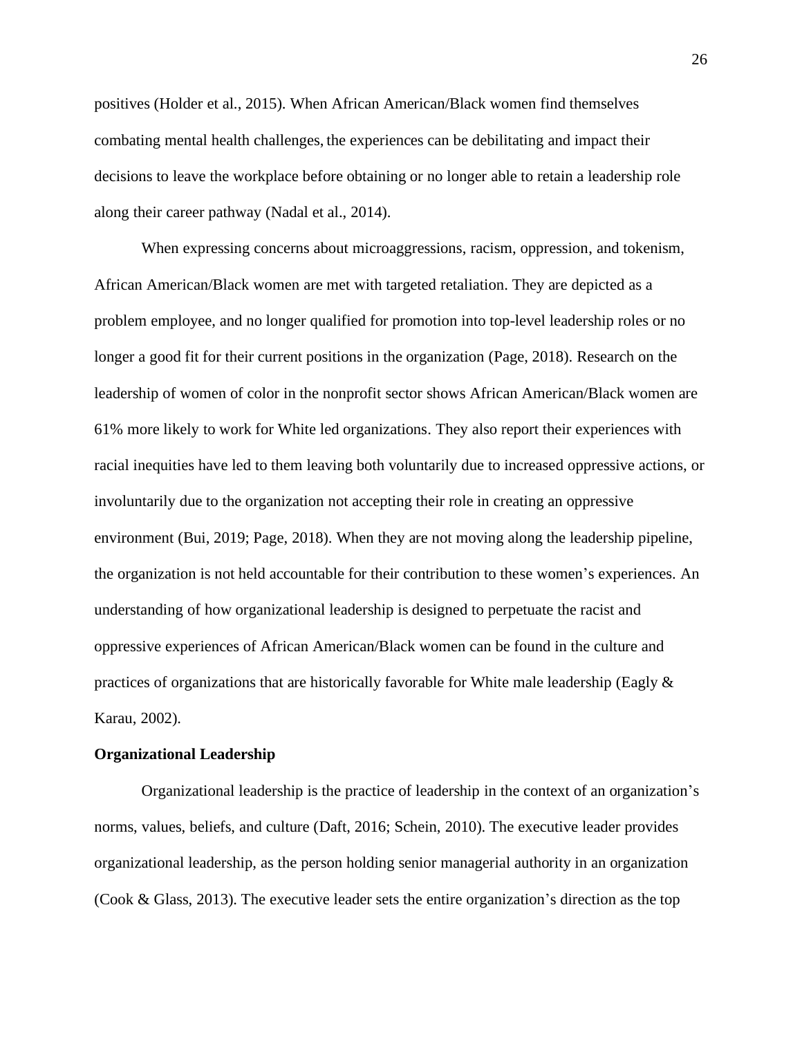positives (Holder et al., 2015). When African American/Black women find themselves combating mental health challenges, the experiences can be debilitating and impact their decisions to leave the workplace before obtaining or no longer able to retain a leadership role along their career pathway (Nadal et al., 2014).

When expressing concerns about microaggressions, racism, oppression, and tokenism, African American/Black women are met with targeted retaliation. They are depicted as a problem employee, and no longer qualified for promotion into top-level leadership roles or no longer a good fit for their current positions in the organization (Page, 2018). Research on the leadership of women of color in the nonprofit sector shows African American/Black women are 61% more likely to work for White led organizations. They also report their experiences with racial inequities have led to them leaving both voluntarily due to increased oppressive actions, or involuntarily due to the organization not accepting their role in creating an oppressive environment (Bui, 2019; Page, 2018). When they are not moving along the leadership pipeline, the organization is not held accountable for their contribution to these women's experiences. An understanding of how organizational leadership is designed to perpetuate the racist and oppressive experiences of African American/Black women can be found in the culture and practices of organizations that are historically favorable for White male leadership (Eagly & Karau, 2002).

**Organizational Leadership**

Organizational leadership is the practice of leadership in the context of an organization's norms, values, beliefs, and culture (Daft, 2016; Schein, 2010). The executive leader provides organizational leadership, as the person holding senior managerial authority in an organization (Cook & Glass, 2013). The executive leader sets the entire organization's direction as the top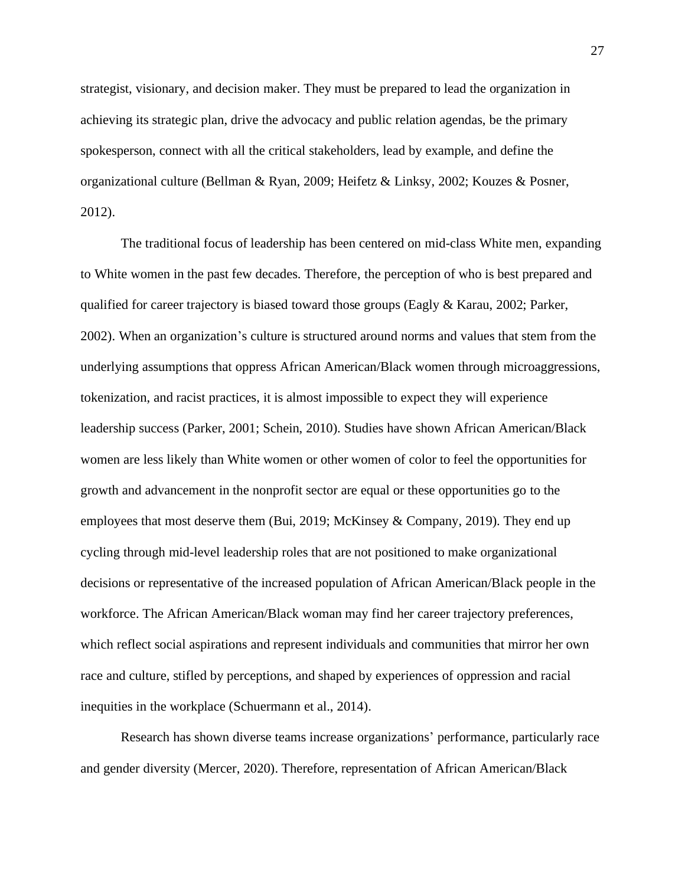strategist, visionary, and decision maker. They must be prepared to lead the organization in achieving its strategic plan, drive the advocacy and public relation agendas, be the primary spokesperson, connect with all the critical stakeholders, lead by example, and define the organizational culture (Bellman & Ryan, 2009; Heifetz & Linksy, 2002; Kouzes & Posner, 2012).

The traditional focus of leadership has been centered on mid-class White men, expanding to White women in the past few decades. Therefore, the perception of who is best prepared and qualified for career trajectory is biased toward those groups (Eagly & Karau, 2002; Parker, 2002). When an organization's culture is structured around norms and values that stem from the underlying assumptions that oppress African American/Black women through microaggressions, tokenization, and racist practices, it is almost impossible to expect they will experience leadership success (Parker, 2001; Schein, 2010). Studies have shown African American/Black women are less likely than White women or other women of color to feel the opportunities for growth and advancement in the nonprofit sector are equal or these opportunities go to the employees that most deserve them (Bui, 2019; McKinsey & Company, 2019). They end up cycling through mid-level leadership roles that are not positioned to make organizational decisions or representative of the increased population of African American/Black people in the workforce. The African American/Black woman may find her career trajectory preferences, which reflect social aspirations and represent individuals and communities that mirror her own race and culture, stifled by perceptions, and shaped by experiences of oppression and racial inequities in the workplace (Schuermann et al., 2014).

Research has shown diverse teams increase organizations' performance, particularly race and gender diversity (Mercer, 2020). Therefore, representation of African American/Black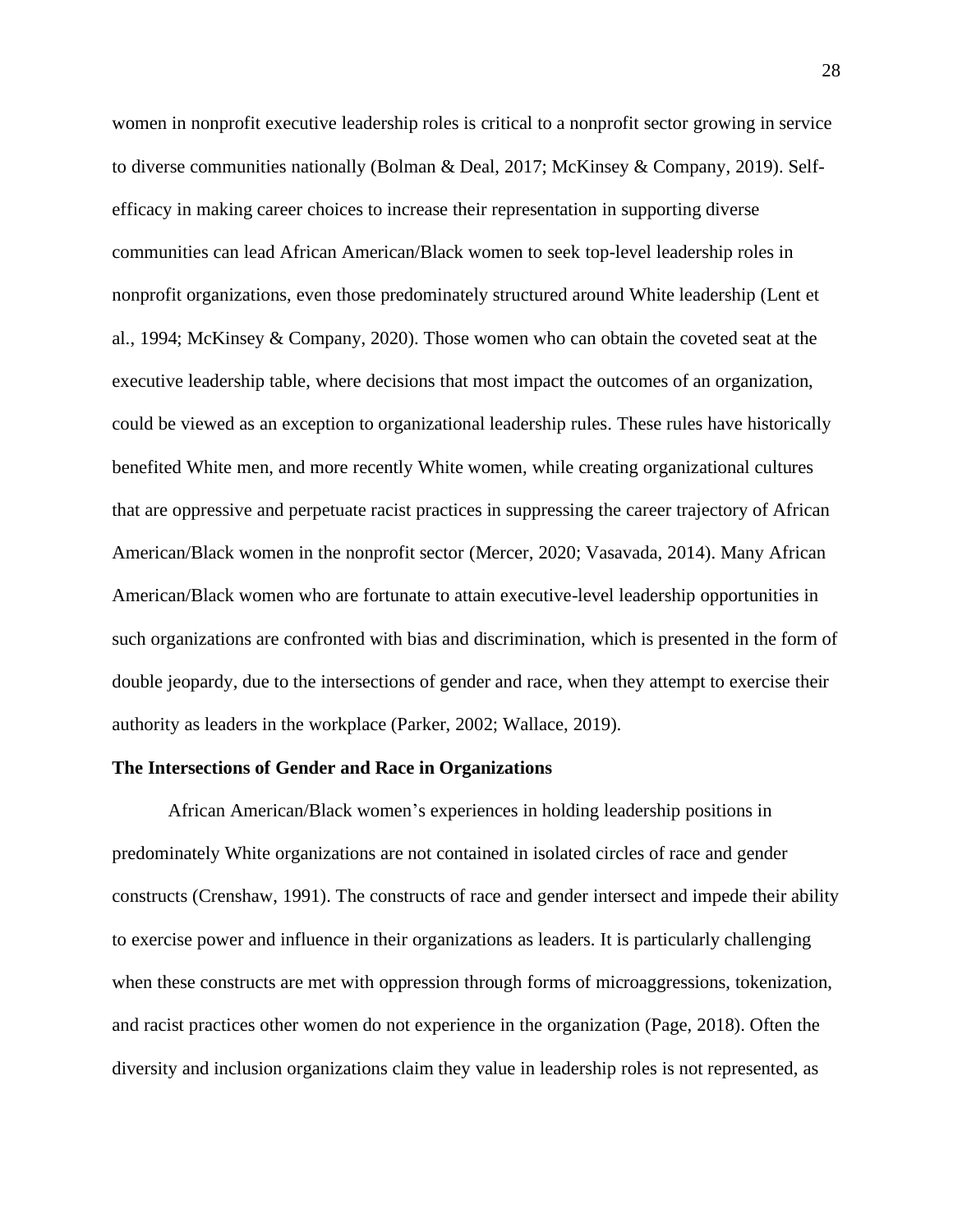women in nonprofit executive leadership roles is critical to a nonprofit sector growing in service to diverse communities nationally (Bolman & Deal, 2017; McKinsey & Company, 2019). Self-efficacy in making career choices to increase their representation in supporting diverse communities can lead African American/Black women to seek top-level leadership roles in nonprofit organizations, even those predominately structured around White leadership (Lent et al., 1994; McKinsey & Company, 2020). Those women who can obtain the coveted seat at the executive leadership table, where decisions that most impact the outcomes of an organization, could be viewed as an exception to organizational leadership rules. These rules have historically benefited White men, and more recently White women, while creating organizational cultures that are oppressive and perpetuate racist practices in suppressing the career trajectory of African American/Black women in the nonprofit sector (Mercer, 2020; Vasavada, 2014). Many African American/Black women who are fortunate to attain executive-level leadership opportunities in such organizations are confronted with bias and discrimination, which is presented in the form of double jeopardy, due to the intersections of gender and race, when they attempt to exercise their authority as leaders in the workplace (Parker, 2002; Wallace, 2019).

**The Intersections of Gender and Race in Organizations**

African American/Black women's experiences in holding leadership positions in predominately White organizations are not contained in isolated circles of race and gender constructs (Crenshaw, 1991). The constructs of race and gender intersect and impede their ability to exercise power and influence in their organizations as leaders. It is particularly challenging when these constructs are met with oppression through forms of microaggressions, tokenization, and racist practices other women do not experience in the organization (Page, 2018). Often the diversity and inclusion organizations claim they value in leadership roles is not represented, as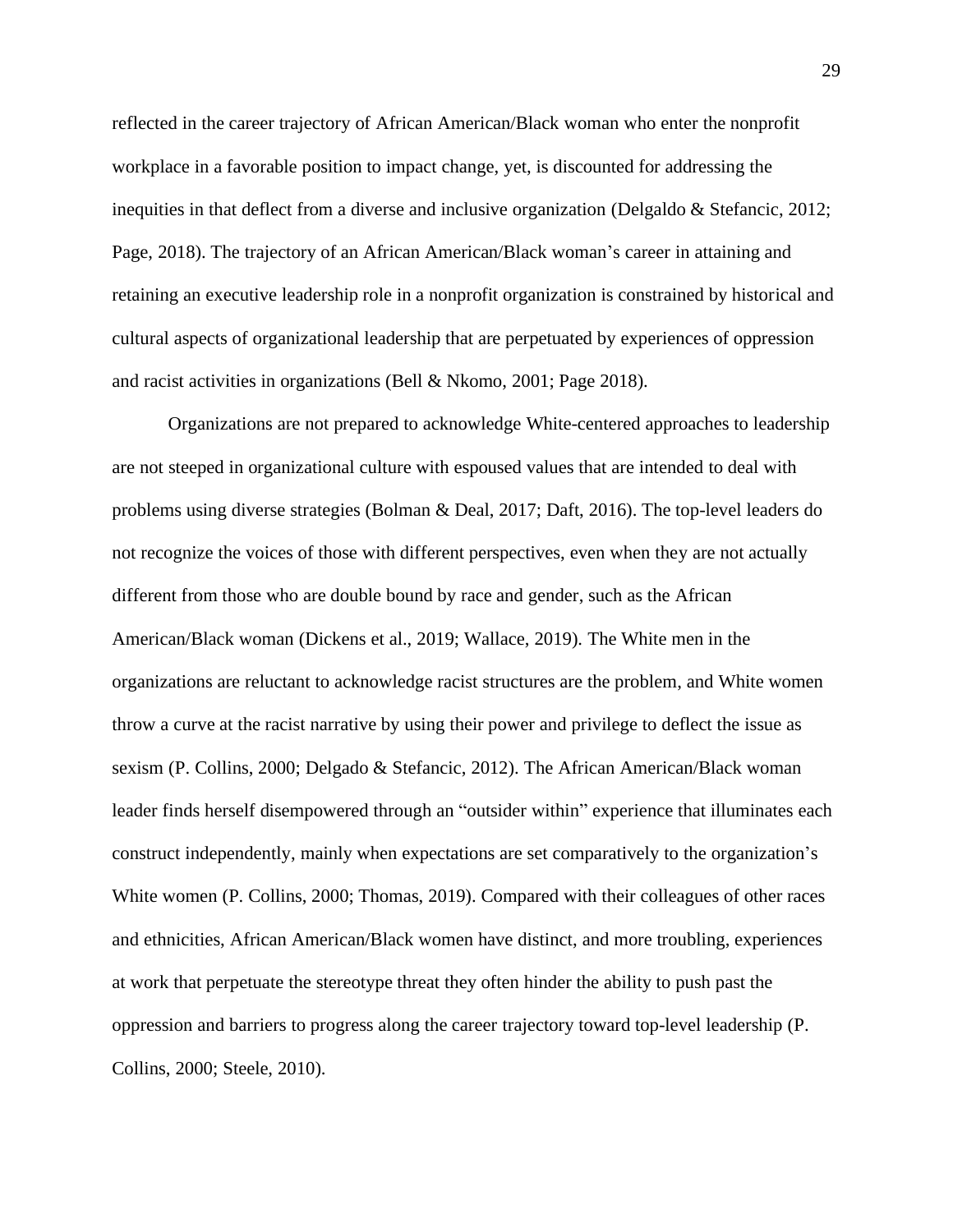reflected in the career trajectory of African American/Black woman who enter the nonprofit workplace in a favorable position to impact change, yet, is discounted for addressing the inequities in that deflect from a diverse and inclusive organization (Delgaldo & Stefancic, 2012; Page, 2018). The trajectory of an African American/Black woman's career in attaining and retaining an executive leadership role in a nonprofit organization is constrained by historical and cultural aspects of organizational leadership that are perpetuated by experiences of oppression and racist activities in organizations (Bell & Nkomo, 2001; Page 2018).

Organizations are not prepared to acknowledge White-centered approaches to leadership are not steeped in organizational culture with espoused values that are intended to deal with problems using diverse strategies (Bolman & Deal, 2017; Daft, 2016). The top-level leaders do not recognize the voices of those with different perspectives, even when they are not actually different from those who are double bound by race and gender, such as the African American/Black woman (Dickens et al., 2019; Wallace, 2019). The White men in the organizations are reluctant to acknowledge racist structures are the problem, and White women throw a curve at the racist narrative by using their power and privilege to deflect the issue as sexism (P. Collins, 2000; Delgado & Stefancic, 2012). The African American/Black woman leader finds herself disempowered through an "outsider within" experience that illuminates each construct independently, mainly when expectations are set comparatively to the organization's White women (P. Collins, 2000; Thomas, 2019). Compared with their colleagues of other races and ethnicities, African American/Black women have distinct, and more troubling, experiences at work that perpetuate the stereotype threat they often hinder the ability to push past the oppression and barriers to progress along the career trajectory toward top-level leadership (P. Collins, 2000; Steele, 2010).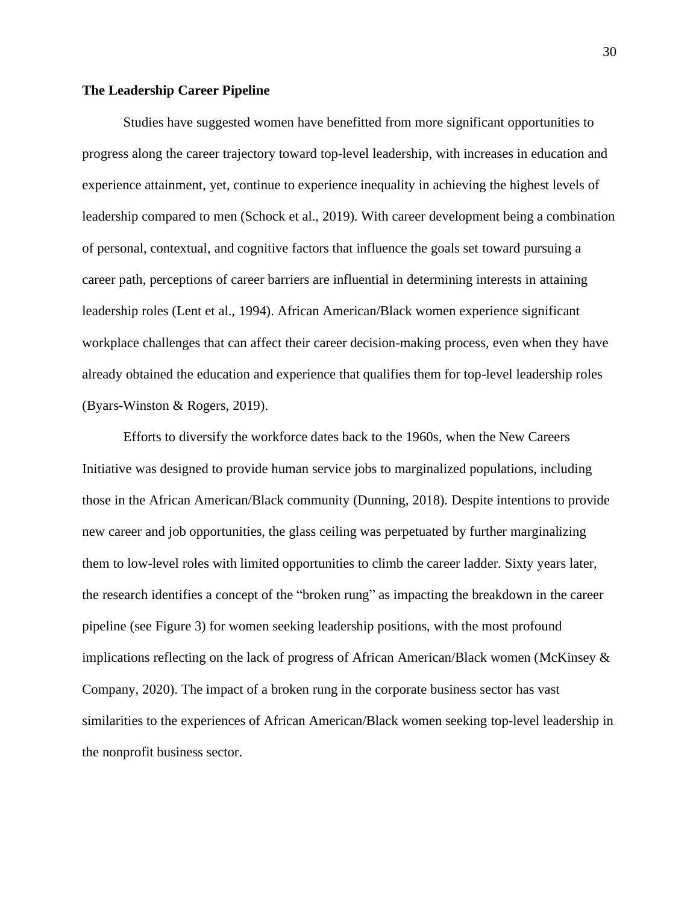**The Leadership Career Pipeline**

Studies have suggested women have benefitted from more significant opportunities to progress along the career trajectory toward top-level leadership, with increases in education and experience attainment, yet, continue to experience inequality in achieving the highest levels of leadership compared to men (Schock et al., 2019). With career development being a combination of personal, contextual, and cognitive factors that influence the goals set toward pursuing a career path, perceptions of career barriers are influential in determining interests in attaining leadership roles (Lent et al., 1994). African American/Black women experience significant workplace challenges that can affect their career decision-making process, even when they have already obtained the education and experience that qualifies them for top-level leadership roles (Byars-Winston & Rogers, 2019).

Efforts to diversify the workforce dates back to the 1960s, when the New Careers Initiative was designed to provide human service jobs to marginalized populations, including those in the African American/Black community (Dunning, 2018). Despite intentions to provide new career and job opportunities, the glass ceiling was perpetuated by further marginalizing them to low-level roles with limited opportunities to climb the career ladder. Sixty years later, the research identifies a concept of the "broken rung" as impacting the breakdown in the career pipeline (see Figure 3) for women seeking leadership positions, with the most profound implications reflecting on the lack of progress of African American/Black women (McKinsey & Company, 2020). The impact of a broken rung in the corporate business sector has vast similarities to the experiences of African American/Black women seeking top-level leadership in the nonprofit business sector.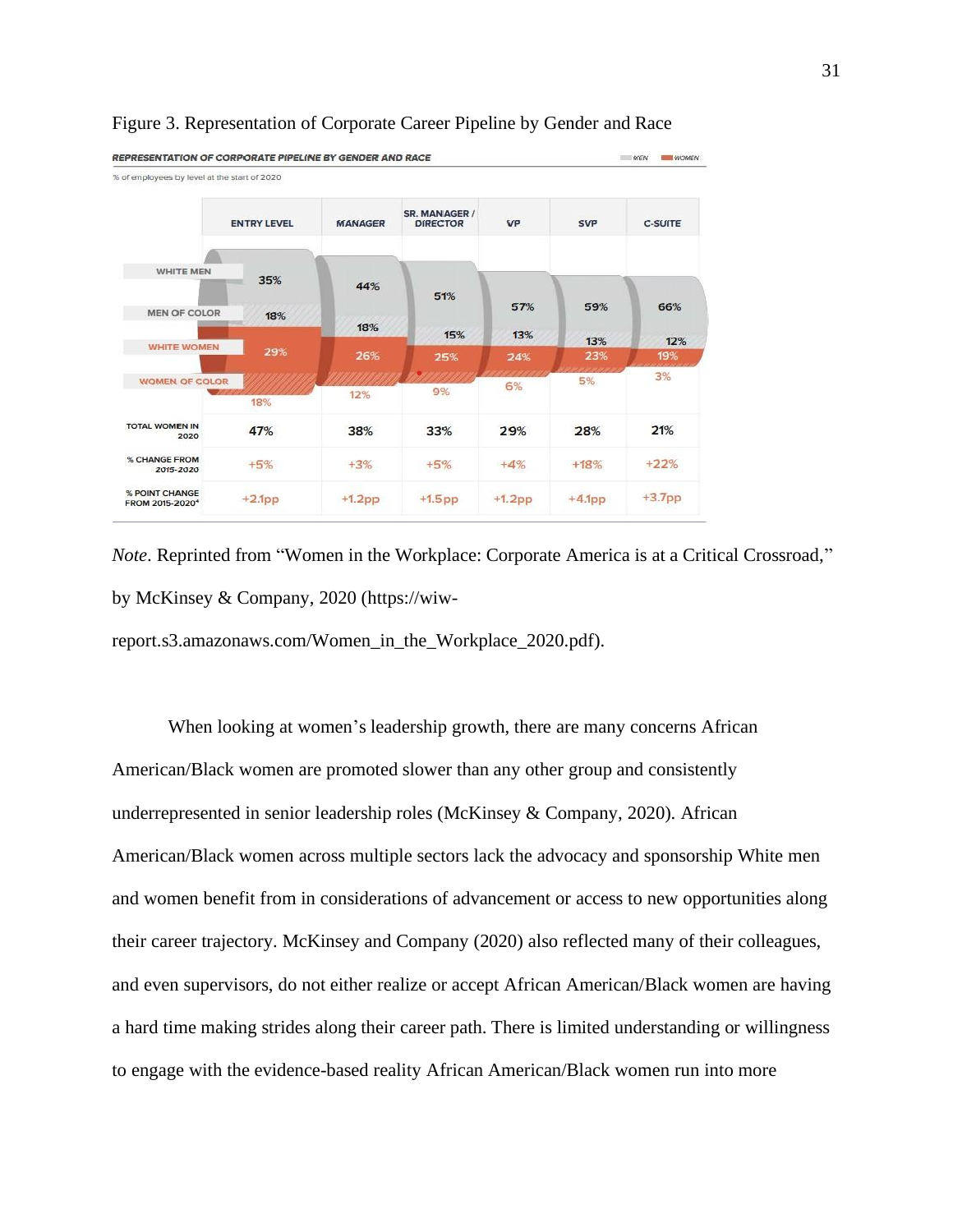Figure 3. Representation of Corporate Career Pipeline by Gender and Race

**REPRESENTATION OF CORPORATE PIPELINE BY GENDER AND RACE**

% of employees by level at the start of 2020

| | ENTRY LEVEL | MANAGER | SR. MANAGER / DIRECTOR | VP | SVP | C-SUITE |
|---|---|---|---|---|---|---|
| WHITE MEN | 35% | 44% | 51% | 57% | 59% | 66% |
| MEN OF COLOR | 18% | 18% | 15% | 13% | 13% | 12% |
| WHITE WOMEN | 29% | 26% | 25% | 24% | 23% | 19% |
| WOMEN OF COLOR | 18% | 12% | 9% | 6% | 5% | 3% |
| TOTAL WOMEN IN 2020 | 47% | 38% | 33% | 29% | 28% | 21% |
| % CHANGE FROM 2015-2020 | +5% | +3% | +5% | +4% | +18% | +22% |
| % POINT CHANGE FROM 2015-2020* | +2.1pp | +1.2pp | +1.5pp | +1.2pp | +4.1pp | +3.7pp |

*Note*. Reprinted from "Women in the Workplace: Corporate America is at a Critical Crossroad," by McKinsey & Company, 2020 (https://wiw-report.s3.amazonaws.com/Women_in_the_Workplace_2020.pdf).

When looking at women's leadership growth, there are many concerns African American/Black women are promoted slower than any other group and consistently underrepresented in senior leadership roles (McKinsey & Company, 2020). African American/Black women across multiple sectors lack the advocacy and sponsorship White men and women benefit from in considerations of advancement or access to new opportunities along their career trajectory. McKinsey and Company (2020) also reflected many of their colleagues, and even supervisors, do not either realize or accept African American/Black women are having a hard time making strides along their career path. There is limited understanding or willingness to engage with the evidence-based reality African American/Black women run into more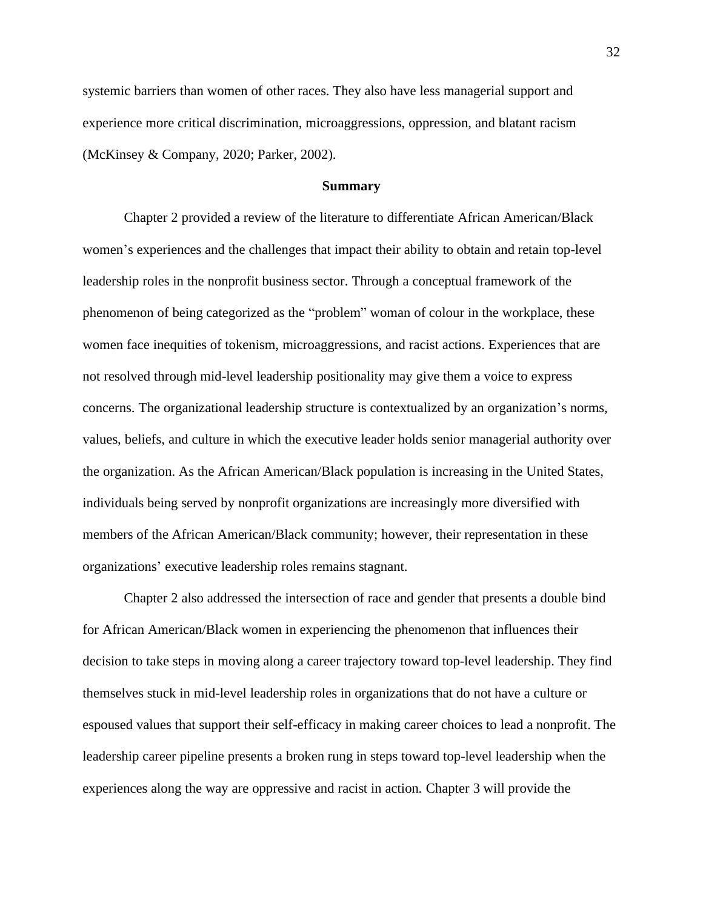systemic barriers than women of other races. They also have less managerial support and experience more critical discrimination, microaggressions, oppression, and blatant racism (McKinsey & Company, 2020; Parker, 2002).

## Summary

Chapter 2 provided a review of the literature to differentiate African American/Black women's experiences and the challenges that impact their ability to obtain and retain top-level leadership roles in the nonprofit business sector. Through a conceptual framework of the phenomenon of being categorized as the "problem" woman of colour in the workplace, these women face inequities of tokenism, microaggressions, and racist actions. Experiences that are not resolved through mid-level leadership positionality may give them a voice to express concerns. The organizational leadership structure is contextualized by an organization's norms, values, beliefs, and culture in which the executive leader holds senior managerial authority over the organization. As the African American/Black population is increasing in the United States, individuals being served by nonprofit organizations are increasingly more diversified with members of the African American/Black community; however, their representation in these organizations' executive leadership roles remains stagnant.

Chapter 2 also addressed the intersection of race and gender that presents a double bind for African American/Black women in experiencing the phenomenon that influences their decision to take steps in moving along a career trajectory toward top-level leadership. They find themselves stuck in mid-level leadership roles in organizations that do not have a culture or espoused values that support their self-efficacy in making career choices to lead a nonprofit. The leadership career pipeline presents a broken rung in steps toward top-level leadership when the experiences along the way are oppressive and racist in action. Chapter 3 will provide the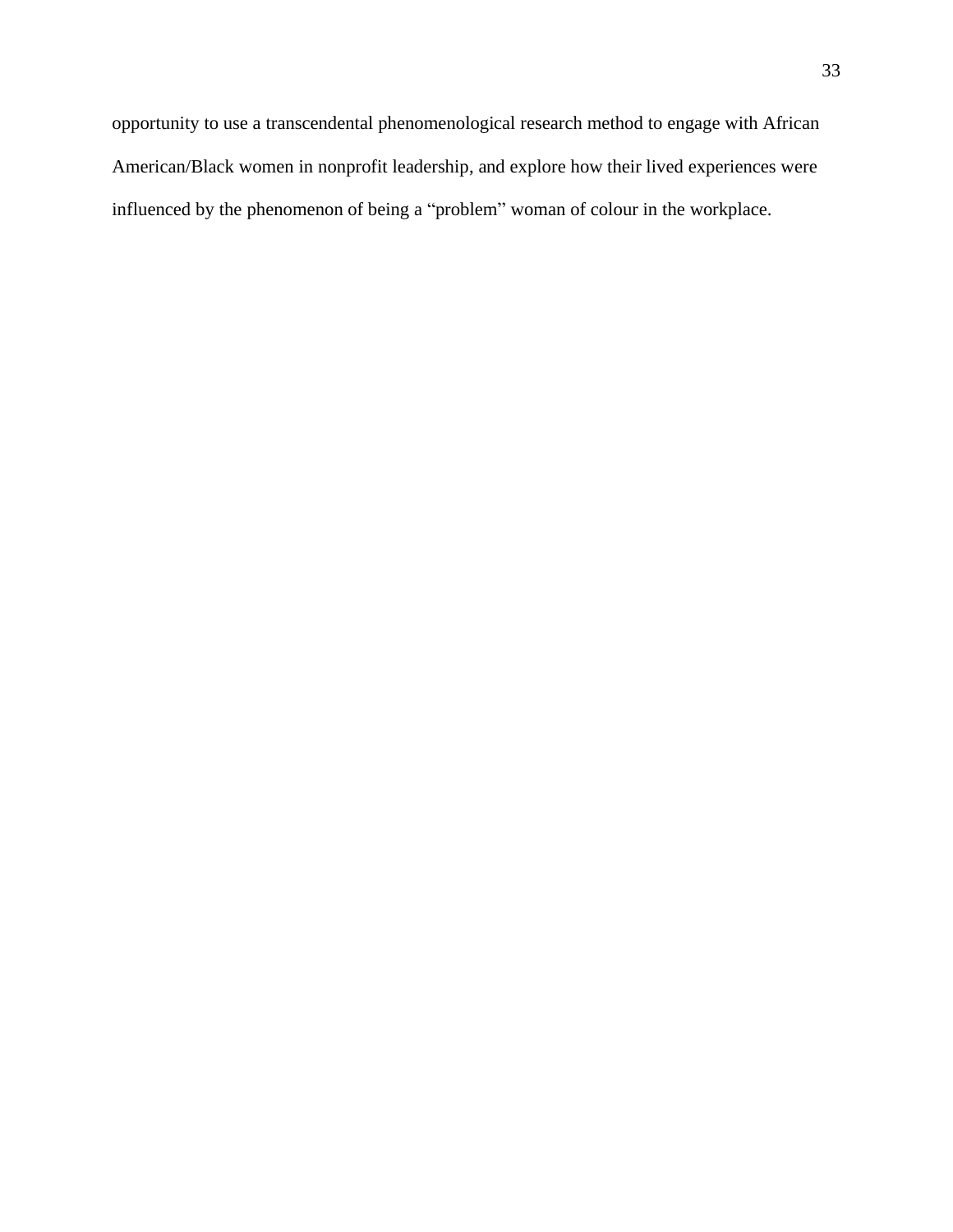opportunity to use a transcendental phenomenological research method to engage with African American/Black women in nonprofit leadership, and explore how their lived experiences were influenced by the phenomenon of being a "problem" woman of colour in the workplace.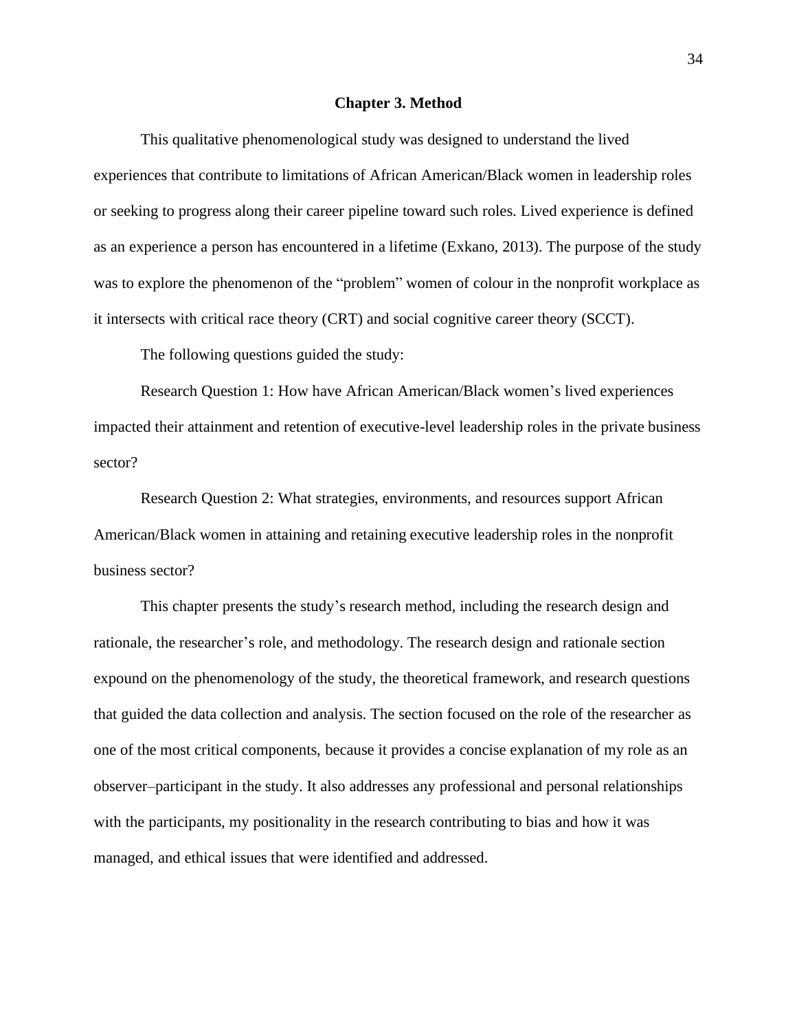# Chapter 3. Method

This qualitative phenomenological study was designed to understand the lived experiences that contribute to limitations of African American/Black women in leadership roles or seeking to progress along their career pipeline toward such roles. Lived experience is defined as an experience a person has encountered in a lifetime (Exkano, 2013). The purpose of the study was to explore the phenomenon of the "problem" women of colour in the nonprofit workplace as it intersects with critical race theory (CRT) and social cognitive career theory (SCCT).

The following questions guided the study:

Research Question 1: How have African American/Black women's lived experiences impacted their attainment and retention of executive-level leadership roles in the private business sector?

Research Question 2: What strategies, environments, and resources support African American/Black women in attaining and retaining executive leadership roles in the nonprofit business sector?

This chapter presents the study's research method, including the research design and rationale, the researcher's role, and methodology. The research design and rationale section expound on the phenomenology of the study, the theoretical framework, and research questions that guided the data collection and analysis. The section focused on the role of the researcher as one of the most critical components, because it provides a concise explanation of my role as an observer–participant in the study. It also addresses any professional and personal relationships with the participants, my positionality in the research contributing to bias and how it was managed, and ethical issues that were identified and addressed.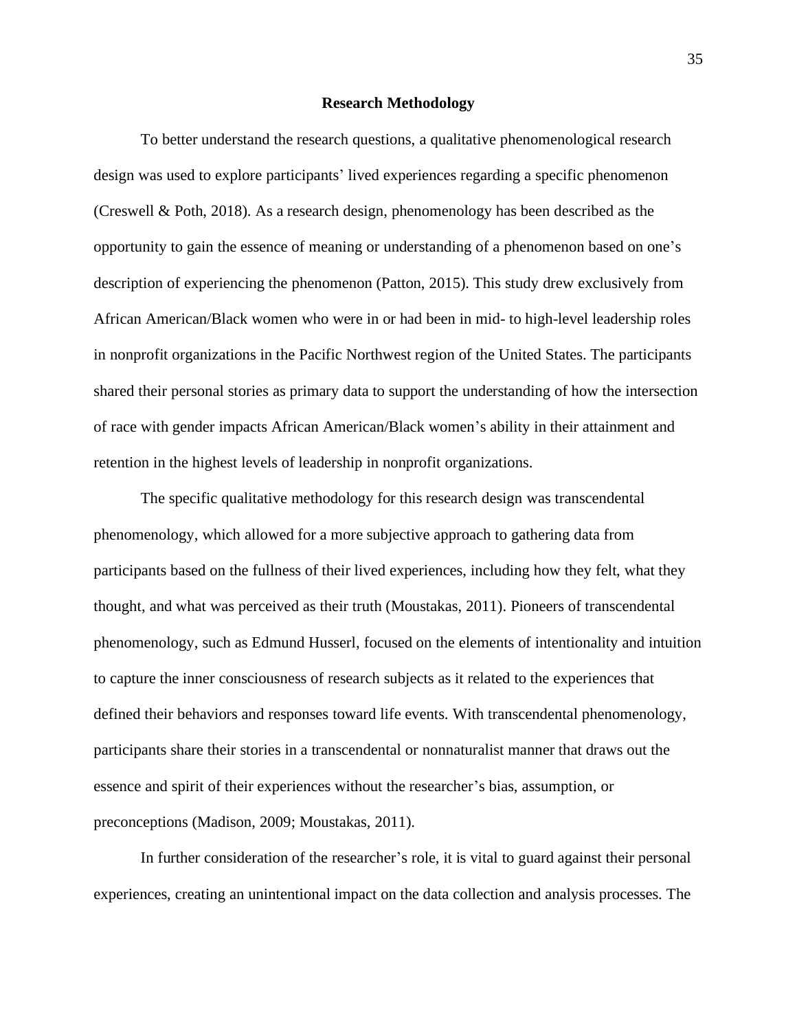## Research Methodology

To better understand the research questions, a qualitative phenomenological research design was used to explore participants' lived experiences regarding a specific phenomenon (Creswell & Poth, 2018). As a research design, phenomenology has been described as the opportunity to gain the essence of meaning or understanding of a phenomenon based on one's description of experiencing the phenomenon (Patton, 2015). This study drew exclusively from African American/Black women who were in or had been in mid- to high-level leadership roles in nonprofit organizations in the Pacific Northwest region of the United States. The participants shared their personal stories as primary data to support the understanding of how the intersection of race with gender impacts African American/Black women's ability in their attainment and retention in the highest levels of leadership in nonprofit organizations.

The specific qualitative methodology for this research design was transcendental phenomenology, which allowed for a more subjective approach to gathering data from participants based on the fullness of their lived experiences, including how they felt, what they thought, and what was perceived as their truth (Moustakas, 2011). Pioneers of transcendental phenomenology, such as Edmund Husserl, focused on the elements of intentionality and intuition to capture the inner consciousness of research subjects as it related to the experiences that defined their behaviors and responses toward life events. With transcendental phenomenology, participants share their stories in a transcendental or nonnaturalist manner that draws out the essence and spirit of their experiences without the researcher's bias, assumption, or preconceptions (Madison, 2009; Moustakas, 2011).

In further consideration of the researcher's role, it is vital to guard against their personal experiences, creating an unintentional impact on the data collection and analysis processes. The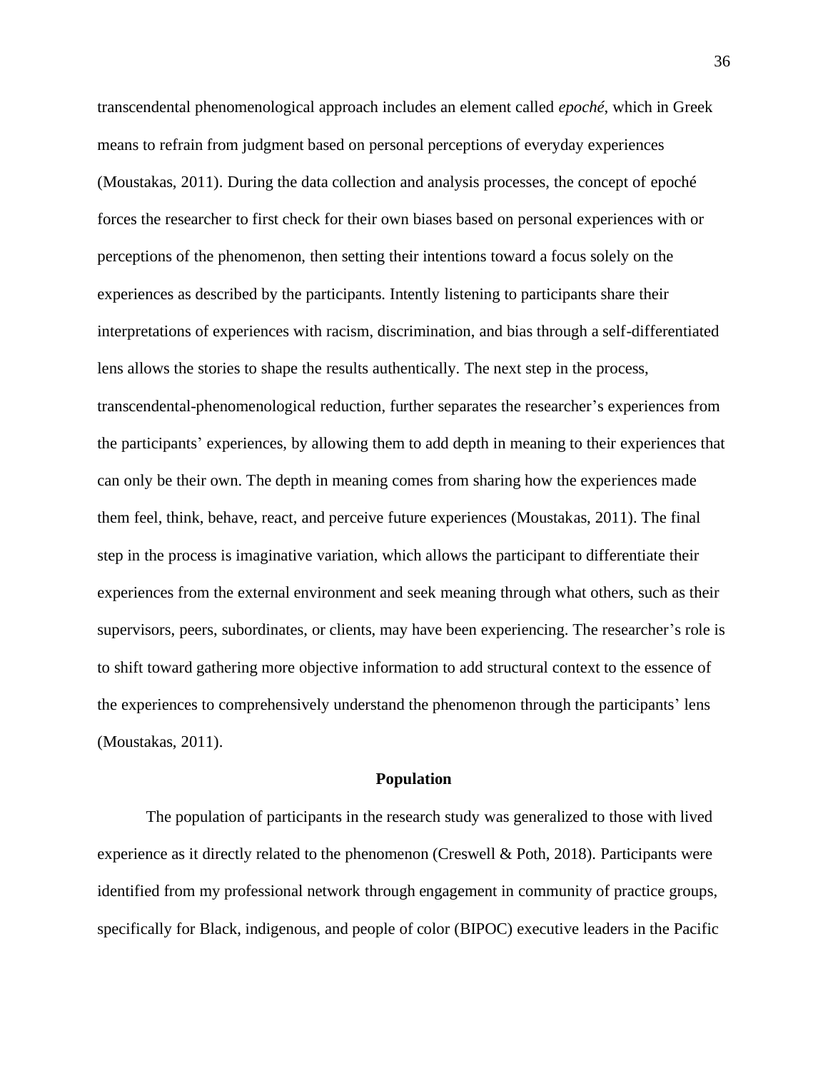transcendental phenomenological approach includes an element called *epoché*, which in Greek means to refrain from judgment based on personal perceptions of everyday experiences (Moustakas, 2011). During the data collection and analysis processes, the concept of epoché forces the researcher to first check for their own biases based on personal experiences with or perceptions of the phenomenon, then setting their intentions toward a focus solely on the experiences as described by the participants. Intently listening to participants share their interpretations of experiences with racism, discrimination, and bias through a self-differentiated lens allows the stories to shape the results authentically. The next step in the process, transcendental-phenomenological reduction, further separates the researcher's experiences from the participants' experiences, by allowing them to add depth in meaning to their experiences that can only be their own. The depth in meaning comes from sharing how the experiences made them feel, think, behave, react, and perceive future experiences (Moustakas, 2011). The final step in the process is imaginative variation, which allows the participant to differentiate their experiences from the external environment and seek meaning through what others, such as their supervisors, peers, subordinates, or clients, may have been experiencing. The researcher's role is to shift toward gathering more objective information to add structural context to the essence of the experiences to comprehensively understand the phenomenon through the participants' lens (Moustakas, 2011).

## Population

The population of participants in the research study was generalized to those with lived experience as it directly related to the phenomenon (Creswell & Poth, 2018). Participants were identified from my professional network through engagement in community of practice groups, specifically for Black, indigenous, and people of color (BIPOC) executive leaders in the Pacific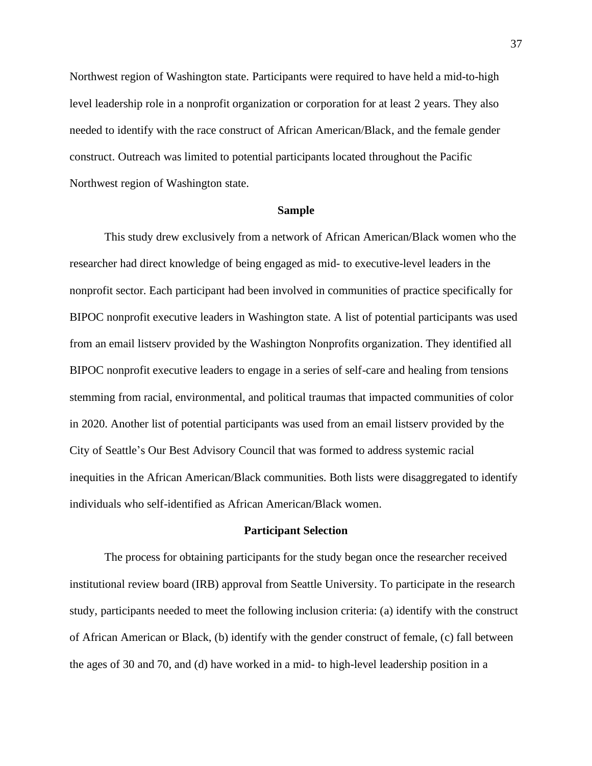Northwest region of Washington state. Participants were required to have held a mid-to-high level leadership role in a nonprofit organization or corporation for at least 2 years. They also needed to identify with the race construct of African American/Black, and the female gender construct. Outreach was limited to potential participants located throughout the Pacific Northwest region of Washington state.

## Sample

This study drew exclusively from a network of African American/Black women who the researcher had direct knowledge of being engaged as mid- to executive-level leaders in the nonprofit sector. Each participant had been involved in communities of practice specifically for BIPOC nonprofit executive leaders in Washington state. A list of potential participants was used from an email listserv provided by the Washington Nonprofits organization. They identified all BIPOC nonprofit executive leaders to engage in a series of self-care and healing from tensions stemming from racial, environmental, and political traumas that impacted communities of color in 2020. Another list of potential participants was used from an email listserv provided by the City of Seattle's Our Best Advisory Council that was formed to address systemic racial inequities in the African American/Black communities. Both lists were disaggregated to identify individuals who self-identified as African American/Black women.

## Participant Selection

The process for obtaining participants for the study began once the researcher received institutional review board (IRB) approval from Seattle University. To participate in the research study, participants needed to meet the following inclusion criteria: (a) identify with the construct of African American or Black, (b) identify with the gender construct of female, (c) fall between the ages of 30 and 70, and (d) have worked in a mid- to high-level leadership position in a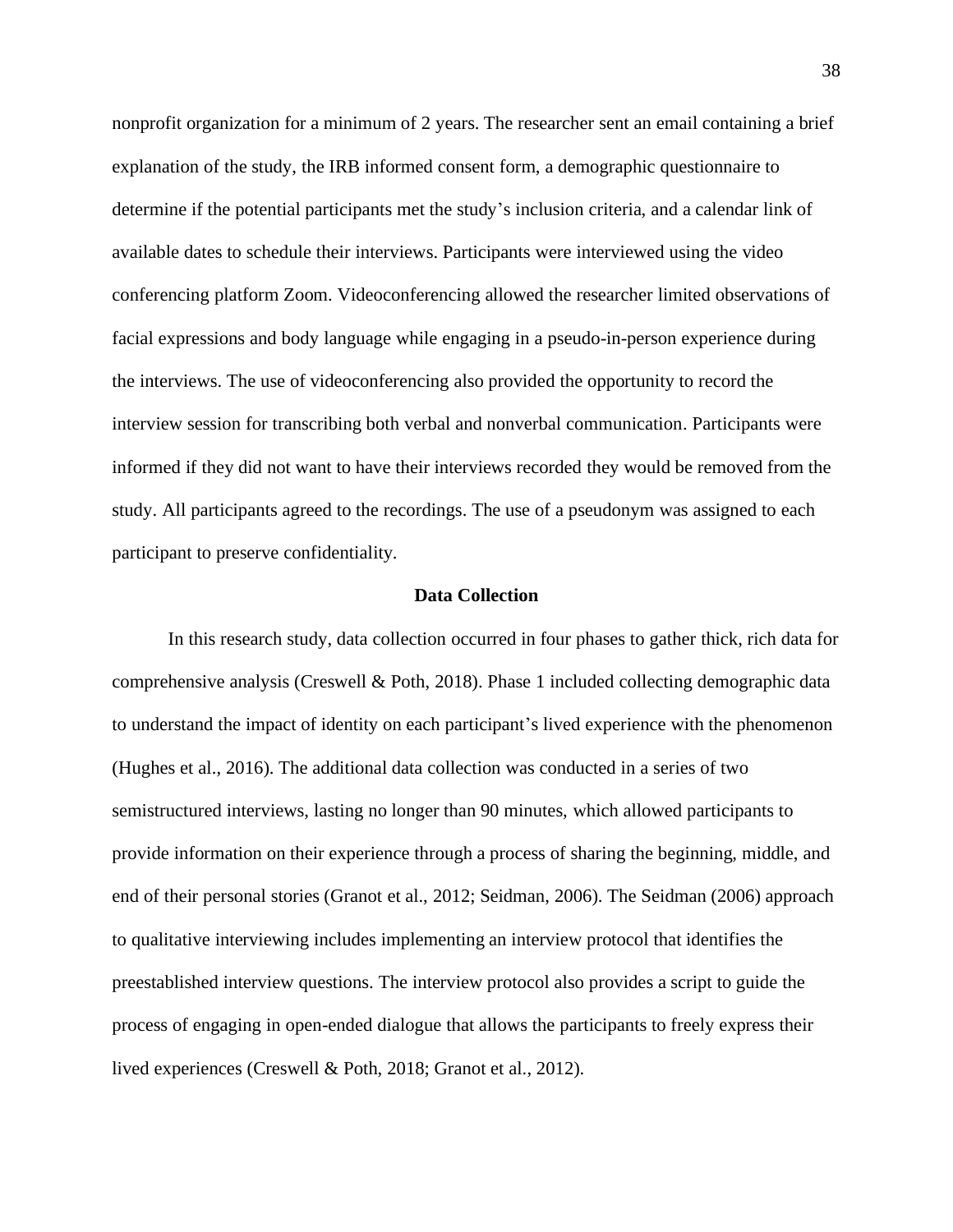nonprofit organization for a minimum of 2 years. The researcher sent an email containing a brief explanation of the study, the IRB informed consent form, a demographic questionnaire to determine if the potential participants met the study's inclusion criteria, and a calendar link of available dates to schedule their interviews. Participants were interviewed using the video conferencing platform Zoom. Videoconferencing allowed the researcher limited observations of facial expressions and body language while engaging in a pseudo-in-person experience during the interviews. The use of videoconferencing also provided the opportunity to record the interview session for transcribing both verbal and nonverbal communication. Participants were informed if they did not want to have their interviews recorded they would be removed from the study. All participants agreed to the recordings. The use of a pseudonym was assigned to each participant to preserve confidentiality.

## Data Collection

In this research study, data collection occurred in four phases to gather thick, rich data for comprehensive analysis (Creswell & Poth, 2018). Phase 1 included collecting demographic data to understand the impact of identity on each participant's lived experience with the phenomenon (Hughes et al., 2016). The additional data collection was conducted in a series of two semistructured interviews, lasting no longer than 90 minutes, which allowed participants to provide information on their experience through a process of sharing the beginning, middle, and end of their personal stories (Granot et al., 2012; Seidman, 2006). The Seidman (2006) approach to qualitative interviewing includes implementing an interview protocol that identifies the preestablished interview questions. The interview protocol also provides a script to guide the process of engaging in open-ended dialogue that allows the participants to freely express their lived experiences (Creswell & Poth, 2018; Granot et al., 2012).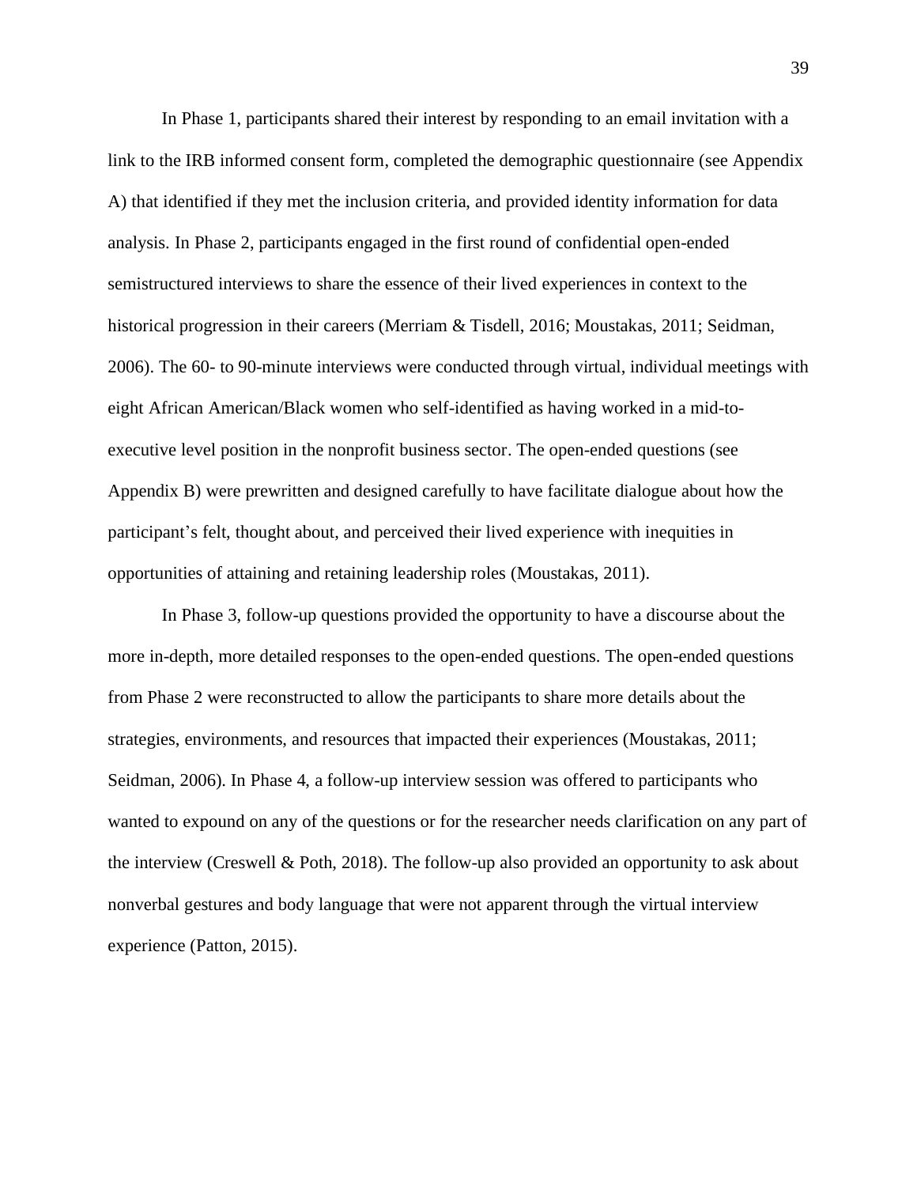In Phase 1, participants shared their interest by responding to an email invitation with a link to the IRB informed consent form, completed the demographic questionnaire (see Appendix A) that identified if they met the inclusion criteria, and provided identity information for data analysis. In Phase 2, participants engaged in the first round of confidential open-ended semistructured interviews to share the essence of their lived experiences in context to the historical progression in their careers (Merriam & Tisdell, 2016; Moustakas, 2011; Seidman, 2006). The 60- to 90-minute interviews were conducted through virtual, individual meetings with eight African American/Black women who self-identified as having worked in a mid-to-executive level position in the nonprofit business sector. The open-ended questions (see Appendix B) were prewritten and designed carefully to have facilitate dialogue about how the participant's felt, thought about, and perceived their lived experience with inequities in opportunities of attaining and retaining leadership roles (Moustakas, 2011).

In Phase 3, follow-up questions provided the opportunity to have a discourse about the more in-depth, more detailed responses to the open-ended questions. The open-ended questions from Phase 2 were reconstructed to allow the participants to share more details about the strategies, environments, and resources that impacted their experiences (Moustakas, 2011; Seidman, 2006). In Phase 4, a follow-up interview session was offered to participants who wanted to expound on any of the questions or for the researcher needs clarification on any part of the interview (Creswell & Poth, 2018). The follow-up also provided an opportunity to ask about nonverbal gestures and body language that were not apparent through the virtual interview experience (Patton, 2015).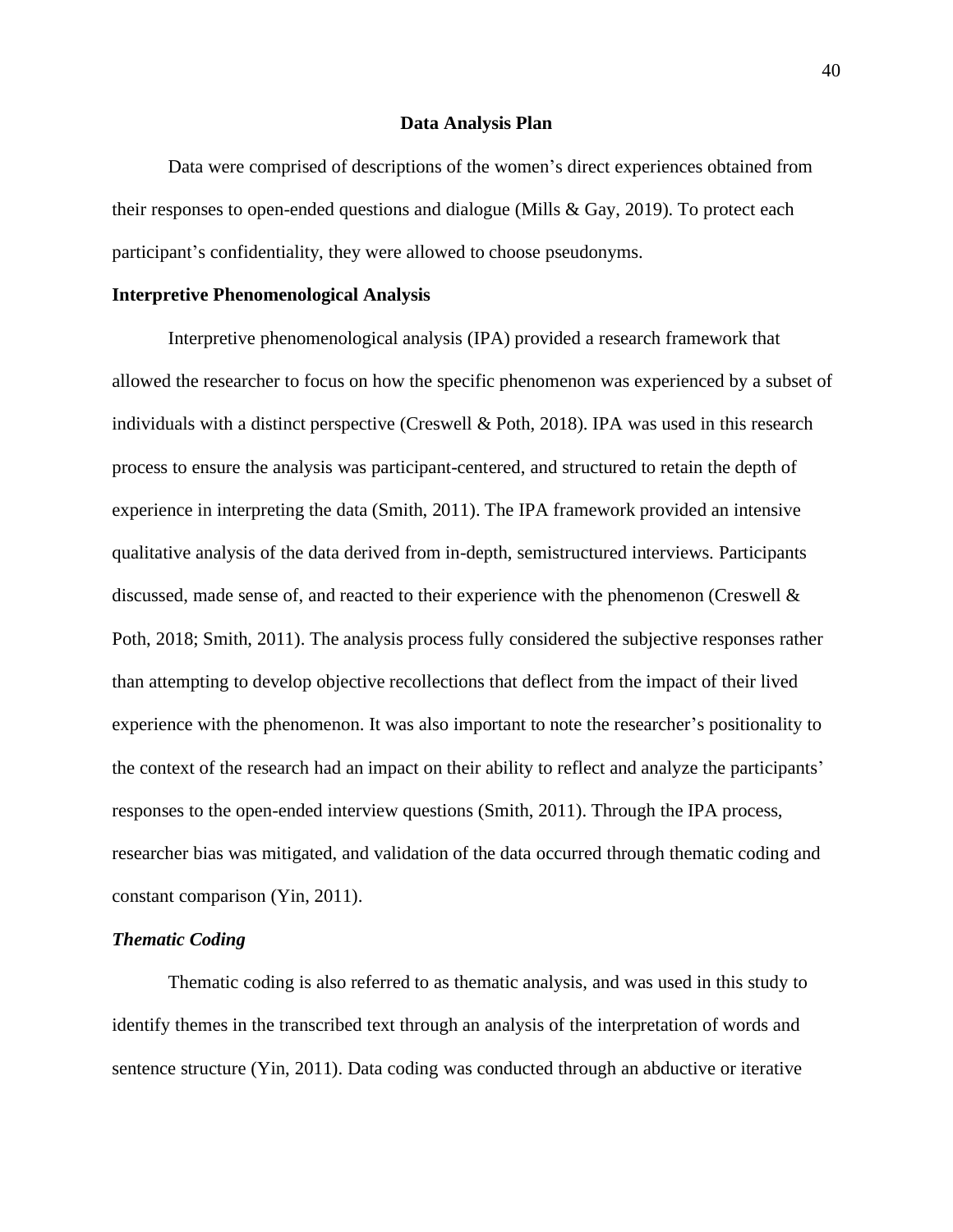## Data Analysis Plan

Data were comprised of descriptions of the women's direct experiences obtained from their responses to open-ended questions and dialogue (Mills & Gay, 2019). To protect each participant's confidentiality, they were allowed to choose pseudonyms.

### Interpretive Phenomenological Analysis

Interpretive phenomenological analysis (IPA) provided a research framework that allowed the researcher to focus on how the specific phenomenon was experienced by a subset of individuals with a distinct perspective (Creswell & Poth, 2018). IPA was used in this research process to ensure the analysis was participant-centered, and structured to retain the depth of experience in interpreting the data (Smith, 2011). The IPA framework provided an intensive qualitative analysis of the data derived from in-depth, semistructured interviews. Participants discussed, made sense of, and reacted to their experience with the phenomenon (Creswell & Poth, 2018; Smith, 2011). The analysis process fully considered the subjective responses rather than attempting to develop objective recollections that deflect from the impact of their lived experience with the phenomenon. It was also important to note the researcher's positionality to the context of the research had an impact on their ability to reflect and analyze the participants' responses to the open-ended interview questions (Smith, 2011). Through the IPA process, researcher bias was mitigated, and validation of the data occurred through thematic coding and constant comparison (Yin, 2011).

#### *Thematic Coding*

Thematic coding is also referred to as thematic analysis, and was used in this study to identify themes in the transcribed text through an analysis of the interpretation of words and sentence structure (Yin, 2011). Data coding was conducted through an abductive or iterative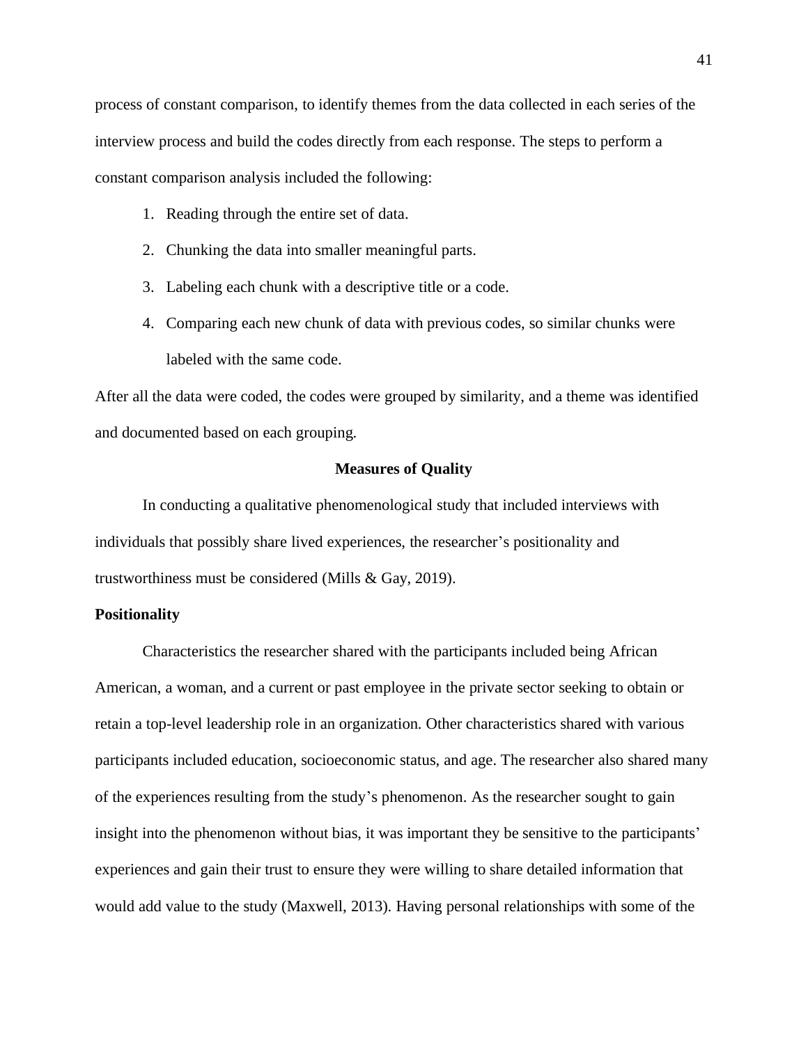process of constant comparison, to identify themes from the data collected in each series of the interview process and build the codes directly from each response. The steps to perform a constant comparison analysis included the following:

1. Reading through the entire set of data.
2. Chunking the data into smaller meaningful parts.
3. Labeling each chunk with a descriptive title or a code.
4. Comparing each new chunk of data with previous codes, so similar chunks were labeled with the same code.

After all the data were coded, the codes were grouped by similarity, and a theme was identified and documented based on each grouping.

## Measures of Quality

In conducting a qualitative phenomenological study that included interviews with individuals that possibly share lived experiences, the researcher's positionality and trustworthiness must be considered (Mills & Gay, 2019).

### Positionality

Characteristics the researcher shared with the participants included being African American, a woman, and a current or past employee in the private sector seeking to obtain or retain a top-level leadership role in an organization. Other characteristics shared with various participants included education, socioeconomic status, and age. The researcher also shared many of the experiences resulting from the study's phenomenon. As the researcher sought to gain insight into the phenomenon without bias, it was important they be sensitive to the participants' experiences and gain their trust to ensure they were willing to share detailed information that would add value to the study (Maxwell, 2013). Having personal relationships with some of the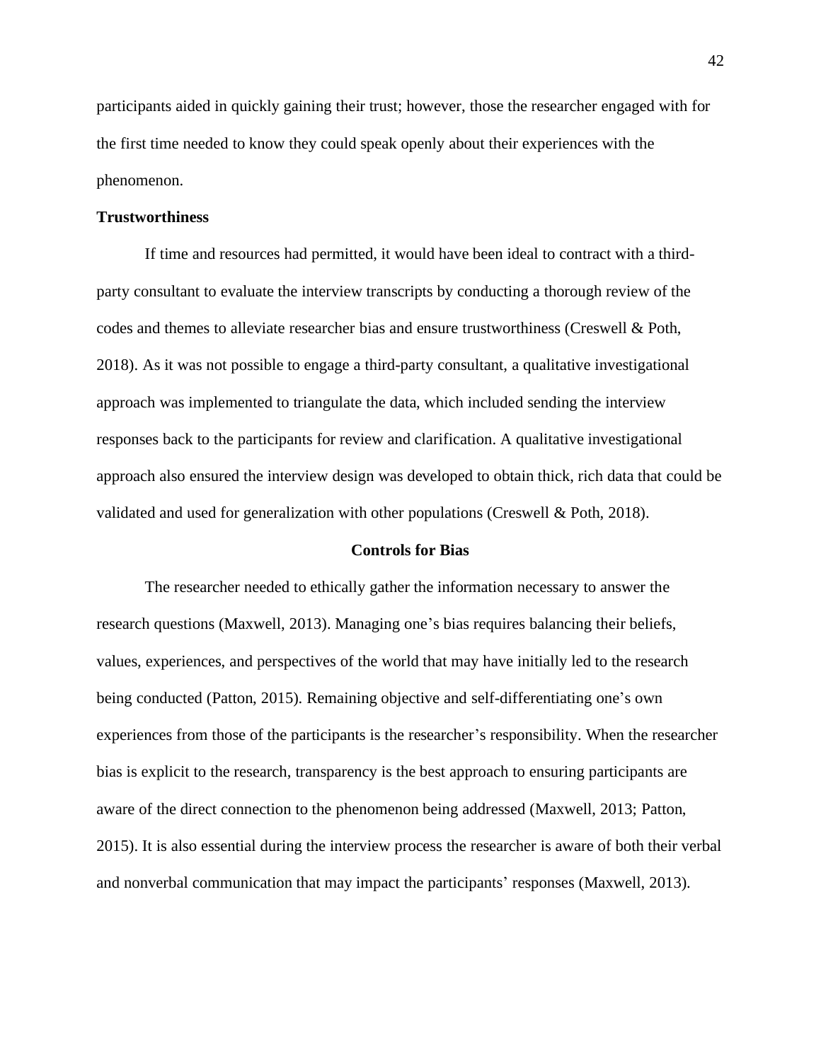participants aided in quickly gaining their trust; however, those the researcher engaged with for the first time needed to know they could speak openly about their experiences with the phenomenon.

### Trustworthiness

If time and resources had permitted, it would have been ideal to contract with a third-party consultant to evaluate the interview transcripts by conducting a thorough review of the codes and themes to alleviate researcher bias and ensure trustworthiness (Creswell & Poth, 2018). As it was not possible to engage a third-party consultant, a qualitative investigational approach was implemented to triangulate the data, which included sending the interview responses back to the participants for review and clarification. A qualitative investigational approach also ensured the interview design was developed to obtain thick, rich data that could be validated and used for generalization with other populations (Creswell & Poth, 2018).

## Controls for Bias

The researcher needed to ethically gather the information necessary to answer the research questions (Maxwell, 2013). Managing one's bias requires balancing their beliefs, values, experiences, and perspectives of the world that may have initially led to the research being conducted (Patton, 2015). Remaining objective and self-differentiating one's own experiences from those of the participants is the researcher's responsibility. When the researcher bias is explicit to the research, transparency is the best approach to ensuring participants are aware of the direct connection to the phenomenon being addressed (Maxwell, 2013; Patton, 2015). It is also essential during the interview process the researcher is aware of both their verbal and nonverbal communication that may impact the participants' responses (Maxwell, 2013).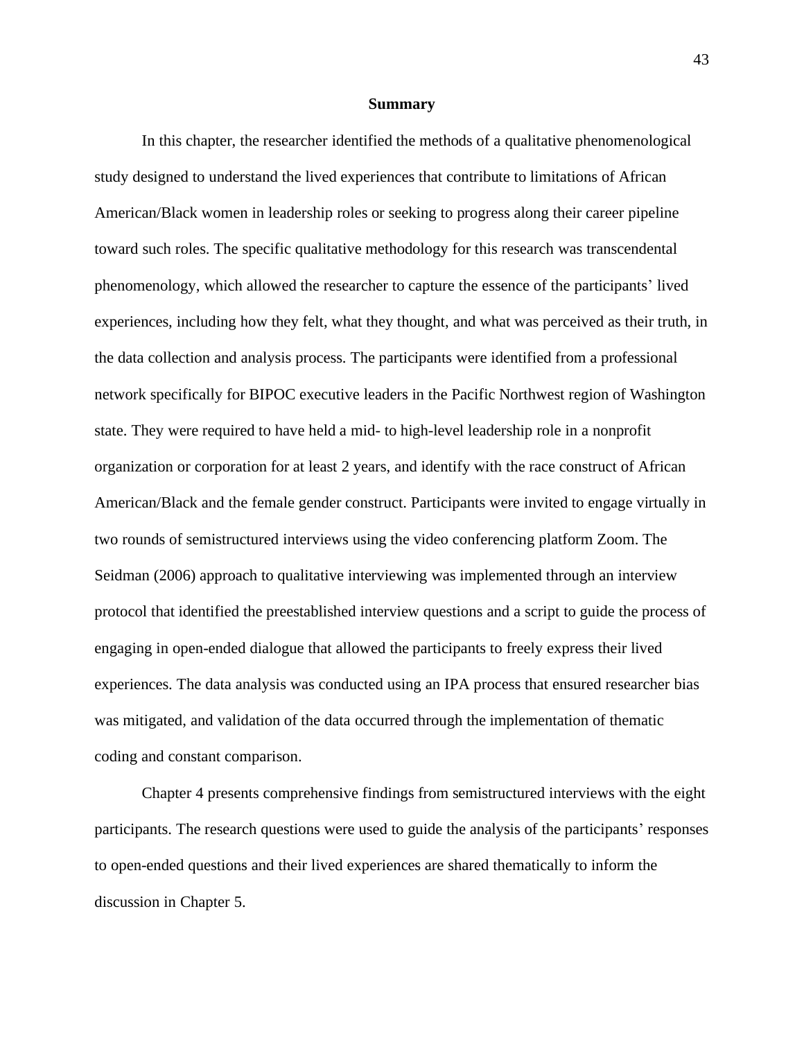## Summary

In this chapter, the researcher identified the methods of a qualitative phenomenological study designed to understand the lived experiences that contribute to limitations of African American/Black women in leadership roles or seeking to progress along their career pipeline toward such roles. The specific qualitative methodology for this research was transcendental phenomenology, which allowed the researcher to capture the essence of the participants' lived experiences, including how they felt, what they thought, and what was perceived as their truth, in the data collection and analysis process. The participants were identified from a professional network specifically for BIPOC executive leaders in the Pacific Northwest region of Washington state. They were required to have held a mid- to high-level leadership role in a nonprofit organization or corporation for at least 2 years, and identify with the race construct of African American/Black and the female gender construct. Participants were invited to engage virtually in two rounds of semistructured interviews using the video conferencing platform Zoom. The Seidman (2006) approach to qualitative interviewing was implemented through an interview protocol that identified the preestablished interview questions and a script to guide the process of engaging in open-ended dialogue that allowed the participants to freely express their lived experiences. The data analysis was conducted using an IPA process that ensured researcher bias was mitigated, and validation of the data occurred through the implementation of thematic coding and constant comparison.

Chapter 4 presents comprehensive findings from semistructured interviews with the eight participants. The research questions were used to guide the analysis of the participants' responses to open-ended questions and their lived experiences are shared thematically to inform the discussion in Chapter 5.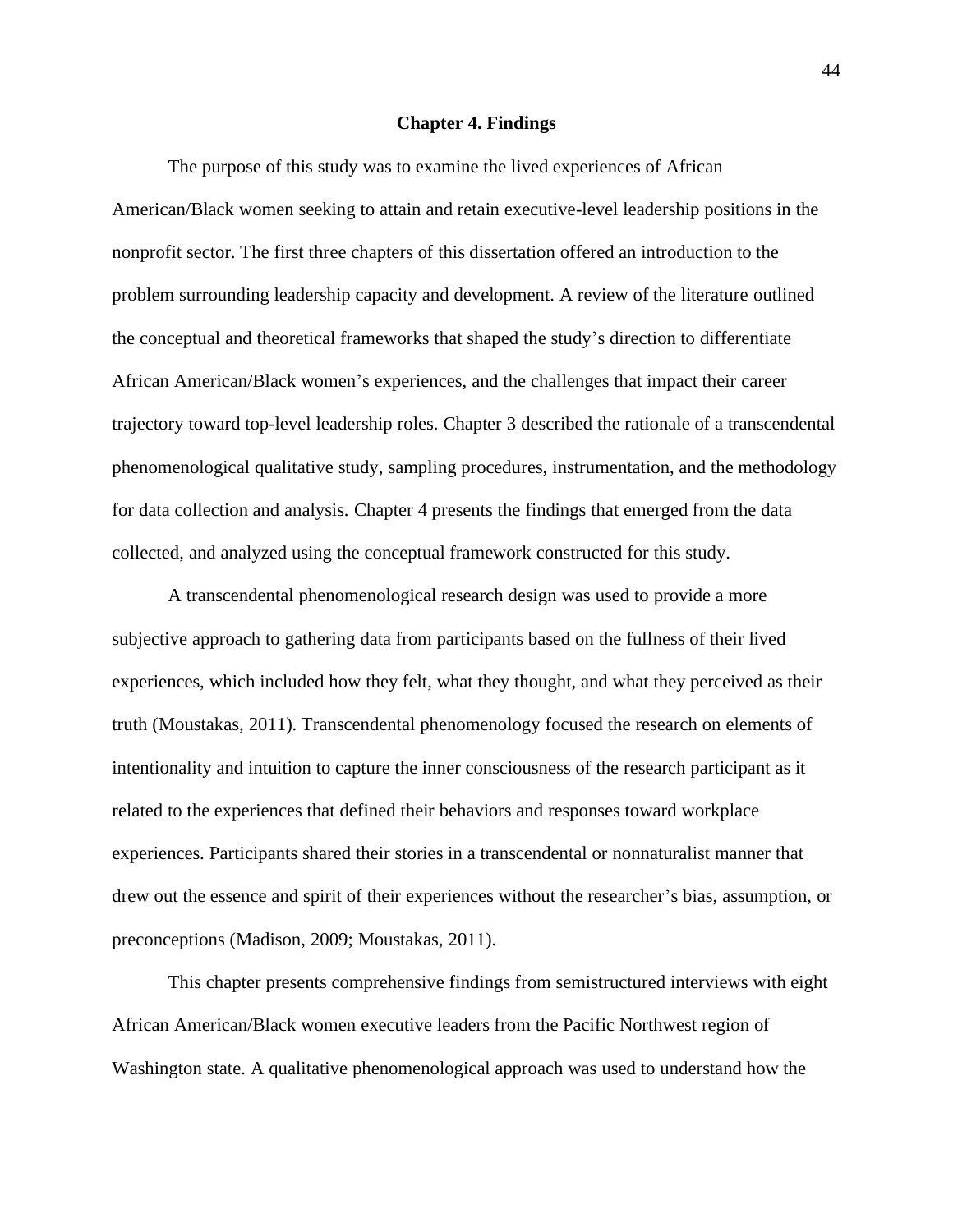# Chapter 4. Findings

The purpose of this study was to examine the lived experiences of African American/Black women seeking to attain and retain executive-level leadership positions in the nonprofit sector. The first three chapters of this dissertation offered an introduction to the problem surrounding leadership capacity and development. A review of the literature outlined the conceptual and theoretical frameworks that shaped the study's direction to differentiate African American/Black women's experiences, and the challenges that impact their career trajectory toward top-level leadership roles. Chapter 3 described the rationale of a transcendental phenomenological qualitative study, sampling procedures, instrumentation, and the methodology for data collection and analysis. Chapter 4 presents the findings that emerged from the data collected, and analyzed using the conceptual framework constructed for this study.

A transcendental phenomenological research design was used to provide a more subjective approach to gathering data from participants based on the fullness of their lived experiences, which included how they felt, what they thought, and what they perceived as their truth (Moustakas, 2011). Transcendental phenomenology focused the research on elements of intentionality and intuition to capture the inner consciousness of the research participant as it related to the experiences that defined their behaviors and responses toward workplace experiences. Participants shared their stories in a transcendental or nonnaturalist manner that drew out the essence and spirit of their experiences without the researcher's bias, assumption, or preconceptions (Madison, 2009; Moustakas, 2011).

This chapter presents comprehensive findings from semistructured interviews with eight African American/Black women executive leaders from the Pacific Northwest region of Washington state. A qualitative phenomenological approach was used to understand how the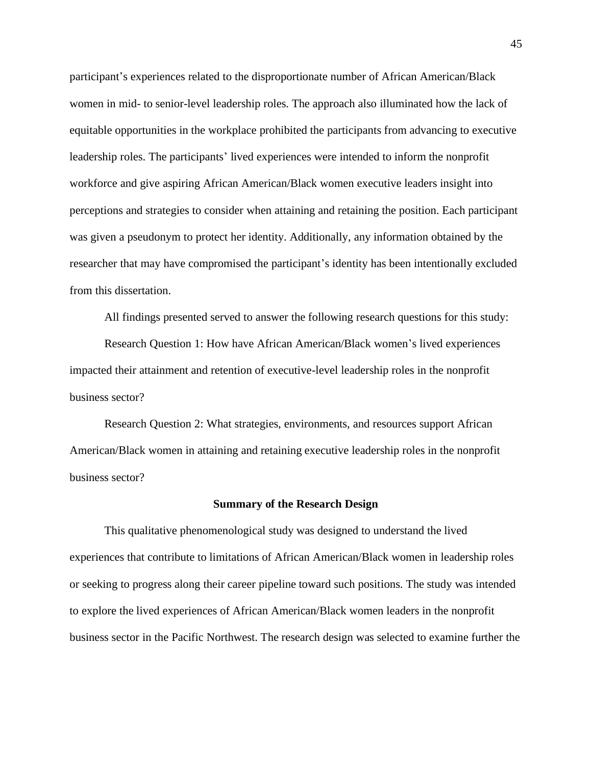participant's experiences related to the disproportionate number of African American/Black women in mid- to senior-level leadership roles. The approach also illuminated how the lack of equitable opportunities in the workplace prohibited the participants from advancing to executive leadership roles. The participants' lived experiences were intended to inform the nonprofit workforce and give aspiring African American/Black women executive leaders insight into perceptions and strategies to consider when attaining and retaining the position. Each participant was given a pseudonym to protect her identity. Additionally, any information obtained by the researcher that may have compromised the participant's identity has been intentionally excluded from this dissertation.

All findings presented served to answer the following research questions for this study:

Research Question 1: How have African American/Black women's lived experiences impacted their attainment and retention of executive-level leadership roles in the nonprofit business sector?

Research Question 2: What strategies, environments, and resources support African American/Black women in attaining and retaining executive leadership roles in the nonprofit business sector?

## Summary of the Research Design

This qualitative phenomenological study was designed to understand the lived experiences that contribute to limitations of African American/Black women in leadership roles or seeking to progress along their career pipeline toward such positions. The study was intended to explore the lived experiences of African American/Black women leaders in the nonprofit business sector in the Pacific Northwest. The research design was selected to examine further the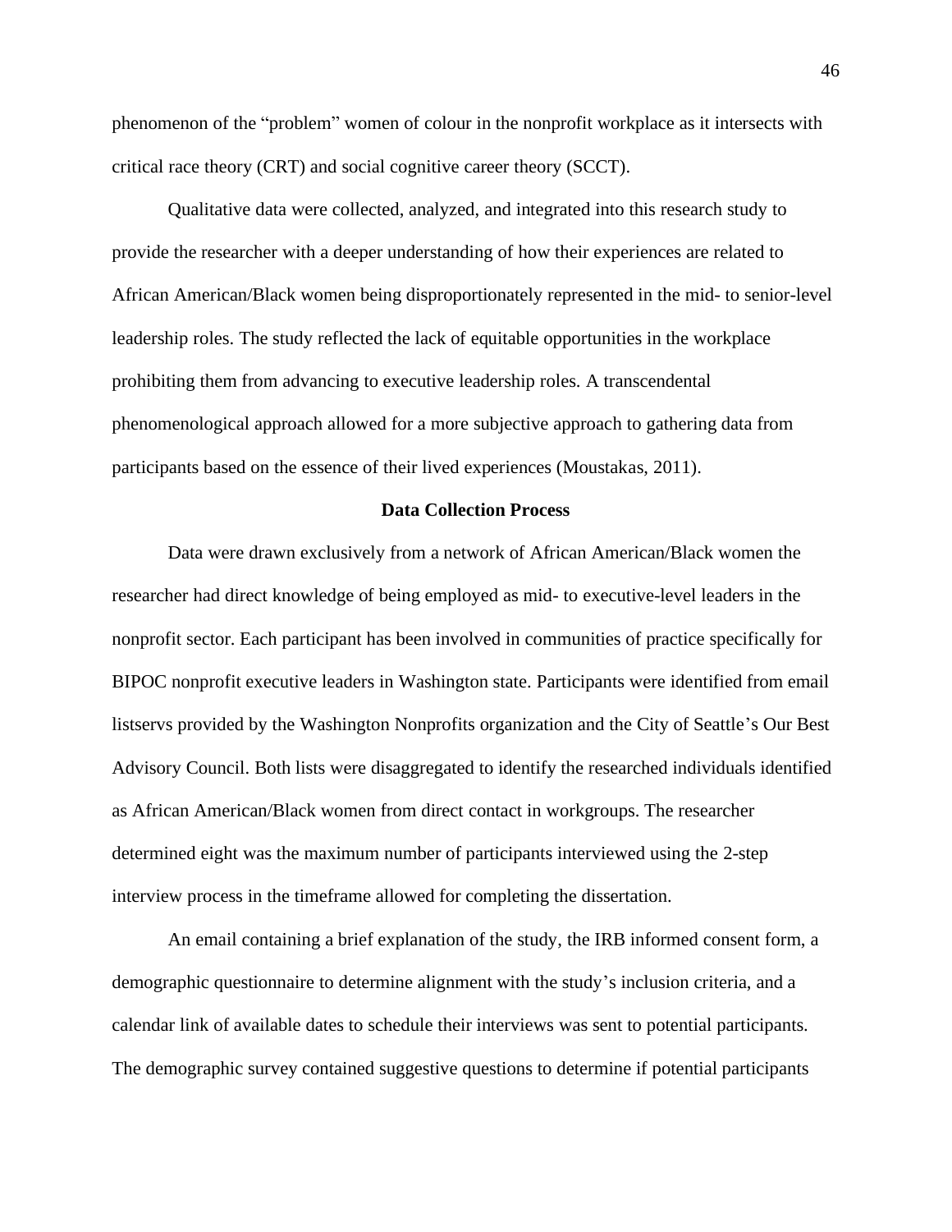phenomenon of the "problem" women of colour in the nonprofit workplace as it intersects with critical race theory (CRT) and social cognitive career theory (SCCT).

Qualitative data were collected, analyzed, and integrated into this research study to provide the researcher with a deeper understanding of how their experiences are related to African American/Black women being disproportionately represented in the mid- to senior-level leadership roles. The study reflected the lack of equitable opportunities in the workplace prohibiting them from advancing to executive leadership roles. A transcendental phenomenological approach allowed for a more subjective approach to gathering data from participants based on the essence of their lived experiences (Moustakas, 2011).

## Data Collection Process

Data were drawn exclusively from a network of African American/Black women the researcher had direct knowledge of being employed as mid- to executive-level leaders in the nonprofit sector. Each participant has been involved in communities of practice specifically for BIPOC nonprofit executive leaders in Washington state. Participants were identified from email listservs provided by the Washington Nonprofits organization and the City of Seattle's Our Best Advisory Council. Both lists were disaggregated to identify the researched individuals identified as African American/Black women from direct contact in workgroups. The researcher determined eight was the maximum number of participants interviewed using the 2-step interview process in the timeframe allowed for completing the dissertation.

An email containing a brief explanation of the study, the IRB informed consent form, a demographic questionnaire to determine alignment with the study's inclusion criteria, and a calendar link of available dates to schedule their interviews was sent to potential participants. The demographic survey contained suggestive questions to determine if potential participants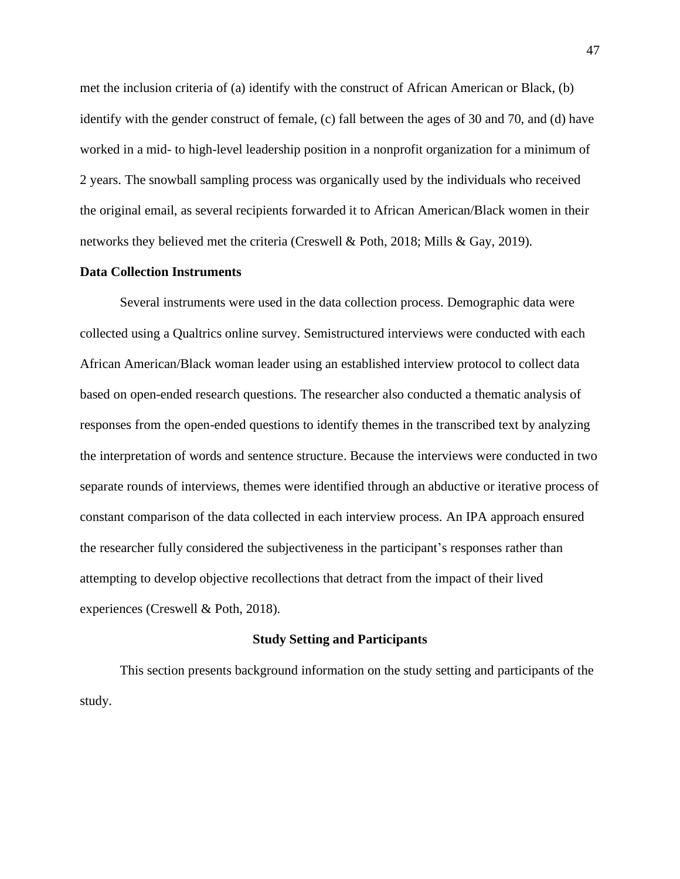met the inclusion criteria of (a) identify with the construct of African American or Black, (b) identify with the gender construct of female, (c) fall between the ages of 30 and 70, and (d) have worked in a mid- to high-level leadership position in a nonprofit organization for a minimum of 2 years. The snowball sampling process was organically used by the individuals who received the original email, as several recipients forwarded it to African American/Black women in their networks they believed met the criteria (Creswell & Poth, 2018; Mills & Gay, 2019).

**Data Collection Instruments**

Several instruments were used in the data collection process. Demographic data were collected using a Qualtrics online survey. Semistructured interviews were conducted with each African American/Black woman leader using an established interview protocol to collect data based on open-ended research questions. The researcher also conducted a thematic analysis of responses from the open-ended questions to identify themes in the transcribed text by analyzing the interpretation of words and sentence structure. Because the interviews were conducted in two separate rounds of interviews, themes were identified through an abductive or iterative process of constant comparison of the data collected in each interview process. An IPA approach ensured the researcher fully considered the subjectiveness in the participant's responses rather than attempting to develop objective recollections that detract from the impact of their lived experiences (Creswell & Poth, 2018).

## Study Setting and Participants

This section presents background information on the study setting and participants of the study.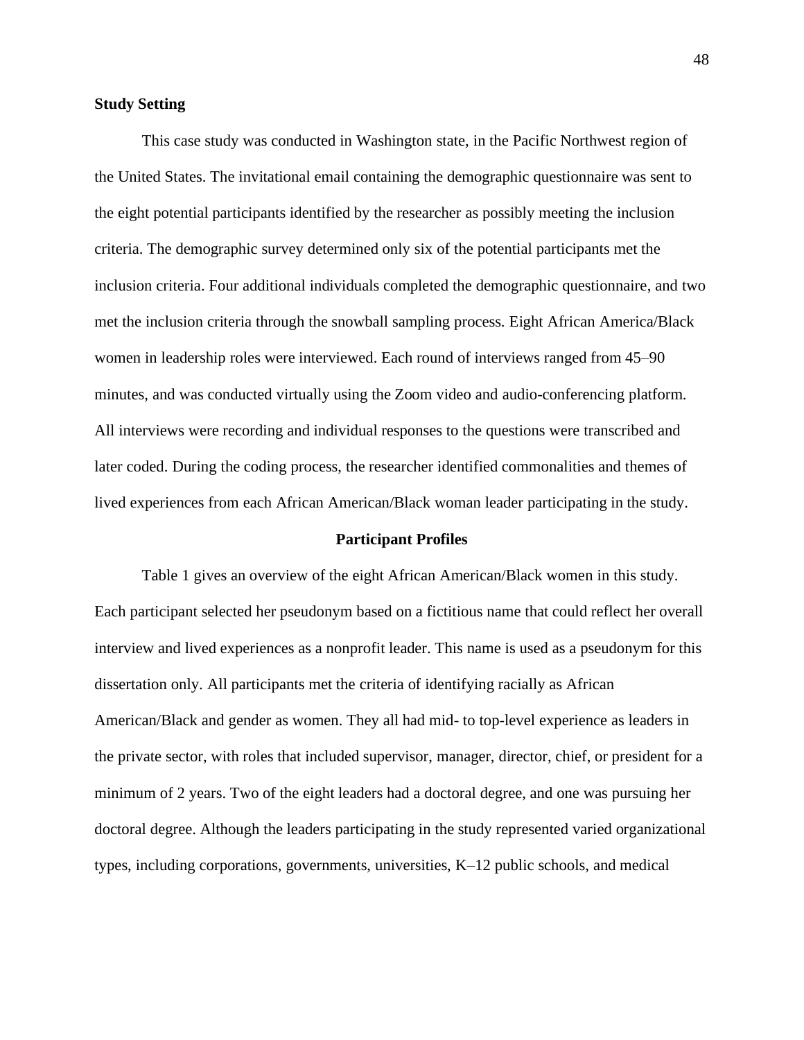**Study Setting**

This case study was conducted in Washington state, in the Pacific Northwest region of the United States. The invitational email containing the demographic questionnaire was sent to the eight potential participants identified by the researcher as possibly meeting the inclusion criteria. The demographic survey determined only six of the potential participants met the inclusion criteria. Four additional individuals completed the demographic questionnaire, and two met the inclusion criteria through the snowball sampling process. Eight African America/Black women in leadership roles were interviewed. Each round of interviews ranged from 45–90 minutes, and was conducted virtually using the Zoom video and audio-conferencing platform. All interviews were recording and individual responses to the questions were transcribed and later coded. During the coding process, the researcher identified commonalities and themes of lived experiences from each African American/Black woman leader participating in the study.

## Participant Profiles

Table 1 gives an overview of the eight African American/Black women in this study. Each participant selected her pseudonym based on a fictitious name that could reflect her overall interview and lived experiences as a nonprofit leader. This name is used as a pseudonym for this dissertation only. All participants met the criteria of identifying racially as African American/Black and gender as women. They all had mid- to top-level experience as leaders in the private sector, with roles that included supervisor, manager, director, chief, or president for a minimum of 2 years. Two of the eight leaders had a doctoral degree, and one was pursuing her doctoral degree. Although the leaders participating in the study represented varied organizational types, including corporations, governments, universities, K–12 public schools, and medical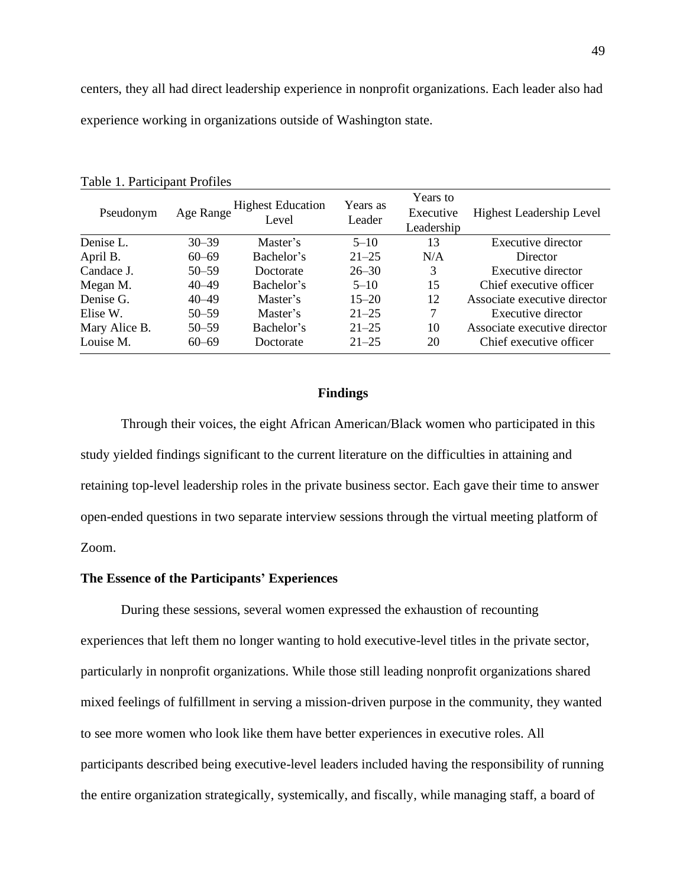centers, they all had direct leadership experience in nonprofit organizations. Each leader also had experience working in organizations outside of Washington state.

Table 1. Participant Profiles

| Pseudonym | Age Range | Highest Education Level | Years as Leader | Years to Executive Leadership | Highest Leadership Level |
|---|---|---|---|---|---|
| Denise L. | 30–39 | Master's | 5–10 | 13 | Executive director |
| April B. | 60–69 | Bachelor's | 21–25 | N/A | Director |
| Candace J. | 50–59 | Doctorate | 26–30 | 3 | Executive director |
| Megan M. | 40–49 | Bachelor's | 5–10 | 15 | Chief executive officer |
| Denise G. | 40–49 | Master's | 15–20 | 12 | Associate executive director |
| Elise W. | 50–59 | Master's | 21–25 | 7 | Executive director |
| Mary Alice B. | 50–59 | Bachelor's | 21–25 | 10 | Associate executive director |
| Louise M. | 60–69 | Doctorate | 21–25 | 20 | Chief executive officer |

## Findings

Through their voices, the eight African American/Black women who participated in this study yielded findings significant to the current literature on the difficulties in attaining and retaining top-level leadership roles in the private business sector. Each gave their time to answer open-ended questions in two separate interview sessions through the virtual meeting platform of Zoom.

### The Essence of the Participants' Experiences

During these sessions, several women expressed the exhaustion of recounting experiences that left them no longer wanting to hold executive-level titles in the private sector, particularly in nonprofit organizations. While those still leading nonprofit organizations shared mixed feelings of fulfillment in serving a mission-driven purpose in the community, they wanted to see more women who look like them have better experiences in executive roles. All participants described being executive-level leaders included having the responsibility of running the entire organization strategically, systemically, and fiscally, while managing staff, a board of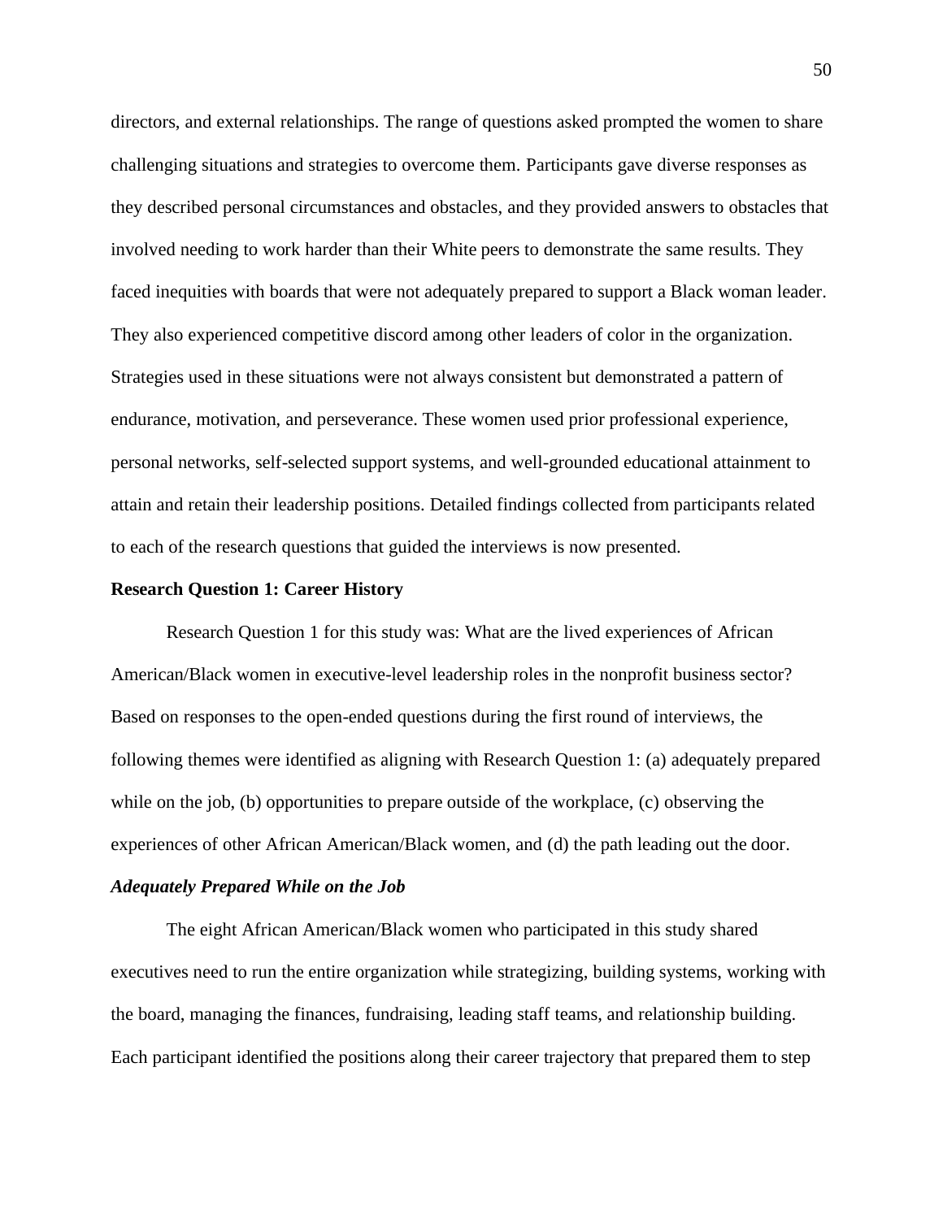directors, and external relationships. The range of questions asked prompted the women to share challenging situations and strategies to overcome them. Participants gave diverse responses as they described personal circumstances and obstacles, and they provided answers to obstacles that involved needing to work harder than their White peers to demonstrate the same results. They faced inequities with boards that were not adequately prepared to support a Black woman leader. They also experienced competitive discord among other leaders of color in the organization. Strategies used in these situations were not always consistent but demonstrated a pattern of endurance, motivation, and perseverance. These women used prior professional experience, personal networks, self-selected support systems, and well-grounded educational attainment to attain and retain their leadership positions. Detailed findings collected from participants related to each of the research questions that guided the interviews is now presented.

## Research Question 1: Career History

Research Question 1 for this study was: What are the lived experiences of African American/Black women in executive-level leadership roles in the nonprofit business sector? Based on responses to the open-ended questions during the first round of interviews, the following themes were identified as aligning with Research Question 1: (a) adequately prepared while on the job, (b) opportunities to prepare outside of the workplace, (c) observing the experiences of other African American/Black women, and (d) the path leading out the door.

### *Adequately Prepared While on the Job*

The eight African American/Black women who participated in this study shared executives need to run the entire organization while strategizing, building systems, working with the board, managing the finances, fundraising, leading staff teams, and relationship building. Each participant identified the positions along their career trajectory that prepared them to step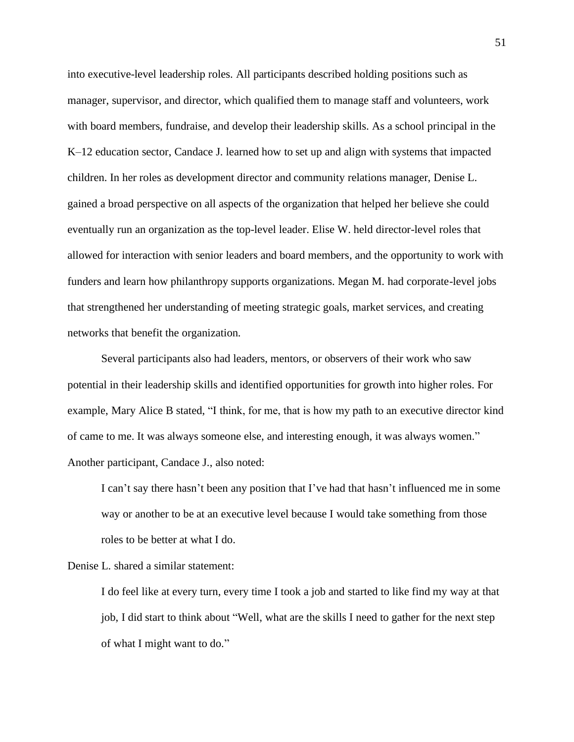into executive-level leadership roles. All participants described holding positions such as manager, supervisor, and director, which qualified them to manage staff and volunteers, work with board members, fundraise, and develop their leadership skills. As a school principal in the K–12 education sector, Candace J. learned how to set up and align with systems that impacted children. In her roles as development director and community relations manager, Denise L. gained a broad perspective on all aspects of the organization that helped her believe she could eventually run an organization as the top-level leader. Elise W. held director-level roles that allowed for interaction with senior leaders and board members, and the opportunity to work with funders and learn how philanthropy supports organizations. Megan M. had corporate-level jobs that strengthened her understanding of meeting strategic goals, market services, and creating networks that benefit the organization.

Several participants also had leaders, mentors, or observers of their work who saw potential in their leadership skills and identified opportunities for growth into higher roles. For example, Mary Alice B stated, "I think, for me, that is how my path to an executive director kind of came to me. It was always someone else, and interesting enough, it was always women." Another participant, Candace J., also noted:

> I can't say there hasn't been any position that I've had that hasn't influenced me in some way or another to be at an executive level because I would take something from those roles to be better at what I do.

Denise L. shared a similar statement:

> I do feel like at every turn, every time I took a job and started to like find my way at that job, I did start to think about "Well, what are the skills I need to gather for the next step of what I might want to do."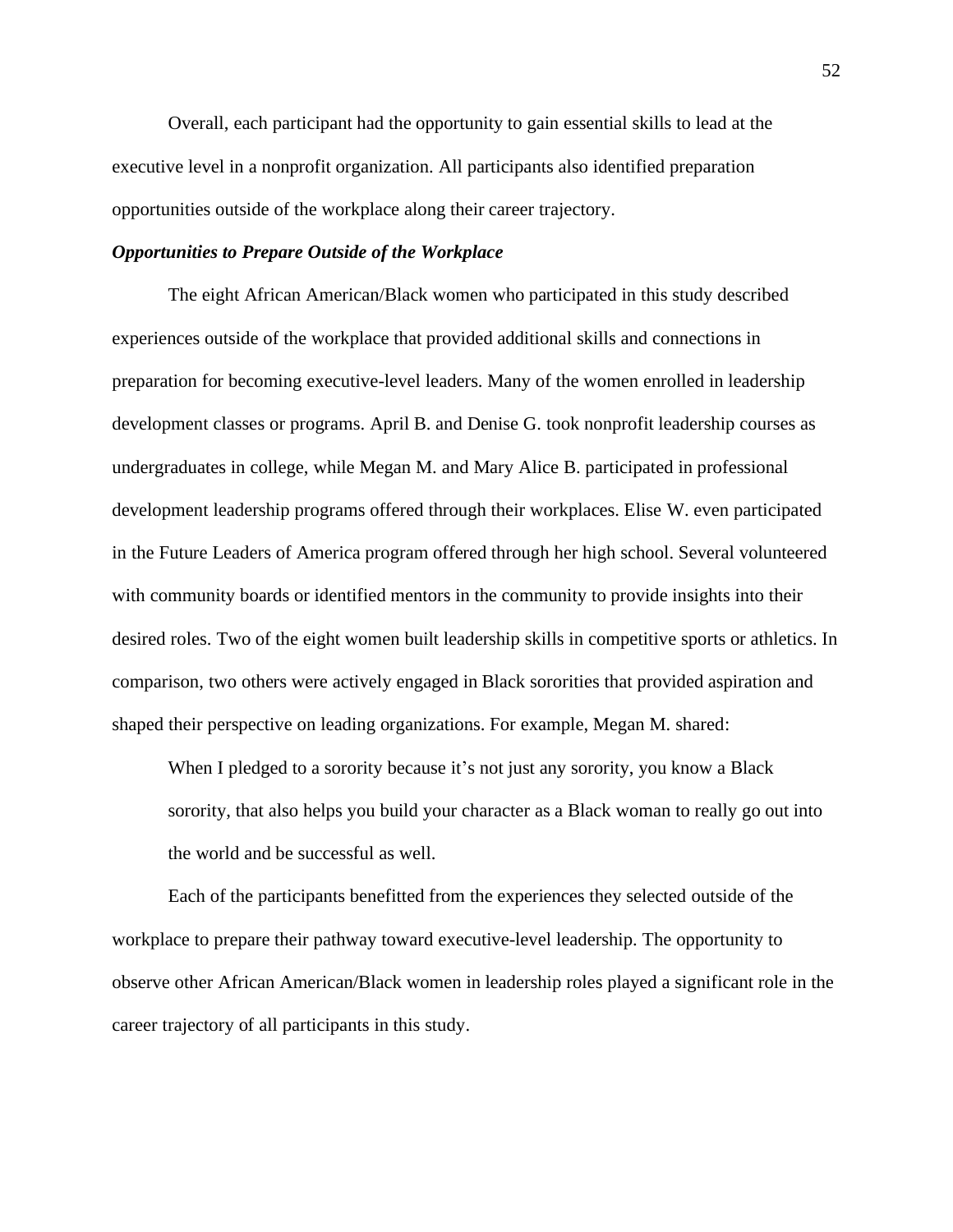Overall, each participant had the opportunity to gain essential skills to lead at the executive level in a nonprofit organization. All participants also identified preparation opportunities outside of the workplace along their career trajectory.

### *Opportunities to Prepare Outside of the Workplace*

The eight African American/Black women who participated in this study described experiences outside of the workplace that provided additional skills and connections in preparation for becoming executive-level leaders. Many of the women enrolled in leadership development classes or programs. April B. and Denise G. took nonprofit leadership courses as undergraduates in college, while Megan M. and Mary Alice B. participated in professional development leadership programs offered through their workplaces. Elise W. even participated in the Future Leaders of America program offered through her high school. Several volunteered with community boards or identified mentors in the community to provide insights into their desired roles. Two of the eight women built leadership skills in competitive sports or athletics. In comparison, two others were actively engaged in Black sororities that provided aspiration and shaped their perspective on leading organizations. For example, Megan M. shared:

> When I pledged to a sorority because it's not just any sorority, you know a Black sorority, that also helps you build your character as a Black woman to really go out into the world and be successful as well.

Each of the participants benefitted from the experiences they selected outside of the workplace to prepare their pathway toward executive-level leadership. The opportunity to observe other African American/Black women in leadership roles played a significant role in the career trajectory of all participants in this study.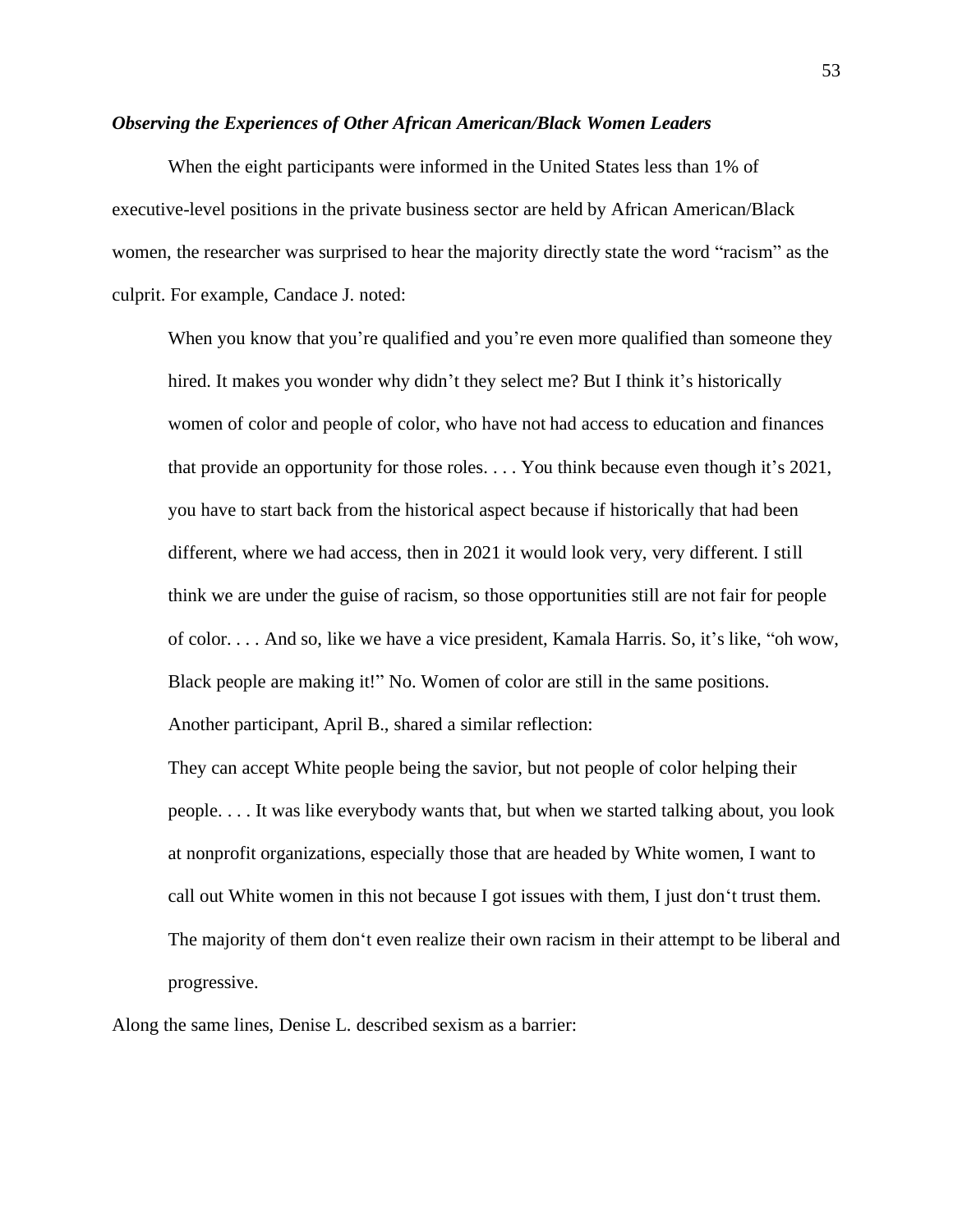### *Observing the Experiences of Other African American/Black Women Leaders*

When the eight participants were informed in the United States less than 1% of executive-level positions in the private business sector are held by African American/Black women, the researcher was surprised to hear the majority directly state the word "racism" as the culprit. For example, Candace J. noted:

> When you know that you're qualified and you're even more qualified than someone they hired. It makes you wonder why didn't they select me? But I think it's historically women of color and people of color, who have not had access to education and finances that provide an opportunity for those roles. . . . You think because even though it's 2021, you have to start back from the historical aspect because if historically that had been different, where we had access, then in 2021 it would look very, very different. I still think we are under the guise of racism, so those opportunities still are not fair for people of color. . . . And so, like we have a vice president, Kamala Harris. So, it's like, "oh wow, Black people are making it!" No. Women of color are still in the same positions.
>
> Another participant, April B., shared a similar reflection:
>
> They can accept White people being the savior, but not people of color helping their people. . . . It was like everybody wants that, but when we started talking about, you look at nonprofit organizations, especially those that are headed by White women, I want to call out White women in this not because I got issues with them, I just don't trust them. The majority of them don't even realize their own racism in their attempt to be liberal and progressive.

Along the same lines, Denise L. described sexism as a barrier: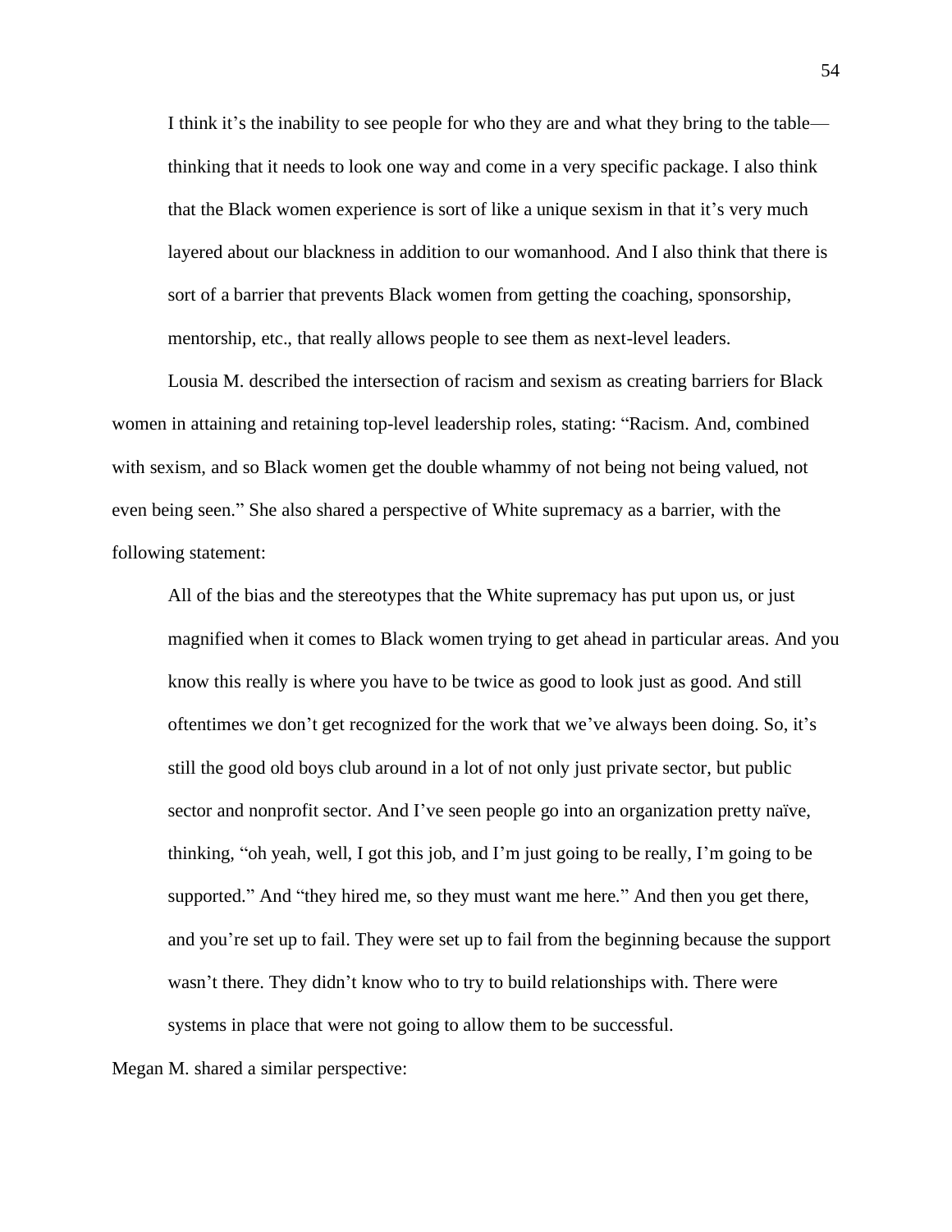> I think it's the inability to see people for who they are and what they bring to the table—thinking that it needs to look one way and come in a very specific package. I also think that the Black women experience is sort of like a unique sexism in that it's very much layered about our blackness in addition to our womanhood. And I also think that there is sort of a barrier that prevents Black women from getting the coaching, sponsorship, mentorship, etc., that really allows people to see them as next-level leaders.

Lousia M. described the intersection of racism and sexism as creating barriers for Black women in attaining and retaining top-level leadership roles, stating: "Racism. And, combined with sexism, and so Black women get the double whammy of not being not being valued, not even being seen." She also shared a perspective of White supremacy as a barrier, with the following statement:

> All of the bias and the stereotypes that the White supremacy has put upon us, or just magnified when it comes to Black women trying to get ahead in particular areas. And you know this really is where you have to be twice as good to look just as good. And still oftentimes we don't get recognized for the work that we've always been doing. So, it's still the good old boys club around in a lot of not only just private sector, but public sector and nonprofit sector. And I've seen people go into an organization pretty naïve, thinking, "oh yeah, well, I got this job, and I'm just going to be really, I'm going to be supported." And "they hired me, so they must want me here." And then you get there, and you're set up to fail. They were set up to fail from the beginning because the support wasn't there. They didn't know who to try to build relationships with. There were systems in place that were not going to allow them to be successful.

Megan M. shared a similar perspective: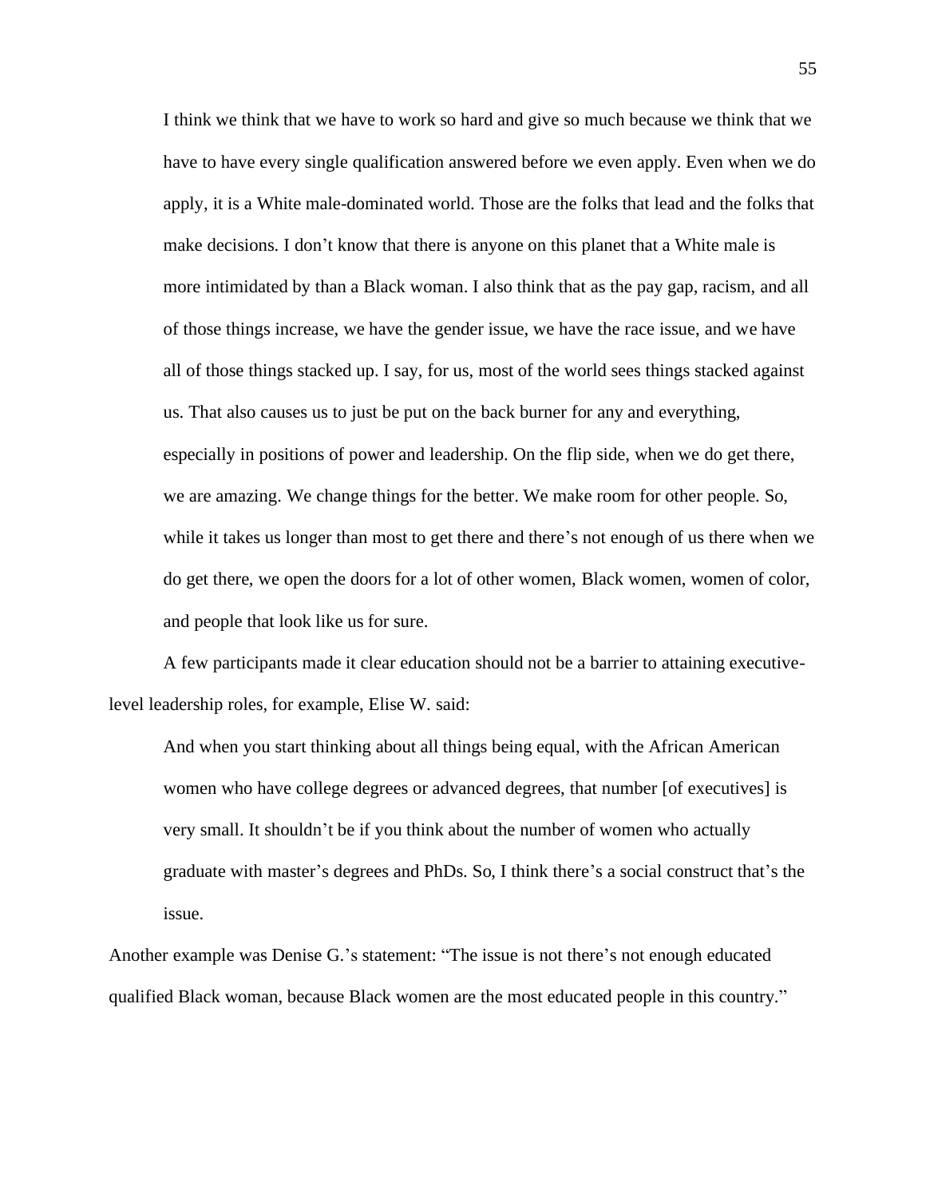> I think we think that we have to work so hard and give so much because we think that we have to have every single qualification answered before we even apply. Even when we do apply, it is a White male-dominated world. Those are the folks that lead and the folks that make decisions. I don't know that there is anyone on this planet that a White male is more intimidated by than a Black woman. I also think that as the pay gap, racism, and all of those things increase, we have the gender issue, we have the race issue, and we have all of those things stacked up. I say, for us, most of the world sees things stacked against us. That also causes us to just be put on the back burner for any and everything, especially in positions of power and leadership. On the flip side, when we do get there, we are amazing. We change things for the better. We make room for other people. So, while it takes us longer than most to get there and there's not enough of us there when we do get there, we open the doors for a lot of other women, Black women, women of color, and people that look like us for sure.

A few participants made it clear education should not be a barrier to attaining executive-level leadership roles, for example, Elise W. said:

> And when you start thinking about all things being equal, with the African American women who have college degrees or advanced degrees, that number [of executives] is very small. It shouldn't be if you think about the number of women who actually graduate with master's degrees and PhDs. So, I think there's a social construct that's the issue.

Another example was Denise G.'s statement: "The issue is not there's not enough educated qualified Black woman, because Black women are the most educated people in this country."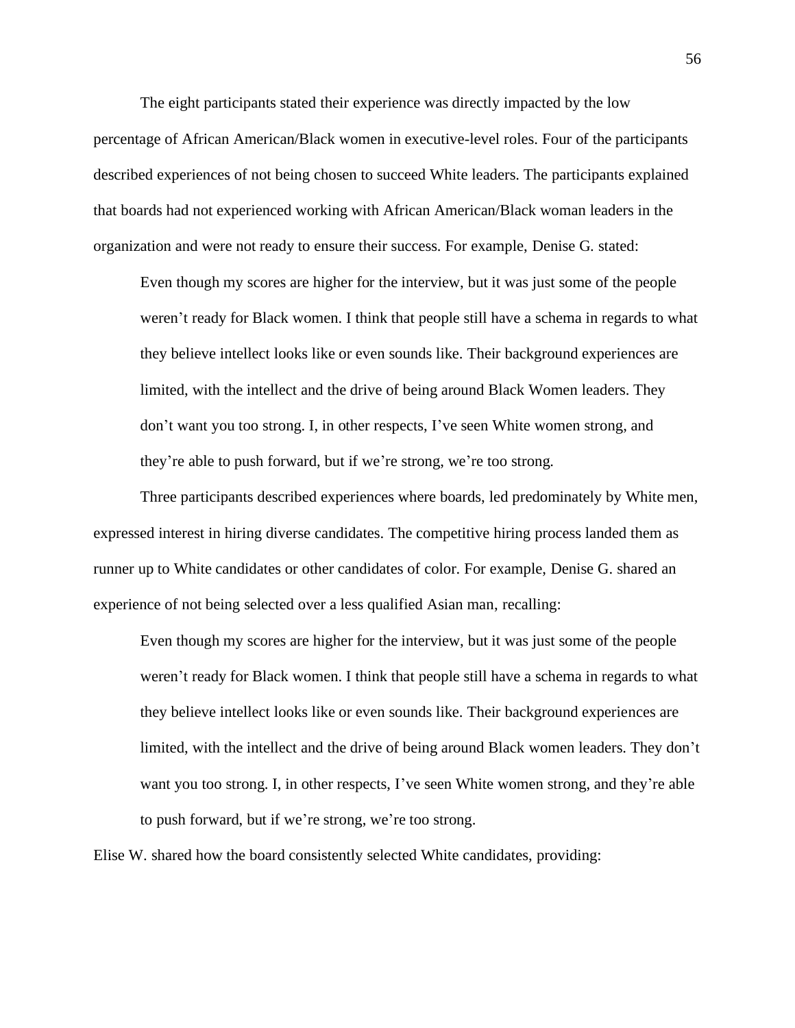The eight participants stated their experience was directly impacted by the low percentage of African American/Black women in executive-level roles. Four of the participants described experiences of not being chosen to succeed White leaders. The participants explained that boards had not experienced working with African American/Black woman leaders in the organization and were not ready to ensure their success. For example, Denise G. stated:

> Even though my scores are higher for the interview, but it was just some of the people weren't ready for Black women. I think that people still have a schema in regards to what they believe intellect looks like or even sounds like. Their background experiences are limited, with the intellect and the drive of being around Black Women leaders. They don't want you too strong. I, in other respects, I've seen White women strong, and they're able to push forward, but if we're strong, we're too strong.

Three participants described experiences where boards, led predominately by White men, expressed interest in hiring diverse candidates. The competitive hiring process landed them as runner up to White candidates or other candidates of color. For example, Denise G. shared an experience of not being selected over a less qualified Asian man, recalling:

> Even though my scores are higher for the interview, but it was just some of the people weren't ready for Black women. I think that people still have a schema in regards to what they believe intellect looks like or even sounds like. Their background experiences are limited, with the intellect and the drive of being around Black women leaders. They don't want you too strong. I, in other respects, I've seen White women strong, and they're able to push forward, but if we're strong, we're too strong.

Elise W. shared how the board consistently selected White candidates, providing: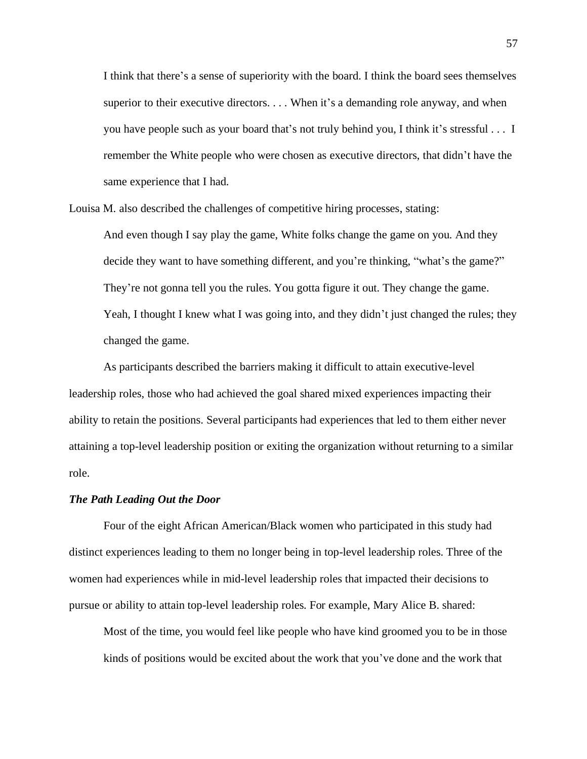> I think that there's a sense of superiority with the board. I think the board sees themselves superior to their executive directors. . . . When it's a demanding role anyway, and when you have people such as your board that's not truly behind you, I think it's stressful . . . I remember the White people who were chosen as executive directors, that didn't have the same experience that I had.

Louisa M. also described the challenges of competitive hiring processes, stating:

> And even though I say play the game, White folks change the game on you. And they decide they want to have something different, and you're thinking, "what's the game?" They're not gonna tell you the rules. You gotta figure it out. They change the game. Yeah, I thought I knew what I was going into, and they didn't just changed the rules; they changed the game.

As participants described the barriers making it difficult to attain executive-level leadership roles, those who had achieved the goal shared mixed experiences impacting their ability to retain the positions. Several participants had experiences that led to them either never attaining a top-level leadership position or exiting the organization without returning to a similar role.

### ***The Path Leading Out the Door***

Four of the eight African American/Black women who participated in this study had distinct experiences leading to them no longer being in top-level leadership roles. Three of the women had experiences while in mid-level leadership roles that impacted their decisions to pursue or ability to attain top-level leadership roles. For example, Mary Alice B. shared:

> Most of the time, you would feel like people who have kind groomed you to be in those kinds of positions would be excited about the work that you've done and the work that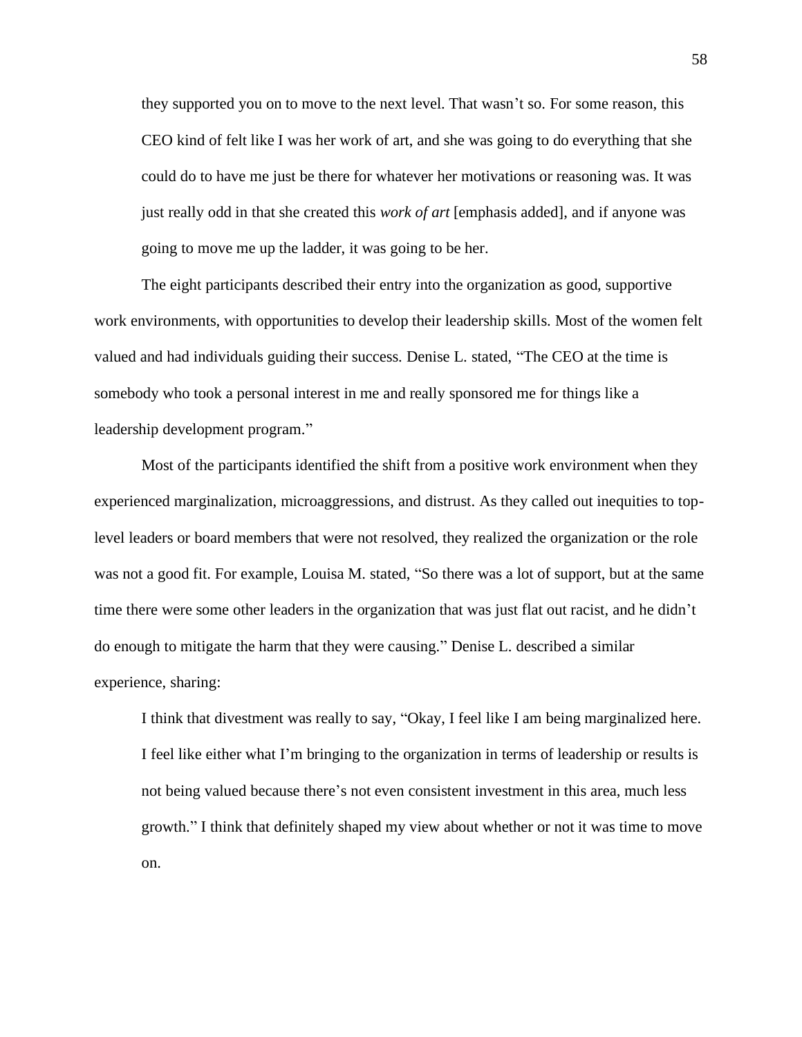> they supported you on to move to the next level. That wasn't so. For some reason, this CEO kind of felt like I was her work of art, and she was going to do everything that she could do to have me just be there for whatever her motivations or reasoning was. It was just really odd in that she created this *work of art* [emphasis added], and if anyone was going to move me up the ladder, it was going to be her.

The eight participants described their entry into the organization as good, supportive work environments, with opportunities to develop their leadership skills. Most of the women felt valued and had individuals guiding their success. Denise L. stated, "The CEO at the time is somebody who took a personal interest in me and really sponsored me for things like a leadership development program."

Most of the participants identified the shift from a positive work environment when they experienced marginalization, microaggressions, and distrust. As they called out inequities to top-level leaders or board members that were not resolved, they realized the organization or the role was not a good fit. For example, Louisa M. stated, "So there was a lot of support, but at the same time there were some other leaders in the organization that was just flat out racist, and he didn't do enough to mitigate the harm that they were causing." Denise L. described a similar experience, sharing:

> I think that divestment was really to say, "Okay, I feel like I am being marginalized here. I feel like either what I'm bringing to the organization in terms of leadership or results is not being valued because there's not even consistent investment in this area, much less growth." I think that definitely shaped my view about whether or not it was time to move on.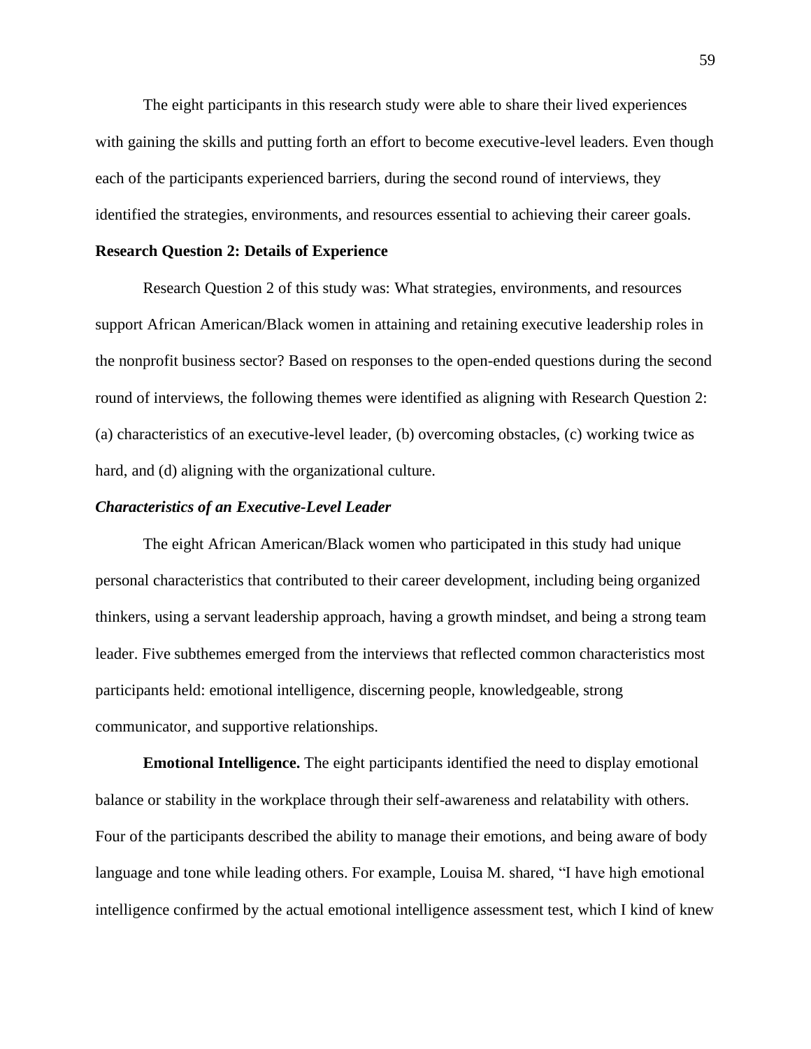The eight participants in this research study were able to share their lived experiences with gaining the skills and putting forth an effort to become executive-level leaders. Even though each of the participants experienced barriers, during the second round of interviews, they identified the strategies, environments, and resources essential to achieving their career goals.

## Research Question 2: Details of Experience

Research Question 2 of this study was: What strategies, environments, and resources support African American/Black women in attaining and retaining executive leadership roles in the nonprofit business sector? Based on responses to the open-ended questions during the second round of interviews, the following themes were identified as aligning with Research Question 2: (a) characteristics of an executive-level leader, (b) overcoming obstacles, (c) working twice as hard, and (d) aligning with the organizational culture.

### *Characteristics of an Executive-Level Leader*

The eight African American/Black women who participated in this study had unique personal characteristics that contributed to their career development, including being organized thinkers, using a servant leadership approach, having a growth mindset, and being a strong team leader. Five subthemes emerged from the interviews that reflected common characteristics most participants held: emotional intelligence, discerning people, knowledgeable, strong communicator, and supportive relationships.

**Emotional Intelligence.** The eight participants identified the need to display emotional balance or stability in the workplace through their self-awareness and relatability with others. Four of the participants described the ability to manage their emotions, and being aware of body language and tone while leading others. For example, Louisa M. shared, “I have high emotional intelligence confirmed by the actual emotional intelligence assessment test, which I kind of knew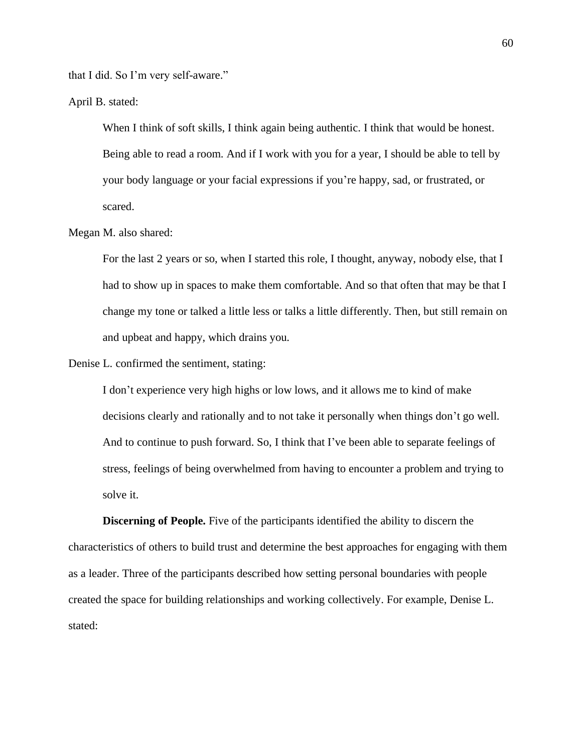that I did. So I'm very self-aware."

April B. stated:

> When I think of soft skills, I think again being authentic. I think that would be honest. Being able to read a room. And if I work with you for a year, I should be able to tell by your body language or your facial expressions if you're happy, sad, or frustrated, or scared.

Megan M. also shared:

> For the last 2 years or so, when I started this role, I thought, anyway, nobody else, that I had to show up in spaces to make them comfortable. And so that often that may be that I change my tone or talked a little less or talks a little differently. Then, but still remain on and upbeat and happy, which drains you.

Denise L. confirmed the sentiment, stating:

> I don't experience very high highs or low lows, and it allows me to kind of make decisions clearly and rationally and to not take it personally when things don't go well. And to continue to push forward. So, I think that I've been able to separate feelings of stress, feelings of being overwhelmed from having to encounter a problem and trying to solve it.

**Discerning of People.** Five of the participants identified the ability to discern the characteristics of others to build trust and determine the best approaches for engaging with them as a leader. Three of the participants described how setting personal boundaries with people created the space for building relationships and working collectively. For example, Denise L. stated: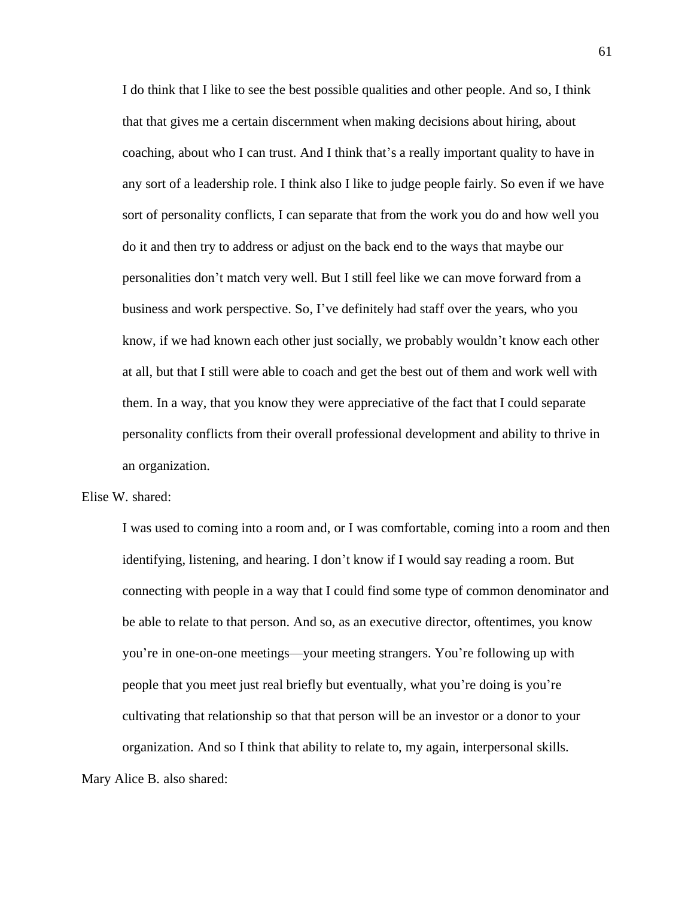> I do think that I like to see the best possible qualities and other people. And so, I think that that gives me a certain discernment when making decisions about hiring, about coaching, about who I can trust. And I think that's a really important quality to have in any sort of a leadership role. I think also I like to judge people fairly. So even if we have sort of personality conflicts, I can separate that from the work you do and how well you do it and then try to address or adjust on the back end to the ways that maybe our personalities don't match very well. But I still feel like we can move forward from a business and work perspective. So, I've definitely had staff over the years, who you know, if we had known each other just socially, we probably wouldn't know each other at all, but that I still were able to coach and get the best out of them and work well with them. In a way, that you know they were appreciative of the fact that I could separate personality conflicts from their overall professional development and ability to thrive in an organization.

Elise W. shared:

> I was used to coming into a room and, or I was comfortable, coming into a room and then identifying, listening, and hearing. I don't know if I would say reading a room. But connecting with people in a way that I could find some type of common denominator and be able to relate to that person. And so, as an executive director, oftentimes, you know you're in one-on-one meetings—your meeting strangers. You're following up with people that you meet just real briefly but eventually, what you're doing is you're cultivating that relationship so that that person will be an investor or a donor to your organization. And so I think that ability to relate to, my again, interpersonal skills.

Mary Alice B. also shared: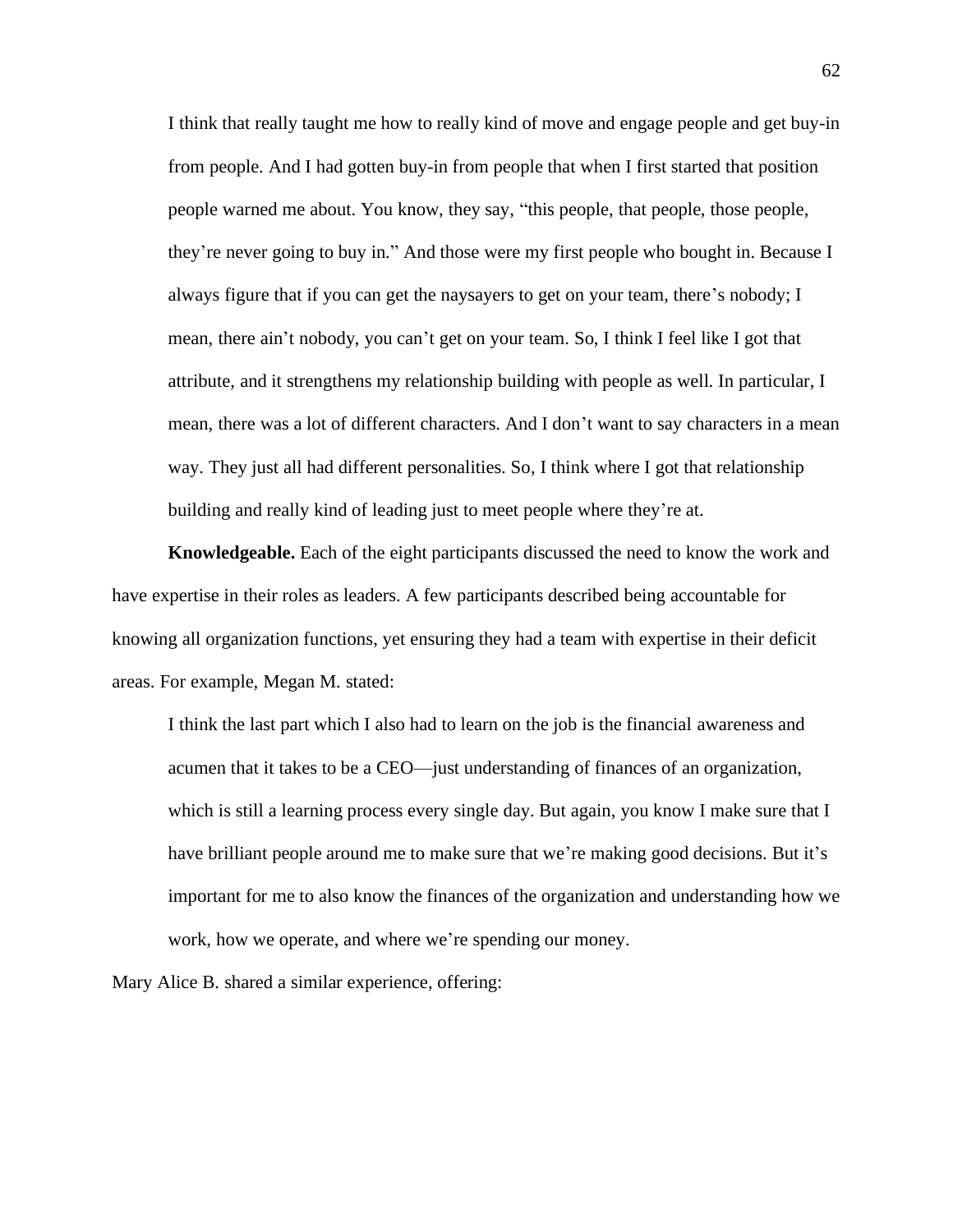> I think that really taught me how to really kind of move and engage people and get buy-in from people. And I had gotten buy-in from people that when I first started that position people warned me about. You know, they say, "this people, that people, those people, they're never going to buy in." And those were my first people who bought in. Because I always figure that if you can get the naysayers to get on your team, there's nobody; I mean, there ain't nobody, you can't get on your team. So, I think I feel like I got that attribute, and it strengthens my relationship building with people as well. In particular, I mean, there was a lot of different characters. And I don't want to say characters in a mean way. They just all had different personalities. So, I think where I got that relationship building and really kind of leading just to meet people where they're at.

**Knowledgeable.** Each of the eight participants discussed the need to know the work and have expertise in their roles as leaders. A few participants described being accountable for knowing all organization functions, yet ensuring they had a team with expertise in their deficit areas. For example, Megan M. stated:

> I think the last part which I also had to learn on the job is the financial awareness and acumen that it takes to be a CEO—just understanding of finances of an organization, which is still a learning process every single day. But again, you know I make sure that I have brilliant people around me to make sure that we're making good decisions. But it's important for me to also know the finances of the organization and understanding how we work, how we operate, and where we're spending our money.

Mary Alice B. shared a similar experience, offering: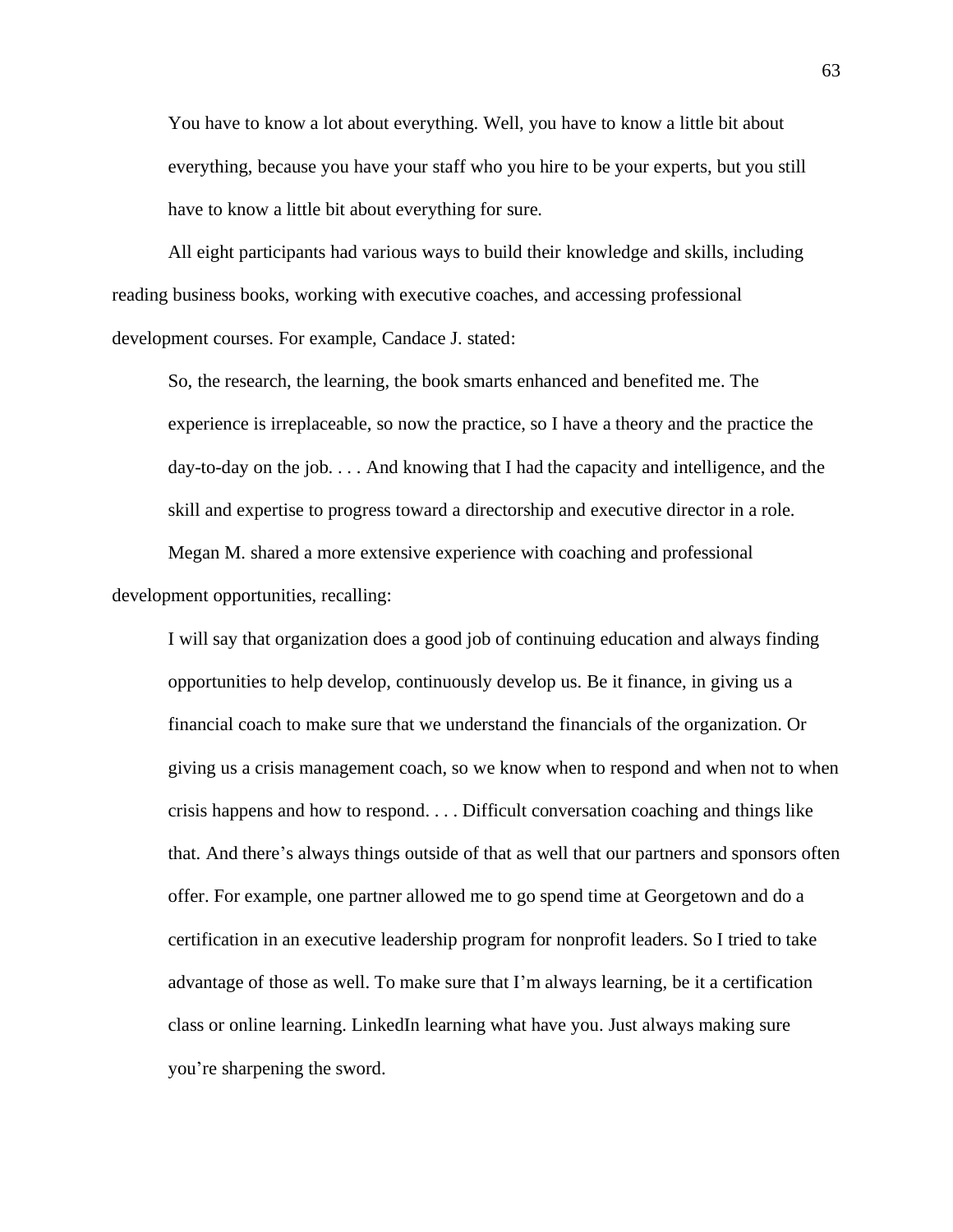> You have to know a lot about everything. Well, you have to know a little bit about everything, because you have your staff who you hire to be your experts, but you still have to know a little bit about everything for sure.

All eight participants had various ways to build their knowledge and skills, including reading business books, working with executive coaches, and accessing professional development courses. For example, Candace J. stated:

> So, the research, the learning, the book smarts enhanced and benefited me. The experience is irreplaceable, so now the practice, so I have a theory and the practice the day-to-day on the job. . . . And knowing that I had the capacity and intelligence, and the skill and expertise to progress toward a directorship and executive director in a role.

Megan M. shared a more extensive experience with coaching and professional development opportunities, recalling:

> I will say that organization does a good job of continuing education and always finding opportunities to help develop, continuously develop us. Be it finance, in giving us a financial coach to make sure that we understand the financials of the organization. Or giving us a crisis management coach, so we know when to respond and when not to when crisis happens and how to respond. . . . Difficult conversation coaching and things like that. And there's always things outside of that as well that our partners and sponsors often offer. For example, one partner allowed me to go spend time at Georgetown and do a certification in an executive leadership program for nonprofit leaders. So I tried to take advantage of those as well. To make sure that I'm always learning, be it a certification class or online learning. LinkedIn learning what have you. Just always making sure you're sharpening the sword.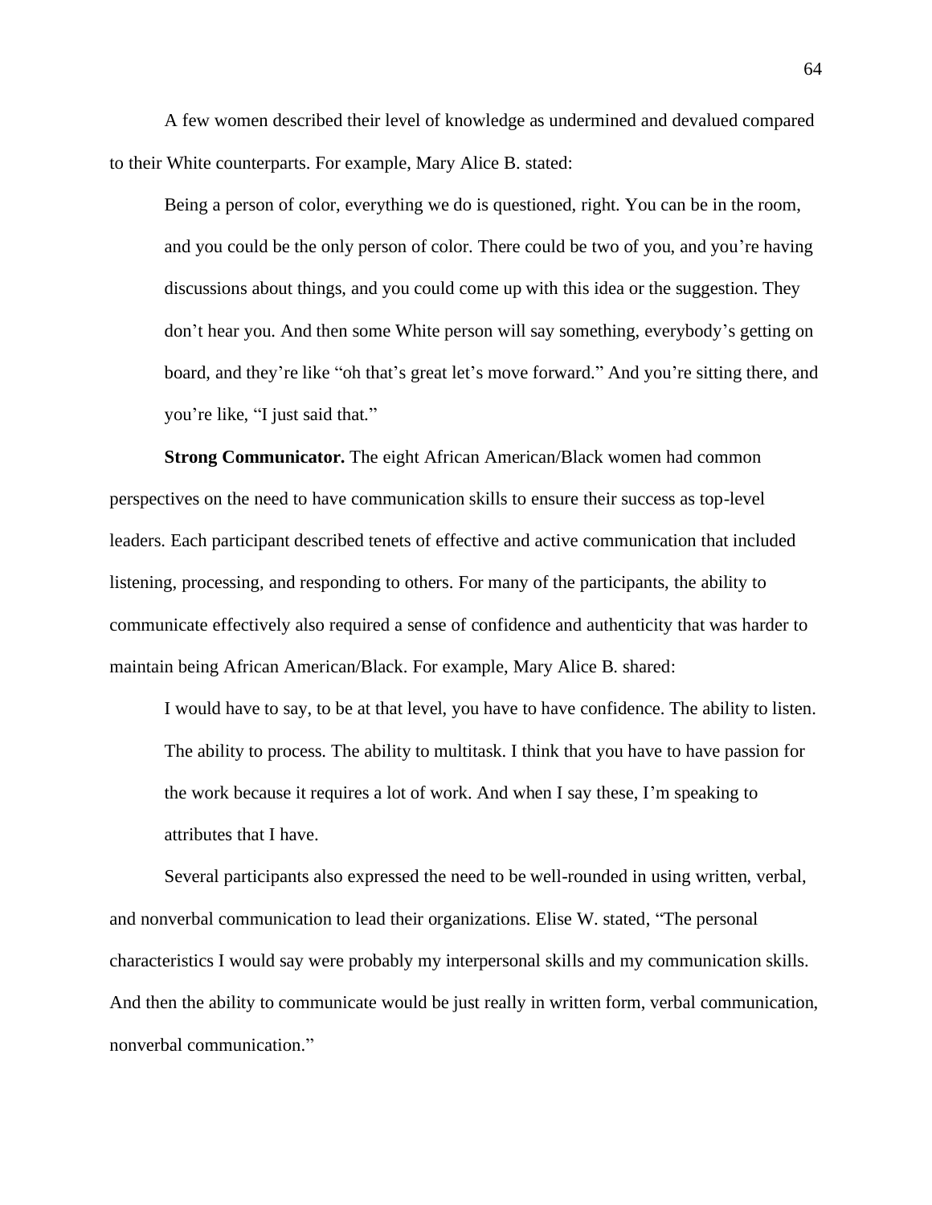A few women described their level of knowledge as undermined and devalued compared to their White counterparts. For example, Mary Alice B. stated:

> Being a person of color, everything we do is questioned, right. You can be in the room, and you could be the only person of color. There could be two of you, and you're having discussions about things, and you could come up with this idea or the suggestion. They don't hear you. And then some White person will say something, everybody's getting on board, and they're like "oh that's great let's move forward." And you're sitting there, and you're like, "I just said that."

**Strong Communicator.** The eight African American/Black women had common perspectives on the need to have communication skills to ensure their success as top-level leaders. Each participant described tenets of effective and active communication that included listening, processing, and responding to others. For many of the participants, the ability to communicate effectively also required a sense of confidence and authenticity that was harder to maintain being African American/Black. For example, Mary Alice B. shared:

> I would have to say, to be at that level, you have to have confidence. The ability to listen. The ability to process. The ability to multitask. I think that you have to have passion for the work because it requires a lot of work. And when I say these, I'm speaking to attributes that I have.

Several participants also expressed the need to be well-rounded in using written, verbal, and nonverbal communication to lead their organizations. Elise W. stated, "The personal characteristics I would say were probably my interpersonal skills and my communication skills. And then the ability to communicate would be just really in written form, verbal communication, nonverbal communication."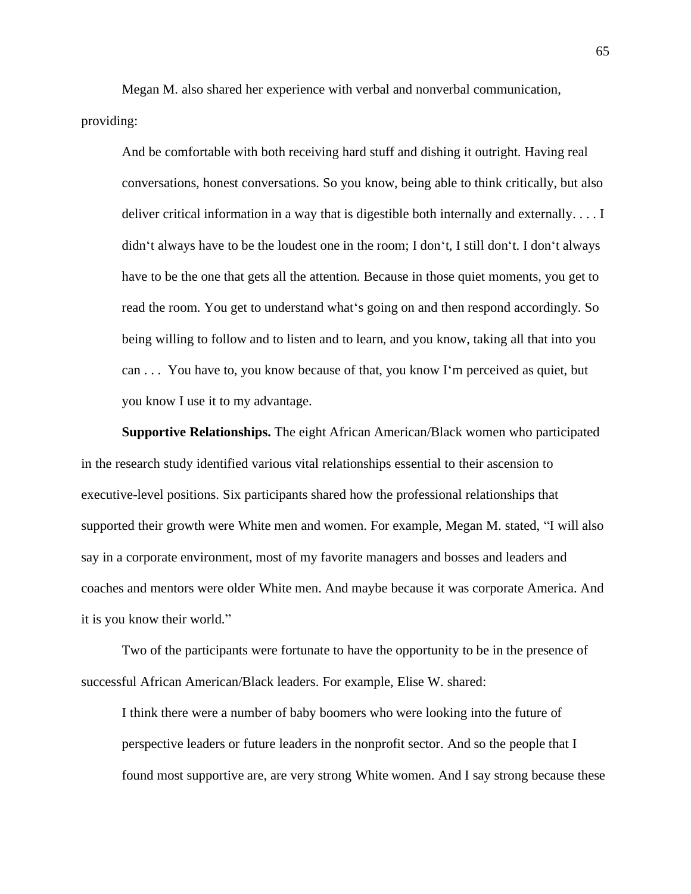Megan M. also shared her experience with verbal and nonverbal communication, providing:

> And be comfortable with both receiving hard stuff and dishing it outright. Having real conversations, honest conversations. So you know, being able to think critically, but also deliver critical information in a way that is digestible both internally and externally. . . . I didn‘t always have to be the loudest one in the room; I don‘t, I still don‘t. I don‘t always have to be the one that gets all the attention. Because in those quiet moments, you get to read the room. You get to understand what‘s going on and then respond accordingly. So being willing to follow and to listen and to learn, and you know, taking all that into you can . . . You have to, you know because of that, you know I‘m perceived as quiet, but you know I use it to my advantage.

**Supportive Relationships.** The eight African American/Black women who participated in the research study identified various vital relationships essential to their ascension to executive-level positions. Six participants shared how the professional relationships that supported their growth were White men and women. For example, Megan M. stated, "I will also say in a corporate environment, most of my favorite managers and bosses and leaders and coaches and mentors were older White men. And maybe because it was corporate America. And it is you know their world."

Two of the participants were fortunate to have the opportunity to be in the presence of successful African American/Black leaders. For example, Elise W. shared:

> I think there were a number of baby boomers who were looking into the future of perspective leaders or future leaders in the nonprofit sector. And so the people that I found most supportive are, are very strong White women. And I say strong because these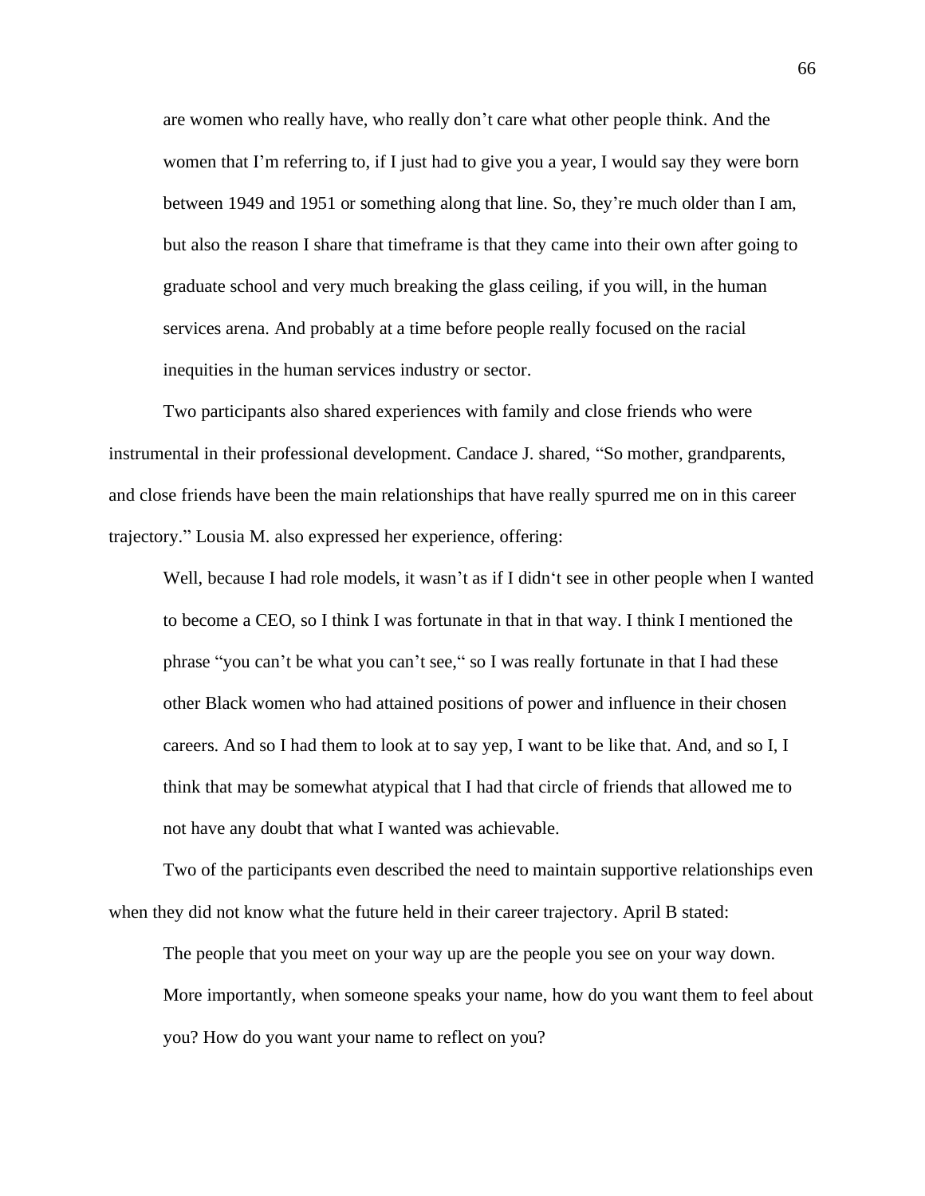> are women who really have, who really don't care what other people think. And the women that I'm referring to, if I just had to give you a year, I would say they were born between 1949 and 1951 or something along that line. So, they're much older than I am, but also the reason I share that timeframe is that they came into their own after going to graduate school and very much breaking the glass ceiling, if you will, in the human services arena. And probably at a time before people really focused on the racial inequities in the human services industry or sector.

Two participants also shared experiences with family and close friends who were instrumental in their professional development. Candace J. shared, "So mother, grandparents, and close friends have been the main relationships that have really spurred me on in this career trajectory." Lousia M. also expressed her experience, offering:

> Well, because I had role models, it wasn't as if I didn't see in other people when I wanted to become a CEO, so I think I was fortunate in that in that way. I think I mentioned the phrase "you can't be what you can't see," so I was really fortunate in that I had these other Black women who had attained positions of power and influence in their chosen careers. And so I had them to look at to say yep, I want to be like that. And, and so I, I think that may be somewhat atypical that I had that circle of friends that allowed me to not have any doubt that what I wanted was achievable.

Two of the participants even described the need to maintain supportive relationships even when they did not know what the future held in their career trajectory. April B stated:

> The people that you meet on your way up are the people you see on your way down. More importantly, when someone speaks your name, how do you want them to feel about you? How do you want your name to reflect on you?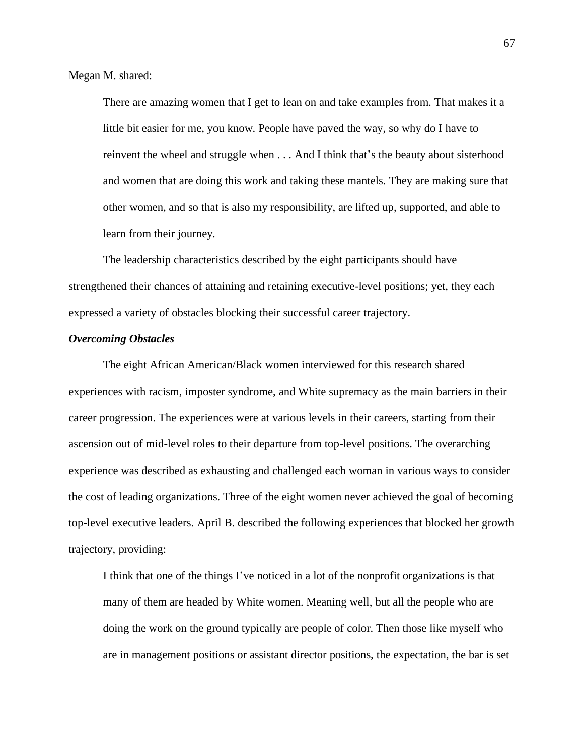Megan M. shared:

> There are amazing women that I get to lean on and take examples from. That makes it a little bit easier for me, you know. People have paved the way, so why do I have to reinvent the wheel and struggle when . . . And I think that's the beauty about sisterhood and women that are doing this work and taking these mantels. They are making sure that other women, and so that is also my responsibility, are lifted up, supported, and able to learn from their journey.

The leadership characteristics described by the eight participants should have strengthened their chances of attaining and retaining executive-level positions; yet, they each expressed a variety of obstacles blocking their successful career trajectory.

### *Overcoming Obstacles*

The eight African American/Black women interviewed for this research shared experiences with racism, imposter syndrome, and White supremacy as the main barriers in their career progression. The experiences were at various levels in their careers, starting from their ascension out of mid-level roles to their departure from top-level positions. The overarching experience was described as exhausting and challenged each woman in various ways to consider the cost of leading organizations. Three of the eight women never achieved the goal of becoming top-level executive leaders. April B. described the following experiences that blocked her growth trajectory, providing:

> I think that one of the things I've noticed in a lot of the nonprofit organizations is that many of them are headed by White women. Meaning well, but all the people who are doing the work on the ground typically are people of color. Then those like myself who are in management positions or assistant director positions, the expectation, the bar is set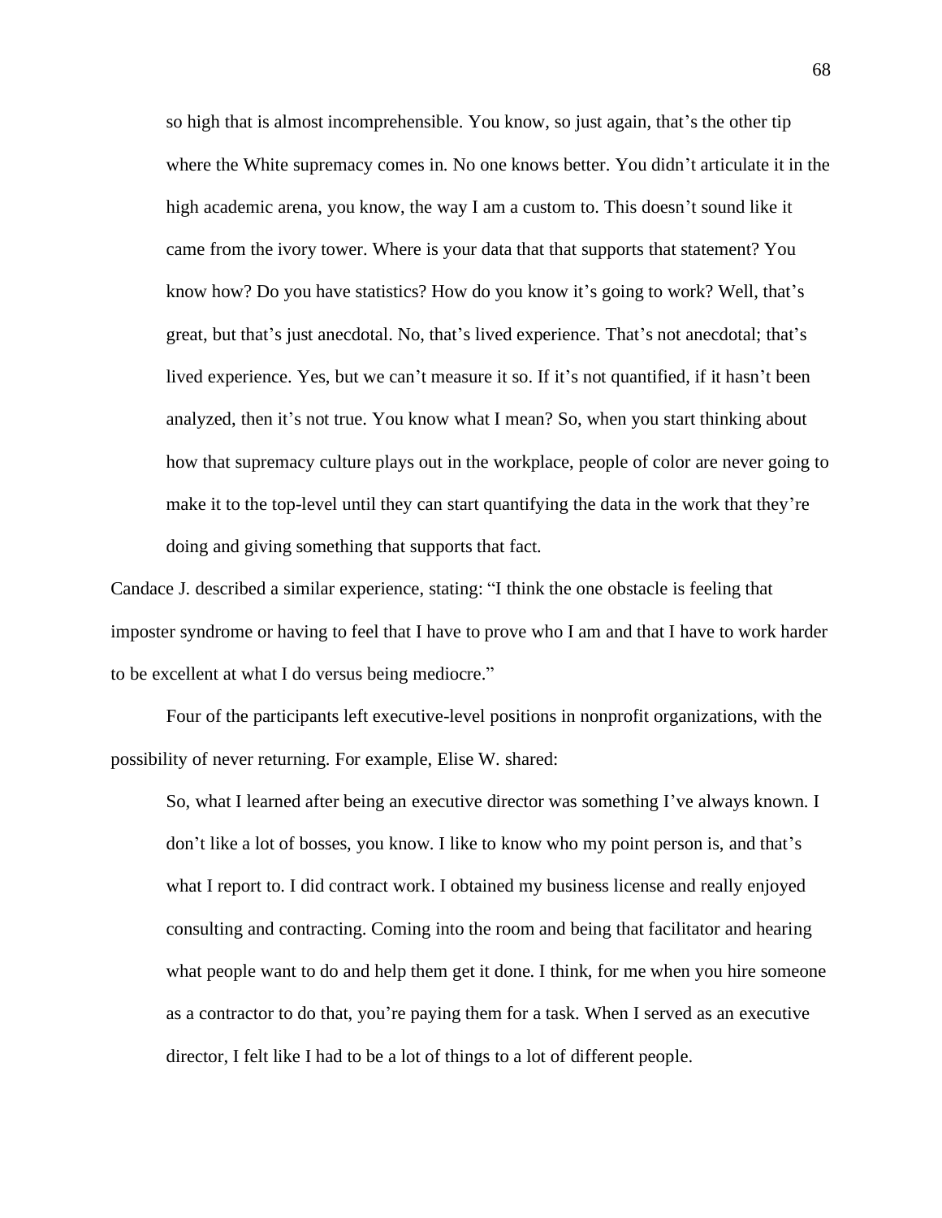> so high that is almost incomprehensible. You know, so just again, that's the other tip where the White supremacy comes in. No one knows better. You didn't articulate it in the high academic arena, you know, the way I am a custom to. This doesn't sound like it came from the ivory tower. Where is your data that that supports that statement? You know how? Do you have statistics? How do you know it's going to work? Well, that's great, but that's just anecdotal. No, that's lived experience. That's not anecdotal; that's lived experience. Yes, but we can't measure it so. If it's not quantified, if it hasn't been analyzed, then it's not true. You know what I mean? So, when you start thinking about how that supremacy culture plays out in the workplace, people of color are never going to make it to the top-level until they can start quantifying the data in the work that they're doing and giving something that supports that fact.

Candace J. described a similar experience, stating: "I think the one obstacle is feeling that imposter syndrome or having to feel that I have to prove who I am and that I have to work harder to be excellent at what I do versus being mediocre."

Four of the participants left executive-level positions in nonprofit organizations, with the possibility of never returning. For example, Elise W. shared:

> So, what I learned after being an executive director was something I've always known. I don't like a lot of bosses, you know. I like to know who my point person is, and that's what I report to. I did contract work. I obtained my business license and really enjoyed consulting and contracting. Coming into the room and being that facilitator and hearing what people want to do and help them get it done. I think, for me when you hire someone as a contractor to do that, you're paying them for a task. When I served as an executive director, I felt like I had to be a lot of things to a lot of different people.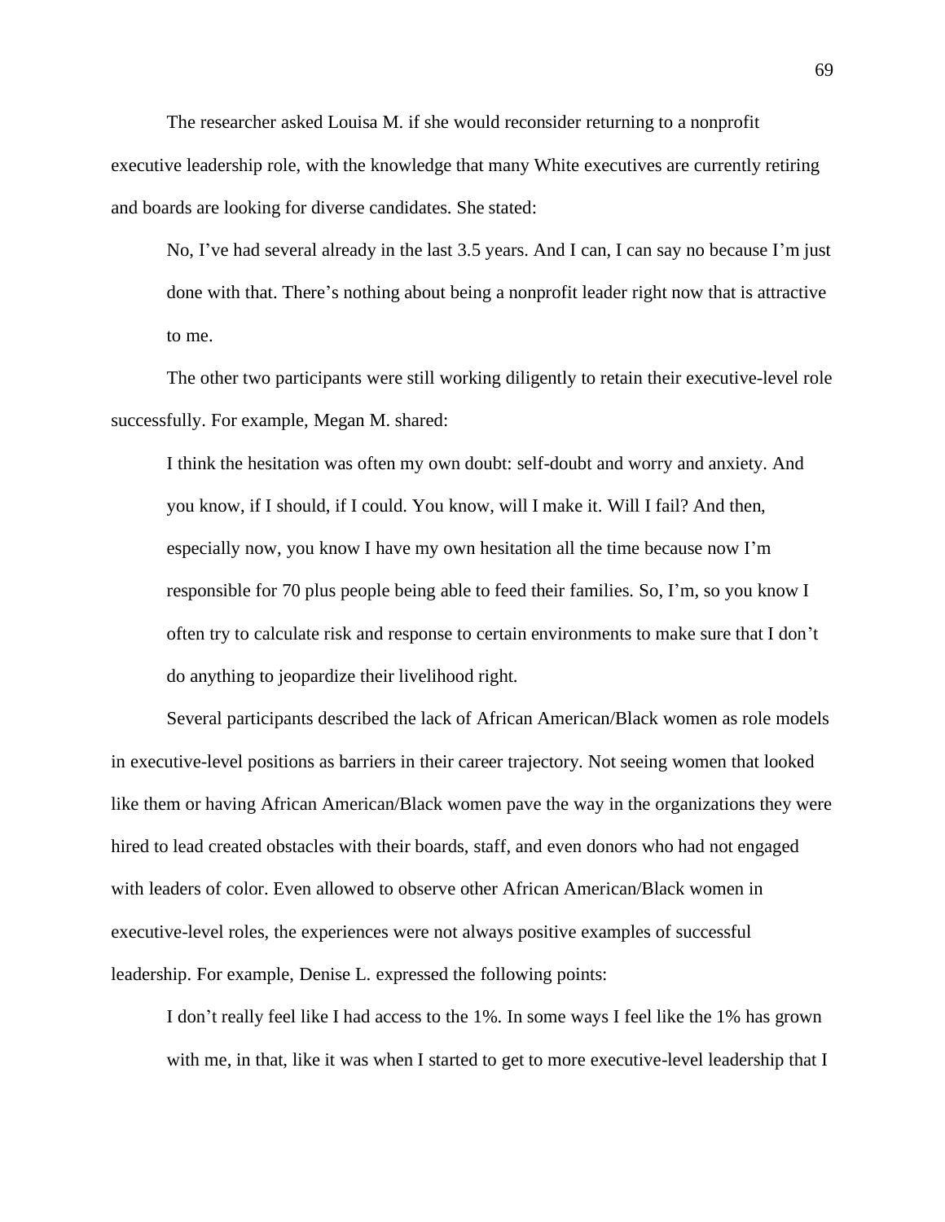The researcher asked Louisa M. if she would reconsider returning to a nonprofit executive leadership role, with the knowledge that many White executives are currently retiring and boards are looking for diverse candidates. She stated:

> No, I've had several already in the last 3.5 years. And I can, I can say no because I'm just done with that. There's nothing about being a nonprofit leader right now that is attractive to me.

The other two participants were still working diligently to retain their executive-level role successfully. For example, Megan M. shared:

> I think the hesitation was often my own doubt: self-doubt and worry and anxiety. And you know, if I should, if I could. You know, will I make it. Will I fail? And then, especially now, you know I have my own hesitation all the time because now I'm responsible for 70 plus people being able to feed their families. So, I'm, so you know I often try to calculate risk and response to certain environments to make sure that I don't do anything to jeopardize their livelihood right.

Several participants described the lack of African American/Black women as role models in executive-level positions as barriers in their career trajectory. Not seeing women that looked like them or having African American/Black women pave the way in the organizations they were hired to lead created obstacles with their boards, staff, and even donors who had not engaged with leaders of color. Even allowed to observe other African American/Black women in executive-level roles, the experiences were not always positive examples of successful leadership. For example, Denise L. expressed the following points:

> I don't really feel like I had access to the 1%. In some ways I feel like the 1% has grown with me, in that, like it was when I started to get to more executive-level leadership that I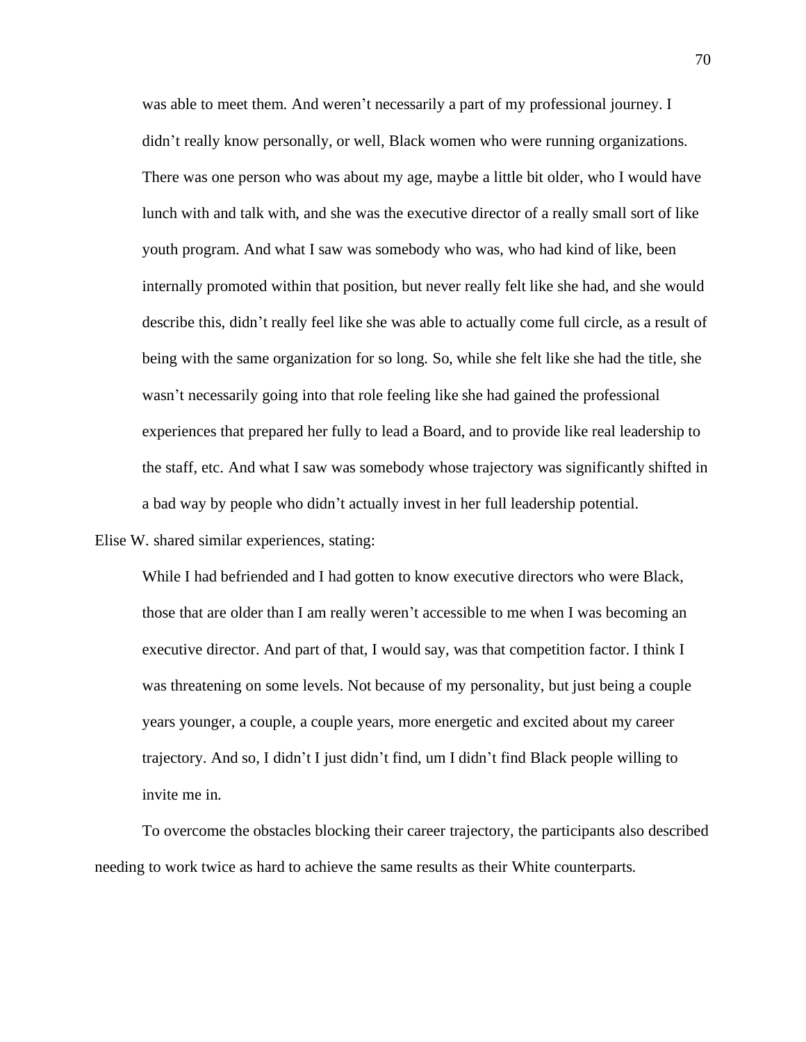> was able to meet them. And weren't necessarily a part of my professional journey. I didn't really know personally, or well, Black women who were running organizations. There was one person who was about my age, maybe a little bit older, who I would have lunch with and talk with, and she was the executive director of a really small sort of like youth program. And what I saw was somebody who was, who had kind of like, been internally promoted within that position, but never really felt like she had, and she would describe this, didn't really feel like she was able to actually come full circle, as a result of being with the same organization for so long. So, while she felt like she had the title, she wasn't necessarily going into that role feeling like she had gained the professional experiences that prepared her fully to lead a Board, and to provide like real leadership to the staff, etc. And what I saw was somebody whose trajectory was significantly shifted in a bad way by people who didn't actually invest in her full leadership potential.

Elise W. shared similar experiences, stating:

> While I had befriended and I had gotten to know executive directors who were Black, those that are older than I am really weren't accessible to me when I was becoming an executive director. And part of that, I would say, was that competition factor. I think I was threatening on some levels. Not because of my personality, but just being a couple years younger, a couple, a couple years, more energetic and excited about my career trajectory. And so, I didn't I just didn't find, um I didn't find Black people willing to invite me in.

To overcome the obstacles blocking their career trajectory, the participants also described needing to work twice as hard to achieve the same results as their White counterparts.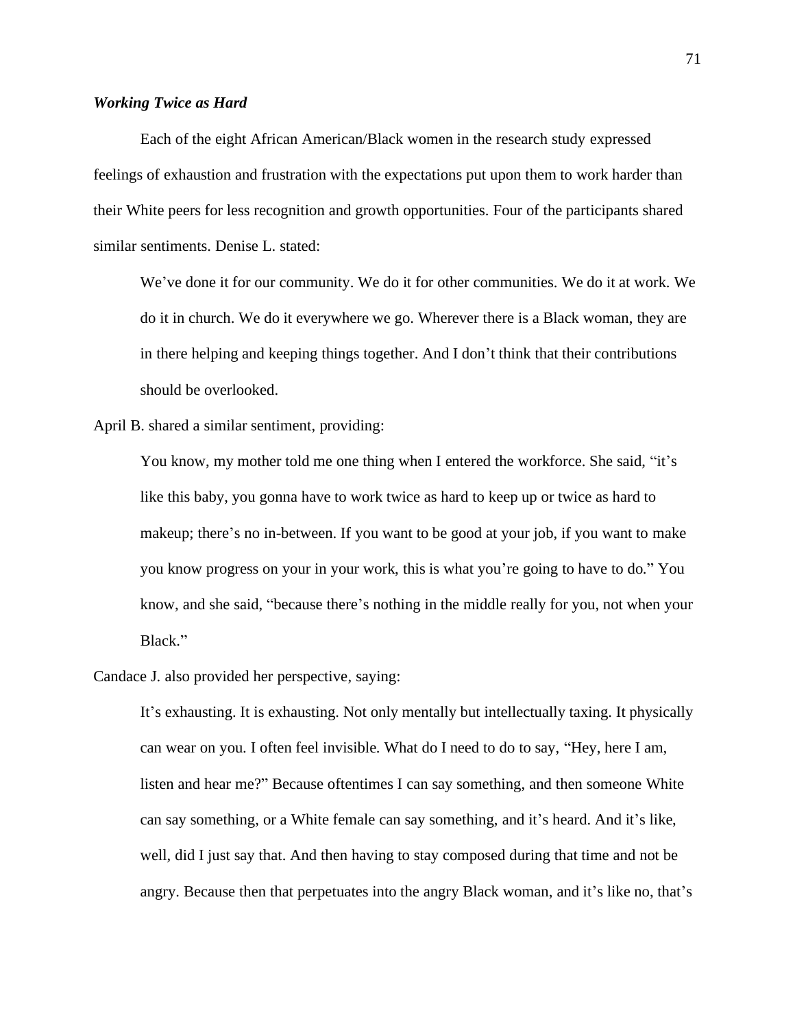### *Working Twice as Hard*

Each of the eight African American/Black women in the research study expressed feelings of exhaustion and frustration with the expectations put upon them to work harder than their White peers for less recognition and growth opportunities. Four of the participants shared similar sentiments. Denise L. stated:

> We've done it for our community. We do it for other communities. We do it at work. We do it in church. We do it everywhere we go. Wherever there is a Black woman, they are in there helping and keeping things together. And I don't think that their contributions should be overlooked.

April B. shared a similar sentiment, providing:

> You know, my mother told me one thing when I entered the workforce. She said, "it's like this baby, you gonna have to work twice as hard to keep up or twice as hard to makeup; there's no in-between. If you want to be good at your job, if you want to make you know progress on your in your work, this is what you're going to have to do." You know, and she said, "because there's nothing in the middle really for you, not when your Black."

Candace J. also provided her perspective, saying:

> It's exhausting. It is exhausting. Not only mentally but intellectually taxing. It physically can wear on you. I often feel invisible. What do I need to do to say, "Hey, here I am, listen and hear me?" Because oftentimes I can say something, and then someone White can say something, or a White female can say something, and it's heard. And it's like, well, did I just say that. And then having to stay composed during that time and not be angry. Because then that perpetuates into the angry Black woman, and it's like no, that's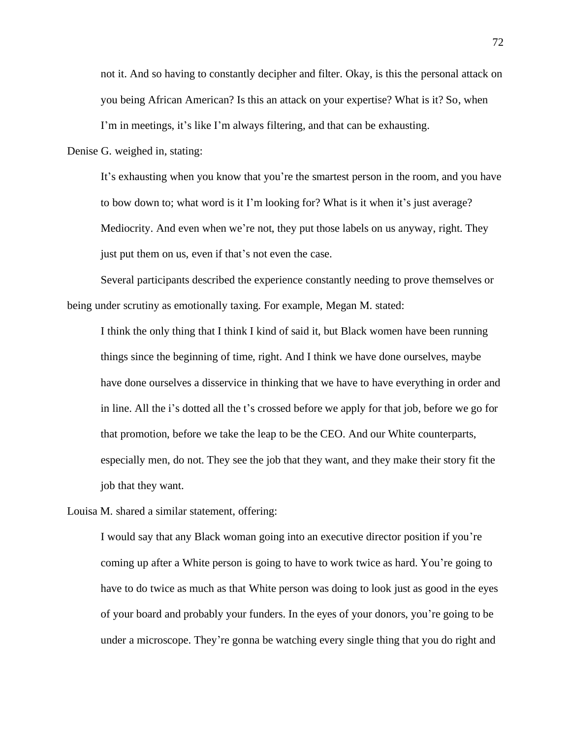not it. And so having to constantly decipher and filter. Okay, is this the personal attack on you being African American? Is this an attack on your expertise? What is it? So, when I'm in meetings, it's like I'm always filtering, and that can be exhausting.

Denise G. weighed in, stating:

> It's exhausting when you know that you're the smartest person in the room, and you have to bow down to; what word is it I'm looking for? What is it when it's just average? Mediocrity. And even when we're not, they put those labels on us anyway, right. They just put them on us, even if that's not even the case.

Several participants described the experience constantly needing to prove themselves or being under scrutiny as emotionally taxing. For example, Megan M. stated:

> I think the only thing that I think I kind of said it, but Black women have been running things since the beginning of time, right. And I think we have done ourselves, maybe have done ourselves a disservice in thinking that we have to have everything in order and in line. All the i's dotted all the t's crossed before we apply for that job, before we go for that promotion, before we take the leap to be the CEO. And our White counterparts, especially men, do not. They see the job that they want, and they make their story fit the job that they want.

Louisa M. shared a similar statement, offering:

> I would say that any Black woman going into an executive director position if you're coming up after a White person is going to have to work twice as hard. You're going to have to do twice as much as that White person was doing to look just as good in the eyes of your board and probably your funders. In the eyes of your donors, you're going to be under a microscope. They're gonna be watching every single thing that you do right and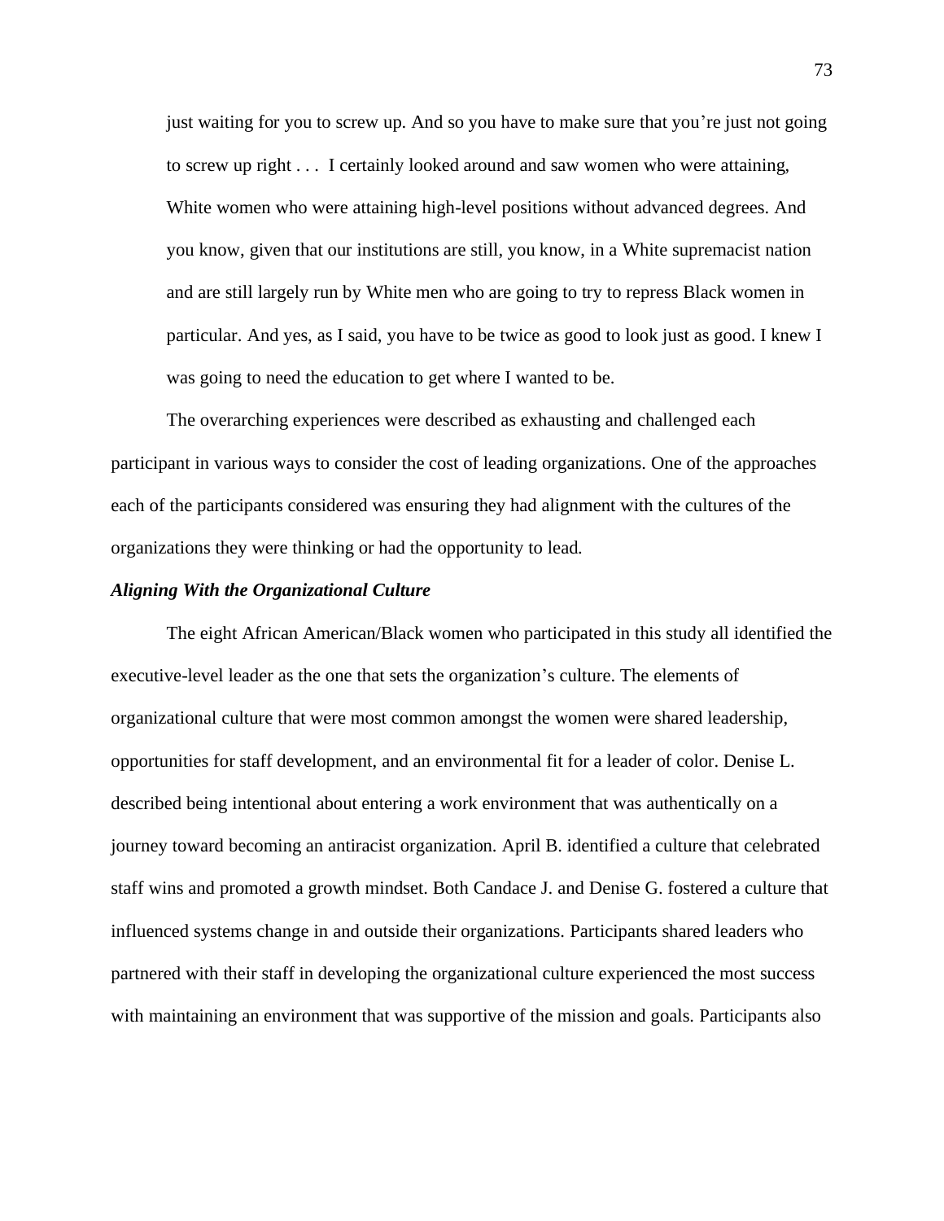> just waiting for you to screw up. And so you have to make sure that you're just not going to screw up right . . . I certainly looked around and saw women who were attaining, White women who were attaining high-level positions without advanced degrees. And you know, given that our institutions are still, you know, in a White supremacist nation and are still largely run by White men who are going to try to repress Black women in particular. And yes, as I said, you have to be twice as good to look just as good. I knew I was going to need the education to get where I wanted to be.

The overarching experiences were described as exhausting and challenged each participant in various ways to consider the cost of leading organizations. One of the approaches each of the participants considered was ensuring they had alignment with the cultures of the organizations they were thinking or had the opportunity to lead.

### *Aligning With the Organizational Culture*

The eight African American/Black women who participated in this study all identified the executive-level leader as the one that sets the organization's culture. The elements of organizational culture that were most common amongst the women were shared leadership, opportunities for staff development, and an environmental fit for a leader of color. Denise L. described being intentional about entering a work environment that was authentically on a journey toward becoming an antiracist organization. April B. identified a culture that celebrated staff wins and promoted a growth mindset. Both Candace J. and Denise G. fostered a culture that influenced systems change in and outside their organizations. Participants shared leaders who partnered with their staff in developing the organizational culture experienced the most success with maintaining an environment that was supportive of the mission and goals. Participants also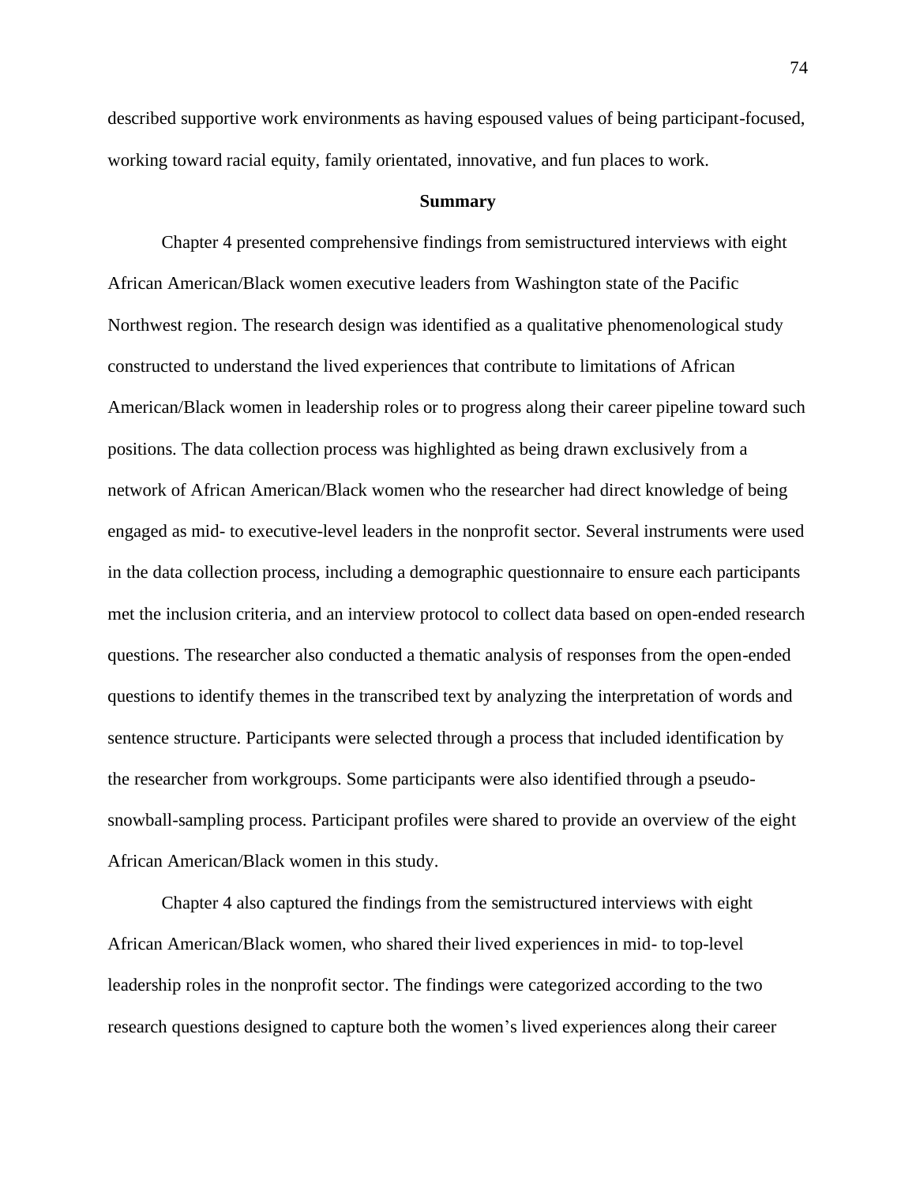described supportive work environments as having espoused values of being participant-focused, working toward racial equity, family orientated, innovative, and fun places to work.

## Summary

Chapter 4 presented comprehensive findings from semistructured interviews with eight African American/Black women executive leaders from Washington state of the Pacific Northwest region. The research design was identified as a qualitative phenomenological study constructed to understand the lived experiences that contribute to limitations of African American/Black women in leadership roles or to progress along their career pipeline toward such positions. The data collection process was highlighted as being drawn exclusively from a network of African American/Black women who the researcher had direct knowledge of being engaged as mid- to executive-level leaders in the nonprofit sector. Several instruments were used in the data collection process, including a demographic questionnaire to ensure each participants met the inclusion criteria, and an interview protocol to collect data based on open-ended research questions. The researcher also conducted a thematic analysis of responses from the open-ended questions to identify themes in the transcribed text by analyzing the interpretation of words and sentence structure. Participants were selected through a process that included identification by the researcher from workgroups. Some participants were also identified through a pseudo-snowball-sampling process. Participant profiles were shared to provide an overview of the eight African American/Black women in this study.

Chapter 4 also captured the findings from the semistructured interviews with eight African American/Black women, who shared their lived experiences in mid- to top-level leadership roles in the nonprofit sector. The findings were categorized according to the two research questions designed to capture both the women's lived experiences along their career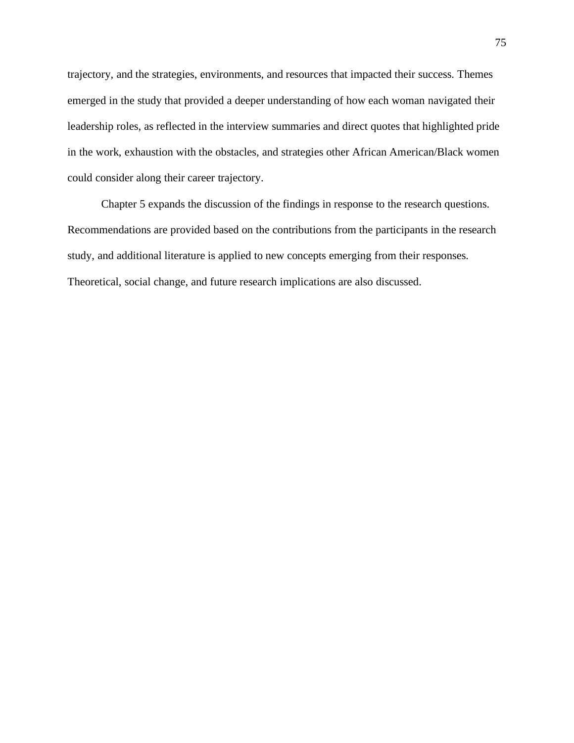trajectory, and the strategies, environments, and resources that impacted their success. Themes emerged in the study that provided a deeper understanding of how each woman navigated their leadership roles, as reflected in the interview summaries and direct quotes that highlighted pride in the work, exhaustion with the obstacles, and strategies other African American/Black women could consider along their career trajectory.

Chapter 5 expands the discussion of the findings in response to the research questions. Recommendations are provided based on the contributions from the participants in the research study, and additional literature is applied to new concepts emerging from their responses. Theoretical, social change, and future research implications are also discussed.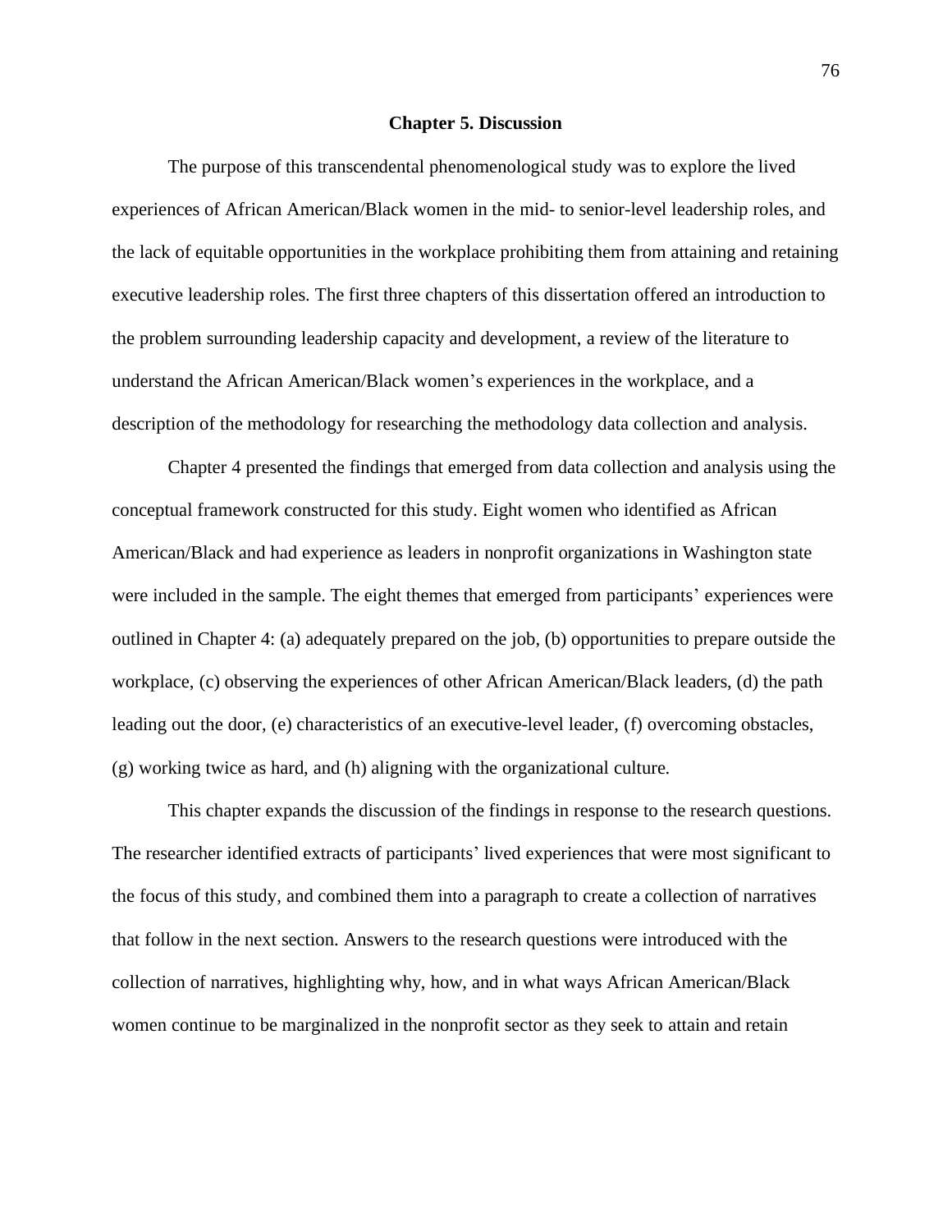# Chapter 5. Discussion

The purpose of this transcendental phenomenological study was to explore the lived experiences of African American/Black women in the mid- to senior-level leadership roles, and the lack of equitable opportunities in the workplace prohibiting them from attaining and retaining executive leadership roles. The first three chapters of this dissertation offered an introduction to the problem surrounding leadership capacity and development, a review of the literature to understand the African American/Black women's experiences in the workplace, and a description of the methodology for researching the methodology data collection and analysis.

Chapter 4 presented the findings that emerged from data collection and analysis using the conceptual framework constructed for this study. Eight women who identified as African American/Black and had experience as leaders in nonprofit organizations in Washington state were included in the sample. The eight themes that emerged from participants' experiences were outlined in Chapter 4: (a) adequately prepared on the job, (b) opportunities to prepare outside the workplace, (c) observing the experiences of other African American/Black leaders, (d) the path leading out the door, (e) characteristics of an executive-level leader, (f) overcoming obstacles, (g) working twice as hard, and (h) aligning with the organizational culture.

This chapter expands the discussion of the findings in response to the research questions. The researcher identified extracts of participants' lived experiences that were most significant to the focus of this study, and combined them into a paragraph to create a collection of narratives that follow in the next section. Answers to the research questions were introduced with the collection of narratives, highlighting why, how, and in what ways African American/Black women continue to be marginalized in the nonprofit sector as they seek to attain and retain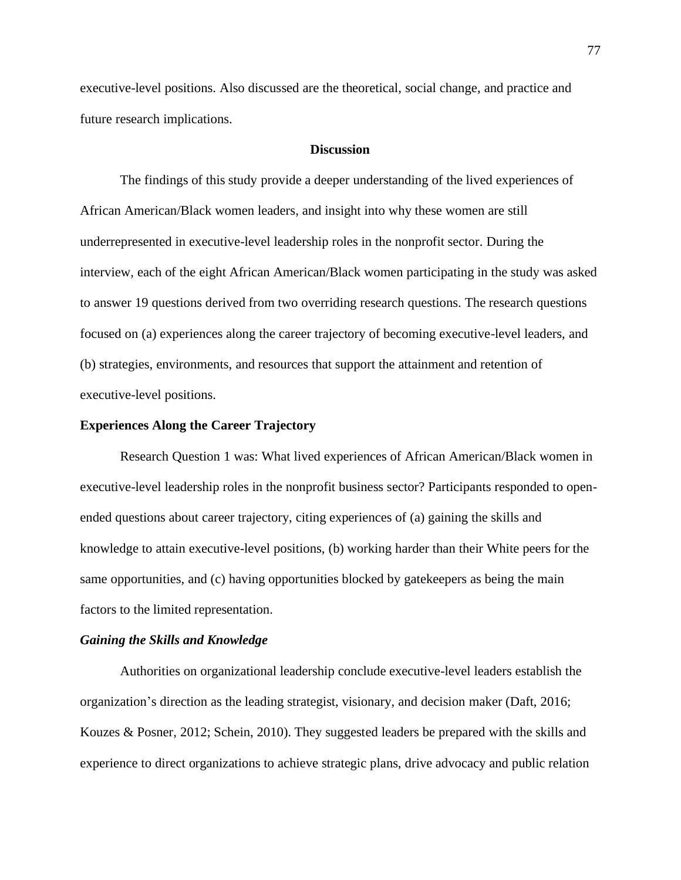executive-level positions. Also discussed are the theoretical, social change, and practice and future research implications.

## Discussion

The findings of this study provide a deeper understanding of the lived experiences of African American/Black women leaders, and insight into why these women are still underrepresented in executive-level leadership roles in the nonprofit sector. During the interview, each of the eight African American/Black women participating in the study was asked to answer 19 questions derived from two overriding research questions. The research questions focused on (a) experiences along the career trajectory of becoming executive-level leaders, and (b) strategies, environments, and resources that support the attainment and retention of executive-level positions.

### Experiences Along the Career Trajectory

Research Question 1 was: What lived experiences of African American/Black women in executive-level leadership roles in the nonprofit business sector? Participants responded to open-ended questions about career trajectory, citing experiences of (a) gaining the skills and knowledge to attain executive-level positions, (b) working harder than their White peers for the same opportunities, and (c) having opportunities blocked by gatekeepers as being the main factors to the limited representation.

#### *Gaining the Skills and Knowledge*

Authorities on organizational leadership conclude executive-level leaders establish the organization's direction as the leading strategist, visionary, and decision maker (Daft, 2016; Kouzes & Posner, 2012; Schein, 2010). They suggested leaders be prepared with the skills and experience to direct organizations to achieve strategic plans, drive advocacy and public relation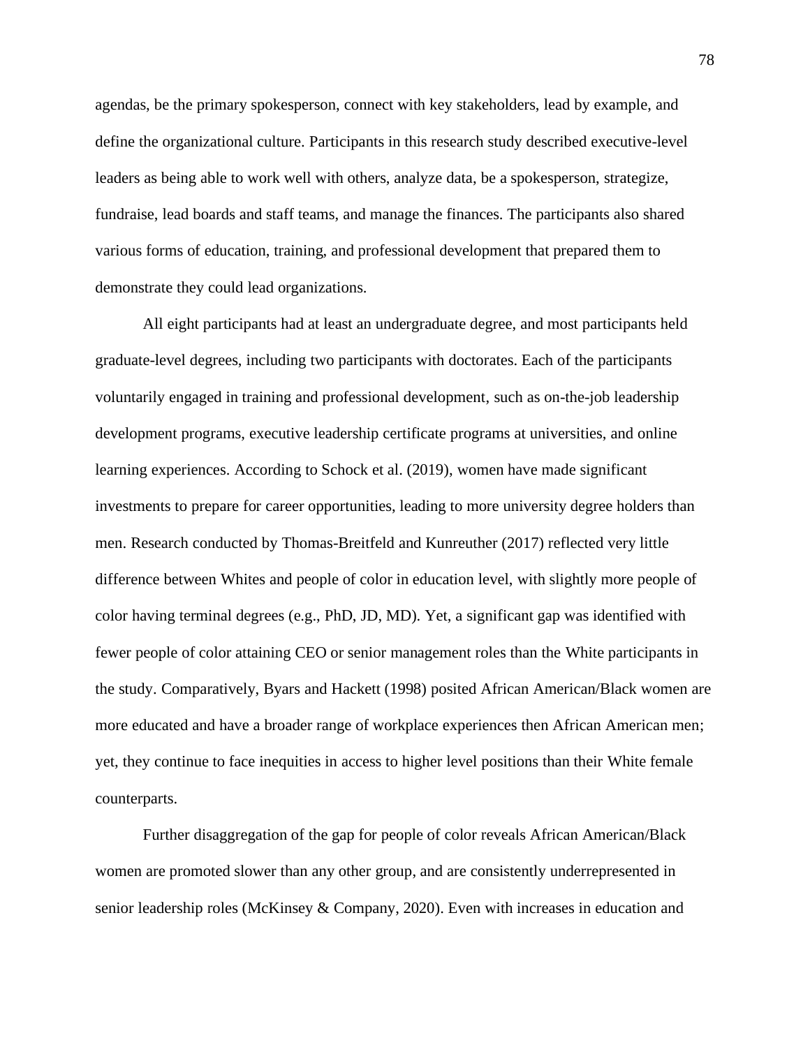agendas, be the primary spokesperson, connect with key stakeholders, lead by example, and define the organizational culture. Participants in this research study described executive-level leaders as being able to work well with others, analyze data, be a spokesperson, strategize, fundraise, lead boards and staff teams, and manage the finances. The participants also shared various forms of education, training, and professional development that prepared them to demonstrate they could lead organizations.

All eight participants had at least an undergraduate degree, and most participants held graduate-level degrees, including two participants with doctorates. Each of the participants voluntarily engaged in training and professional development, such as on-the-job leadership development programs, executive leadership certificate programs at universities, and online learning experiences. According to Schock et al. (2019), women have made significant investments to prepare for career opportunities, leading to more university degree holders than men. Research conducted by Thomas-Breitfeld and Kunreuther (2017) reflected very little difference between Whites and people of color in education level, with slightly more people of color having terminal degrees (e.g., PhD, JD, MD). Yet, a significant gap was identified with fewer people of color attaining CEO or senior management roles than the White participants in the study. Comparatively, Byars and Hackett (1998) posited African American/Black women are more educated and have a broader range of workplace experiences then African American men; yet, they continue to face inequities in access to higher level positions than their White female counterparts.

Further disaggregation of the gap for people of color reveals African American/Black women are promoted slower than any other group, and are consistently underrepresented in senior leadership roles (McKinsey & Company, 2020). Even with increases in education and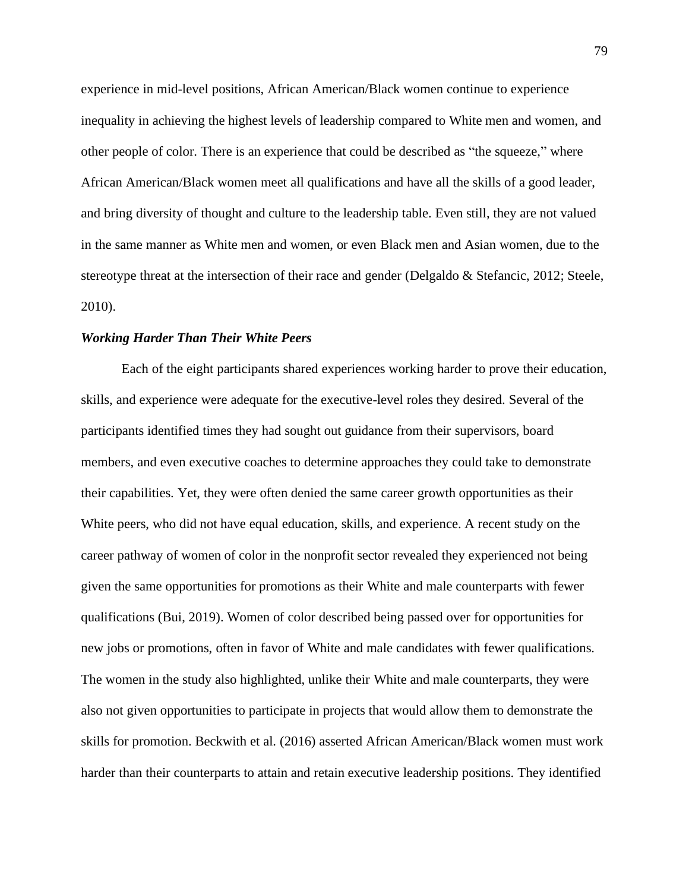experience in mid-level positions, African American/Black women continue to experience inequality in achieving the highest levels of leadership compared to White men and women, and other people of color. There is an experience that could be described as "the squeeze," where African American/Black women meet all qualifications and have all the skills of a good leader, and bring diversity of thought and culture to the leadership table. Even still, they are not valued in the same manner as White men and women, or even Black men and Asian women, due to the stereotype threat at the intersection of their race and gender (Delgaldo & Stefancic, 2012; Steele, 2010).

### *Working Harder Than Their White Peers*

Each of the eight participants shared experiences working harder to prove their education, skills, and experience were adequate for the executive-level roles they desired. Several of the participants identified times they had sought out guidance from their supervisors, board members, and even executive coaches to determine approaches they could take to demonstrate their capabilities. Yet, they were often denied the same career growth opportunities as their White peers, who did not have equal education, skills, and experience. A recent study on the career pathway of women of color in the nonprofit sector revealed they experienced not being given the same opportunities for promotions as their White and male counterparts with fewer qualifications (Bui, 2019). Women of color described being passed over for opportunities for new jobs or promotions, often in favor of White and male candidates with fewer qualifications. The women in the study also highlighted, unlike their White and male counterparts, they were also not given opportunities to participate in projects that would allow them to demonstrate the skills for promotion. Beckwith et al. (2016) asserted African American/Black women must work harder than their counterparts to attain and retain executive leadership positions. They identified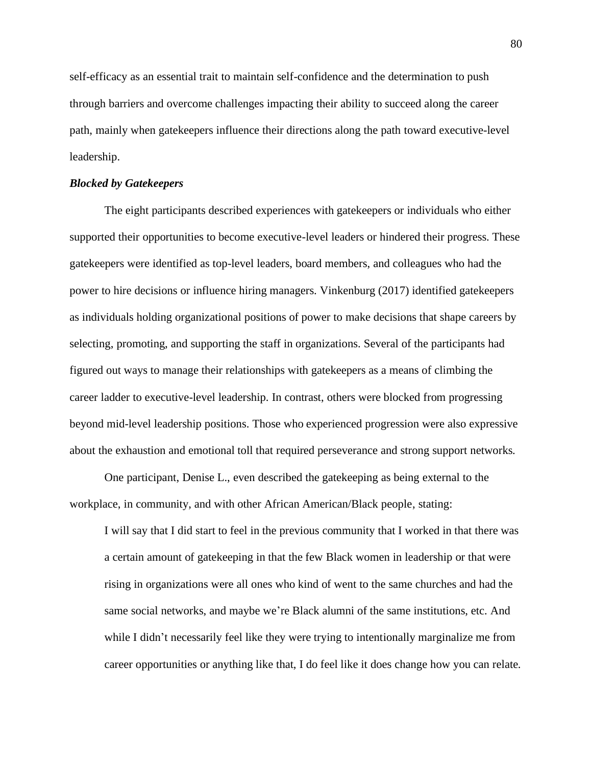self-efficacy as an essential trait to maintain self-confidence and the determination to push through barriers and overcome challenges impacting their ability to succeed along the career path, mainly when gatekeepers influence their directions along the path toward executive-level leadership.

### ***Blocked by Gatekeepers***

The eight participants described experiences with gatekeepers or individuals who either supported their opportunities to become executive-level leaders or hindered their progress. These gatekeepers were identified as top-level leaders, board members, and colleagues who had the power to hire decisions or influence hiring managers. Vinkenburg (2017) identified gatekeepers as individuals holding organizational positions of power to make decisions that shape careers by selecting, promoting, and supporting the staff in organizations. Several of the participants had figured out ways to manage their relationships with gatekeepers as a means of climbing the career ladder to executive-level leadership. In contrast, others were blocked from progressing beyond mid-level leadership positions. Those who experienced progression were also expressive about the exhaustion and emotional toll that required perseverance and strong support networks.

One participant, Denise L., even described the gatekeeping as being external to the workplace, in community, and with other African American/Black people, stating:

> I will say that I did start to feel in the previous community that I worked in that there was a certain amount of gatekeeping in that the few Black women in leadership or that were rising in organizations were all ones who kind of went to the same churches and had the same social networks, and maybe we're Black alumni of the same institutions, etc. And while I didn't necessarily feel like they were trying to intentionally marginalize me from career opportunities or anything like that, I do feel like it does change how you can relate.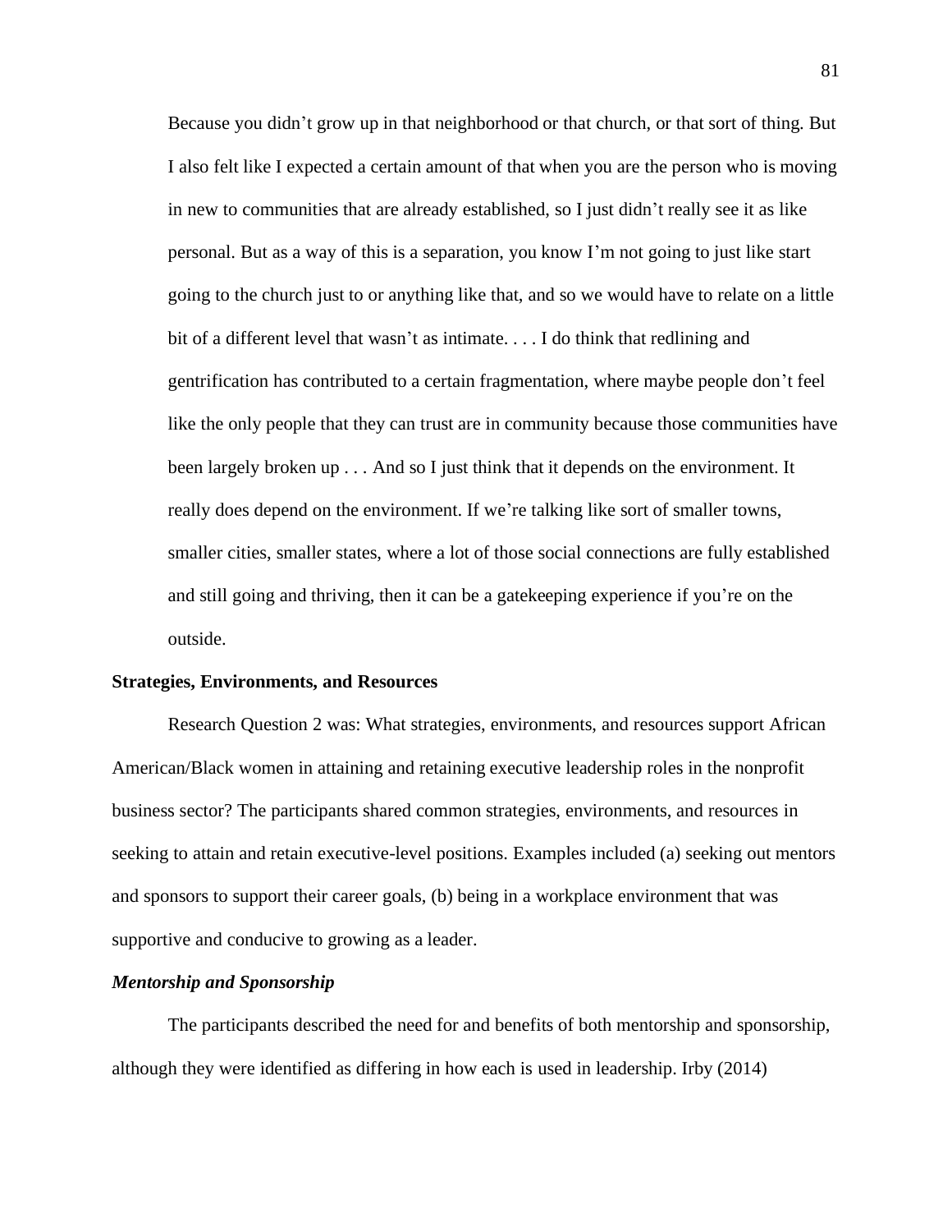> Because you didn't grow up in that neighborhood or that church, or that sort of thing. But I also felt like I expected a certain amount of that when you are the person who is moving in new to communities that are already established, so I just didn't really see it as like personal. But as a way of this is a separation, you know I'm not going to just like start going to the church just to or anything like that, and so we would have to relate on a little bit of a different level that wasn't as intimate. . . . I do think that redlining and gentrification has contributed to a certain fragmentation, where maybe people don't feel like the only people that they can trust are in community because those communities have been largely broken up . . . And so I just think that it depends on the environment. It really does depend on the environment. If we're talking like sort of smaller towns, smaller cities, smaller states, where a lot of those social connections are fully established and still going and thriving, then it can be a gatekeeping experience if you're on the outside.

## Strategies, Environments, and Resources

Research Question 2 was: What strategies, environments, and resources support African American/Black women in attaining and retaining executive leadership roles in the nonprofit business sector? The participants shared common strategies, environments, and resources in seeking to attain and retain executive-level positions. Examples included (a) seeking out mentors and sponsors to support their career goals, (b) being in a workplace environment that was supportive and conducive to growing as a leader.

### *Mentorship and Sponsorship*

The participants described the need for and benefits of both mentorship and sponsorship, although they were identified as differing in how each is used in leadership. Irby (2014)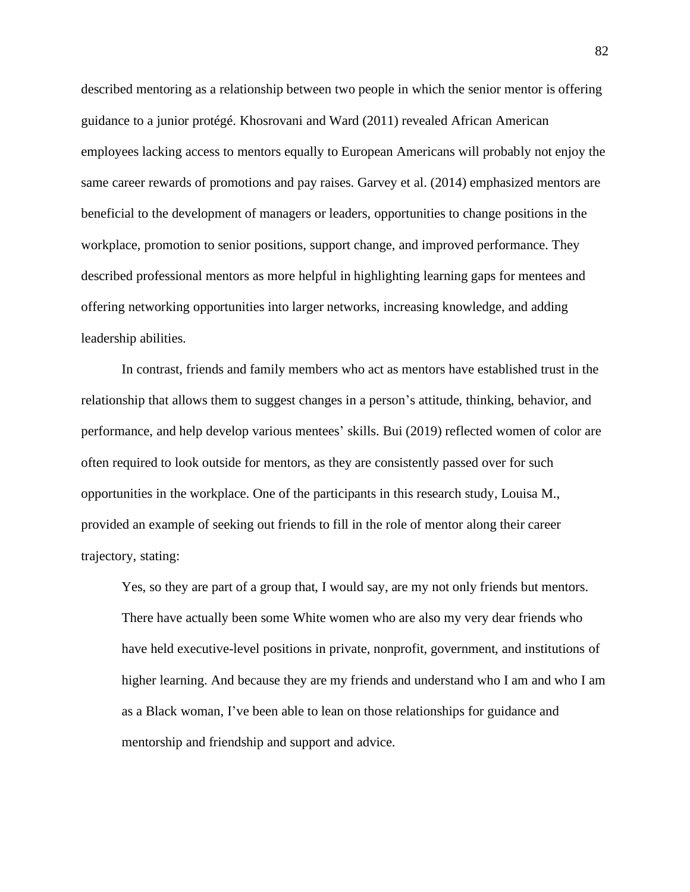described mentoring as a relationship between two people in which the senior mentor is offering guidance to a junior protégé. Khosrovani and Ward (2011) revealed African American employees lacking access to mentors equally to European Americans will probably not enjoy the same career rewards of promotions and pay raises. Garvey et al. (2014) emphasized mentors are beneficial to the development of managers or leaders, opportunities to change positions in the workplace, promotion to senior positions, support change, and improved performance. They described professional mentors as more helpful in highlighting learning gaps for mentees and offering networking opportunities into larger networks, increasing knowledge, and adding leadership abilities.

In contrast, friends and family members who act as mentors have established trust in the relationship that allows them to suggest changes in a person's attitude, thinking, behavior, and performance, and help develop various mentees' skills. Bui (2019) reflected women of color are often required to look outside for mentors, as they are consistently passed over for such opportunities in the workplace. One of the participants in this research study, Louisa M., provided an example of seeking out friends to fill in the role of mentor along their career trajectory, stating:

> Yes, so they are part of a group that, I would say, are my not only friends but mentors. There have actually been some White women who are also my very dear friends who have held executive-level positions in private, nonprofit, government, and institutions of higher learning. And because they are my friends and understand who I am and who I am as a Black woman, I've been able to lean on those relationships for guidance and mentorship and friendship and support and advice.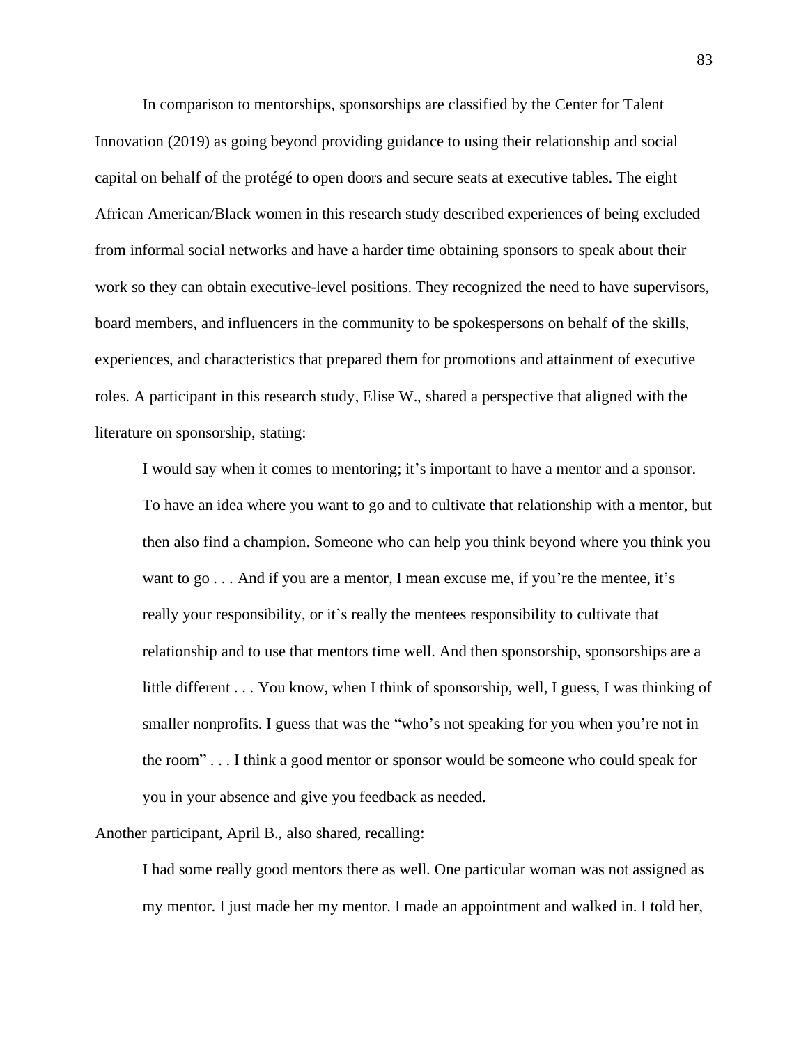In comparison to mentorships, sponsorships are classified by the Center for Talent Innovation (2019) as going beyond providing guidance to using their relationship and social capital on behalf of the protégé to open doors and secure seats at executive tables. The eight African American/Black women in this research study described experiences of being excluded from informal social networks and have a harder time obtaining sponsors to speak about their work so they can obtain executive-level positions. They recognized the need to have supervisors, board members, and influencers in the community to be spokespersons on behalf of the skills, experiences, and characteristics that prepared them for promotions and attainment of executive roles. A participant in this research study, Elise W., shared a perspective that aligned with the literature on sponsorship, stating:

> I would say when it comes to mentoring; it's important to have a mentor and a sponsor. To have an idea where you want to go and to cultivate that relationship with a mentor, but then also find a champion. Someone who can help you think beyond where you think you want to go . . . And if you are a mentor, I mean excuse me, if you're the mentee, it's really your responsibility, or it's really the mentees responsibility to cultivate that relationship and to use that mentors time well. And then sponsorship, sponsorships are a little different . . . You know, when I think of sponsorship, well, I guess, I was thinking of smaller nonprofits. I guess that was the "who's not speaking for you when you're not in the room" . . . I think a good mentor or sponsor would be someone who could speak for you in your absence and give you feedback as needed.

Another participant, April B., also shared, recalling:

> I had some really good mentors there as well. One particular woman was not assigned as my mentor. I just made her my mentor. I made an appointment and walked in. I told her,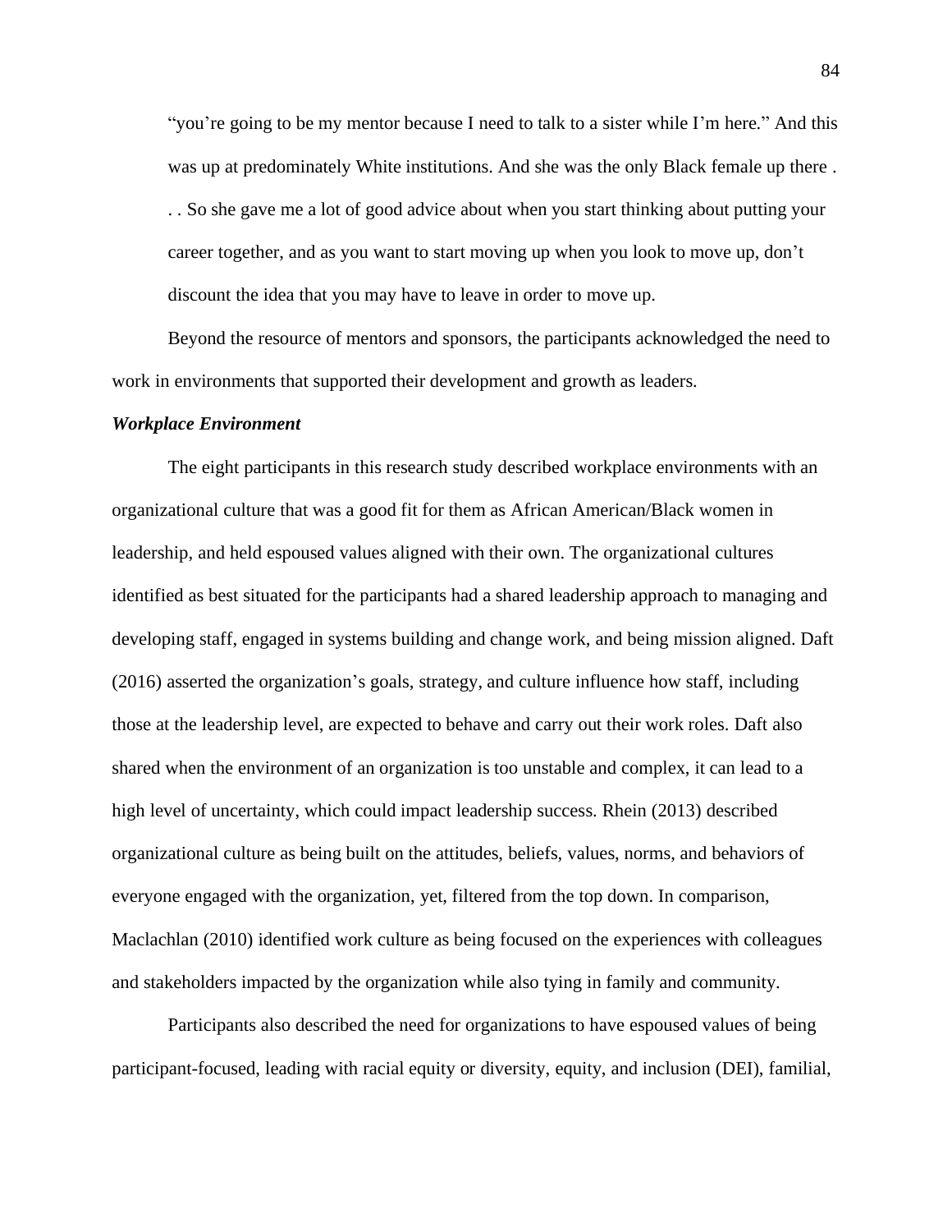"you're going to be my mentor because I need to talk to a sister while I'm here." And this was up at predominately White institutions. And she was the only Black female up there . . . So she gave me a lot of good advice about when you start thinking about putting your career together, and as you want to start moving up when you look to move up, don't discount the idea that you may have to leave in order to move up.

Beyond the resource of mentors and sponsors, the participants acknowledged the need to work in environments that supported their development and growth as leaders.

### *Workplace Environment*

The eight participants in this research study described workplace environments with an organizational culture that was a good fit for them as African American/Black women in leadership, and held espoused values aligned with their own. The organizational cultures identified as best situated for the participants had a shared leadership approach to managing and developing staff, engaged in systems building and change work, and being mission aligned. Daft (2016) asserted the organization's goals, strategy, and culture influence how staff, including those at the leadership level, are expected to behave and carry out their work roles. Daft also shared when the environment of an organization is too unstable and complex, it can lead to a high level of uncertainty, which could impact leadership success. Rhein (2013) described organizational culture as being built on the attitudes, beliefs, values, norms, and behaviors of everyone engaged with the organization, yet, filtered from the top down. In comparison, Maclachlan (2010) identified work culture as being focused on the experiences with colleagues and stakeholders impacted by the organization while also tying in family and community.

Participants also described the need for organizations to have espoused values of being participant-focused, leading with racial equity or diversity, equity, and inclusion (DEI), familial,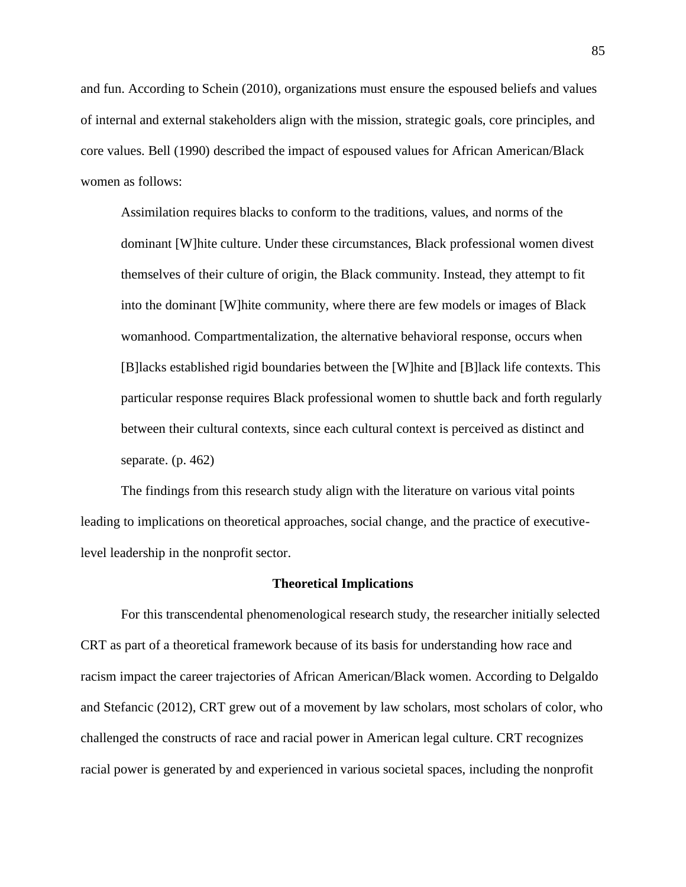and fun. According to Schein (2010), organizations must ensure the espoused beliefs and values of internal and external stakeholders align with the mission, strategic goals, core principles, and core values. Bell (1990) described the impact of espoused values for African American/Black women as follows:

> Assimilation requires blacks to conform to the traditions, values, and norms of the dominant [W]hite culture. Under these circumstances, Black professional women divest themselves of their culture of origin, the Black community. Instead, they attempt to fit into the dominant [W]hite community, where there are few models or images of Black womanhood. Compartmentalization, the alternative behavioral response, occurs when [B]lacks established rigid boundaries between the [W]hite and [B]lack life contexts. This particular response requires Black professional women to shuttle back and forth regularly between their cultural contexts, since each cultural context is perceived as distinct and separate. (p. 462)

The findings from this research study align with the literature on various vital points leading to implications on theoretical approaches, social change, and the practice of executive-level leadership in the nonprofit sector.

## Theoretical Implications

For this transcendental phenomenological research study, the researcher initially selected CRT as part of a theoretical framework because of its basis for understanding how race and racism impact the career trajectories of African American/Black women. According to Delgaldo and Stefancic (2012), CRT grew out of a movement by law scholars, most scholars of color, who challenged the constructs of race and racial power in American legal culture. CRT recognizes racial power is generated by and experienced in various societal spaces, including the nonprofit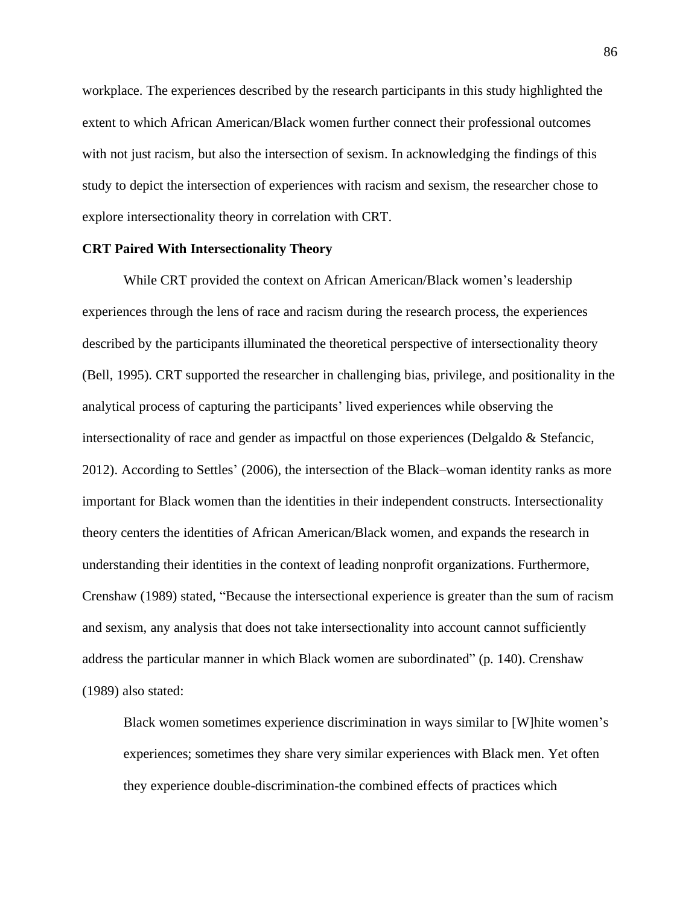workplace. The experiences described by the research participants in this study highlighted the extent to which African American/Black women further connect their professional outcomes with not just racism, but also the intersection of sexism. In acknowledging the findings of this study to depict the intersection of experiences with racism and sexism, the researcher chose to explore intersectionality theory in correlation with CRT.

**CRT Paired With Intersectionality Theory**

While CRT provided the context on African American/Black women's leadership experiences through the lens of race and racism during the research process, the experiences described by the participants illuminated the theoretical perspective of intersectionality theory (Bell, 1995). CRT supported the researcher in challenging bias, privilege, and positionality in the analytical process of capturing the participants' lived experiences while observing the intersectionality of race and gender as impactful on those experiences (Delgaldo & Stefancic, 2012). According to Settles' (2006), the intersection of the Black–woman identity ranks as more important for Black women than the identities in their independent constructs. Intersectionality theory centers the identities of African American/Black women, and expands the research in understanding their identities in the context of leading nonprofit organizations. Furthermore, Crenshaw (1989) stated, "Because the intersectional experience is greater than the sum of racism and sexism, any analysis that does not take intersectionality into account cannot sufficiently address the particular manner in which Black women are subordinated" (p. 140). Crenshaw (1989) also stated:

> Black women sometimes experience discrimination in ways similar to [W]hite women's experiences; sometimes they share very similar experiences with Black men. Yet often they experience double-discrimination-the combined effects of practices which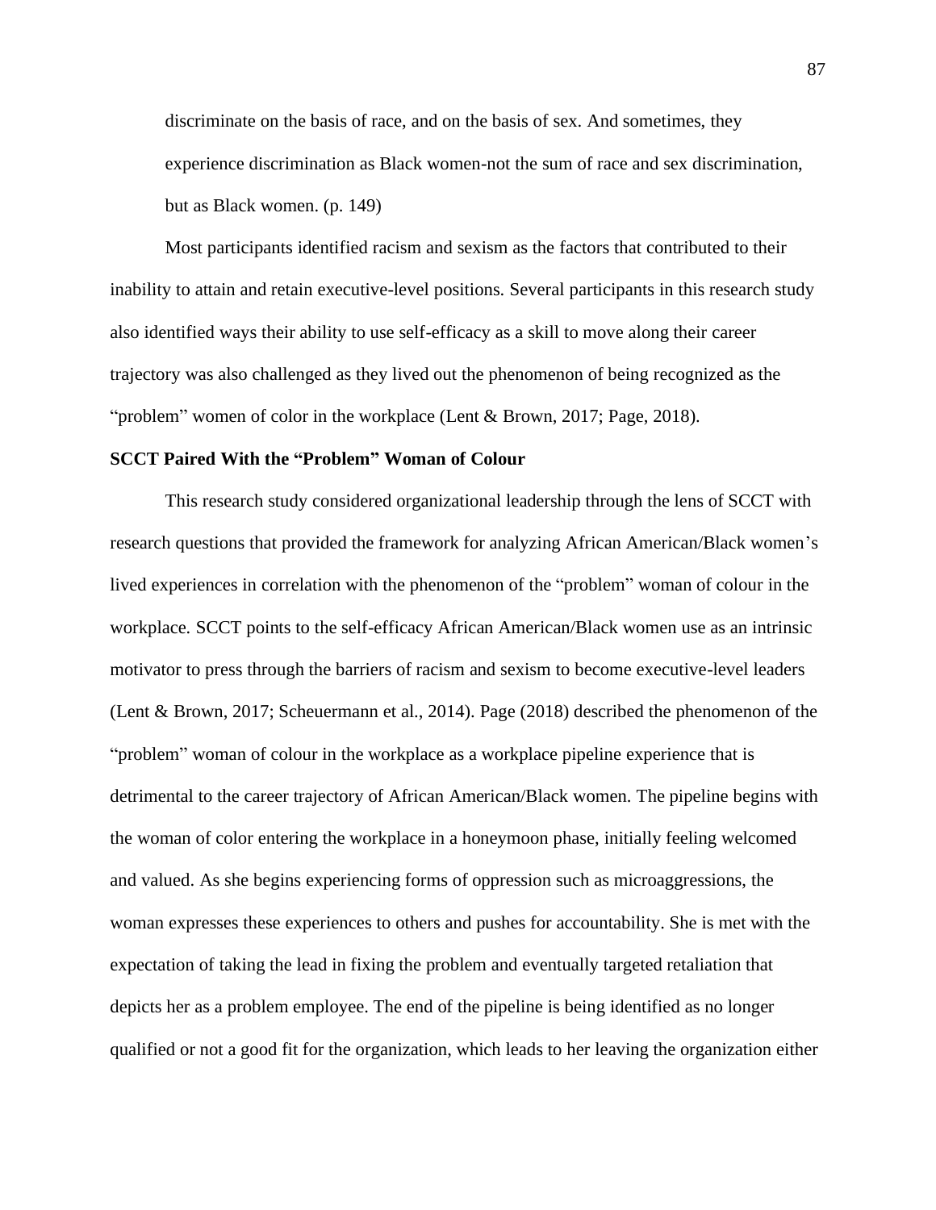> discriminate on the basis of race, and on the basis of sex. And sometimes, they experience discrimination as Black women-not the sum of race and sex discrimination, but as Black women. (p. 149)

Most participants identified racism and sexism as the factors that contributed to their inability to attain and retain executive-level positions. Several participants in this research study also identified ways their ability to use self-efficacy as a skill to move along their career trajectory was also challenged as they lived out the phenomenon of being recognized as the "problem" women of color in the workplace (Lent & Brown, 2017; Page, 2018).

**SCCT Paired With the "Problem" Woman of Colour**

This research study considered organizational leadership through the lens of SCCT with research questions that provided the framework for analyzing African American/Black women's lived experiences in correlation with the phenomenon of the "problem" woman of colour in the workplace. SCCT points to the self-efficacy African American/Black women use as an intrinsic motivator to press through the barriers of racism and sexism to become executive-level leaders (Lent & Brown, 2017; Scheuermann et al., 2014). Page (2018) described the phenomenon of the "problem" woman of colour in the workplace as a workplace pipeline experience that is detrimental to the career trajectory of African American/Black women. The pipeline begins with the woman of color entering the workplace in a honeymoon phase, initially feeling welcomed and valued. As she begins experiencing forms of oppression such as microaggressions, the woman expresses these experiences to others and pushes for accountability. She is met with the expectation of taking the lead in fixing the problem and eventually targeted retaliation that depicts her as a problem employee. The end of the pipeline is being identified as no longer qualified or not a good fit for the organization, which leads to her leaving the organization either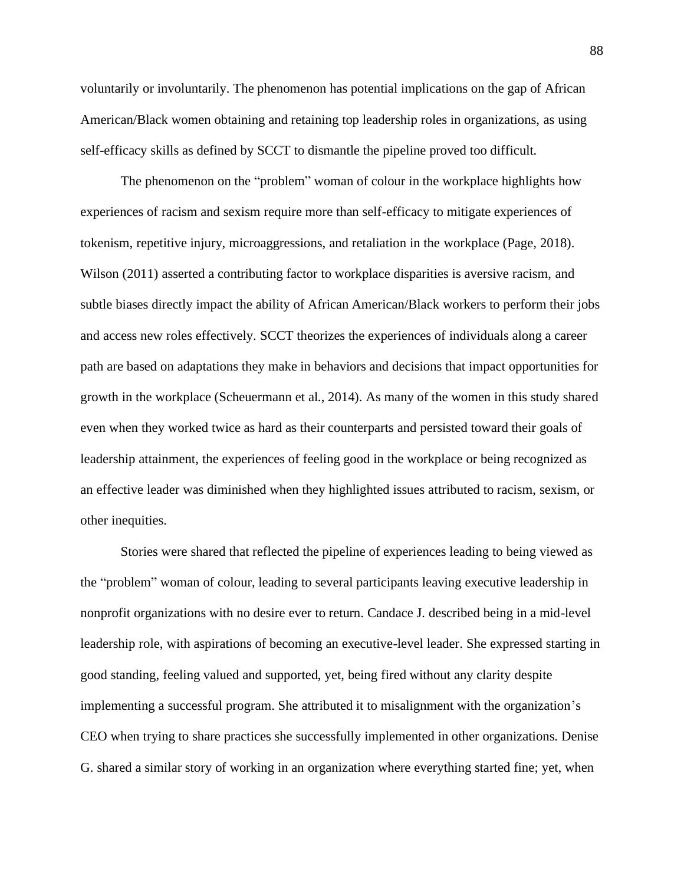voluntarily or involuntarily. The phenomenon has potential implications on the gap of African American/Black women obtaining and retaining top leadership roles in organizations, as using self-efficacy skills as defined by SCCT to dismantle the pipeline proved too difficult.

The phenomenon on the "problem" woman of colour in the workplace highlights how experiences of racism and sexism require more than self-efficacy to mitigate experiences of tokenism, repetitive injury, microaggressions, and retaliation in the workplace (Page, 2018). Wilson (2011) asserted a contributing factor to workplace disparities is aversive racism, and subtle biases directly impact the ability of African American/Black workers to perform their jobs and access new roles effectively. SCCT theorizes the experiences of individuals along a career path are based on adaptations they make in behaviors and decisions that impact opportunities for growth in the workplace (Scheuermann et al., 2014). As many of the women in this study shared even when they worked twice as hard as their counterparts and persisted toward their goals of leadership attainment, the experiences of feeling good in the workplace or being recognized as an effective leader was diminished when they highlighted issues attributed to racism, sexism, or other inequities.

Stories were shared that reflected the pipeline of experiences leading to being viewed as the "problem" woman of colour, leading to several participants leaving executive leadership in nonprofit organizations with no desire ever to return. Candace J. described being in a mid-level leadership role, with aspirations of becoming an executive-level leader. She expressed starting in good standing, feeling valued and supported, yet, being fired without any clarity despite implementing a successful program. She attributed it to misalignment with the organization's CEO when trying to share practices she successfully implemented in other organizations. Denise G. shared a similar story of working in an organization where everything started fine; yet, when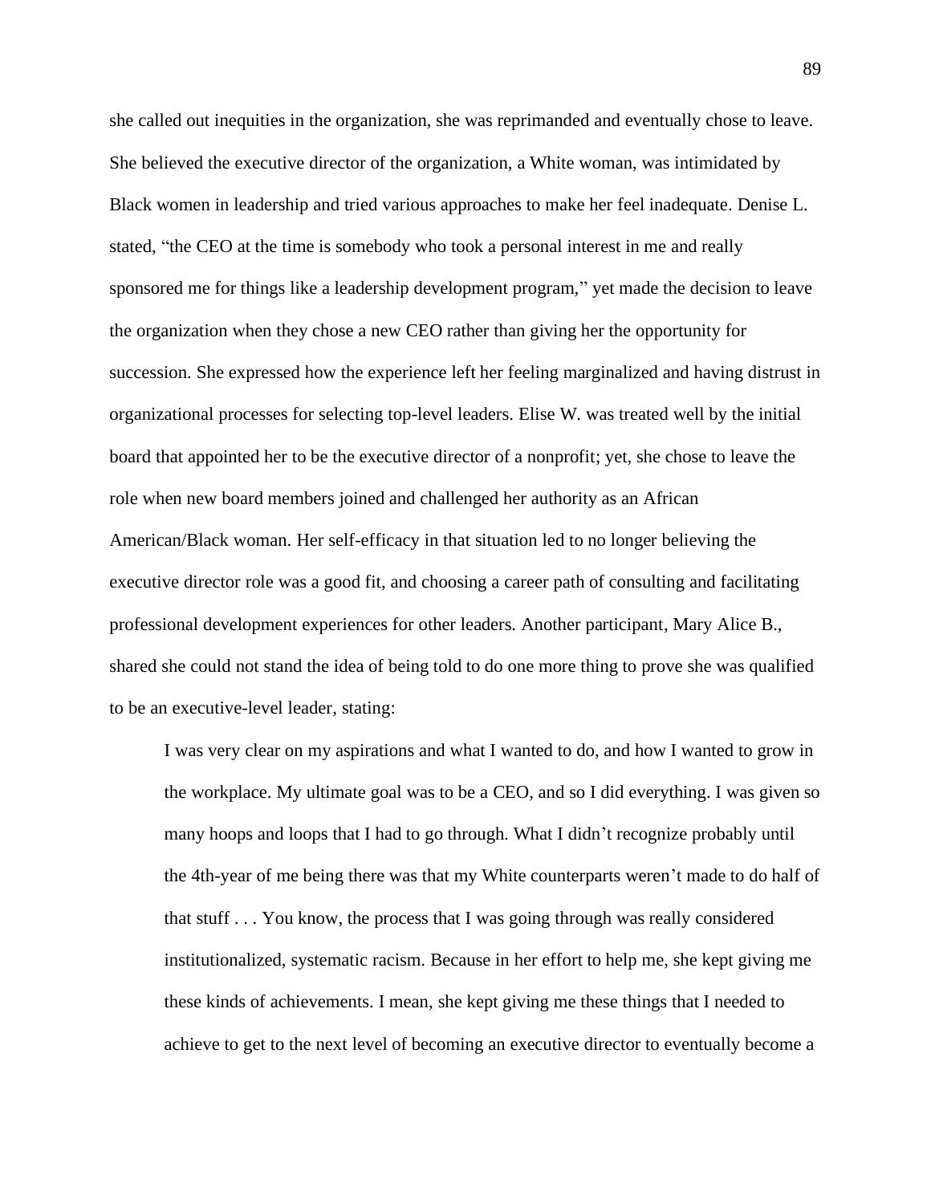she called out inequities in the organization, she was reprimanded and eventually chose to leave. She believed the executive director of the organization, a White woman, was intimidated by Black women in leadership and tried various approaches to make her feel inadequate. Denise L. stated, "the CEO at the time is somebody who took a personal interest in me and really sponsored me for things like a leadership development program," yet made the decision to leave the organization when they chose a new CEO rather than giving her the opportunity for succession. She expressed how the experience left her feeling marginalized and having distrust in organizational processes for selecting top-level leaders. Elise W. was treated well by the initial board that appointed her to be the executive director of a nonprofit; yet, she chose to leave the role when new board members joined and challenged her authority as an African American/Black woman. Her self-efficacy in that situation led to no longer believing the executive director role was a good fit, and choosing a career path of consulting and facilitating professional development experiences for other leaders. Another participant, Mary Alice B., shared she could not stand the idea of being told to do one more thing to prove she was qualified to be an executive-level leader, stating:

> I was very clear on my aspirations and what I wanted to do, and how I wanted to grow in the workplace. My ultimate goal was to be a CEO, and so I did everything. I was given so many hoops and loops that I had to go through. What I didn't recognize probably until the 4th-year of me being there was that my White counterparts weren't made to do half of that stuff . . . You know, the process that I was going through was really considered institutionalized, systematic racism. Because in her effort to help me, she kept giving me these kinds of achievements. I mean, she kept giving me these things that I needed to achieve to get to the next level of becoming an executive director to eventually become a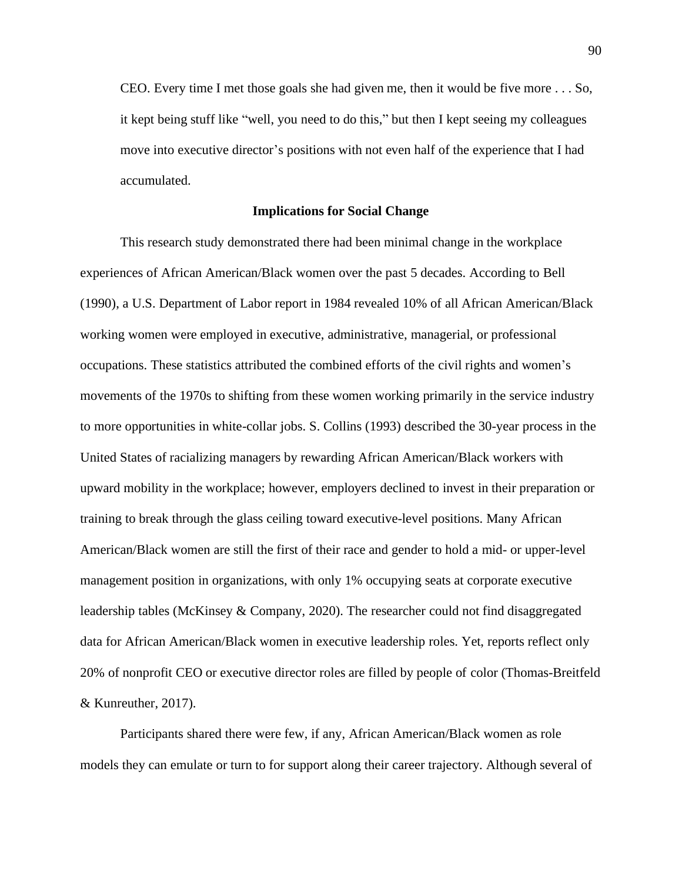> CEO. Every time I met those goals she had given me, then it would be five more . . . So, it kept being stuff like "well, you need to do this," but then I kept seeing my colleagues move into executive director's positions with not even half of the experience that I had accumulated.

## Implications for Social Change

This research study demonstrated there had been minimal change in the workplace experiences of African American/Black women over the past 5 decades. According to Bell (1990), a U.S. Department of Labor report in 1984 revealed 10% of all African American/Black working women were employed in executive, administrative, managerial, or professional occupations. These statistics attributed the combined efforts of the civil rights and women's movements of the 1970s to shifting from these women working primarily in the service industry to more opportunities in white-collar jobs. S. Collins (1993) described the 30-year process in the United States of racializing managers by rewarding African American/Black workers with upward mobility in the workplace; however, employers declined to invest in their preparation or training to break through the glass ceiling toward executive-level positions. Many African American/Black women are still the first of their race and gender to hold a mid- or upper-level management position in organizations, with only 1% occupying seats at corporate executive leadership tables (McKinsey & Company, 2020). The researcher could not find disaggregated data for African American/Black women in executive leadership roles. Yet, reports reflect only 20% of nonprofit CEO or executive director roles are filled by people of color (Thomas-Breitfeld & Kunreuther, 2017).

Participants shared there were few, if any, African American/Black women as role models they can emulate or turn to for support along their career trajectory. Although several of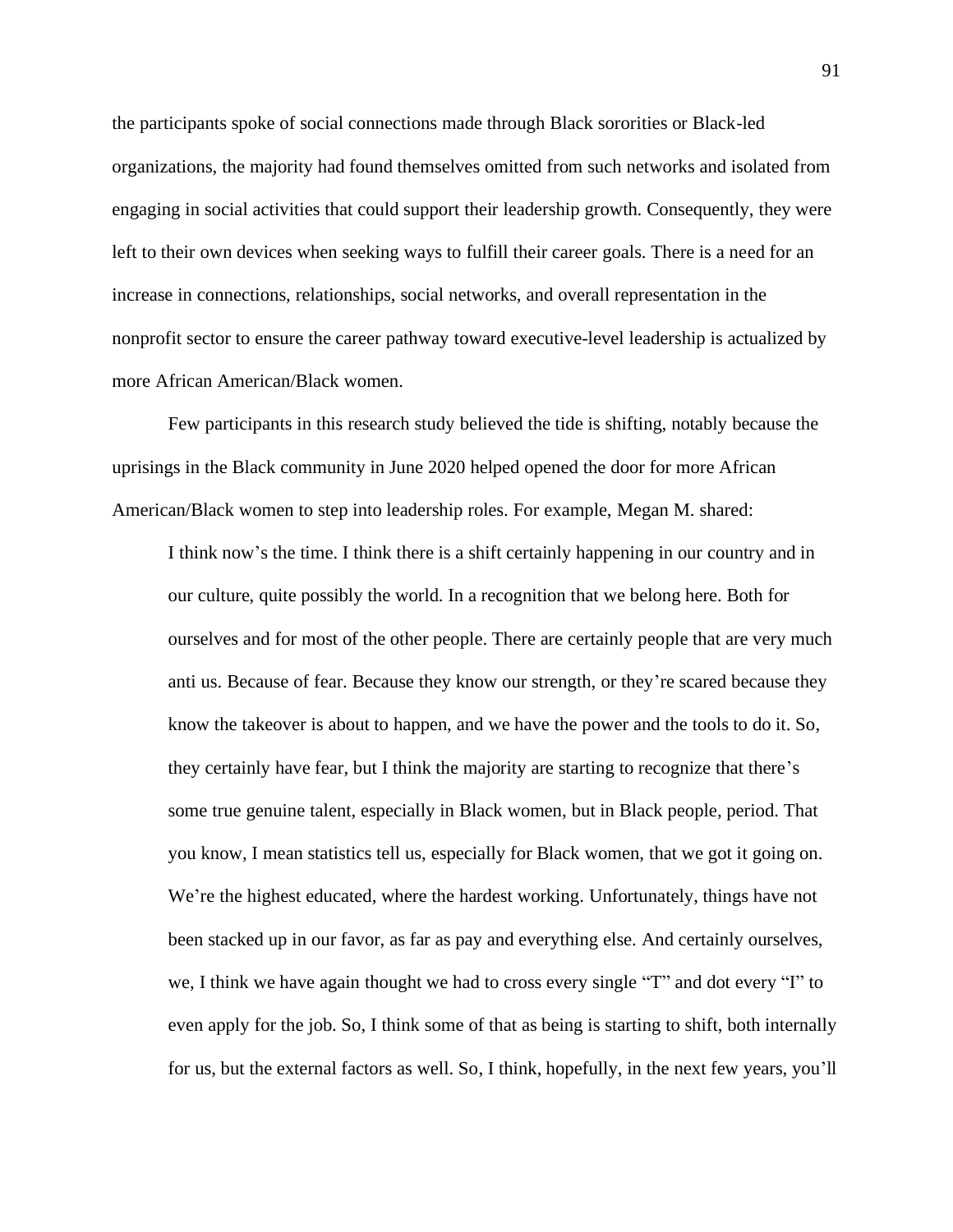the participants spoke of social connections made through Black sororities or Black-led organizations, the majority had found themselves omitted from such networks and isolated from engaging in social activities that could support their leadership growth. Consequently, they were left to their own devices when seeking ways to fulfill their career goals. There is a need for an increase in connections, relationships, social networks, and overall representation in the nonprofit sector to ensure the career pathway toward executive-level leadership is actualized by more African American/Black women.

Few participants in this research study believed the tide is shifting, notably because the uprisings in the Black community in June 2020 helped opened the door for more African American/Black women to step into leadership roles. For example, Megan M. shared:

> I think now's the time. I think there is a shift certainly happening in our country and in our culture, quite possibly the world. In a recognition that we belong here. Both for ourselves and for most of the other people. There are certainly people that are very much anti us. Because of fear. Because they know our strength, or they're scared because they know the takeover is about to happen, and we have the power and the tools to do it. So, they certainly have fear, but I think the majority are starting to recognize that there's some true genuine talent, especially in Black women, but in Black people, period. That you know, I mean statistics tell us, especially for Black women, that we got it going on. We're the highest educated, where the hardest working. Unfortunately, things have not been stacked up in our favor, as far as pay and everything else. And certainly ourselves, we, I think we have again thought we had to cross every single "T" and dot every "I" to even apply for the job. So, I think some of that as being is starting to shift, both internally for us, but the external factors as well. So, I think, hopefully, in the next few years, you'll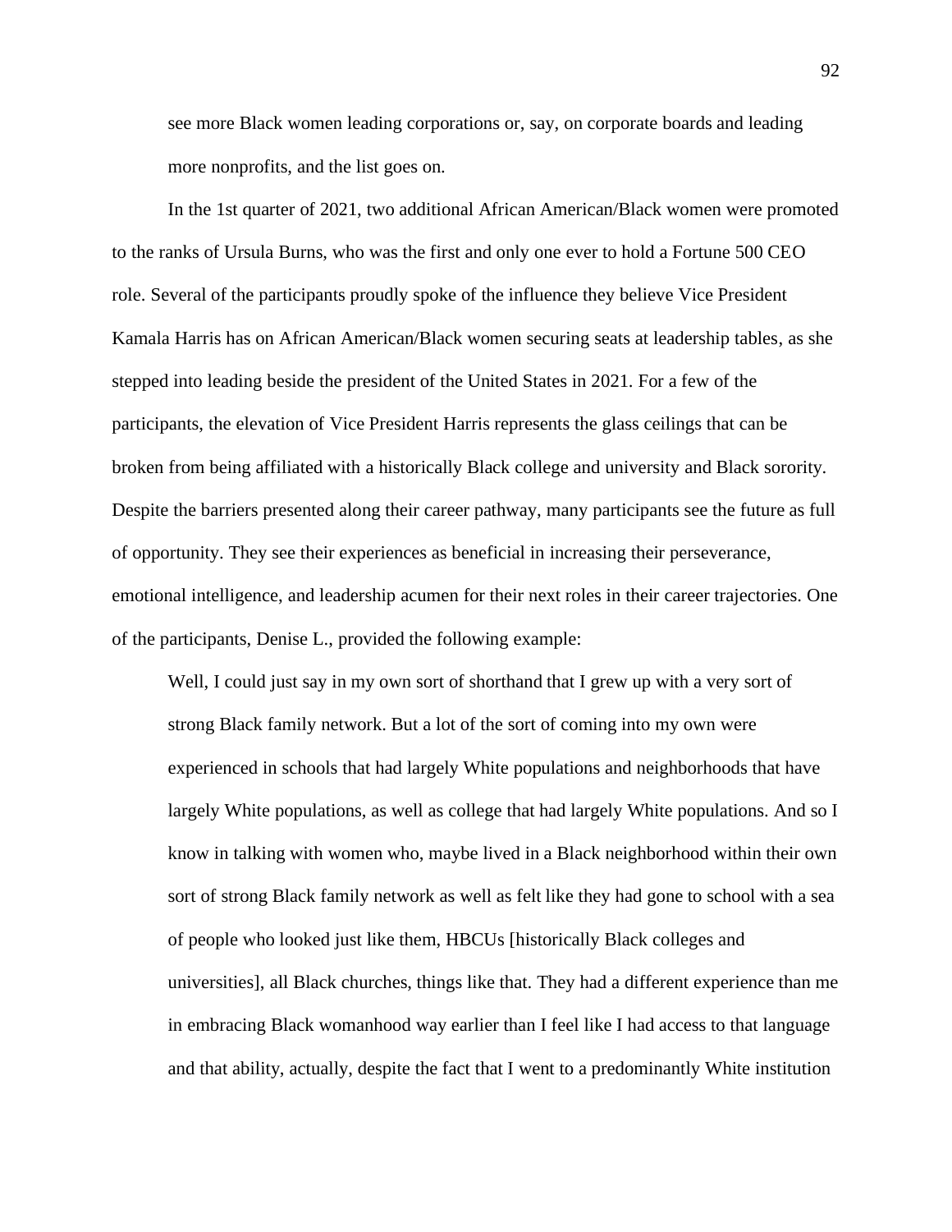> see more Black women leading corporations or, say, on corporate boards and leading more nonprofits, and the list goes on.

In the 1st quarter of 2021, two additional African American/Black women were promoted to the ranks of Ursula Burns, who was the first and only one ever to hold a Fortune 500 CEO role. Several of the participants proudly spoke of the influence they believe Vice President Kamala Harris has on African American/Black women securing seats at leadership tables, as she stepped into leading beside the president of the United States in 2021. For a few of the participants, the elevation of Vice President Harris represents the glass ceilings that can be broken from being affiliated with a historically Black college and university and Black sorority. Despite the barriers presented along their career pathway, many participants see the future as full of opportunity. They see their experiences as beneficial in increasing their perseverance, emotional intelligence, and leadership acumen for their next roles in their career trajectories. One of the participants, Denise L., provided the following example:

> Well, I could just say in my own sort of shorthand that I grew up with a very sort of strong Black family network. But a lot of the sort of coming into my own were experienced in schools that had largely White populations and neighborhoods that have largely White populations, as well as college that had largely White populations. And so I know in talking with women who, maybe lived in a Black neighborhood within their own sort of strong Black family network as well as felt like they had gone to school with a sea of people who looked just like them, HBCUs [historically Black colleges and universities], all Black churches, things like that. They had a different experience than me in embracing Black womanhood way earlier than I feel like I had access to that language and that ability, actually, despite the fact that I went to a predominantly White institution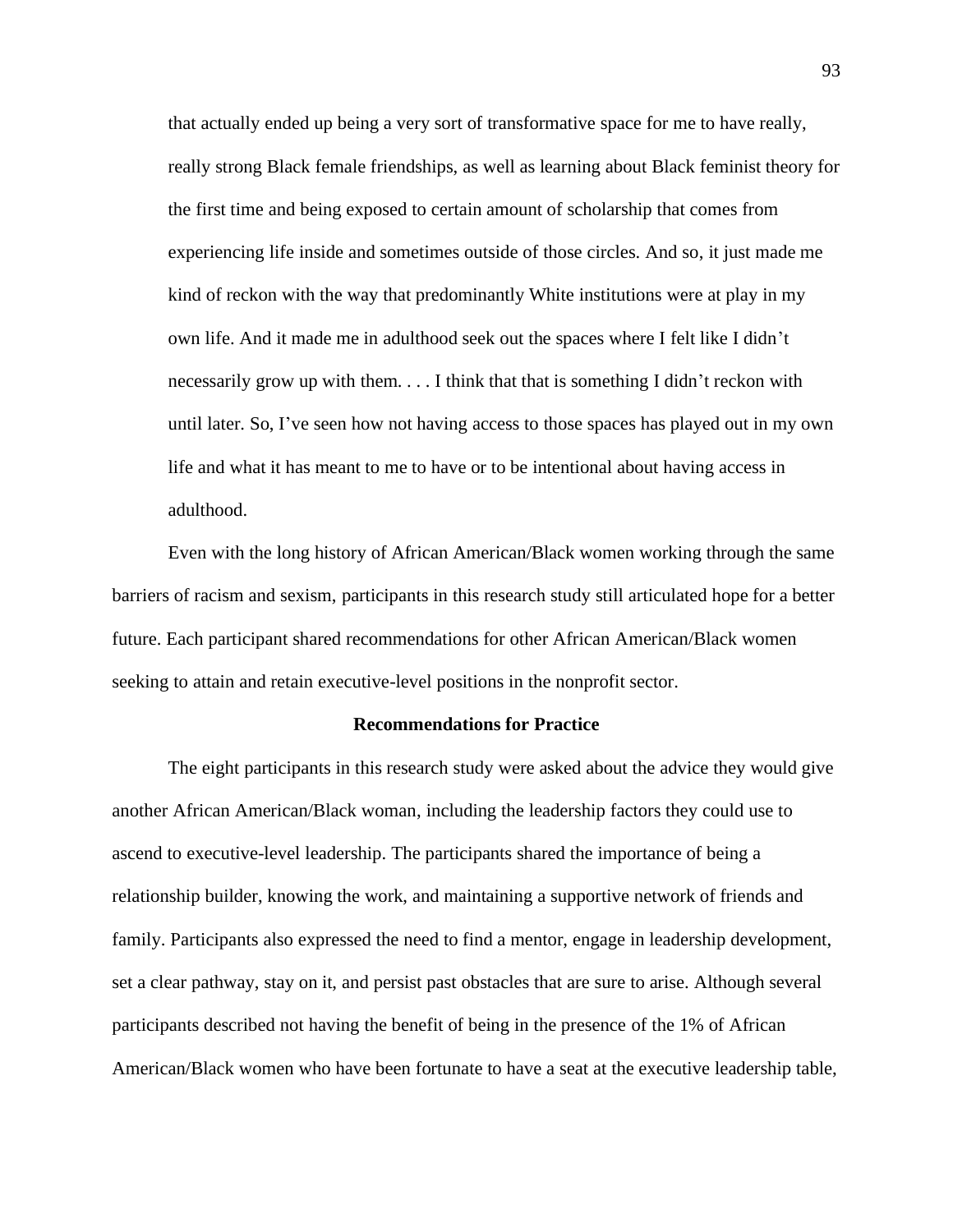> that actually ended up being a very sort of transformative space for me to have really, really strong Black female friendships, as well as learning about Black feminist theory for the first time and being exposed to certain amount of scholarship that comes from experiencing life inside and sometimes outside of those circles. And so, it just made me kind of reckon with the way that predominantly White institutions were at play in my own life. And it made me in adulthood seek out the spaces where I felt like I didn't necessarily grow up with them. . . . I think that that is something I didn't reckon with until later. So, I've seen how not having access to those spaces has played out in my own life and what it has meant to me to have or to be intentional about having access in adulthood.

Even with the long history of African American/Black women working through the same barriers of racism and sexism, participants in this research study still articulated hope for a better future. Each participant shared recommendations for other African American/Black women seeking to attain and retain executive-level positions in the nonprofit sector.

## Recommendations for Practice

The eight participants in this research study were asked about the advice they would give another African American/Black woman, including the leadership factors they could use to ascend to executive-level leadership. The participants shared the importance of being a relationship builder, knowing the work, and maintaining a supportive network of friends and family. Participants also expressed the need to find a mentor, engage in leadership development, set a clear pathway, stay on it, and persist past obstacles that are sure to arise. Although several participants described not having the benefit of being in the presence of the 1% of African American/Black women who have been fortunate to have a seat at the executive leadership table,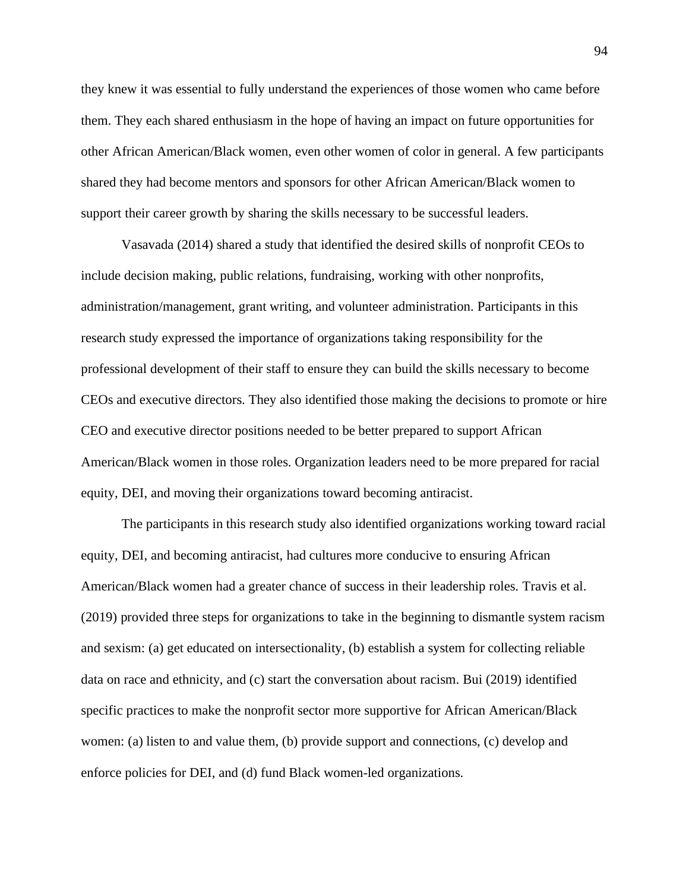they knew it was essential to fully understand the experiences of those women who came before them. They each shared enthusiasm in the hope of having an impact on future opportunities for other African American/Black women, even other women of color in general. A few participants shared they had become mentors and sponsors for other African American/Black women to support their career growth by sharing the skills necessary to be successful leaders.

Vasavada (2014) shared a study that identified the desired skills of nonprofit CEOs to include decision making, public relations, fundraising, working with other nonprofits, administration/management, grant writing, and volunteer administration. Participants in this research study expressed the importance of organizations taking responsibility for the professional development of their staff to ensure they can build the skills necessary to become CEOs and executive directors. They also identified those making the decisions to promote or hire CEO and executive director positions needed to be better prepared to support African American/Black women in those roles. Organization leaders need to be more prepared for racial equity, DEI, and moving their organizations toward becoming antiracist.

The participants in this research study also identified organizations working toward racial equity, DEI, and becoming antiracist, had cultures more conducive to ensuring African American/Black women had a greater chance of success in their leadership roles. Travis et al. (2019) provided three steps for organizations to take in the beginning to dismantle system racism and sexism: (a) get educated on intersectionality, (b) establish a system for collecting reliable data on race and ethnicity, and (c) start the conversation about racism. Bui (2019) identified specific practices to make the nonprofit sector more supportive for African American/Black women: (a) listen to and value them, (b) provide support and connections, (c) develop and enforce policies for DEI, and (d) fund Black women-led organizations.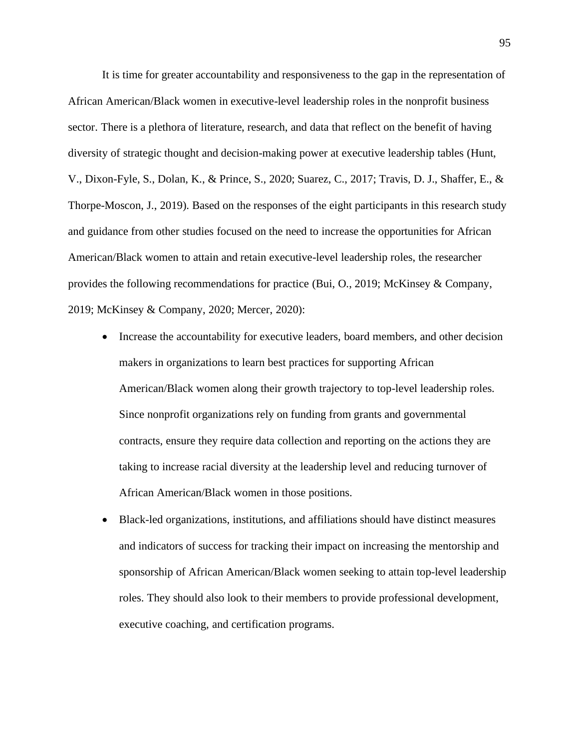It is time for greater accountability and responsiveness to the gap in the representation of African American/Black women in executive-level leadership roles in the nonprofit business sector. There is a plethora of literature, research, and data that reflect on the benefit of having diversity of strategic thought and decision-making power at executive leadership tables (Hunt, V., Dixon-Fyle, S., Dolan, K., & Prince, S., 2020; Suarez, C., 2017; Travis, D. J., Shaffer, E., & Thorpe-Moscon, J., 2019). Based on the responses of the eight participants in this research study and guidance from other studies focused on the need to increase the opportunities for African American/Black women to attain and retain executive-level leadership roles, the researcher provides the following recommendations for practice (Bui, O., 2019; McKinsey & Company, 2019; McKinsey & Company, 2020; Mercer, 2020):

- Increase the accountability for executive leaders, board members, and other decision makers in organizations to learn best practices for supporting African American/Black women along their growth trajectory to top-level leadership roles. Since nonprofit organizations rely on funding from grants and governmental contracts, ensure they require data collection and reporting on the actions they are taking to increase racial diversity at the leadership level and reducing turnover of African American/Black women in those positions.
- Black-led organizations, institutions, and affiliations should have distinct measures and indicators of success for tracking their impact on increasing the mentorship and sponsorship of African American/Black women seeking to attain top-level leadership roles. They should also look to their members to provide professional development, executive coaching, and certification programs.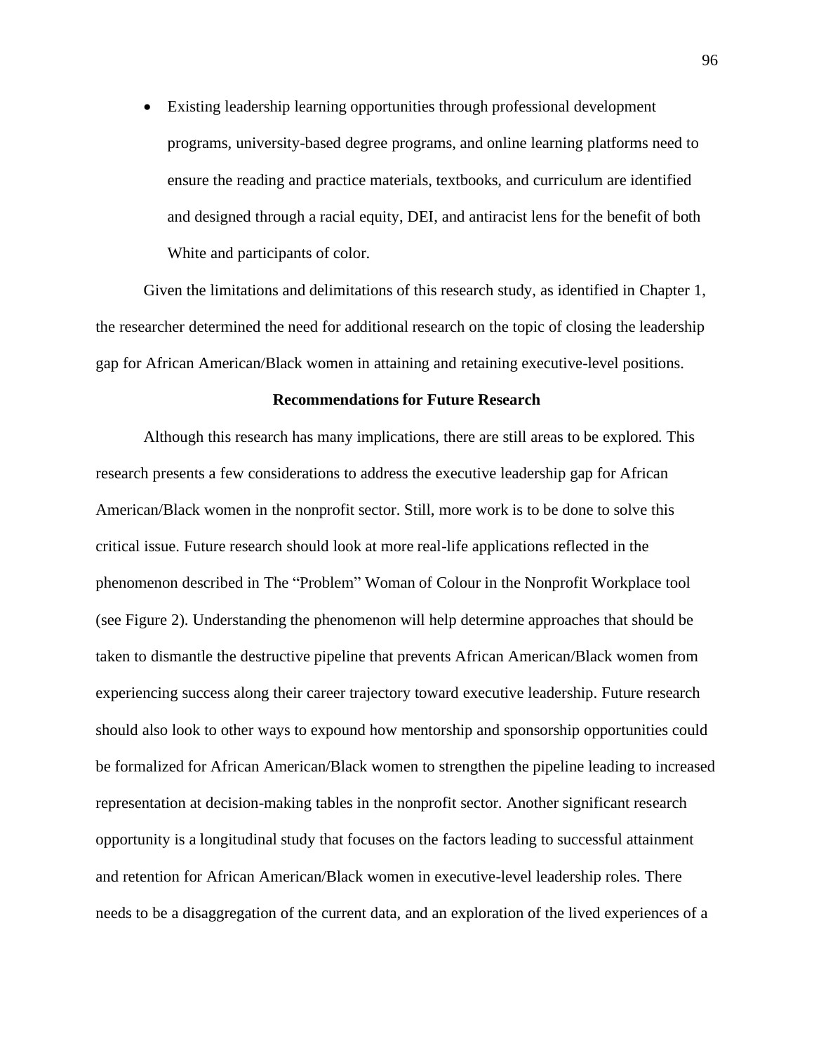- Existing leadership learning opportunities through professional development programs, university-based degree programs, and online learning platforms need to ensure the reading and practice materials, textbooks, and curriculum are identified and designed through a racial equity, DEI, and antiracist lens for the benefit of both White and participants of color.

Given the limitations and delimitations of this research study, as identified in Chapter 1, the researcher determined the need for additional research on the topic of closing the leadership gap for African American/Black women in attaining and retaining executive-level positions.

## Recommendations for Future Research

Although this research has many implications, there are still areas to be explored. This research presents a few considerations to address the executive leadership gap for African American/Black women in the nonprofit sector. Still, more work is to be done to solve this critical issue. Future research should look at more real-life applications reflected in the phenomenon described in The "Problem" Woman of Colour in the Nonprofit Workplace tool (see Figure 2). Understanding the phenomenon will help determine approaches that should be taken to dismantle the destructive pipeline that prevents African American/Black women from experiencing success along their career trajectory toward executive leadership. Future research should also look to other ways to expound how mentorship and sponsorship opportunities could be formalized for African American/Black women to strengthen the pipeline leading to increased representation at decision-making tables in the nonprofit sector. Another significant research opportunity is a longitudinal study that focuses on the factors leading to successful attainment and retention for African American/Black women in executive-level leadership roles. There needs to be a disaggregation of the current data, and an exploration of the lived experiences of a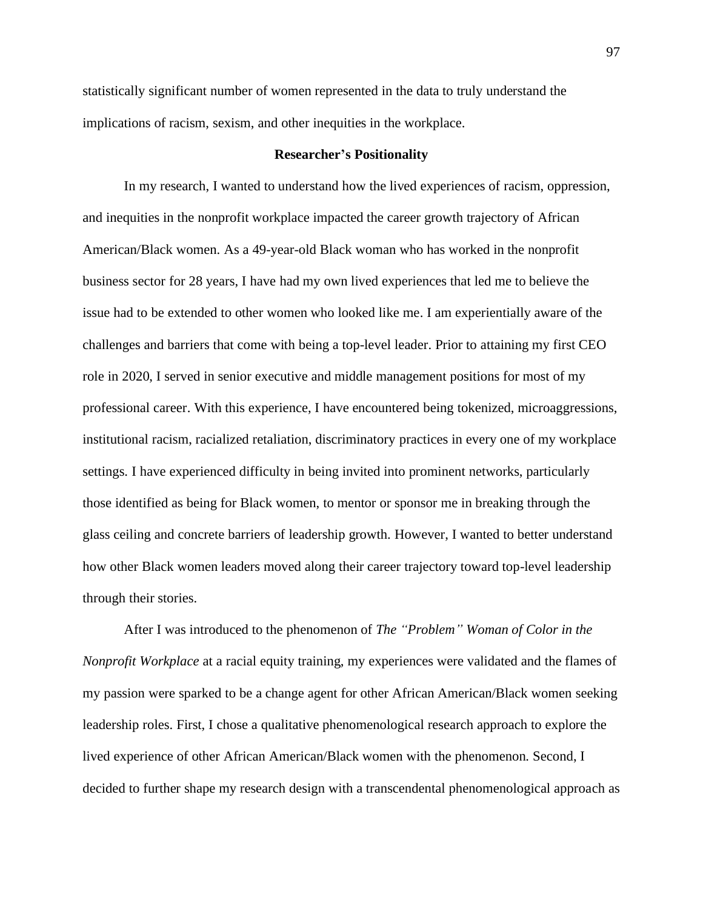statistically significant number of women represented in the data to truly understand the implications of racism, sexism, and other inequities in the workplace.

## Researcher's Positionality

In my research, I wanted to understand how the lived experiences of racism, oppression, and inequities in the nonprofit workplace impacted the career growth trajectory of African American/Black women. As a 49-year-old Black woman who has worked in the nonprofit business sector for 28 years, I have had my own lived experiences that led me to believe the issue had to be extended to other women who looked like me. I am experientially aware of the challenges and barriers that come with being a top-level leader. Prior to attaining my first CEO role in 2020, I served in senior executive and middle management positions for most of my professional career. With this experience, I have encountered being tokenized, microaggressions, institutional racism, racialized retaliation, discriminatory practices in every one of my workplace settings. I have experienced difficulty in being invited into prominent networks, particularly those identified as being for Black women, to mentor or sponsor me in breaking through the glass ceiling and concrete barriers of leadership growth. However, I wanted to better understand how other Black women leaders moved along their career trajectory toward top-level leadership through their stories.

After I was introduced to the phenomenon of *The "Problem" Woman of Color in the Nonprofit Workplace* at a racial equity training, my experiences were validated and the flames of my passion were sparked to be a change agent for other African American/Black women seeking leadership roles. First, I chose a qualitative phenomenological research approach to explore the lived experience of other African American/Black women with the phenomenon. Second, I decided to further shape my research design with a transcendental phenomenological approach as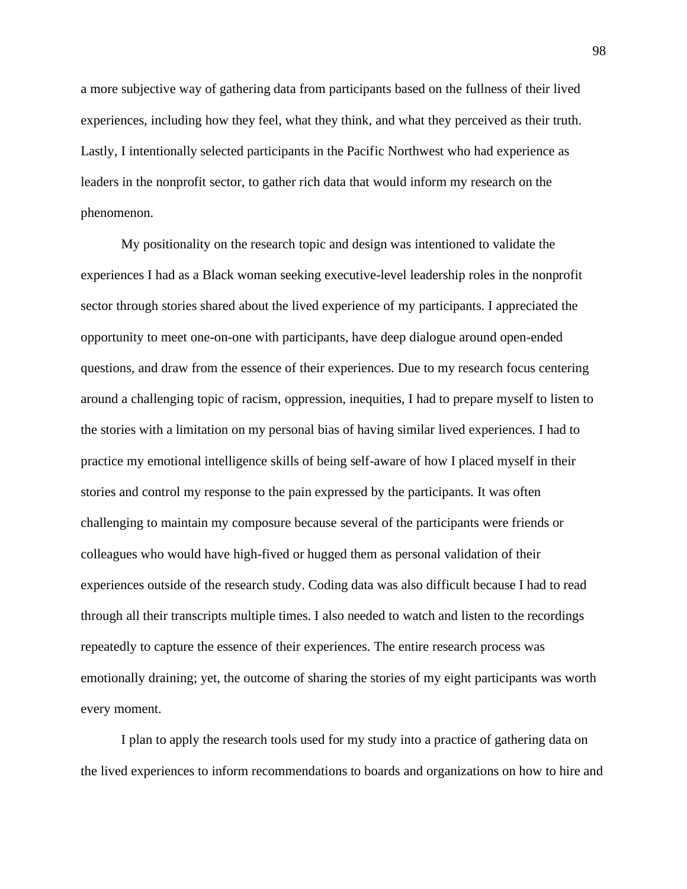a more subjective way of gathering data from participants based on the fullness of their lived experiences, including how they feel, what they think, and what they perceived as their truth. Lastly, I intentionally selected participants in the Pacific Northwest who had experience as leaders in the nonprofit sector, to gather rich data that would inform my research on the phenomenon.

My positionality on the research topic and design was intentioned to validate the experiences I had as a Black woman seeking executive-level leadership roles in the nonprofit sector through stories shared about the lived experience of my participants. I appreciated the opportunity to meet one-on-one with participants, have deep dialogue around open-ended questions, and draw from the essence of their experiences. Due to my research focus centering around a challenging topic of racism, oppression, inequities, I had to prepare myself to listen to the stories with a limitation on my personal bias of having similar lived experiences. I had to practice my emotional intelligence skills of being self-aware of how I placed myself in their stories and control my response to the pain expressed by the participants. It was often challenging to maintain my composure because several of the participants were friends or colleagues who would have high-fived or hugged them as personal validation of their experiences outside of the research study. Coding data was also difficult because I had to read through all their transcripts multiple times. I also needed to watch and listen to the recordings repeatedly to capture the essence of their experiences. The entire research process was emotionally draining; yet, the outcome of sharing the stories of my eight participants was worth every moment.

I plan to apply the research tools used for my study into a practice of gathering data on the lived experiences to inform recommendations to boards and organizations on how to hire and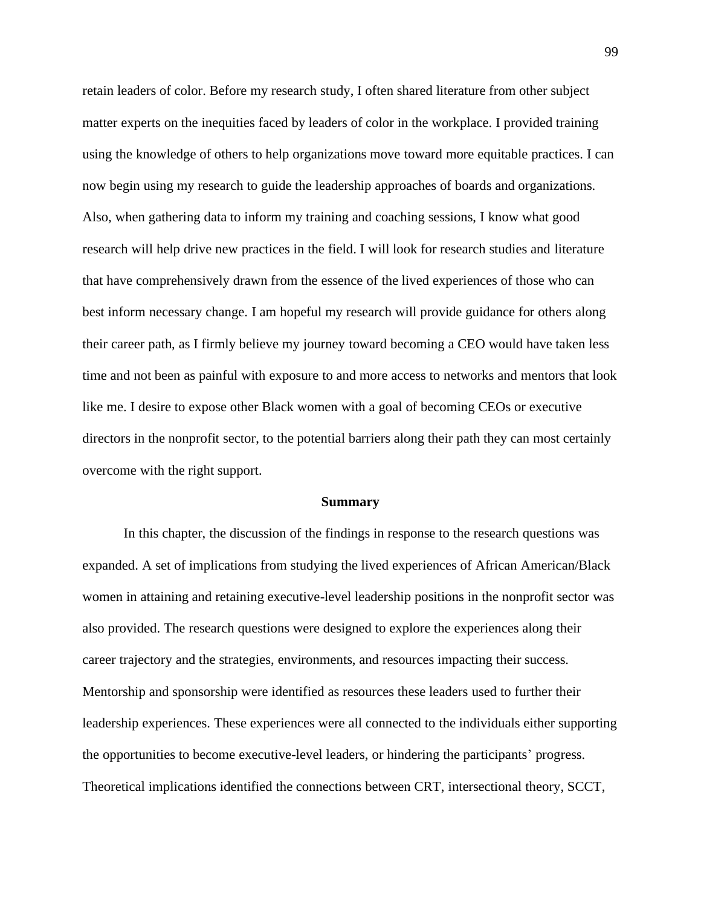retain leaders of color. Before my research study, I often shared literature from other subject matter experts on the inequities faced by leaders of color in the workplace. I provided training using the knowledge of others to help organizations move toward more equitable practices. I can now begin using my research to guide the leadership approaches of boards and organizations. Also, when gathering data to inform my training and coaching sessions, I know what good research will help drive new practices in the field. I will look for research studies and literature that have comprehensively drawn from the essence of the lived experiences of those who can best inform necessary change. I am hopeful my research will provide guidance for others along their career path, as I firmly believe my journey toward becoming a CEO would have taken less time and not been as painful with exposure to and more access to networks and mentors that look like me. I desire to expose other Black women with a goal of becoming CEOs or executive directors in the nonprofit sector, to the potential barriers along their path they can most certainly overcome with the right support.

## Summary

In this chapter, the discussion of the findings in response to the research questions was expanded. A set of implications from studying the lived experiences of African American/Black women in attaining and retaining executive-level leadership positions in the nonprofit sector was also provided. The research questions were designed to explore the experiences along their career trajectory and the strategies, environments, and resources impacting their success. Mentorship and sponsorship were identified as resources these leaders used to further their leadership experiences. These experiences were all connected to the individuals either supporting the opportunities to become executive-level leaders, or hindering the participants' progress. Theoretical implications identified the connections between CRT, intersectional theory, SCCT,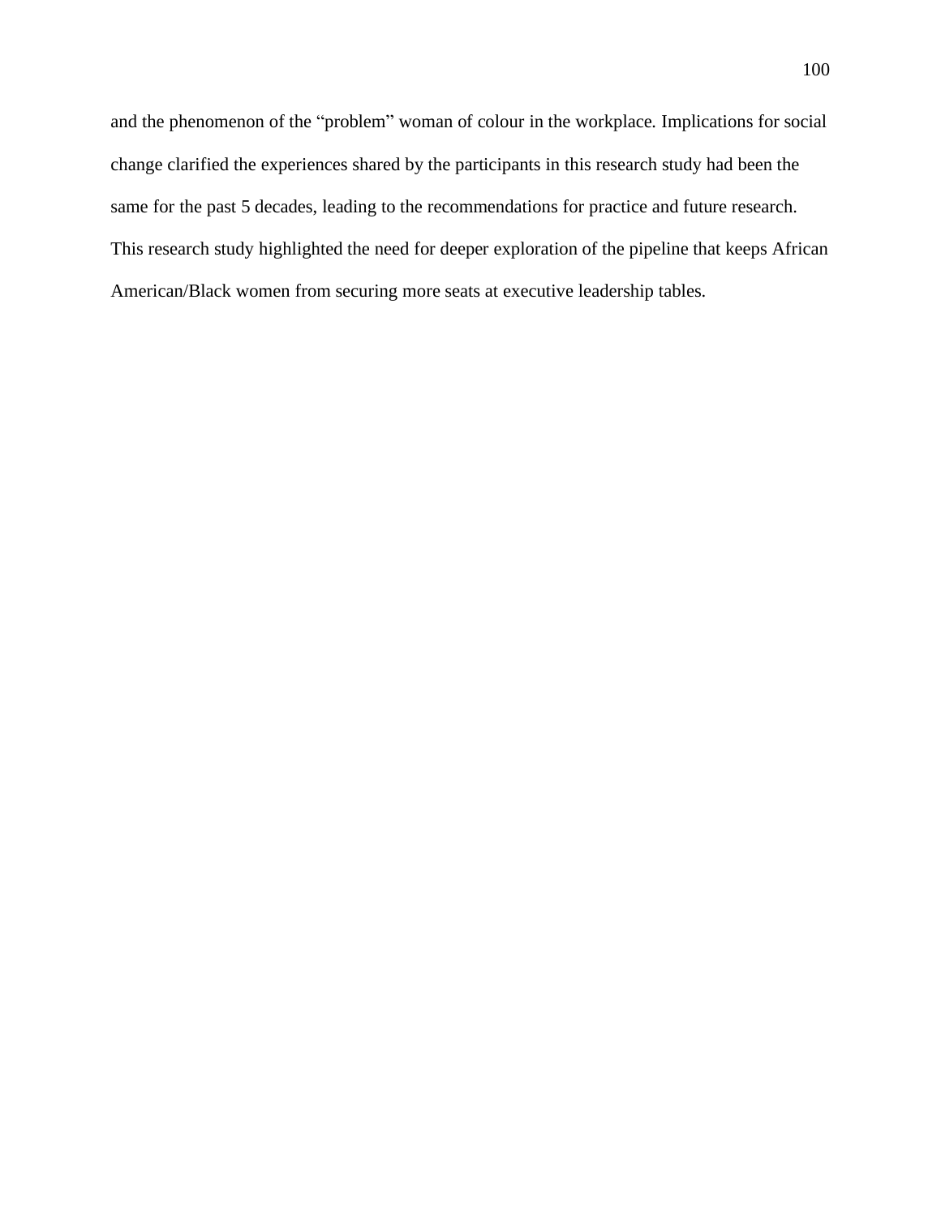and the phenomenon of the “problem” woman of colour in the workplace. Implications for social change clarified the experiences shared by the participants in this research study had been the same for the past 5 decades, leading to the recommendations for practice and future research. This research study highlighted the need for deeper exploration of the pipeline that keeps African American/Black women from securing more seats at executive leadership tables.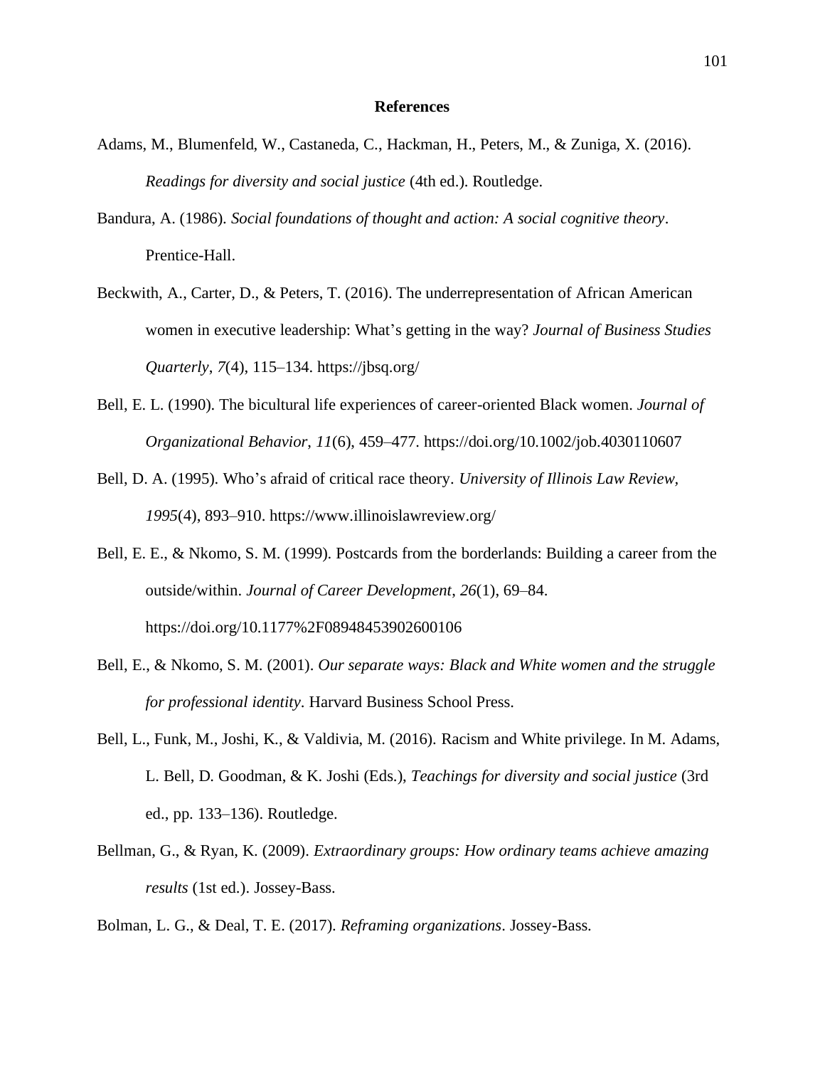# References

Adams, M., Blumenfeld, W., Castaneda, C., Hackman, H., Peters, M., & Zuniga, X. (2016). *Readings for diversity and social justice* (4th ed.). Routledge.

Bandura, A. (1986). *Social foundations of thought and action: A social cognitive theory*. Prentice-Hall.

Beckwith, A., Carter, D., & Peters, T. (2016). The underrepresentation of African American women in executive leadership: What's getting in the way? *Journal of Business Studies Quarterly*, *7*(4), 115–134. https://jbsq.org/

Bell, E. L. (1990). The bicultural life experiences of career-oriented Black women. *Journal of Organizational Behavior*, *11*(6), 459–477. https://doi.org/10.1002/job.4030110607

Bell, D. A. (1995). Who's afraid of critical race theory. *University of Illinois Law Review, 1995*(4), 893–910. https://www.illinoislawreview.org/

Bell, E. E., & Nkomo, S. M. (1999). Postcards from the borderlands: Building a career from the outside/within. *Journal of Career Development*, *26*(1), 69–84. https://doi.org/10.1177%2F08948453902600106

Bell, E., & Nkomo, S. M. (2001). *Our separate ways: Black and White women and the struggle for professional identity*. Harvard Business School Press.

Bell, L., Funk, M., Joshi, K., & Valdivia, M. (2016). Racism and White privilege. In M. Adams, L. Bell, D. Goodman, & K. Joshi (Eds.), *Teachings for diversity and social justice* (3rd ed., pp. 133–136). Routledge.

Bellman, G., & Ryan, K. (2009). *Extraordinary groups: How ordinary teams achieve amazing results* (1st ed.). Jossey-Bass.

Bolman, L. G., & Deal, T. E. (2017). *Reframing organizations*. Jossey-Bass.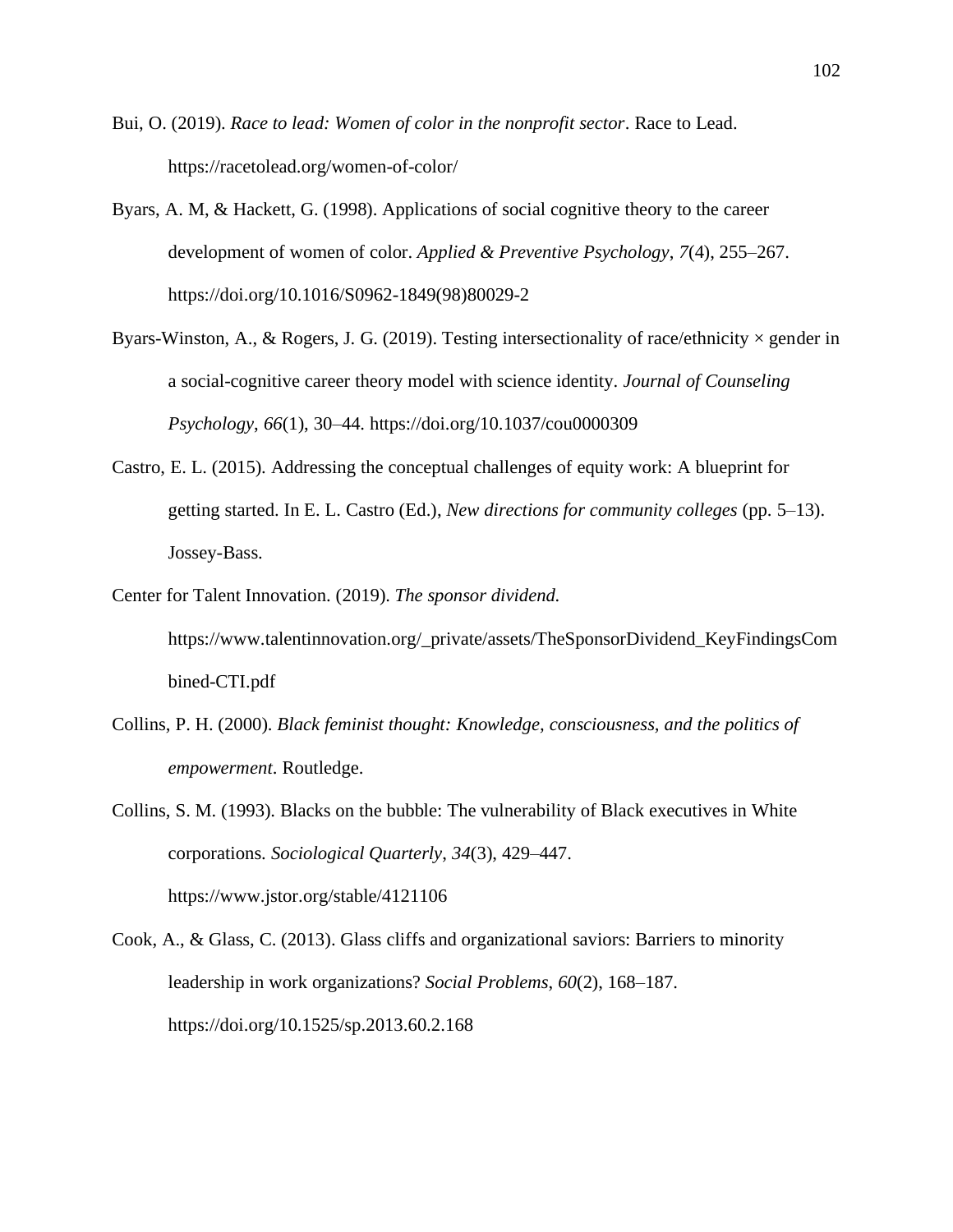Bui, O. (2019). *Race to lead: Women of color in the nonprofit sector*. Race to Lead. https://racetolead.org/women-of-color/

Byars, A. M, & Hackett, G. (1998). Applications of social cognitive theory to the career development of women of color. *Applied & Preventive Psychology*, *7*(4), 255–267. https://doi.org/10.1016/S0962-1849(98)80029-2

Byars-Winston, A., & Rogers, J. G. (2019). Testing intersectionality of race/ethnicity × gender in a social-cognitive career theory model with science identity. *Journal of Counseling Psychology*, *66*(1), 30–44. https://doi.org/10.1037/cou0000309

Castro, E. L. (2015). Addressing the conceptual challenges of equity work: A blueprint for getting started. In E. L. Castro (Ed.), *New directions for community colleges* (pp. 5–13). Jossey-Bass.

Center for Talent Innovation. (2019). *The sponsor dividend.* https://www.talentinnovation.org/_private/assets/TheSponsorDividend_KeyFindingsCombined-CTI.pdf

Collins, P. H. (2000). *Black feminist thought: Knowledge, consciousness, and the politics of empowerment*. Routledge.

Collins, S. M. (1993). Blacks on the bubble: The vulnerability of Black executives in White corporations. *Sociological Quarterly*, *34*(3), 429–447. https://www.jstor.org/stable/4121106

Cook, A., & Glass, C. (2013). Glass cliffs and organizational saviors: Barriers to minority leadership in work organizations? *Social Problems*, *60*(2), 168–187. https://doi.org/10.1525/sp.2013.60.2.168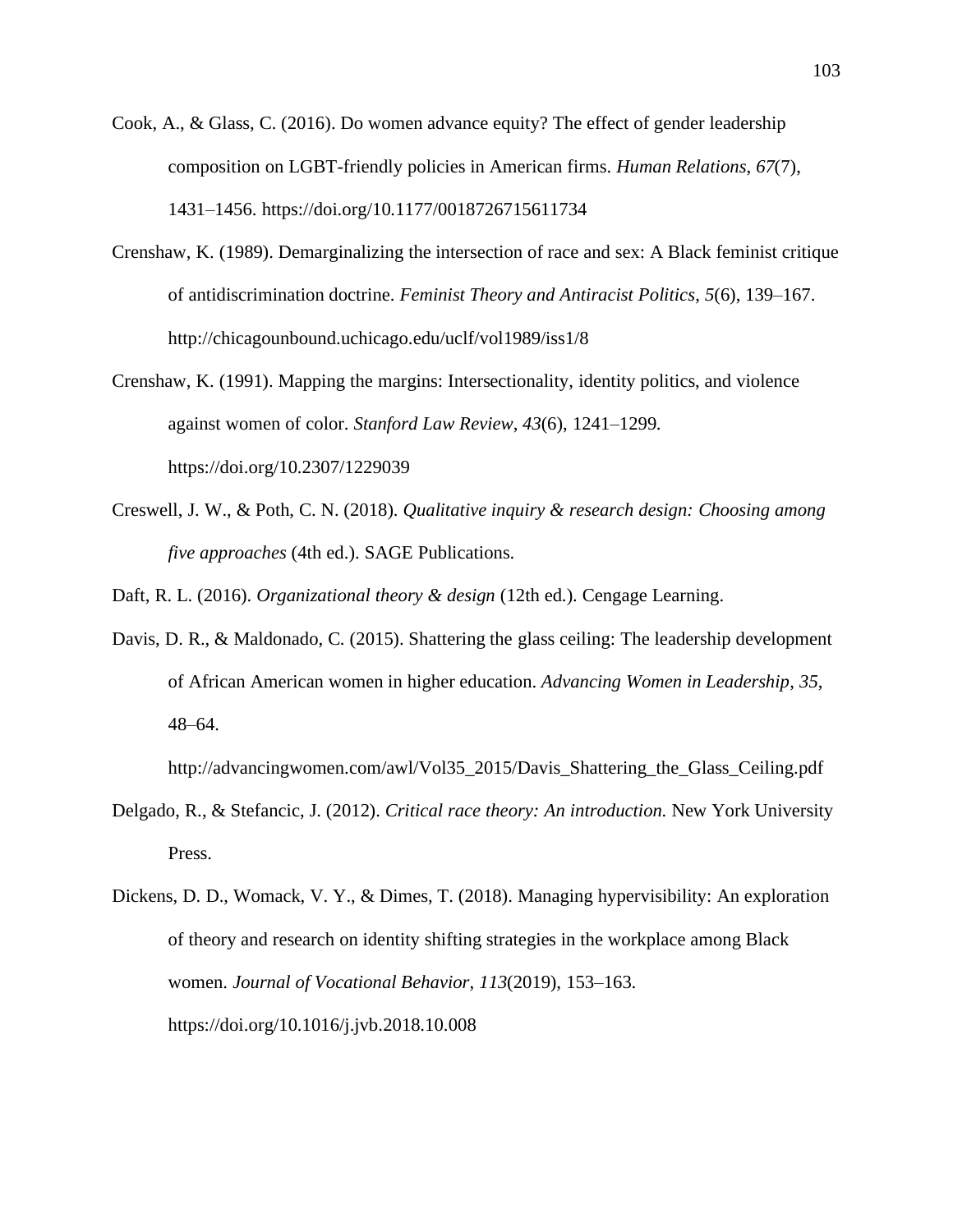Cook, A., & Glass, C. (2016). Do women advance equity? The effect of gender leadership composition on LGBT-friendly policies in American firms. *Human Relations*, *67*(7), 1431–1456. https://doi.org/10.1177/0018726715611734

Crenshaw, K. (1989). Demarginalizing the intersection of race and sex: A Black feminist critique of antidiscrimination doctrine. *Feminist Theory and Antiracist Politics*, *5*(6), 139–167. http://chicagounbound.uchicago.edu/uclf/vol1989/iss1/8

Crenshaw, K. (1991). Mapping the margins: Intersectionality, identity politics, and violence against women of color. *Stanford Law Review*, *43*(6), 1241–1299. https://doi.org/10.2307/1229039

Creswell, J. W., & Poth, C. N. (2018). *Qualitative inquiry & research design: Choosing among five approaches* (4th ed.). SAGE Publications.

Daft, R. L. (2016). *Organizational theory & design* (12th ed.). Cengage Learning.

Davis, D. R., & Maldonado, C. (2015). Shattering the glass ceiling: The leadership development of African American women in higher education. *Advancing Women in Leadership*, *35*, 48–64. http://advancingwomen.com/awl/Vol35_2015/Davis_Shattering_the_Glass_Ceiling.pdf

Delgado, R., & Stefancic, J. (2012). *Critical race theory: An introduction.* New York University Press.

Dickens, D. D., Womack, V. Y., & Dimes, T. (2018). Managing hypervisibility: An exploration of theory and research on identity shifting strategies in the workplace among Black women. *Journal of Vocational Behavior*, *113*(2019), 153–163. https://doi.org/10.1016/j.jvb.2018.10.008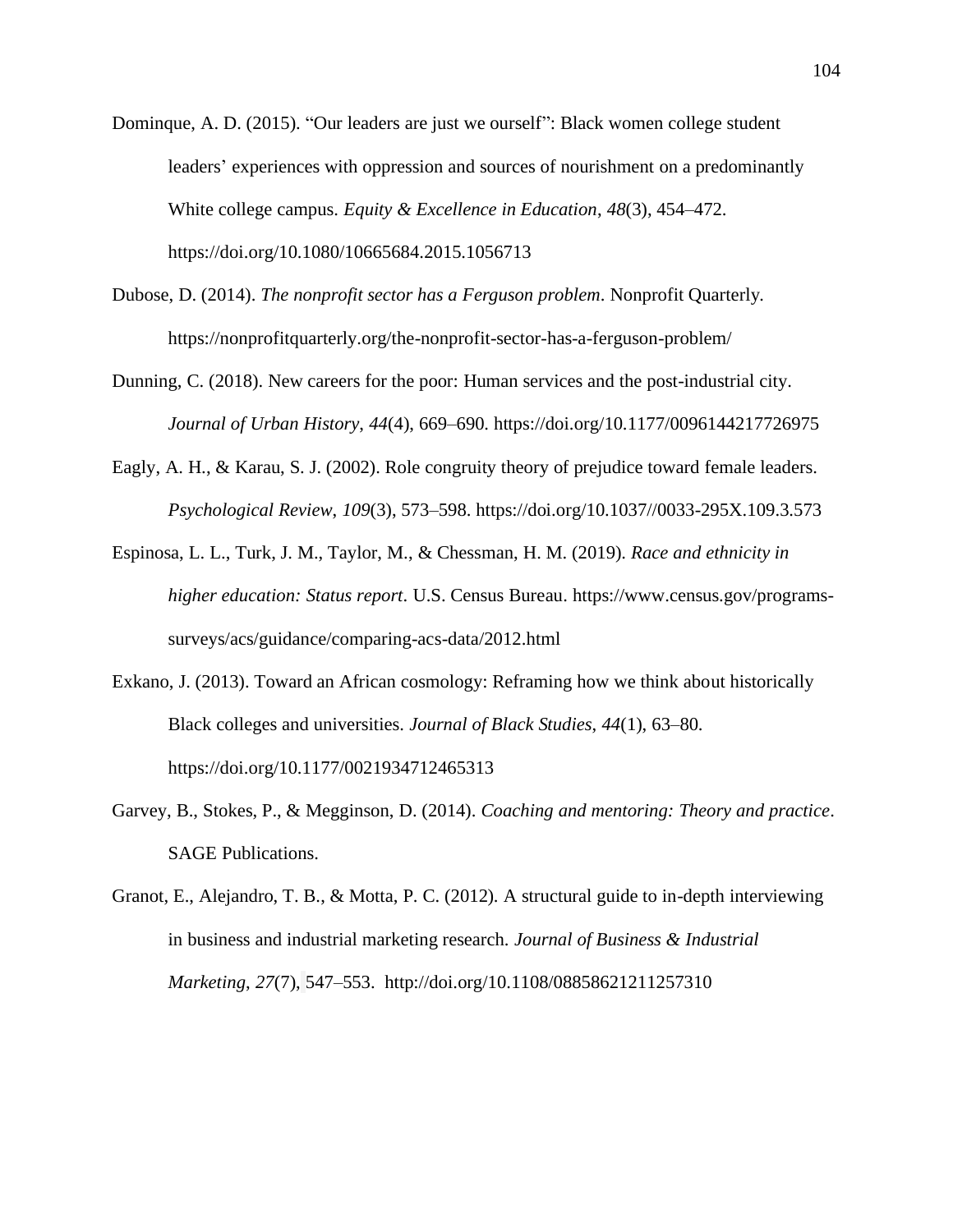Dominque, A. D. (2015). “Our leaders are just we ourself”: Black women college student leaders’ experiences with oppression and sources of nourishment on a predominantly White college campus. *Equity & Excellence in Education*, *48*(3), 454–472. https://doi.org/10.1080/10665684.2015.1056713

Dubose, D. (2014). *The nonprofit sector has a Ferguson problem*. Nonprofit Quarterly. https://nonprofitquarterly.org/the-nonprofit-sector-has-a-ferguson-problem/

Dunning, C. (2018). New careers for the poor: Human services and the post-industrial city. *Journal of Urban History*, *44*(4), 669–690. https://doi.org/10.1177/0096144217726975

Eagly, A. H., & Karau, S. J. (2002). Role congruity theory of prejudice toward female leaders. *Psychological Review*, *109*(3), 573–598. https://doi.org/10.1037//0033-295X.109.3.573

Espinosa, L. L., Turk, J. M., Taylor, M., & Chessman, H. M. (2019). *Race and ethnicity in higher education: Status report*. U.S. Census Bureau. https://www.census.gov/programs-surveys/acs/guidance/comparing-acs-data/2012.html

Exkano, J. (2013). Toward an African cosmology: Reframing how we think about historically Black colleges and universities. *Journal of Black Studies*, *44*(1), 63–80. https://doi.org/10.1177/0021934712465313

Garvey, B., Stokes, P., & Megginson, D. (2014). *Coaching and mentoring: Theory and practice*. SAGE Publications.

Granot, E., Alejandro, T. B., & Motta, P. C. (2012). A structural guide to in-depth interviewing in business and industrial marketing research. *Journal of Business & Industrial Marketing*, *27*(7), 547–553. http://doi.org/10.1108/08858621211257310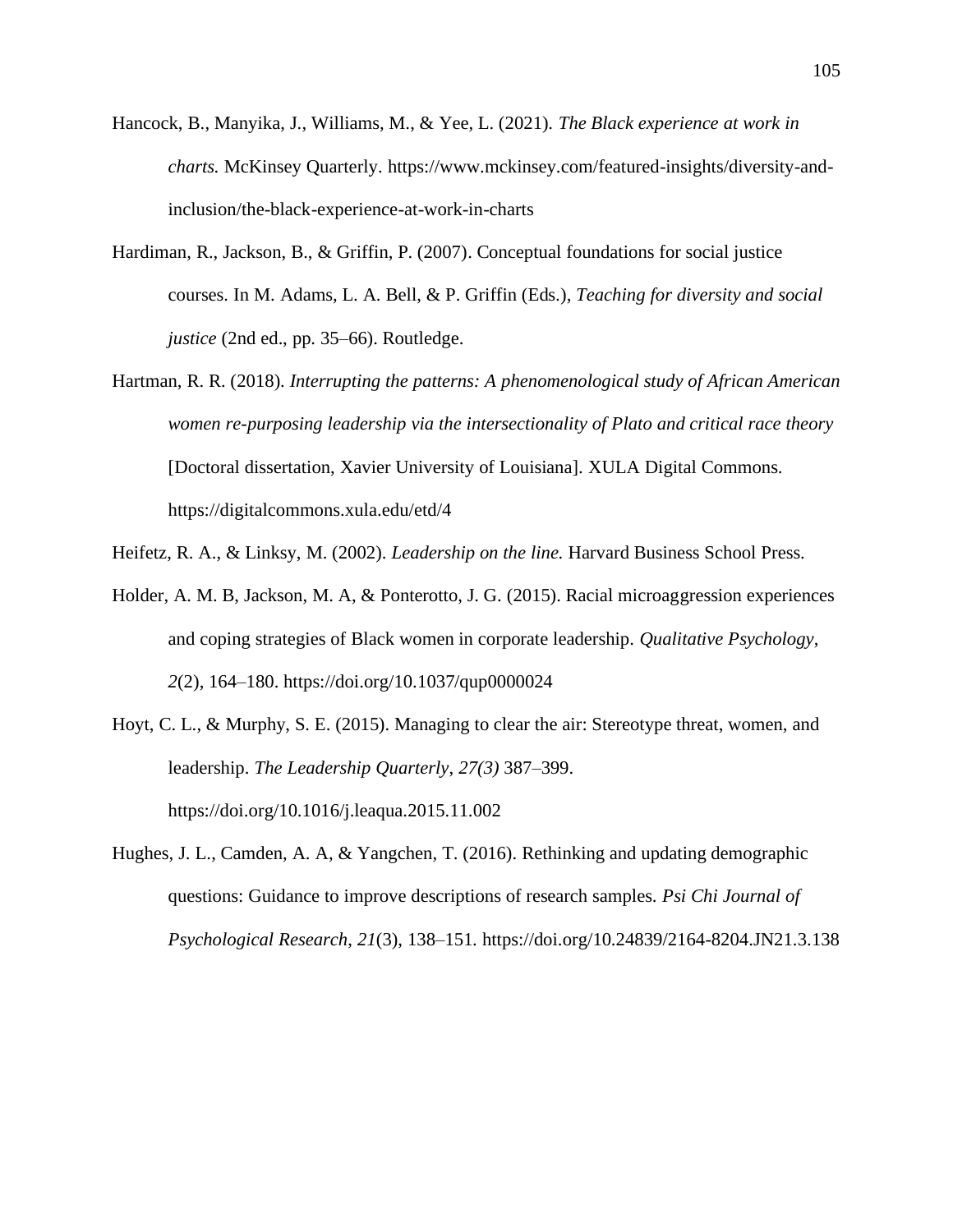Hancock, B., Manyika, J., Williams, M., & Yee, L. (2021). *The Black experience at work in charts.* McKinsey Quarterly. https://www.mckinsey.com/featured-insights/diversity-and-inclusion/the-black-experience-at-work-in-charts

Hardiman, R., Jackson, B., & Griffin, P. (2007). Conceptual foundations for social justice courses. In M. Adams, L. A. Bell, & P. Griffin (Eds.), *Teaching for diversity and social justice* (2nd ed., pp. 35–66). Routledge.

Hartman, R. R. (2018). *Interrupting the patterns: A phenomenological study of African American women re-purposing leadership via the intersectionality of Plato and critical race theory* [Doctoral dissertation, Xavier University of Louisiana]. XULA Digital Commons. https://digitalcommons.xula.edu/etd/4

Heifetz, R. A., & Linksy, M. (2002). *Leadership on the line.* Harvard Business School Press.

Holder, A. M. B, Jackson, M. A, & Ponterotto, J. G. (2015). Racial microaggression experiences and coping strategies of Black women in corporate leadership. *Qualitative Psychology*, *2*(2), 164–180. https://doi.org/10.1037/qup0000024

Hoyt, C. L., & Murphy, S. E. (2015). Managing to clear the air: Stereotype threat, women, and leadership. *The Leadership Quarterly*, *27(3)* 387–399. https://doi.org/10.1016/j.leaqua.2015.11.002

Hughes, J. L., Camden, A. A, & Yangchen, T. (2016). Rethinking and updating demographic questions: Guidance to improve descriptions of research samples. *Psi Chi Journal of Psychological Research*, *21*(3), 138–151. https://doi.org/10.24839/2164-8204.JN21.3.138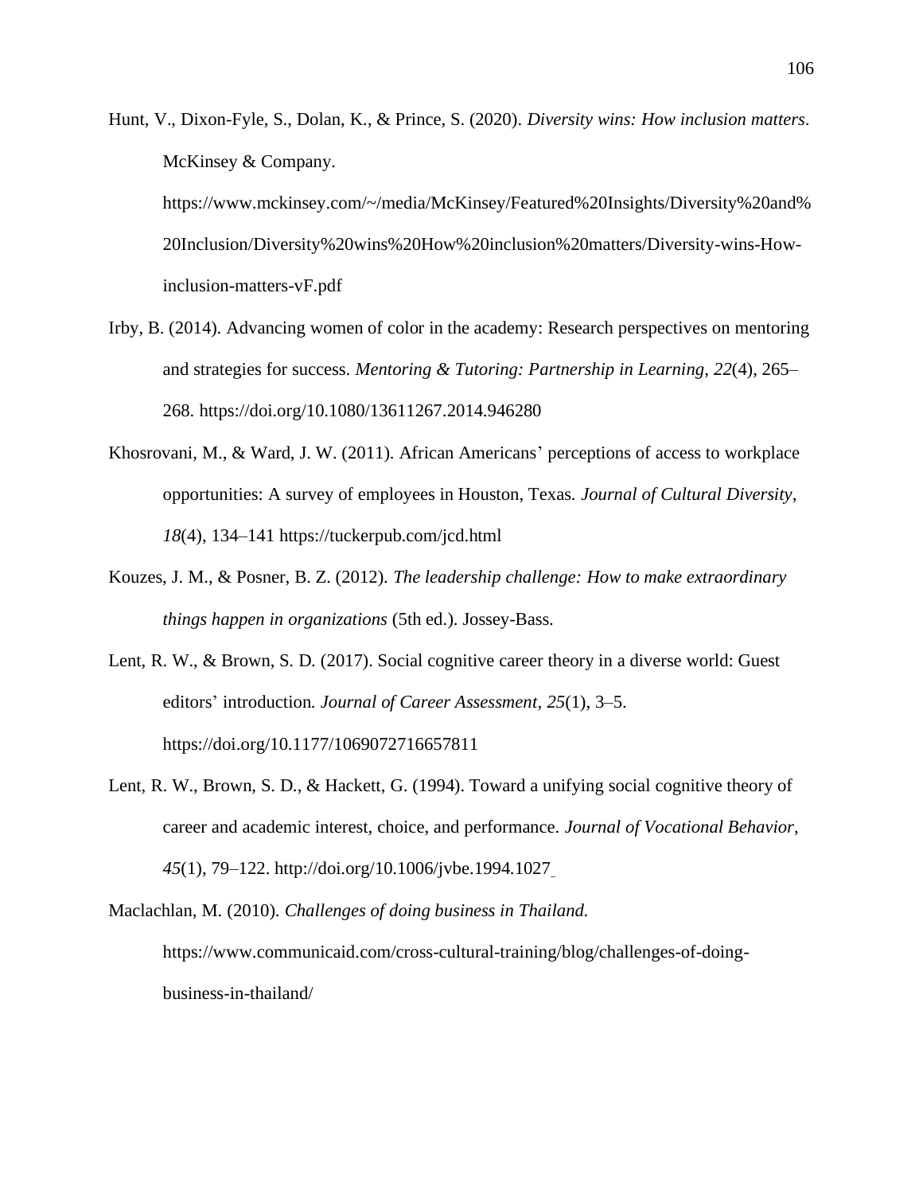Hunt, V., Dixon-Fyle, S., Dolan, K., & Prince, S. (2020). *Diversity wins: How inclusion matters*. McKinsey & Company. https://www.mckinsey.com/~/media/McKinsey/Featured%20Insights/Diversity%20and%20Inclusion/Diversity%20wins%20How%20inclusion%20matters/Diversity-wins-How-inclusion-matters-vF.pdf

Irby, B. (2014). Advancing women of color in the academy: Research perspectives on mentoring and strategies for success. *Mentoring & Tutoring: Partnership in Learning*, *22*(4), 265–268. https://doi.org/10.1080/13611267.2014.946280

Khosrovani, M., & Ward, J. W. (2011). African Americans' perceptions of access to workplace opportunities: A survey of employees in Houston, Texas. *Journal of Cultural Diversity*, *18*(4), 134–141 https://tuckerpub.com/jcd.html

Kouzes, J. M., & Posner, B. Z. (2012). *The leadership challenge: How to make extraordinary things happen in organizations* (5th ed.). Jossey-Bass.

Lent, R. W., & Brown, S. D. (2017). Social cognitive career theory in a diverse world: Guest editors' introduction. *Journal of Career Assessment*, *25*(1), 3–5. https://doi.org/10.1177/1069072716657811

Lent, R. W., Brown, S. D., & Hackett, G. (1994). Toward a unifying social cognitive theory of career and academic interest, choice, and performance. *Journal of Vocational Behavior*, *45*(1), 79–122. http://doi.org/10.1006/jvbe.1994.1027

Maclachlan, M. (2010). *Challenges of doing business in Thailand.* https://www.communicaid.com/cross-cultural-training/blog/challenges-of-doing-business-in-thailand/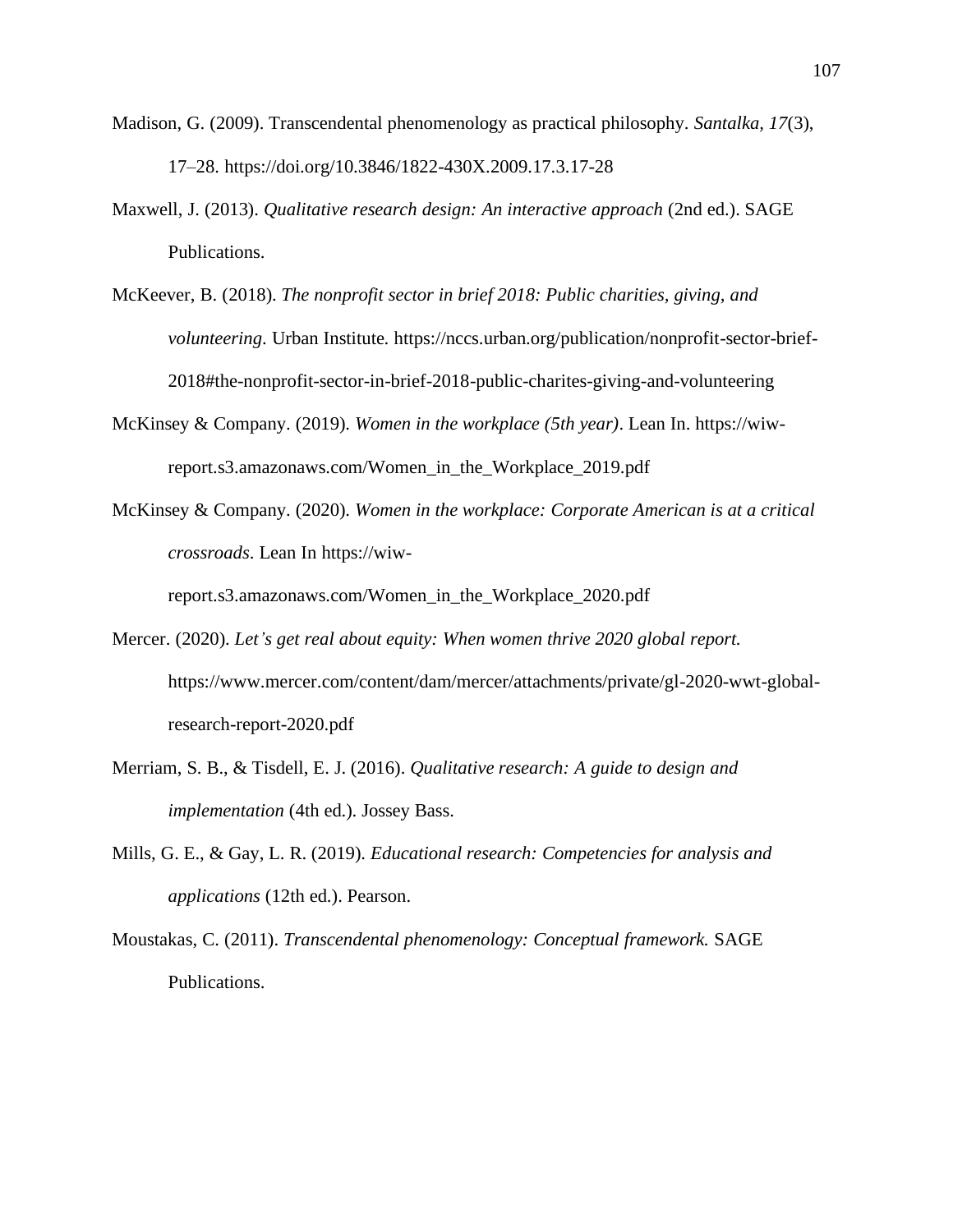Madison, G. (2009). Transcendental phenomenology as practical philosophy. *Santalka, 17*(3), 17–28. https://doi.org/10.3846/1822-430X.2009.17.3.17-28

Maxwell, J. (2013). *Qualitative research design: An interactive approach* (2nd ed.). SAGE Publications.

McKeever, B. (2018). *The nonprofit sector in brief 2018: Public charities, giving, and volunteering*. Urban Institute. https://nccs.urban.org/publication/nonprofit-sector-brief-2018#the-nonprofit-sector-in-brief-2018-public-charites-giving-and-volunteering

McKinsey & Company. (2019). *Women in the workplace (5th year)*. Lean In. https://wiw-report.s3.amazonaws.com/Women_in_the_Workplace_2019.pdf

McKinsey & Company. (2020). *Women in the workplace: Corporate American is at a critical crossroads*. Lean In https://wiw-report.s3.amazonaws.com/Women_in_the_Workplace_2020.pdf

Mercer. (2020). *Let's get real about equity: When women thrive 2020 global report.* https://www.mercer.com/content/dam/mercer/attachments/private/gl-2020-wwt-global-research-report-2020.pdf

Merriam, S. B., & Tisdell, E. J. (2016). *Qualitative research: A guide to design and implementation* (4th ed.). Jossey Bass.

Mills, G. E., & Gay, L. R. (2019). *Educational research: Competencies for analysis and applications* (12th ed.). Pearson.

Moustakas, C. (2011). *Transcendental phenomenology: Conceptual framework.* SAGE Publications.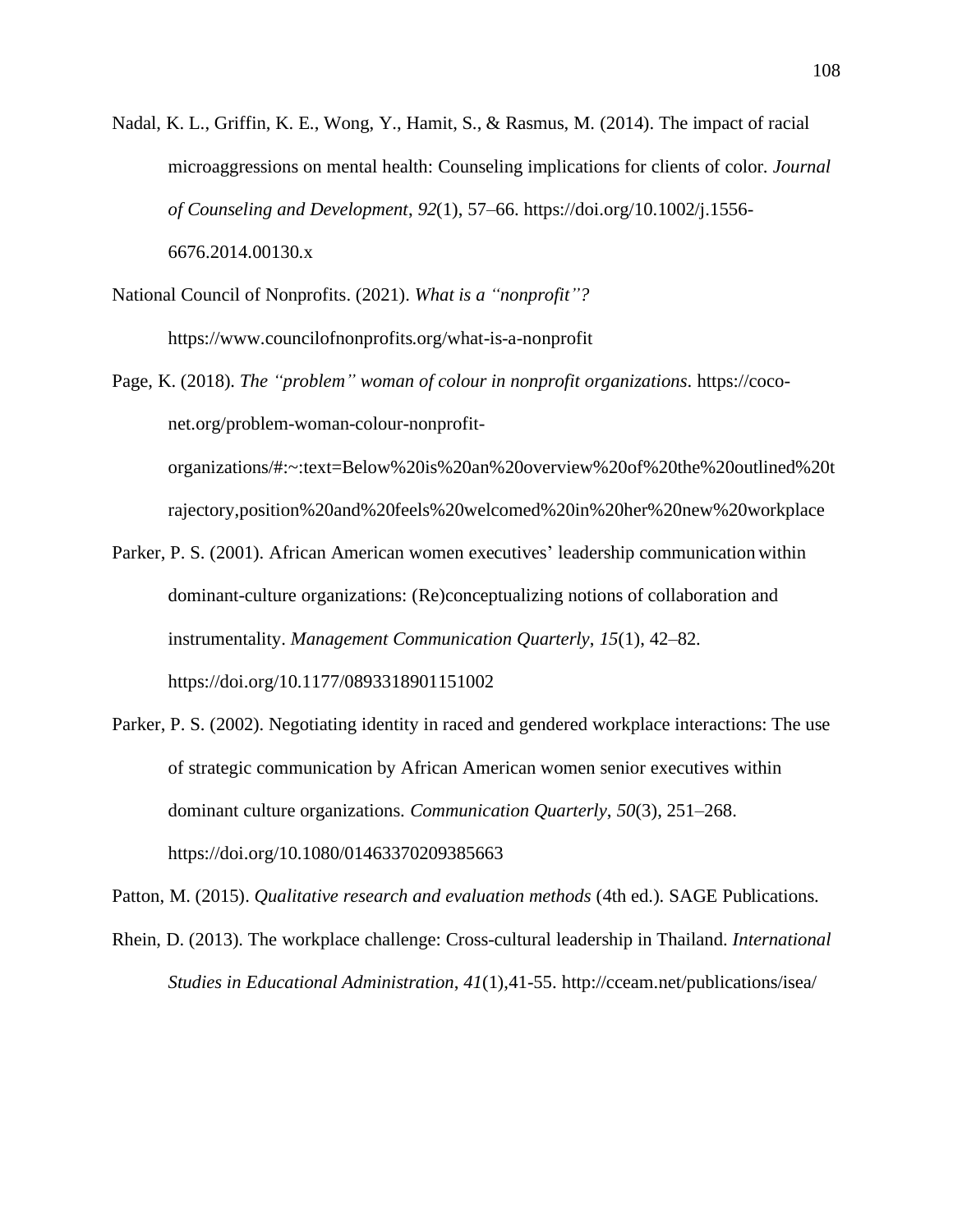Nadal, K. L., Griffin, K. E., Wong, Y., Hamit, S., & Rasmus, M. (2014). The impact of racial microaggressions on mental health: Counseling implications for clients of color. *Journal of Counseling and Development*, *92*(1), 57–66. https://doi.org/10.1002/j.1556-6676.2014.00130.x

National Council of Nonprofits. (2021). *What is a "nonprofit"?* https://www.councilofnonprofits.org/what-is-a-nonprofit

Page, K. (2018). *The "problem" woman of colour in nonprofit organizations*. https://coco-net.org/problem-woman-colour-nonprofit-organizations/#:~:text=Below%20is%20an%20overview%20of%20the%20outlined%20trajectory,position%20and%20feels%20welcomed%20in%20her%20new%20workplace

Parker, P. S. (2001). African American women executives' leadership communication within dominant-culture organizations: (Re)conceptualizing notions of collaboration and instrumentality. *Management Communication Quarterly*, *15*(1), 42–82. https://doi.org/10.1177/0893318901151002

Parker, P. S. (2002). Negotiating identity in raced and gendered workplace interactions: The use of strategic communication by African American women senior executives within dominant culture organizations. *Communication Quarterly*, *50*(3), 251–268. https://doi.org/10.1080/01463370209385663

Patton, M. (2015). *Qualitative research and evaluation methods* (4th ed.). SAGE Publications.

Rhein, D. (2013). The workplace challenge: Cross-cultural leadership in Thailand. *International Studies in Educational Administration*, *41*(1),41-55. http://cceam.net/publications/isea/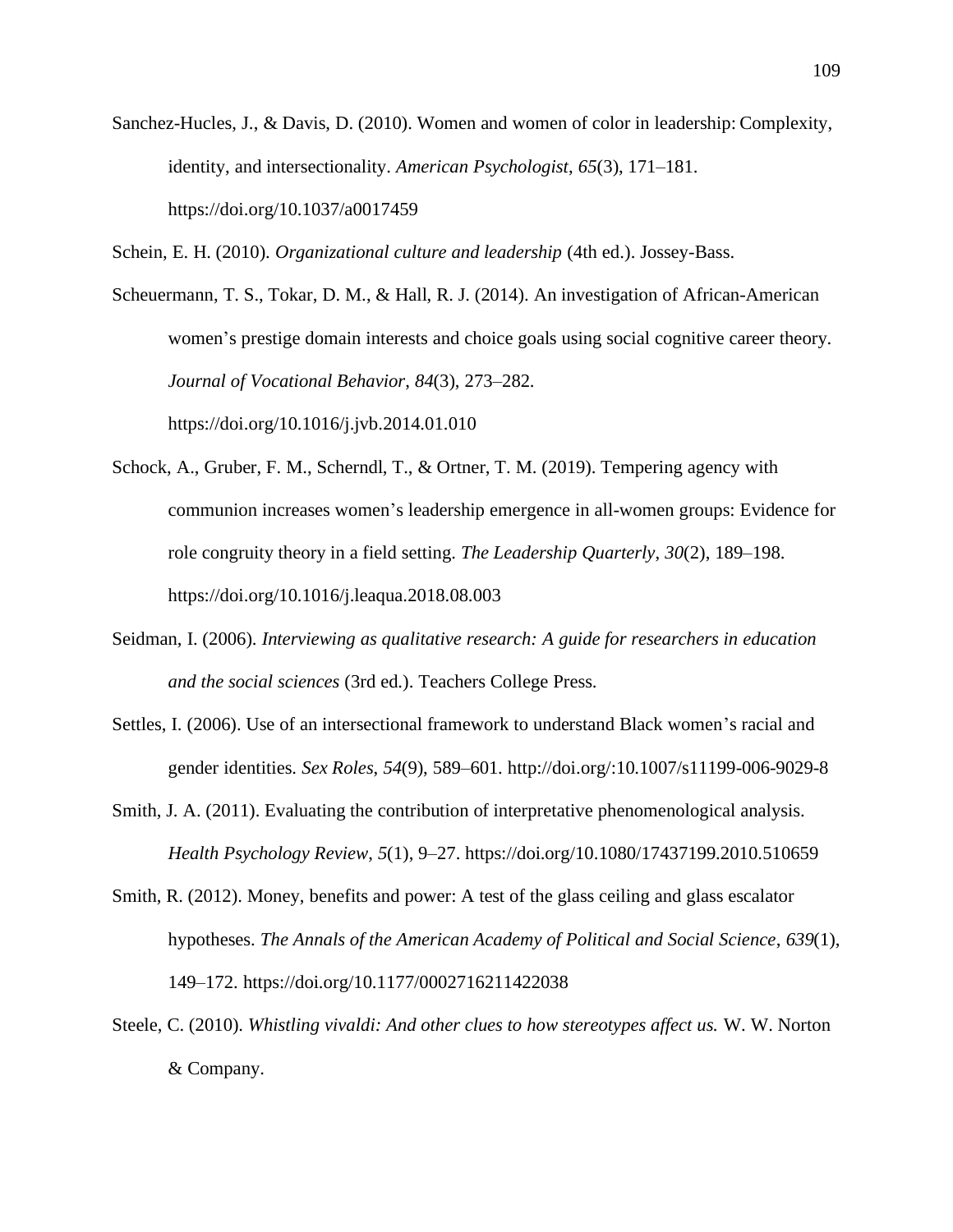Sanchez-Hucles, J., & Davis, D. (2010). Women and women of color in leadership: Complexity, identity, and intersectionality. *American Psychologist*, *65*(3), 171–181. https://doi.org/10.1037/a0017459

Schein, E. H. (2010). *Organizational culture and leadership* (4th ed.). Jossey-Bass.

Scheuermann, T. S., Tokar, D. M., & Hall, R. J. (2014). An investigation of African-American women's prestige domain interests and choice goals using social cognitive career theory. *Journal of Vocational Behavior*, *84*(3), 273–282. https://doi.org/10.1016/j.jvb.2014.01.010

Schock, A., Gruber, F. M., Scherndl, T., & Ortner, T. M. (2019). Tempering agency with communion increases women's leadership emergence in all-women groups: Evidence for role congruity theory in a field setting. *The Leadership Quarterly*, *30*(2), 189–198. https://doi.org/10.1016/j.leaqua.2018.08.003

Seidman, I. (2006). *Interviewing as qualitative research: A guide for researchers in education and the social sciences* (3rd ed.). Teachers College Press.

Settles, I. (2006). Use of an intersectional framework to understand Black women's racial and gender identities. *Sex Roles*, *54*(9), 589–601. http://doi.org/:10.1007/s11199-006-9029-8

Smith, J. A. (2011). Evaluating the contribution of interpretative phenomenological analysis. *Health Psychology Review*, *5*(1), 9–27. https://doi.org/10.1080/17437199.2010.510659

Smith, R. (2012). Money, benefits and power: A test of the glass ceiling and glass escalator hypotheses. *The Annals of the American Academy of Political and Social Science*, *639*(1), 149–172. https://doi.org/10.1177/0002716211422038

Steele, C. (2010). *Whistling vivaldi: And other clues to how stereotypes affect us.* W. W. Norton & Company.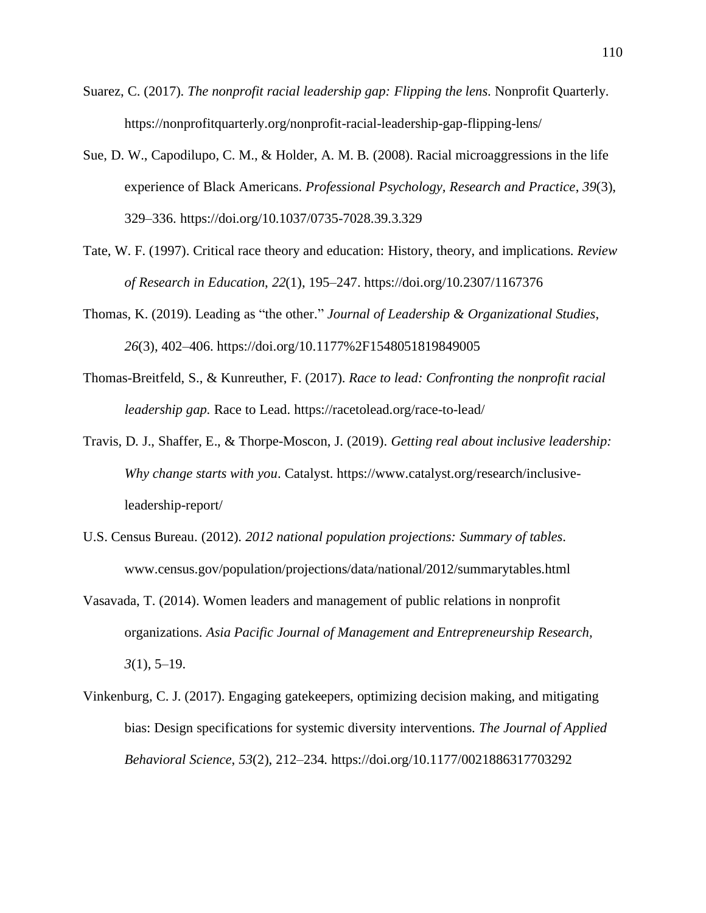Suarez, C. (2017). *The nonprofit racial leadership gap: Flipping the lens.* Nonprofit Quarterly. https://nonprofitquarterly.org/nonprofit-racial-leadership-gap-flipping-lens/

Sue, D. W., Capodilupo, C. M., & Holder, A. M. B. (2008). Racial microaggressions in the life experience of Black Americans. *Professional Psychology, Research and Practice*, *39*(3), 329–336. https://doi.org/10.1037/0735-7028.39.3.329

Tate, W. F. (1997). Critical race theory and education: History, theory, and implications. *Review of Research in Education*, *22*(1), 195–247. https://doi.org/10.2307/1167376

Thomas, K. (2019). Leading as "the other." *Journal of Leadership & Organizational Studies*, *26*(3), 402–406. https://doi.org/10.1177%2F1548051819849005

Thomas-Breitfeld, S., & Kunreuther, F. (2017). *Race to lead: Confronting the nonprofit racial leadership gap.* Race to Lead. https://racetolead.org/race-to-lead/

Travis, D. J., Shaffer, E., & Thorpe-Moscon, J. (2019). *Getting real about inclusive leadership: Why change starts with you*. Catalyst. https://www.catalyst.org/research/inclusive-leadership-report/

U.S. Census Bureau. (2012). *2012 national population projections: Summary of tables*. www.census.gov/population/projections/data/national/2012/summarytables.html

Vasavada, T. (2014). Women leaders and management of public relations in nonprofit organizations. *Asia Pacific Journal of Management and Entrepreneurship Research, 3*(1), 5–19.

Vinkenburg, C. J. (2017). Engaging gatekeepers, optimizing decision making, and mitigating bias: Design specifications for systemic diversity interventions. *The Journal of Applied Behavioral Science*, *53*(2), 212–234. https://doi.org/10.1177/0021886317703292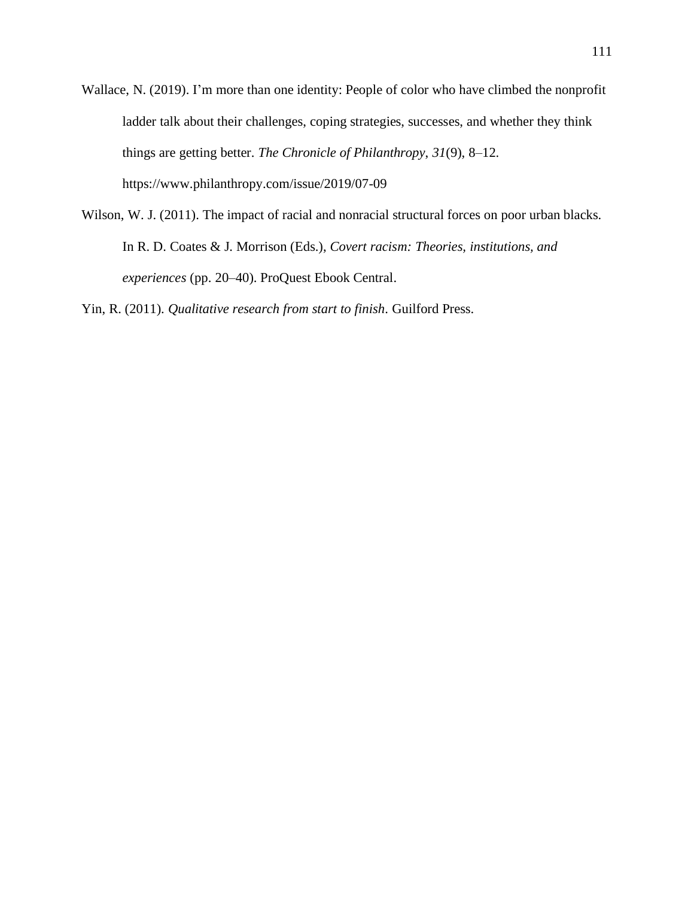Wallace, N. (2019). I’m more than one identity: People of color who have climbed the nonprofit ladder talk about their challenges, coping strategies, successes, and whether they think things are getting better. *The Chronicle of Philanthropy*, *31*(9), 8–12. https://www.philanthropy.com/issue/2019/07-09

Wilson, W. J. (2011). The impact of racial and nonracial structural forces on poor urban blacks. In R. D. Coates & J. Morrison (Eds.), *Covert racism: Theories, institutions, and experiences* (pp. 20–40). ProQuest Ebook Central.

Yin, R. (2011). *Qualitative research from start to finish*. Guilford Press.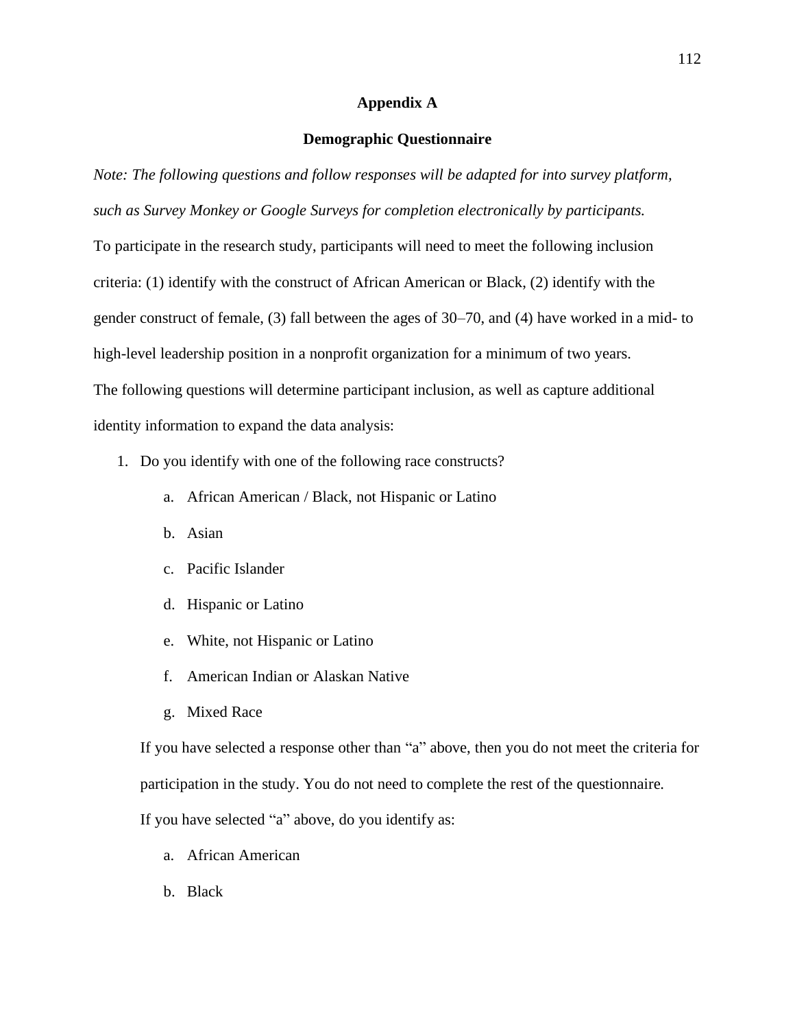## Appendix A

## Demographic Questionnaire

*Note: The following questions and follow responses will be adapted for into survey platform, such as Survey Monkey or Google Surveys for completion electronically by participants.*

To participate in the research study, participants will need to meet the following inclusion criteria: (1) identify with the construct of African American or Black, (2) identify with the gender construct of female, (3) fall between the ages of 30–70, and (4) have worked in a mid- to high-level leadership position in a nonprofit organization for a minimum of two years.

The following questions will determine participant inclusion, as well as capture additional identity information to expand the data analysis:

1. Do you identify with one of the following race constructs?
   a. African American / Black, not Hispanic or Latino
   b. Asian
   c. Pacific Islander
   d. Hispanic or Latino
   e. White, not Hispanic or Latino
   f. American Indian or Alaskan Native
   g. Mixed Race

   If you have selected a response other than “a” above, then you do not meet the criteria for participation in the study. You do not need to complete the rest of the questionnaire.

   If you have selected “a” above, do you identify as:

   a. African American
   b. Black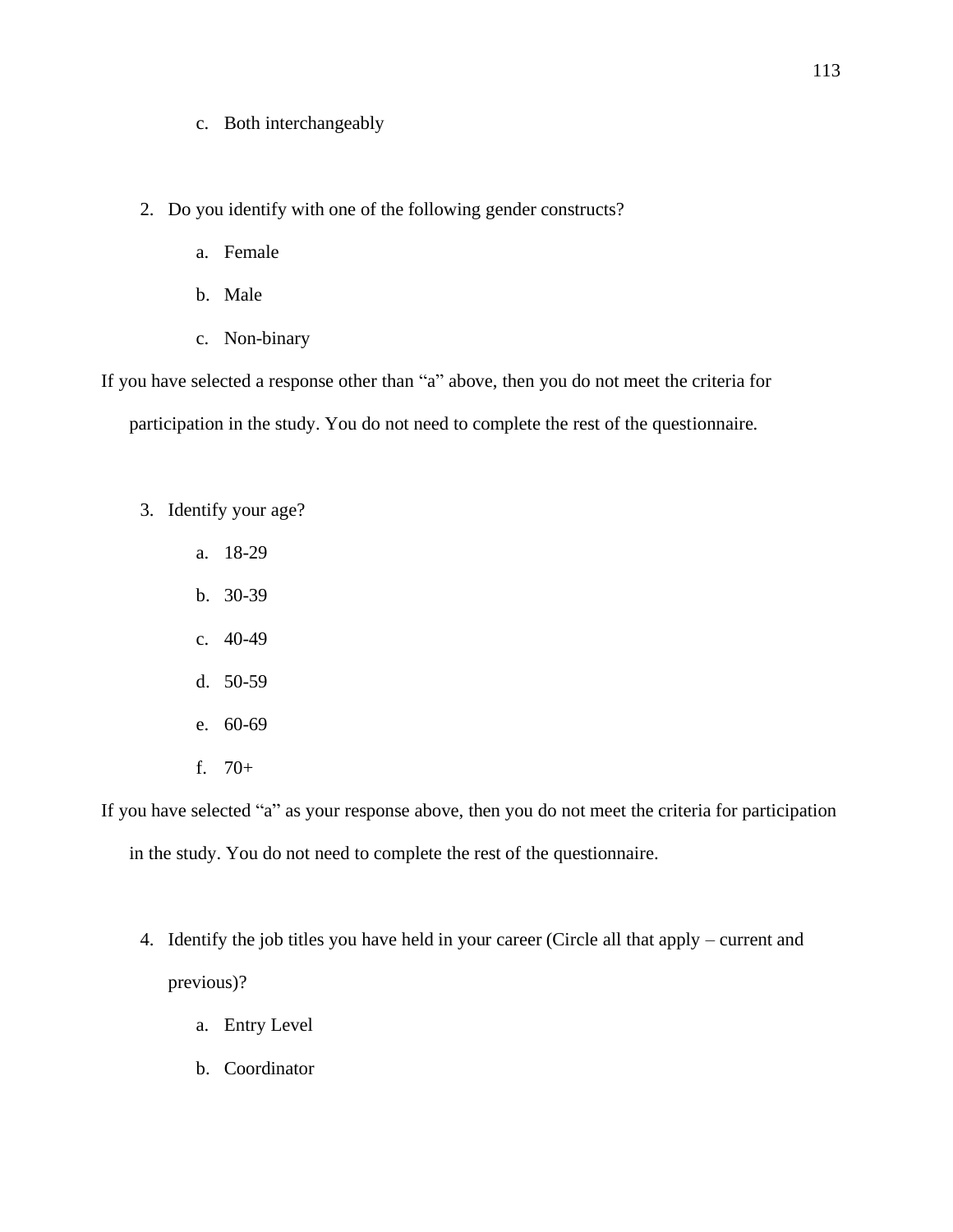c. Both interchangeably

2. Do you identify with one of the following gender constructs?
   a. Female
   b. Male
   c. Non-binary

If you have selected a response other than "a" above, then you do not meet the criteria for participation in the study. You do not need to complete the rest of the questionnaire.

3. Identify your age?
   a. 18-29
   b. 30-39
   c. 40-49
   d. 50-59
   e. 60-69
   f. 70+

If you have selected "a" as your response above, then you do not meet the criteria for participation in the study. You do not need to complete the rest of the questionnaire.

4. Identify the job titles you have held in your career (Circle all that apply – current and previous)?
   a. Entry Level
   b. Coordinator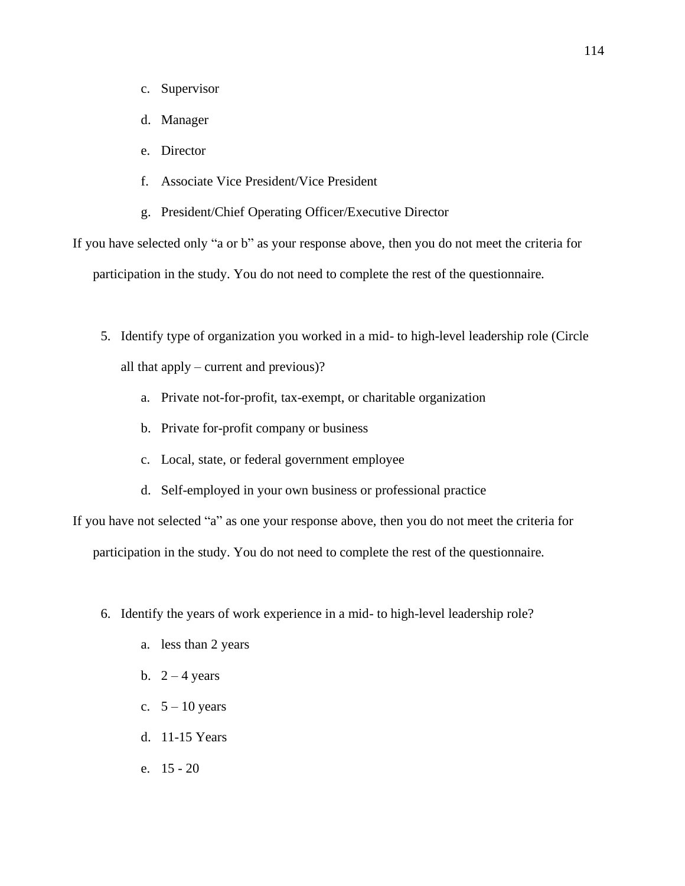c. Supervisor

d. Manager

e. Director

f. Associate Vice President/Vice President

g. President/Chief Operating Officer/Executive Director

If you have selected only "a or b" as your response above, then you do not meet the criteria for participation in the study. You do not need to complete the rest of the questionnaire.

5. Identify type of organization you worked in a mid- to high-level leadership role (Circle all that apply – current and previous)?

   a. Private not-for-profit, tax-exempt, or charitable organization

   b. Private for-profit company or business

   c. Local, state, or federal government employee

   d. Self-employed in your own business or professional practice

If you have not selected "a" as one your response above, then you do not meet the criteria for participation in the study. You do not need to complete the rest of the questionnaire.

6. Identify the years of work experience in a mid- to high-level leadership role?

   a. less than 2 years

   b. 2 – 4 years

   c. 5 – 10 years

   d. 11-15 Years

   e. 15 - 20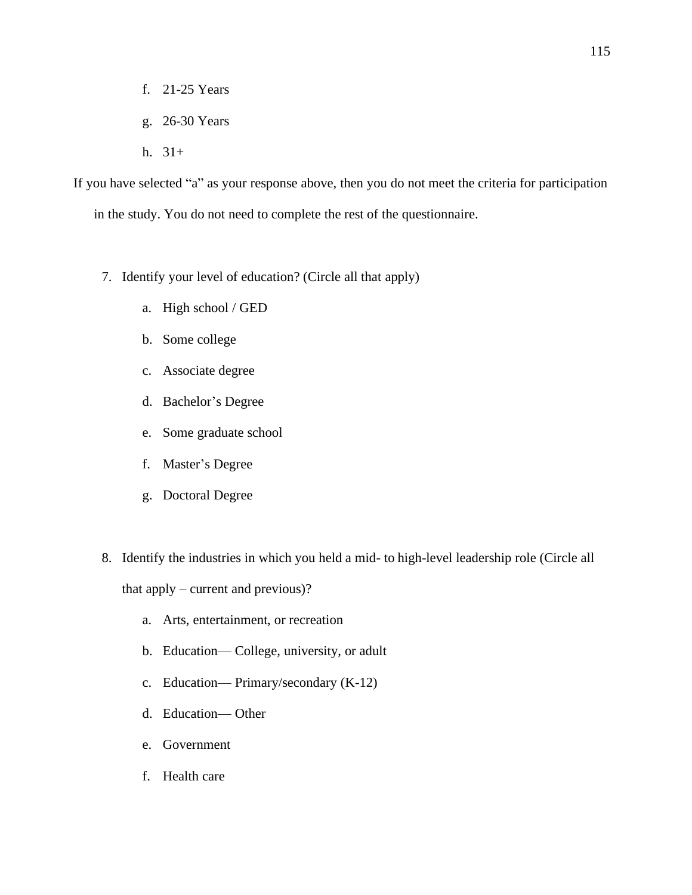f. 21-25 Years

g. 26-30 Years

h. 31+

If you have selected “a” as your response above, then you do not meet the criteria for participation in the study. You do not need to complete the rest of the questionnaire.

7. Identify your level of education? (Circle all that apply)

    a. High school / GED

    b. Some college

    c. Associate degree

    d. Bachelor’s Degree

    e. Some graduate school

    f. Master’s Degree

    g. Doctoral Degree

8. Identify the industries in which you held a mid- to high-level leadership role (Circle all that apply – current and previous)?

    a. Arts, entertainment, or recreation

    b. Education— College, university, or adult

    c. Education— Primary/secondary (K-12)

    d. Education— Other

    e. Government

    f. Health care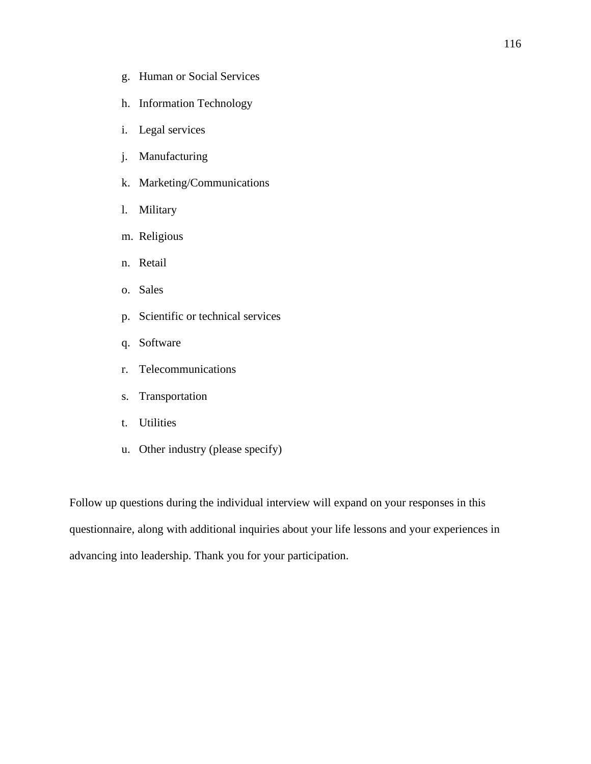g. Human or Social Services
h. Information Technology
i. Legal services
j. Manufacturing
k. Marketing/Communications
l. Military
m. Religious
n. Retail
o. Sales
p. Scientific or technical services
q. Software
r. Telecommunications
s. Transportation
t. Utilities
u. Other industry (please specify)

Follow up questions during the individual interview will expand on your responses in this questionnaire, along with additional inquiries about your life lessons and your experiences in advancing into leadership. Thank you for your participation.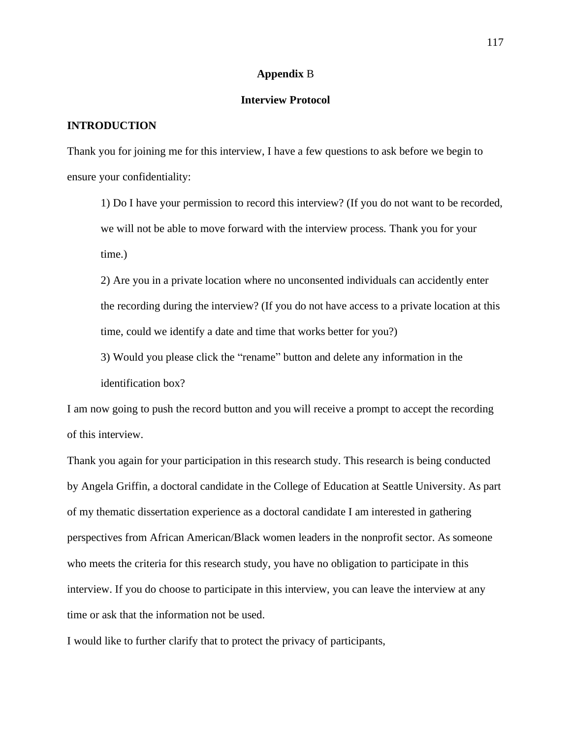## **Appendix** B

### **Interview Protocol**

**INTRODUCTION**

Thank you for joining me for this interview, I have a few questions to ask before we begin to ensure your confidentiality:

1) Do I have your permission to record this interview? (If you do not want to be recorded, we will not be able to move forward with the interview process. Thank you for your time.)

2) Are you in a private location where no unconsented individuals can accidently enter the recording during the interview? (If you do not have access to a private location at this time, could we identify a date and time that works better for you?)

3) Would you please click the "rename" button and delete any information in the identification box?

I am now going to push the record button and you will receive a prompt to accept the recording of this interview.

Thank you again for your participation in this research study. This research is being conducted by Angela Griffin, a doctoral candidate in the College of Education at Seattle University. As part of my thematic dissertation experience as a doctoral candidate I am interested in gathering perspectives from African American/Black women leaders in the nonprofit sector. As someone who meets the criteria for this research study, you have no obligation to participate in this interview. If you do choose to participate in this interview, you can leave the interview at any time or ask that the information not be used.

I would like to further clarify that to protect the privacy of participants,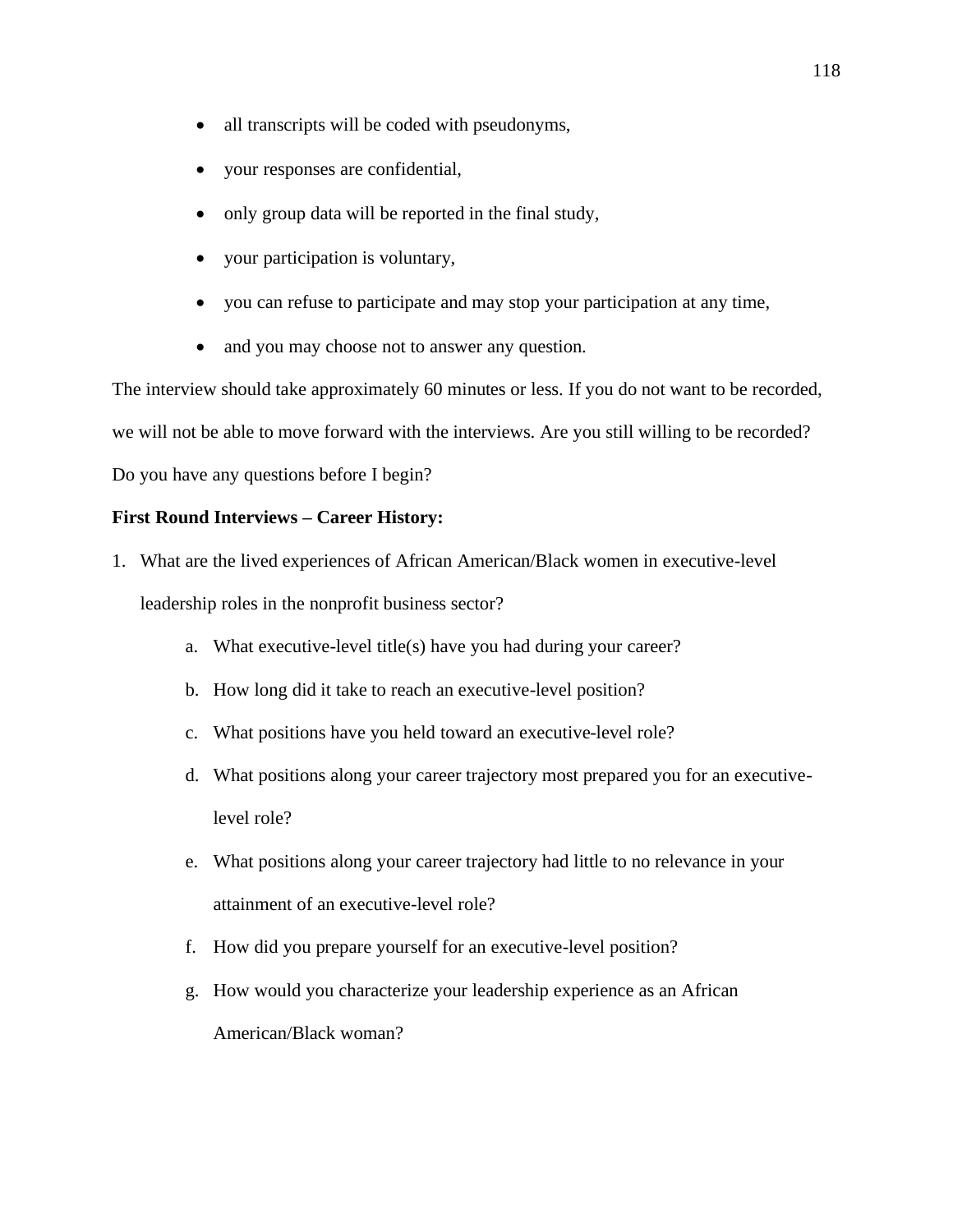- all transcripts will be coded with pseudonyms,
- your responses are confidential,
- only group data will be reported in the final study,
- your participation is voluntary,
- you can refuse to participate and may stop your participation at any time,
- and you may choose not to answer any question.

The interview should take approximately 60 minutes or less. If you do not want to be recorded, we will not be able to move forward with the interviews. Are you still willing to be recorded? Do you have any questions before I begin?

**First Round Interviews – Career History:**

1. What are the lived experiences of African American/Black women in executive-level leadership roles in the nonprofit business sector?
    a. What executive-level title(s) have you had during your career?
    b. How long did it take to reach an executive-level position?
    c. What positions have you held toward an executive-level role?
    d. What positions along your career trajectory most prepared you for an executive-level role?
    e. What positions along your career trajectory had little to no relevance in your attainment of an executive-level role?
    f. How did you prepare yourself for an executive-level position?
    g. How would you characterize your leadership experience as an African American/Black woman?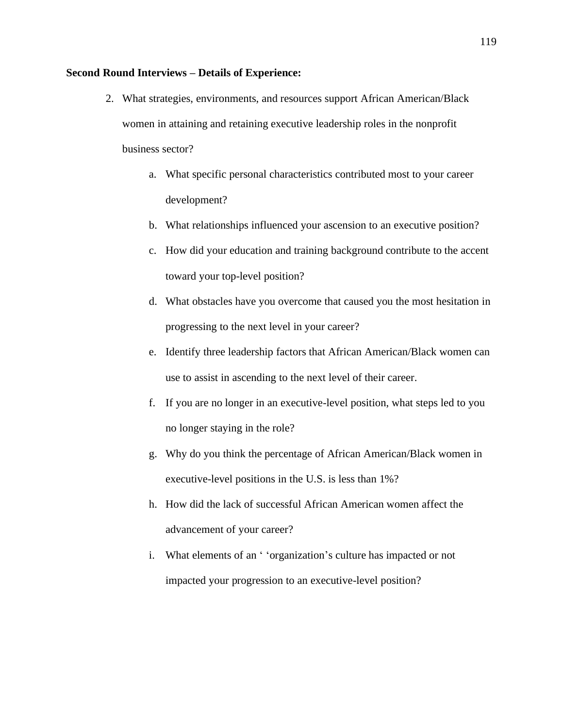**Second Round Interviews – Details of Experience:**

2. What strategies, environments, and resources support African American/Black women in attaining and retaining executive leadership roles in the nonprofit business sector?

    a. What specific personal characteristics contributed most to your career development?

    b. What relationships influenced your ascension to an executive position?

    c. How did your education and training background contribute to the accent toward your top-level position?

    d. What obstacles have you overcome that caused you the most hesitation in progressing to the next level in your career?

    e. Identify three leadership factors that African American/Black women can use to assist in ascending to the next level of their career.

    f. If you are no longer in an executive-level position, what steps led to you no longer staying in the role?

    g. Why do you think the percentage of African American/Black women in executive-level positions in the U.S. is less than 1%?

    h. How did the lack of successful African American women affect the advancement of your career?

    i. What elements of an ‘ ‘organization’s culture has impacted or not impacted your progression to an executive-level position?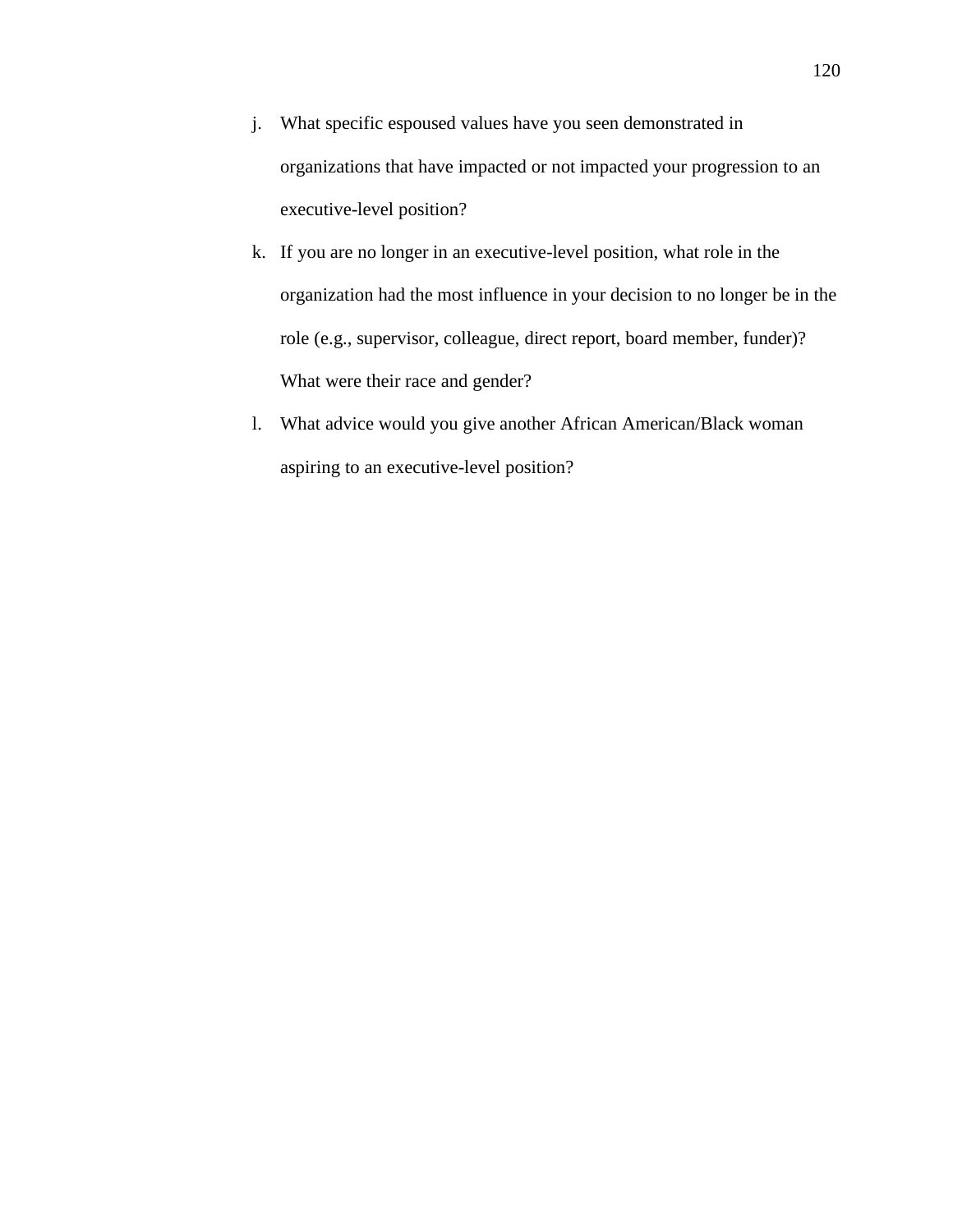j. What specific espoused values have you seen demonstrated in organizations that have impacted or not impacted your progression to an executive-level position?
k. If you are no longer in an executive-level position, what role in the organization had the most influence in your decision to no longer be in the role (e.g., supervisor, colleague, direct report, board member, funder)? What were their race and gender?
l. What advice would you give another African American/Black woman aspiring to an executive-level position?